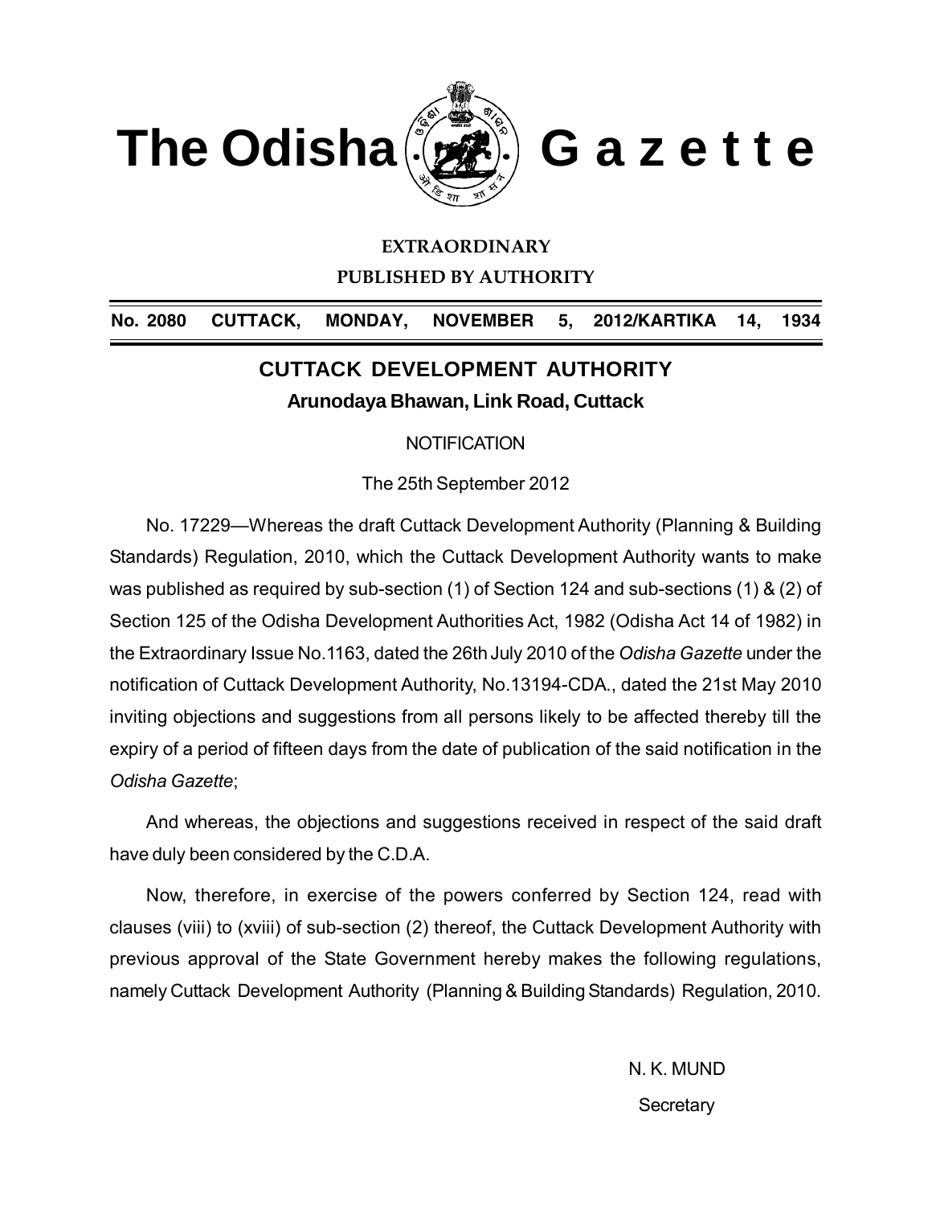# The Odisha Gazette

**EXTRAORDINARY**

**PUBLISHED BY AUTHORITY**

**No. 2080 CUTTACK, MONDAY, NOVEMBER 5, 2012/KARTIKA 14, 1934**

## CUTTACK DEVELOPMENT AUTHORITY

### Arunodaya Bhawan, Link Road, Cuttack

NOTIFICATION

The 25th September 2012

No. 17229—Whereas the draft Cuttack Development Authority (Planning & Building Standards) Regulation, 2010, which the Cuttack Development Authority wants to make was published as required by sub-section (1) of Section 124 and sub-sections (1) & (2) of Section 125 of the Odisha Development Authorities Act, 1982 (Odisha Act 14 of 1982) in the Extraordinary Issue No.1163, dated the 26th July 2010 of the *Odisha Gazette* under the notification of Cuttack Development Authority, No.13194-CDA., dated the 21st May 2010 inviting objections and suggestions from all persons likely to be affected thereby till the expiry of a period of fifteen days from the date of publication of the said notification in the *Odisha Gazette*;

And whereas, the objections and suggestions received in respect of the said draft have duly been considered by the C.D.A.

Now, therefore, in exercise of the powers conferred by Section 124, read with clauses (viii) to (xviii) of sub-section (2) thereof, the Cuttack Development Authority with previous approval of the State Government hereby makes the following regulations, namely Cuttack Development Authority (Planning & Building Standards) Regulation, 2010.

N. K. MUND

Secretary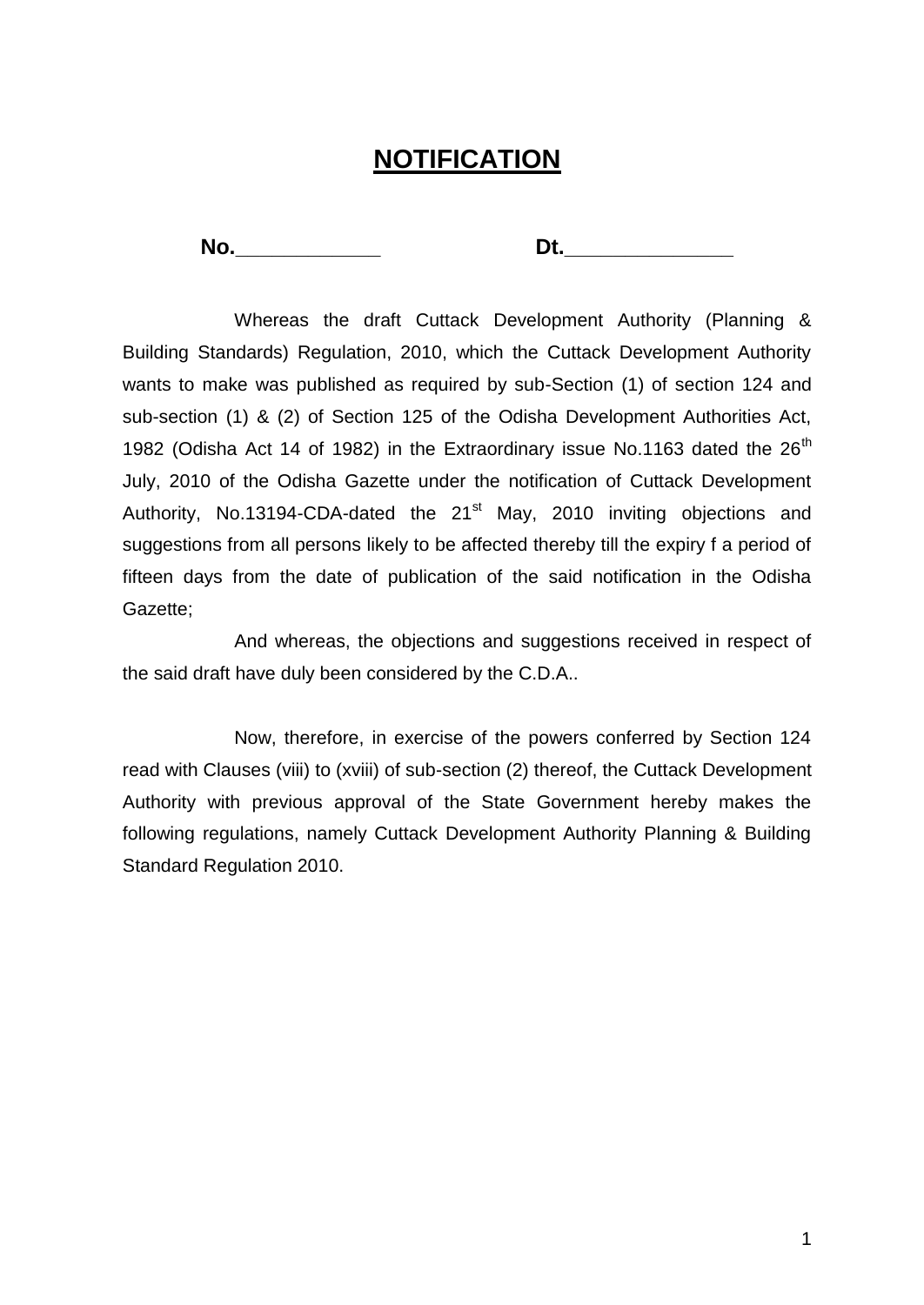# NOTIFICATION

**No.\_\_\_\_\_\_\_\_\_\_\_\_ Dt.\_\_\_\_\_\_\_\_\_\_\_\_\_\_**

Whereas the draft Cuttack Development Authority (Planning & Building Standards) Regulation, 2010, which the Cuttack Development Authority wants to make was published as required by sub-Section (1) of section 124 and sub-section (1) & (2) of Section 125 of the Odisha Development Authorities Act, 1982 (Odisha Act 14 of 1982) in the Extraordinary issue No.1163 dated the 26th July, 2010 of the Odisha Gazette under the notification of Cuttack Development Authority, No.13194-CDA-dated the 21st May, 2010 inviting objections and suggestions from all persons likely to be affected thereby till the expiry f a period of fifteen days from the date of publication of the said notification in the Odisha Gazette;

And whereas, the objections and suggestions received in respect of the said draft have duly been considered by the C.D.A..

Now, therefore, in exercise of the powers conferred by Section 124 read with Clauses (viii) to (xviii) of sub-section (2) thereof, the Cuttack Development Authority with previous approval of the State Government hereby makes the following regulations, namely Cuttack Development Authority Planning & Building Standard Regulation 2010.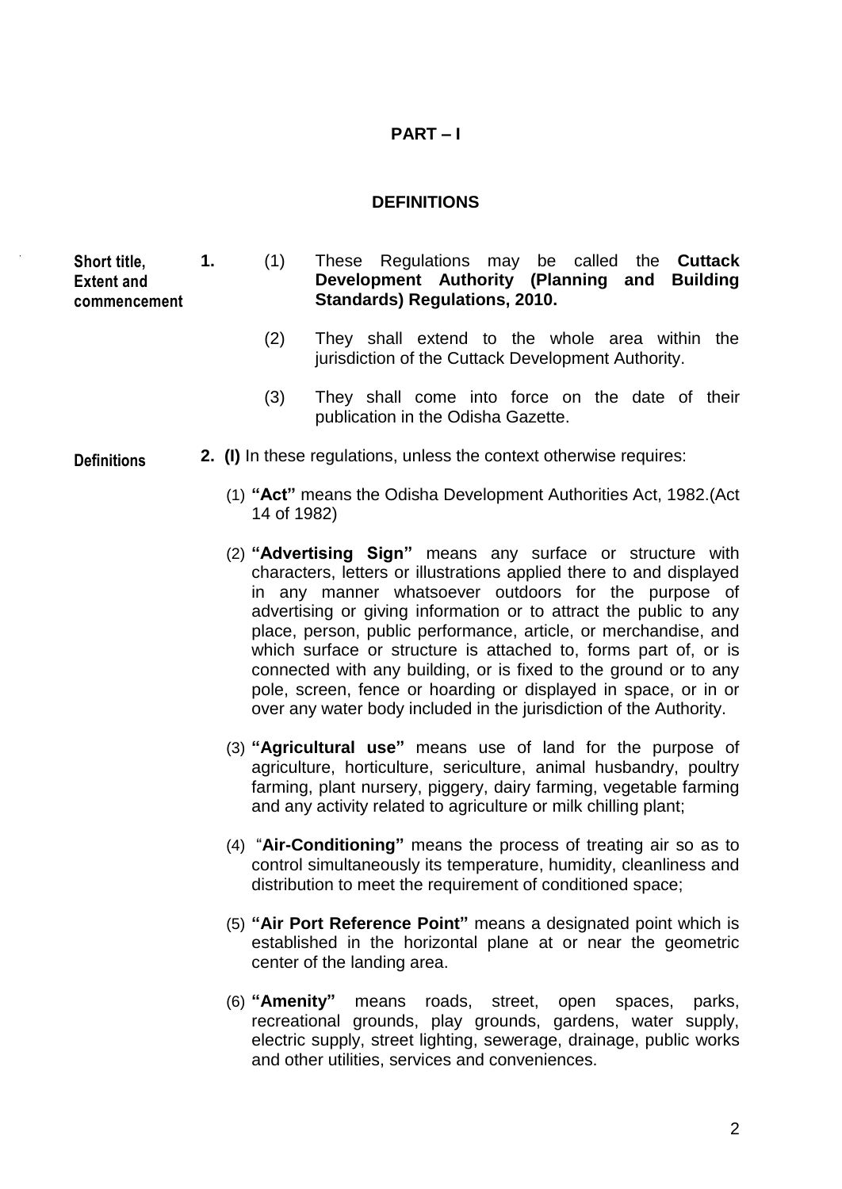# PART – I

## DEFINITIONS

**Short title, Extent and commencement**

**1.** (1) These Regulations may be called the **Cuttack Development Authority (Planning and Building Standards) Regulations, 2010.**

(2) They shall extend to the whole area within the jurisdiction of the Cuttack Development Authority.

(3) They shall come into force on the date of their publication in the Odisha Gazette.

**Definitions**

**2. (I)** In these regulations, unless the context otherwise requires:

(1) **"Act"** means the Odisha Development Authorities Act, 1982.(Act 14 of 1982)

(2) **"Advertising Sign"** means any surface or structure with characters, letters or illustrations applied there to and displayed in any manner whatsoever outdoors for the purpose of advertising or giving information or to attract the public to any place, person, public performance, article, or merchandise, and which surface or structure is attached to, forms part of, or is connected with any building, or is fixed to the ground or to any pole, screen, fence or hoarding or displayed in space, or in or over any water body included in the jurisdiction of the Authority.

(3) **"Agricultural use"** means use of land for the purpose of agriculture, horticulture, sericulture, animal husbandry, poultry farming, plant nursery, piggery, dairy farming, vegetable farming and any activity related to agriculture or milk chilling plant;

(4) "**Air-Conditioning"** means the process of treating air so as to control simultaneously its temperature, humidity, cleanliness and distribution to meet the requirement of conditioned space;

(5) **"Air Port Reference Point"** means a designated point which is established in the horizontal plane at or near the geometric center of the landing area.

(6) **"Amenity"** means roads, street, open spaces, parks, recreational grounds, play grounds, gardens, water supply, electric supply, street lighting, sewerage, drainage, public works and other utilities, services and conveniences.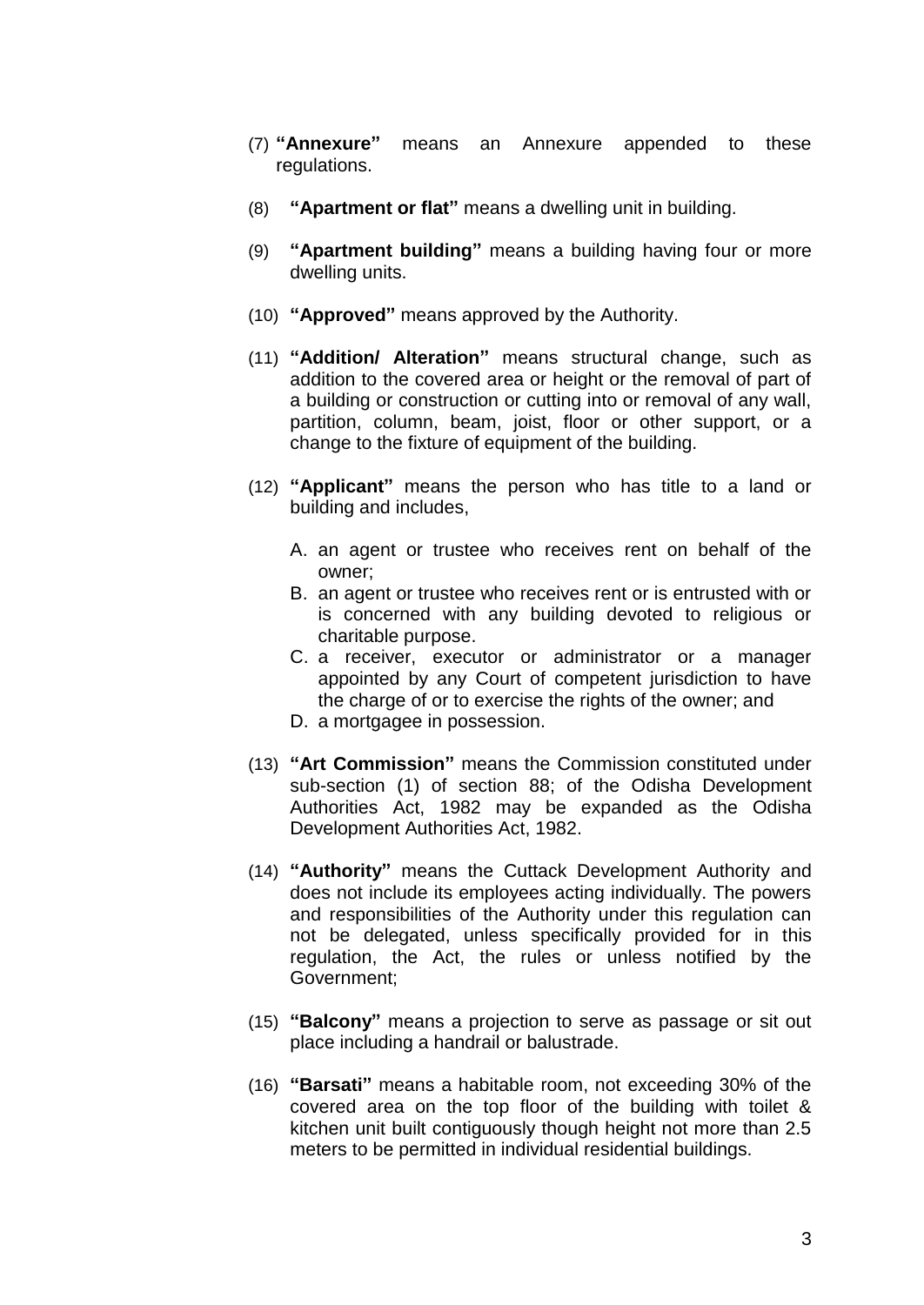(7) **"Annexure"** means an Annexure appended to these regulations.

(8) **"Apartment or flat"** means a dwelling unit in building.

(9) **"Apartment building"** means a building having four or more dwelling units.

(10) **"Approved"** means approved by the Authority.

(11) **"Addition/ Alteration"** means structural change, such as addition to the covered area or height or the removal of part of a building or construction or cutting into or removal of any wall, partition, column, beam, joist, floor or other support, or a change to the fixture of equipment of the building.

(12) **"Applicant"** means the person who has title to a land or building and includes,

   A. an agent or trustee who receives rent on behalf of the owner;
   B. an agent or trustee who receives rent or is entrusted with or is concerned with any building devoted to religious or charitable purpose.
   C. a receiver, executor or administrator or a manager appointed by any Court of competent jurisdiction to have the charge of or to exercise the rights of the owner; and
   D. a mortgagee in possession.

(13) **"Art Commission"** means the Commission constituted under sub-section (1) of section 88; of the Odisha Development Authorities Act, 1982 may be expanded as the Odisha Development Authorities Act, 1982.

(14) **"Authority"** means the Cuttack Development Authority and does not include its employees acting individually. The powers and responsibilities of the Authority under this regulation can not be delegated, unless specifically provided for in this regulation, the Act, the rules or unless notified by the Government;

(15) **"Balcony"** means a projection to serve as passage or sit out place including a handrail or balustrade.

(16) **"Barsati"** means a habitable room, not exceeding 30% of the covered area on the top floor of the building with toilet & kitchen unit built contiguously though height not more than 2.5 meters to be permitted in individual residential buildings.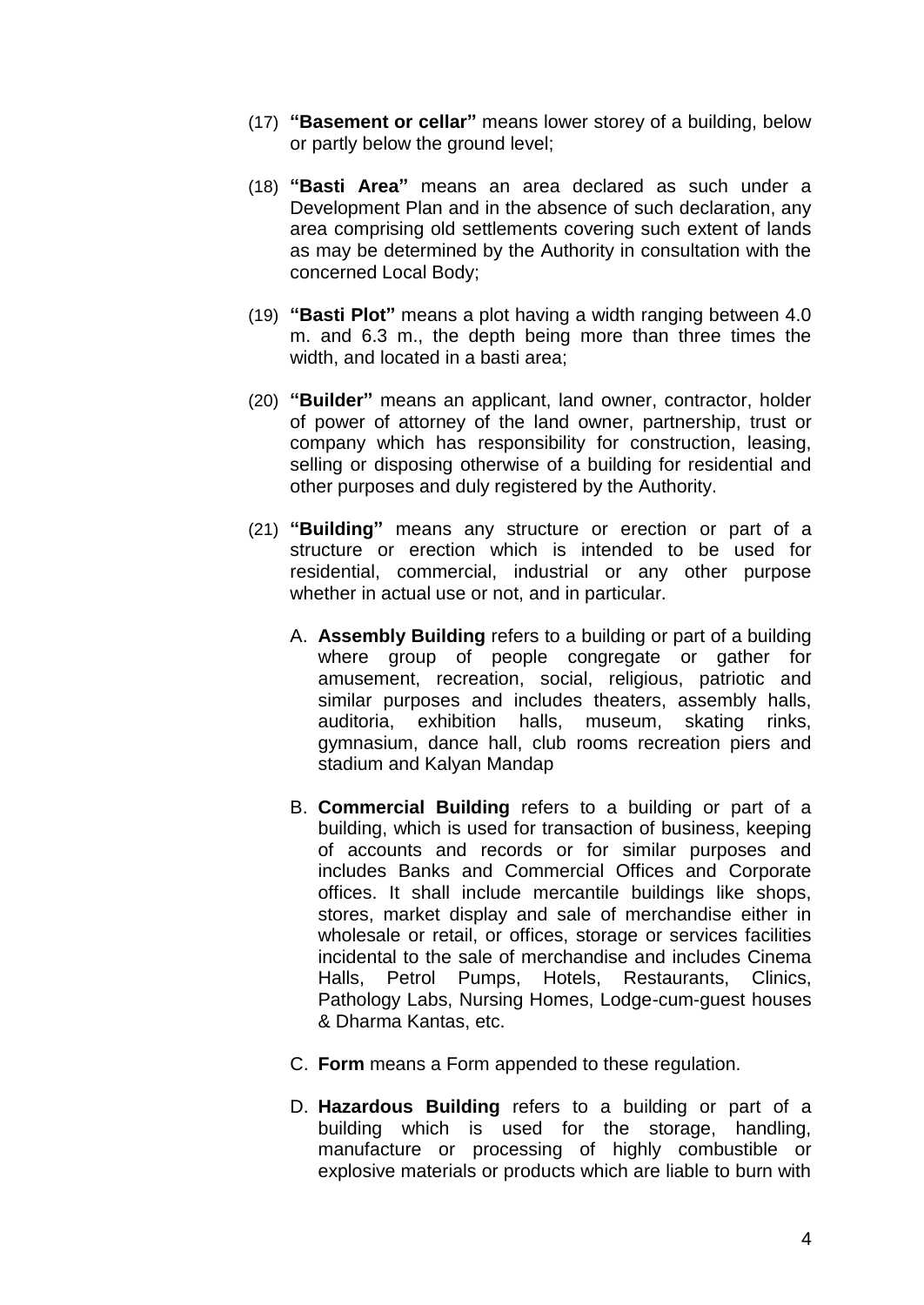(17) **"Basement or cellar"** means lower storey of a building, below or partly below the ground level;

(18) **"Basti Area"** means an area declared as such under a Development Plan and in the absence of such declaration, any area comprising old settlements covering such extent of lands as may be determined by the Authority in consultation with the concerned Local Body;

(19) **"Basti Plot"** means a plot having a width ranging between 4.0 m. and 6.3 m., the depth being more than three times the width, and located in a basti area;

(20) **"Builder"** means an applicant, land owner, contractor, holder of power of attorney of the land owner, partnership, trust or company which has responsibility for construction, leasing, selling or disposing otherwise of a building for residential and other purposes and duly registered by the Authority.

(21) **"Building"** means any structure or erection or part of a structure or erection which is intended to be used for residential, commercial, industrial or any other purpose whether in actual use or not, and in particular.

A. **Assembly Building** refers to a building or part of a building where group of people congregate or gather for amusement, recreation, social, religious, patriotic and similar purposes and includes theaters, assembly halls, auditoria, exhibition halls, museum, skating rinks, gymnasium, dance hall, club rooms recreation piers and stadium and Kalyan Mandap

B. **Commercial Building** refers to a building or part of a building, which is used for transaction of business, keeping of accounts and records or for similar purposes and includes Banks and Commercial Offices and Corporate offices. It shall include mercantile buildings like shops, stores, market display and sale of merchandise either in wholesale or retail, or offices, storage or services facilities incidental to the sale of merchandise and includes Cinema Halls, Petrol Pumps, Hotels, Restaurants, Clinics, Pathology Labs, Nursing Homes, Lodge-cum-guest houses & Dharma Kantas, etc.

C. **Form** means a Form appended to these regulation.

D. **Hazardous Building** refers to a building or part of a building which is used for the storage, handling, manufacture or processing of highly combustible or explosive materials or products which are liable to burn with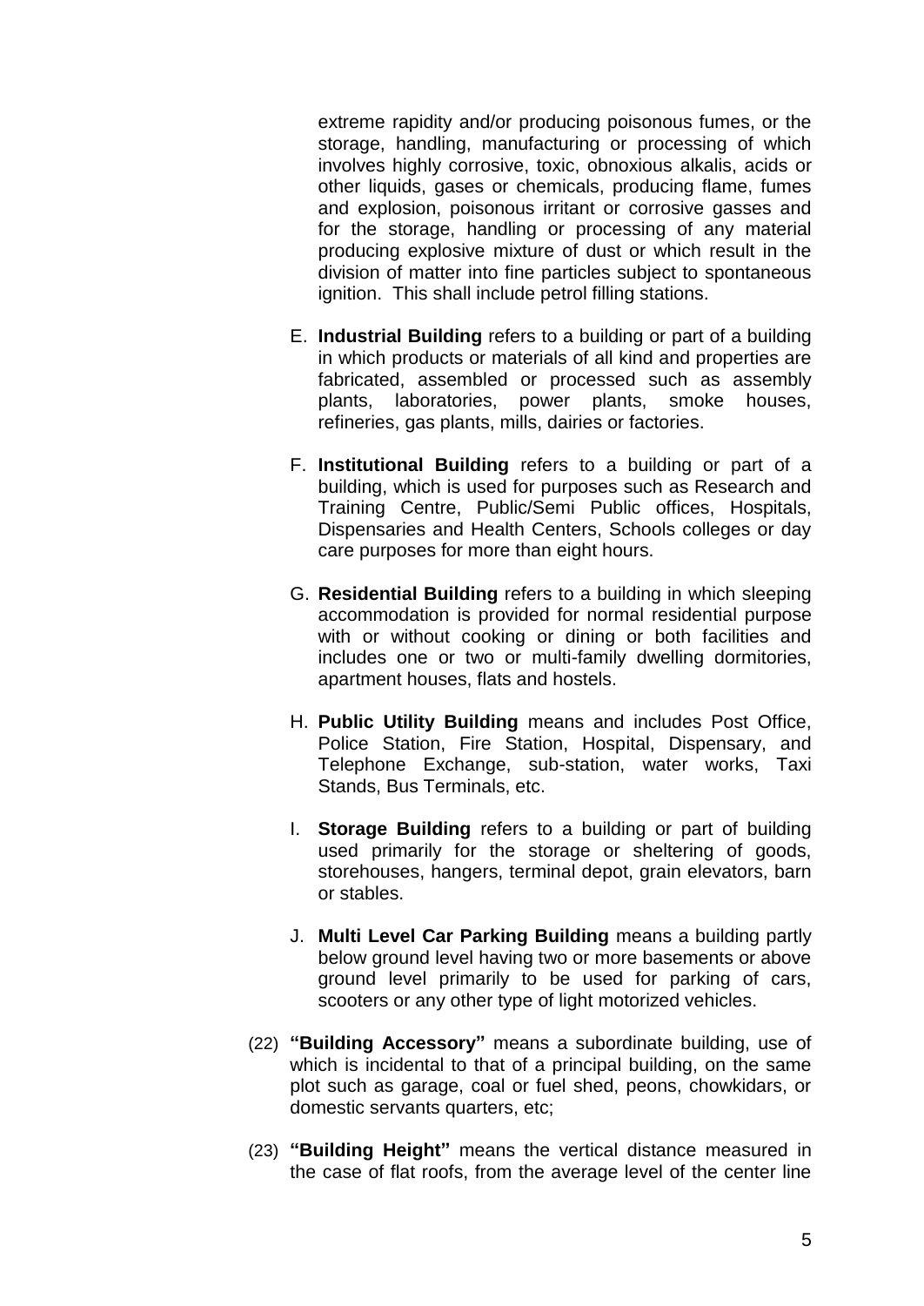extreme rapidity and/or producing poisonous fumes, or the storage, handling, manufacturing or processing of which involves highly corrosive, toxic, obnoxious alkalis, acids or other liquids, gases or chemicals, producing flame, fumes and explosion, poisonous irritant or corrosive gasses and for the storage, handling or processing of any material producing explosive mixture of dust or which result in the division of matter into fine particles subject to spontaneous ignition. This shall include petrol filling stations.

E. **Industrial Building** refers to a building or part of a building in which products or materials of all kind and properties are fabricated, assembled or processed such as assembly plants, laboratories, power plants, smoke houses, refineries, gas plants, mills, dairies or factories.

F. **Institutional Building** refers to a building or part of a building, which is used for purposes such as Research and Training Centre, Public/Semi Public offices, Hospitals, Dispensaries and Health Centers, Schools colleges or day care purposes for more than eight hours.

G. **Residential Building** refers to a building in which sleeping accommodation is provided for normal residential purpose with or without cooking or dining or both facilities and includes one or two or multi-family dwelling dormitories, apartment houses, flats and hostels.

H. **Public Utility Building** means and includes Post Office, Police Station, Fire Station, Hospital, Dispensary, and Telephone Exchange, sub-station, water works, Taxi Stands, Bus Terminals, etc.

I. **Storage Building** refers to a building or part of building used primarily for the storage or sheltering of goods, storehouses, hangers, terminal depot, grain elevators, barn or stables.

J. **Multi Level Car Parking Building** means a building partly below ground level having two or more basements or above ground level primarily to be used for parking of cars, scooters or any other type of light motorized vehicles.

(22) **"Building Accessory"** means a subordinate building, use of which is incidental to that of a principal building, on the same plot such as garage, coal or fuel shed, peons, chowkidars, or domestic servants quarters, etc;

(23) **"Building Height"** means the vertical distance measured in the case of flat roofs, from the average level of the center line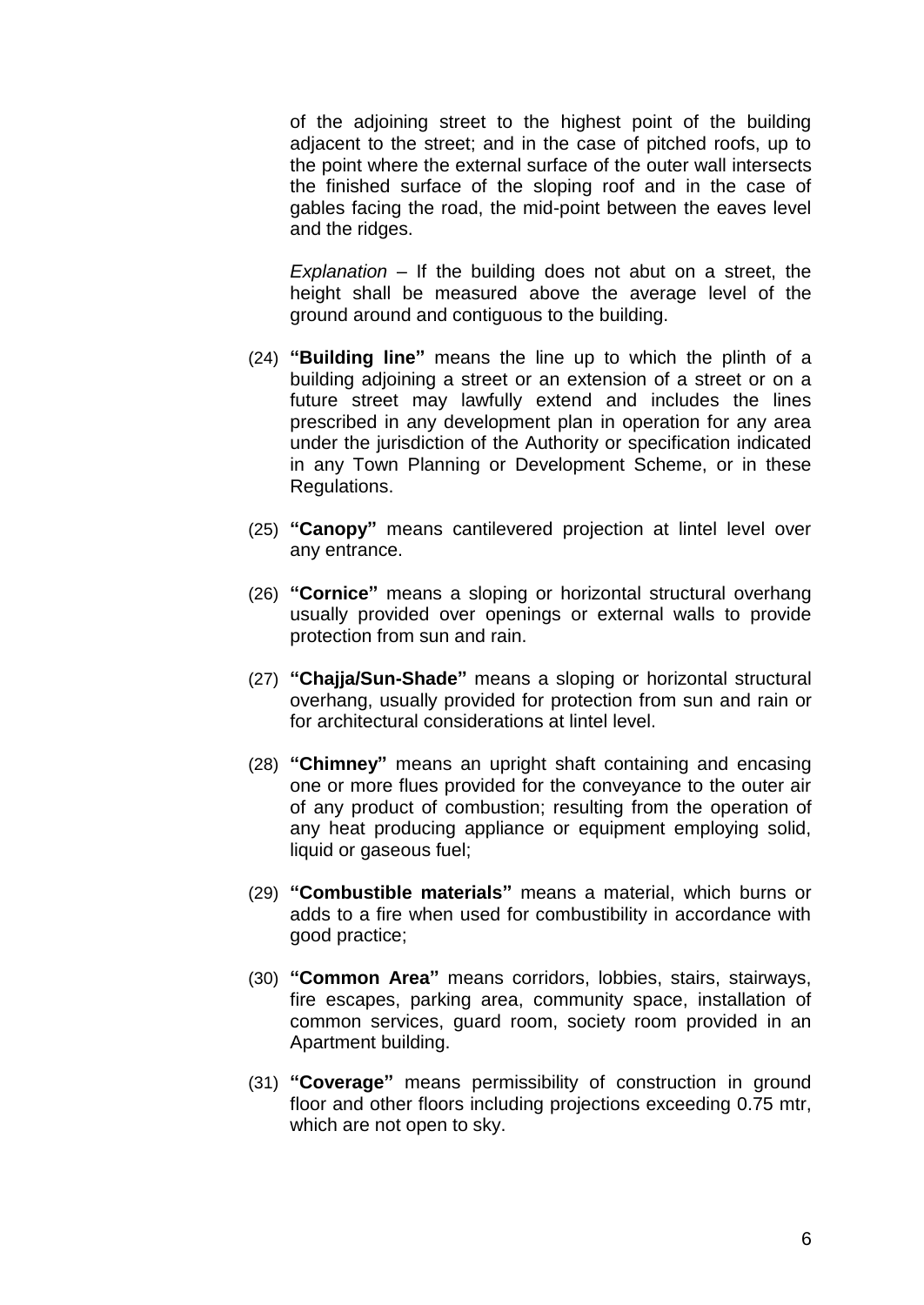of the adjoining street to the highest point of the building adjacent to the street; and in the case of pitched roofs, up to the point where the external surface of the outer wall intersects the finished surface of the sloping roof and in the case of gables facing the road, the mid-point between the eaves level and the ridges.

*Explanation* – If the building does not abut on a street, the height shall be measured above the average level of the ground around and contiguous to the building.

(24) **"Building line"** means the line up to which the plinth of a building adjoining a street or an extension of a street or on a future street may lawfully extend and includes the lines prescribed in any development plan in operation for any area under the jurisdiction of the Authority or specification indicated in any Town Planning or Development Scheme, or in these Regulations.

(25) **"Canopy"** means cantilevered projection at lintel level over any entrance.

(26) **"Cornice"** means a sloping or horizontal structural overhang usually provided over openings or external walls to provide protection from sun and rain.

(27) **"Chajja/Sun-Shade"** means a sloping or horizontal structural overhang, usually provided for protection from sun and rain or for architectural considerations at lintel level.

(28) **"Chimney"** means an upright shaft containing and encasing one or more flues provided for the conveyance to the outer air of any product of combustion; resulting from the operation of any heat producing appliance or equipment employing solid, liquid or gaseous fuel;

(29) **"Combustible materials"** means a material, which burns or adds to a fire when used for combustibility in accordance with good practice;

(30) **"Common Area"** means corridors, lobbies, stairs, stairways, fire escapes, parking area, community space, installation of common services, guard room, society room provided in an Apartment building.

(31) **"Coverage"** means permissibility of construction in ground floor and other floors including projections exceeding 0.75 mtr, which are not open to sky.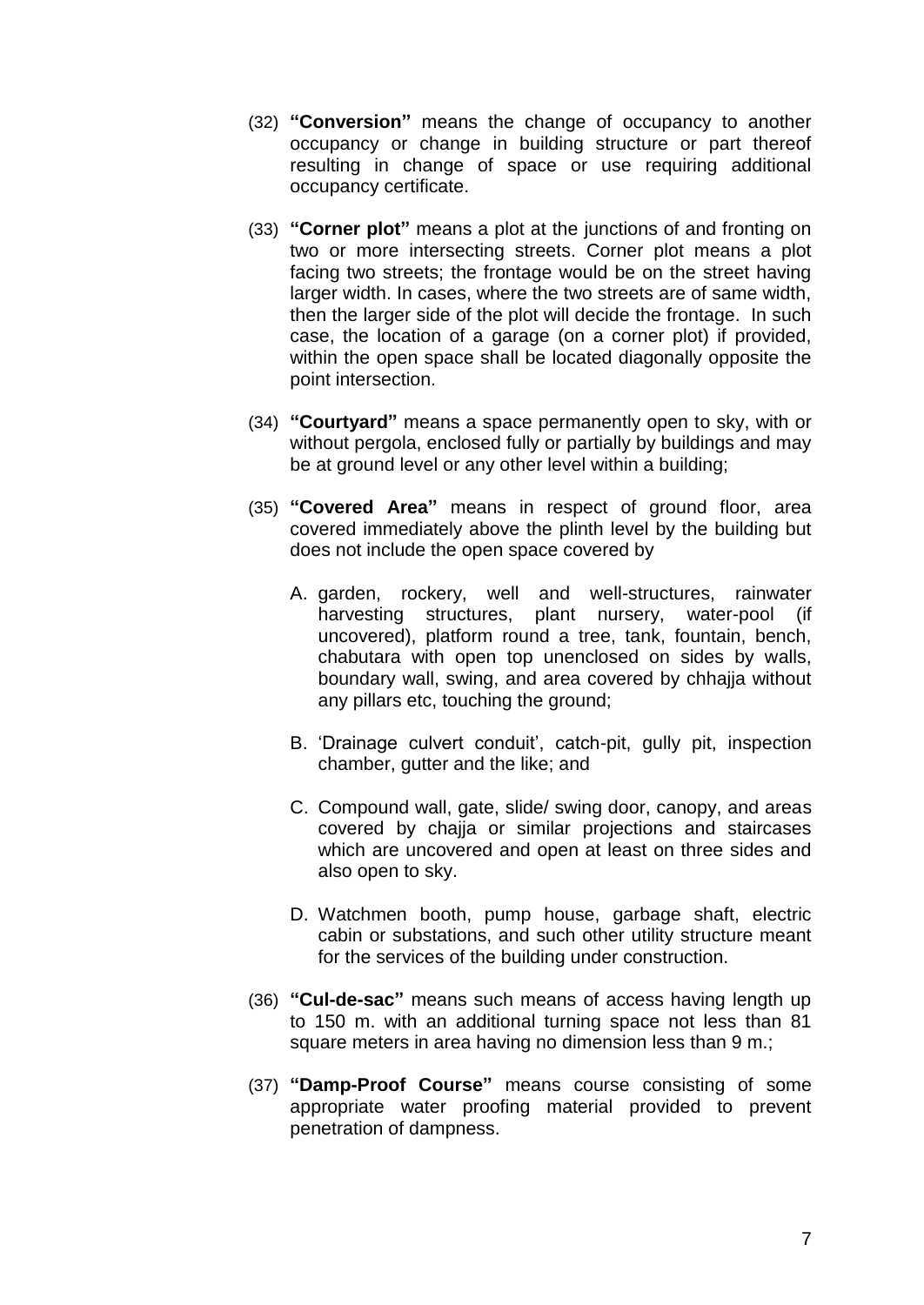(32) **"Conversion"** means the change of occupancy to another occupancy or change in building structure or part thereof resulting in change of space or use requiring additional occupancy certificate.

(33) **"Corner plot"** means a plot at the junctions of and fronting on two or more intersecting streets. Corner plot means a plot facing two streets; the frontage would be on the street having larger width. In cases, where the two streets are of same width, then the larger side of the plot will decide the frontage. In such case, the location of a garage (on a corner plot) if provided, within the open space shall be located diagonally opposite the point intersection.

(34) **"Courtyard"** means a space permanently open to sky, with or without pergola, enclosed fully or partially by buildings and may be at ground level or any other level within a building;

(35) **"Covered Area"** means in respect of ground floor, area covered immediately above the plinth level by the building but does not include the open space covered by

A. garden, rockery, well and well-structures, rainwater harvesting structures, plant nursery, water-pool (if uncovered), platform round a tree, tank, fountain, bench, chabutara with open top unenclosed on sides by walls, boundary wall, swing, and area covered by chhajja without any pillars etc, touching the ground;

B. 'Drainage culvert conduit', catch-pit, gully pit, inspection chamber, gutter and the like; and

C. Compound wall, gate, slide/ swing door, canopy, and areas covered by chajja or similar projections and staircases which are uncovered and open at least on three sides and also open to sky.

D. Watchmen booth, pump house, garbage shaft, electric cabin or substations, and such other utility structure meant for the services of the building under construction.

(36) **"Cul-de-sac"** means such means of access having length up to 150 m. with an additional turning space not less than 81 square meters in area having no dimension less than 9 m.;

(37) **"Damp-Proof Course"** means course consisting of some appropriate water proofing material provided to prevent penetration of dampness.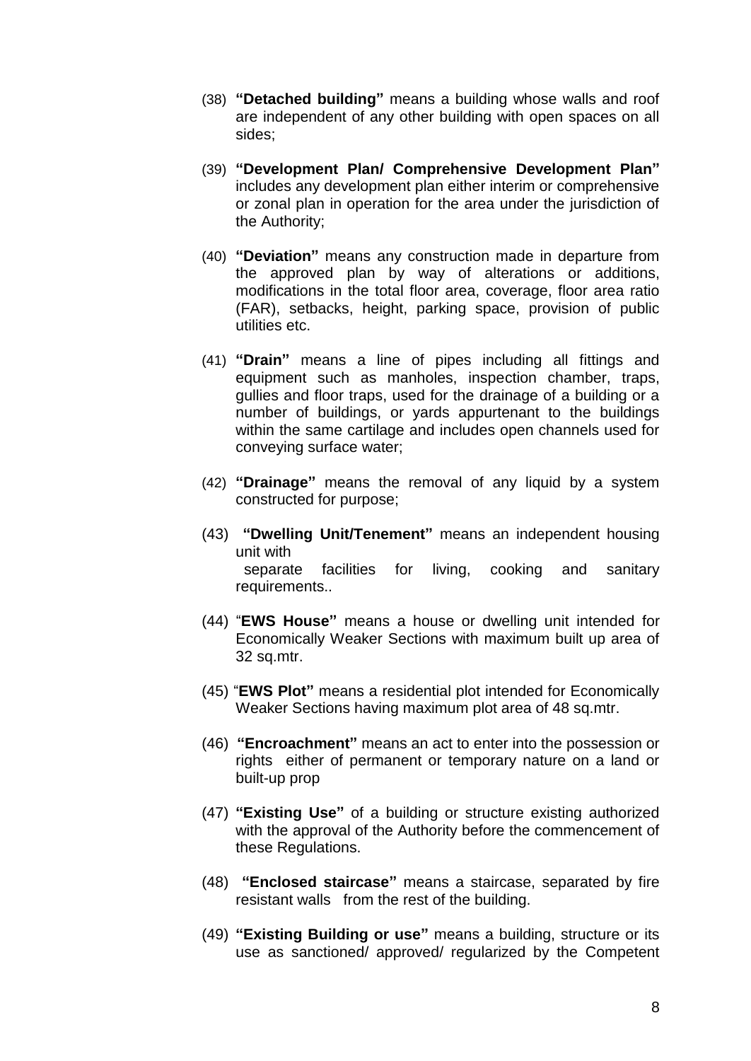(38) **"Detached building"** means a building whose walls and roof are independent of any other building with open spaces on all sides;

(39) **"Development Plan/ Comprehensive Development Plan"** includes any development plan either interim or comprehensive or zonal plan in operation for the area under the jurisdiction of the Authority;

(40) **"Deviation"** means any construction made in departure from the approved plan by way of alterations or additions, modifications in the total floor area, coverage, floor area ratio (FAR), setbacks, height, parking space, provision of public utilities etc.

(41) **"Drain"** means a line of pipes including all fittings and equipment such as manholes, inspection chamber, traps, gullies and floor traps, used for the drainage of a building or a number of buildings, or yards appurtenant to the buildings within the same cartilage and includes open channels used for conveying surface water;

(42) **"Drainage"** means the removal of any liquid by a system constructed for purpose;

(43) **"Dwelling Unit/Tenement"** means an independent housing unit with separate facilities for living, cooking and sanitary requirements..

(44) "**EWS House"** means a house or dwelling unit intended for Economically Weaker Sections with maximum built up area of 32 sq.mtr.

(45) "**EWS Plot"** means a residential plot intended for Economically Weaker Sections having maximum plot area of 48 sq.mtr.

(46) **"Encroachment"** means an act to enter into the possession or rights either of permanent or temporary nature on a land or built-up prop

(47) **"Existing Use"** of a building or structure existing authorized with the approval of the Authority before the commencement of these Regulations.

(48) **"Enclosed staircase"** means a staircase, separated by fire resistant walls from the rest of the building.

(49) **"Existing Building or use"** means a building, structure or its use as sanctioned/ approved/ regularized by the Competent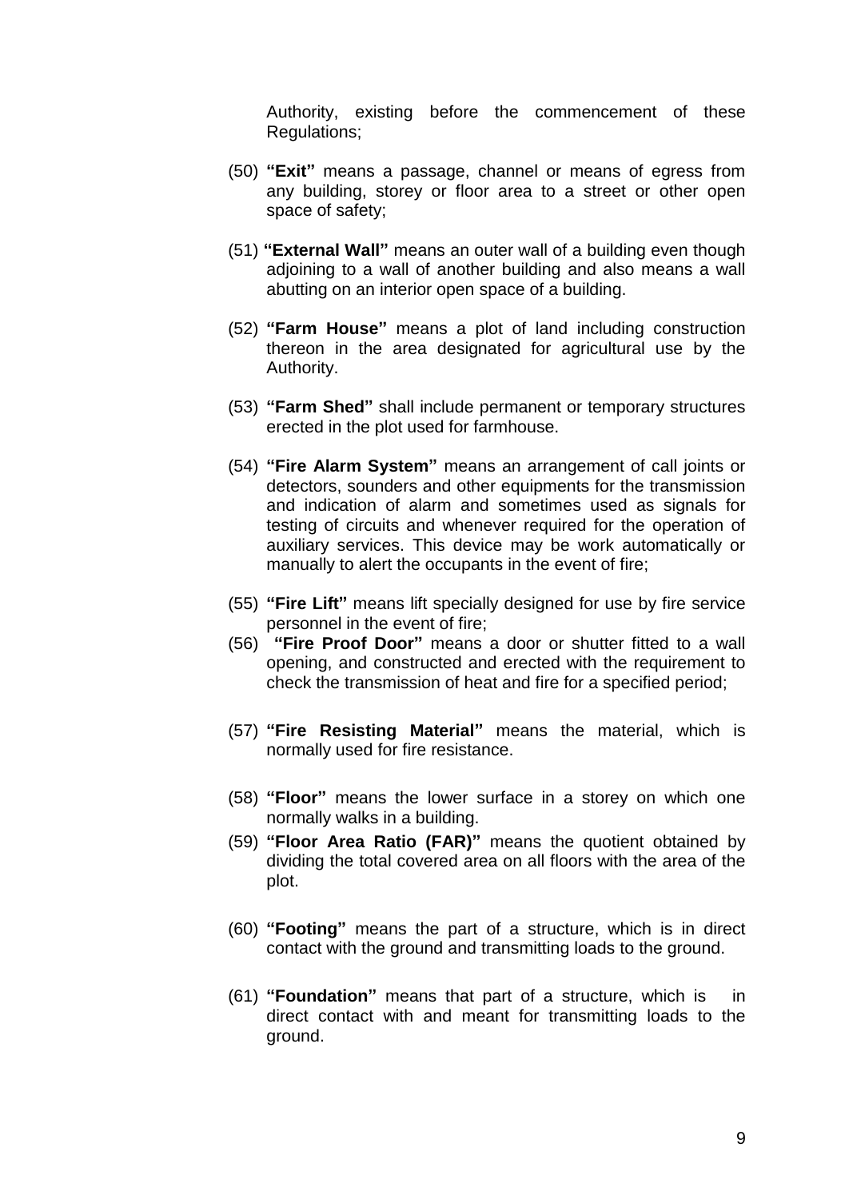Authority, existing before the commencement of these Regulations;

(50) **"Exit"** means a passage, channel or means of egress from any building, storey or floor area to a street or other open space of safety;

(51) **"External Wall"** means an outer wall of a building even though adjoining to a wall of another building and also means a wall abutting on an interior open space of a building.

(52) **"Farm House"** means a plot of land including construction thereon in the area designated for agricultural use by the Authority.

(53) **"Farm Shed"** shall include permanent or temporary structures erected in the plot used for farmhouse.

(54) **"Fire Alarm System"** means an arrangement of call joints or detectors, sounders and other equipments for the transmission and indication of alarm and sometimes used as signals for testing of circuits and whenever required for the operation of auxiliary services. This device may be work automatically or manually to alert the occupants in the event of fire;

(55) **"Fire Lift"** means lift specially designed for use by fire service personnel in the event of fire;

(56) **"Fire Proof Door"** means a door or shutter fitted to a wall opening, and constructed and erected with the requirement to check the transmission of heat and fire for a specified period;

(57) **"Fire Resisting Material"** means the material, which is normally used for fire resistance.

(58) **"Floor"** means the lower surface in a storey on which one normally walks in a building.

(59) **"Floor Area Ratio (FAR)"** means the quotient obtained by dividing the total covered area on all floors with the area of the plot.

(60) **"Footing"** means the part of a structure, which is in direct contact with the ground and transmitting loads to the ground.

(61) **"Foundation"** means that part of a structure, which is in direct contact with and meant for transmitting loads to the ground.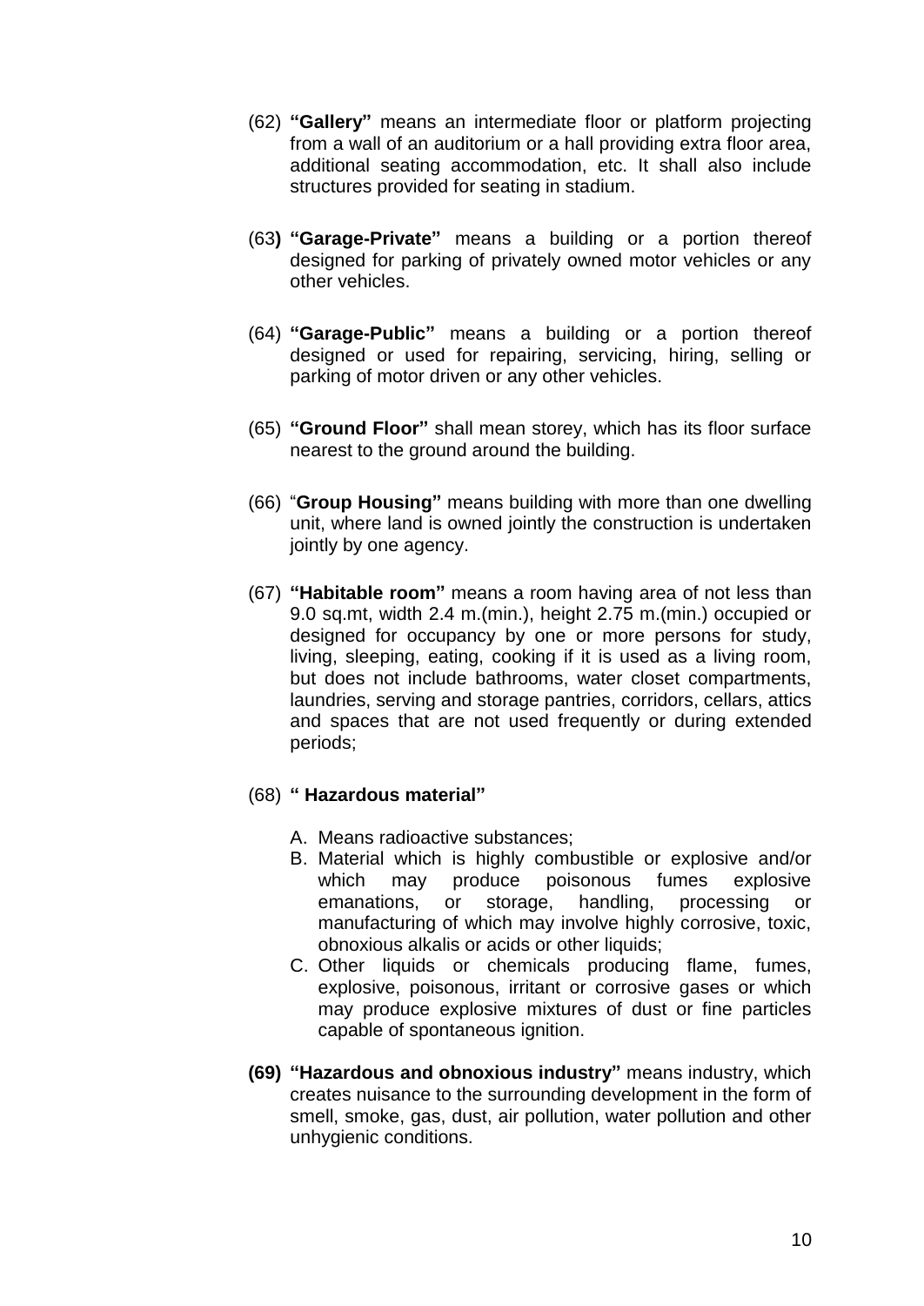(62) **"Gallery"** means an intermediate floor or platform projecting from a wall of an auditorium or a hall providing extra floor area, additional seating accommodation, etc. It shall also include structures provided for seating in stadium.

(63**) "Garage-Private"** means a building or a portion thereof designed for parking of privately owned motor vehicles or any other vehicles.

(64) **"Garage-Public"** means a building or a portion thereof designed or used for repairing, servicing, hiring, selling or parking of motor driven or any other vehicles.

(65) **"Ground Floor"** shall mean storey, which has its floor surface nearest to the ground around the building.

(66) "**Group Housing"** means building with more than one dwelling unit, where land is owned jointly the construction is undertaken jointly by one agency.

(67) **"Habitable room"** means a room having area of not less than 9.0 sq.mt, width 2.4 m.(min.), height 2.75 m.(min.) occupied or designed for occupancy by one or more persons for study, living, sleeping, eating, cooking if it is used as a living room, but does not include bathrooms, water closet compartments, laundries, serving and storage pantries, corridors, cellars, attics and spaces that are not used frequently or during extended periods;

(68) **" Hazardous material"**

A. Means radioactive substances;
B. Material which is highly combustible or explosive and/or which may produce poisonous fumes explosive emanations, or storage, handling, processing or manufacturing of which may involve highly corrosive, toxic, obnoxious alkalis or acids or other liquids;
C. Other liquids or chemicals producing flame, fumes, explosive, poisonous, irritant or corrosive gases or which may produce explosive mixtures of dust or fine particles capable of spontaneous ignition.

**(69) "Hazardous and obnoxious industry"** means industry, which creates nuisance to the surrounding development in the form of smell, smoke, gas, dust, air pollution, water pollution and other unhygienic conditions.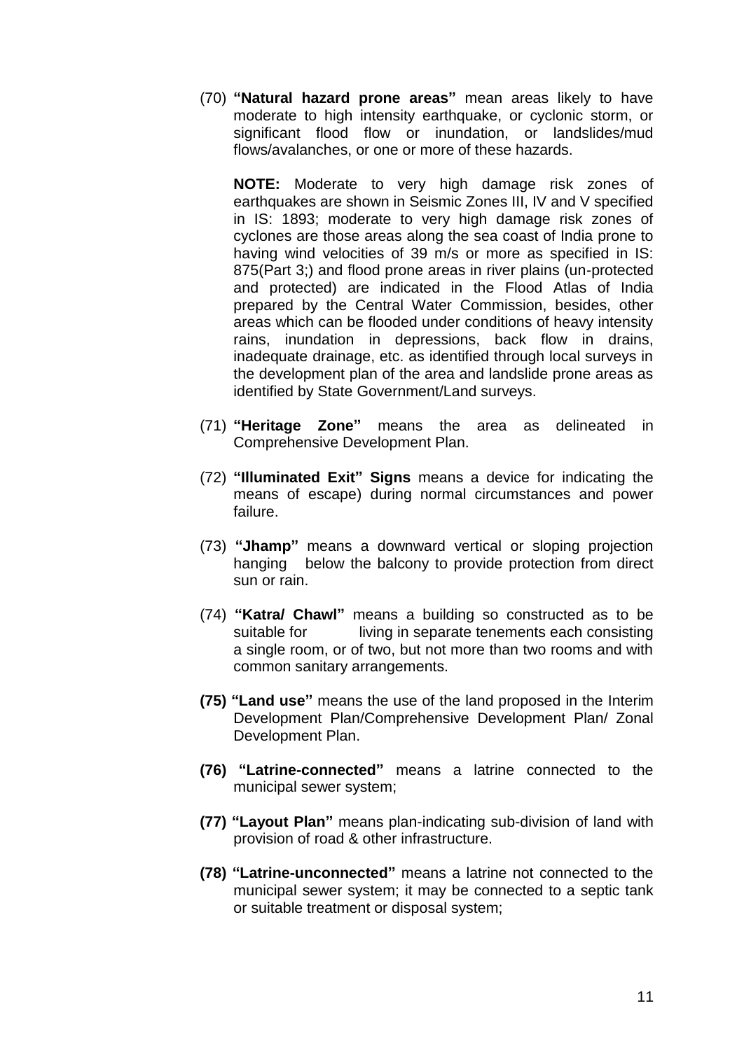(70) **"Natural hazard prone areas"** mean areas likely to have moderate to high intensity earthquake, or cyclonic storm, or significant flood flow or inundation, or landslides/mud flows/avalanches, or one or more of these hazards.

**NOTE:** Moderate to very high damage risk zones of earthquakes are shown in Seismic Zones III, IV and V specified in IS: 1893; moderate to very high damage risk zones of cyclones are those areas along the sea coast of India prone to having wind velocities of 39 m/s or more as specified in IS: 875(Part 3;) and flood prone areas in river plains (un-protected and protected) are indicated in the Flood Atlas of India prepared by the Central Water Commission, besides, other areas which can be flooded under conditions of heavy intensity rains, inundation in depressions, back flow in drains, inadequate drainage, etc. as identified through local surveys in the development plan of the area and landslide prone areas as identified by State Government/Land surveys.

(71) **"Heritage Zone"** means the area as delineated in Comprehensive Development Plan.

(72) **"Illuminated Exit" Signs** means a device for indicating the means of escape) during normal circumstances and power failure.

(73) **"Jhamp"** means a downward vertical or sloping projection hanging below the balcony to provide protection from direct sun or rain.

(74) **"Katra/ Chawl"** means a building so constructed as to be suitable for living in separate tenements each consisting a single room, or of two, but not more than two rooms and with common sanitary arrangements.

**(75) "Land use"** means the use of the land proposed in the Interim Development Plan/Comprehensive Development Plan/ Zonal Development Plan.

**(76) "Latrine-connected"** means a latrine connected to the municipal sewer system;

**(77) "Layout Plan"** means plan-indicating sub-division of land with provision of road & other infrastructure.

**(78) "Latrine-unconnected"** means a latrine not connected to the municipal sewer system; it may be connected to a septic tank or suitable treatment or disposal system;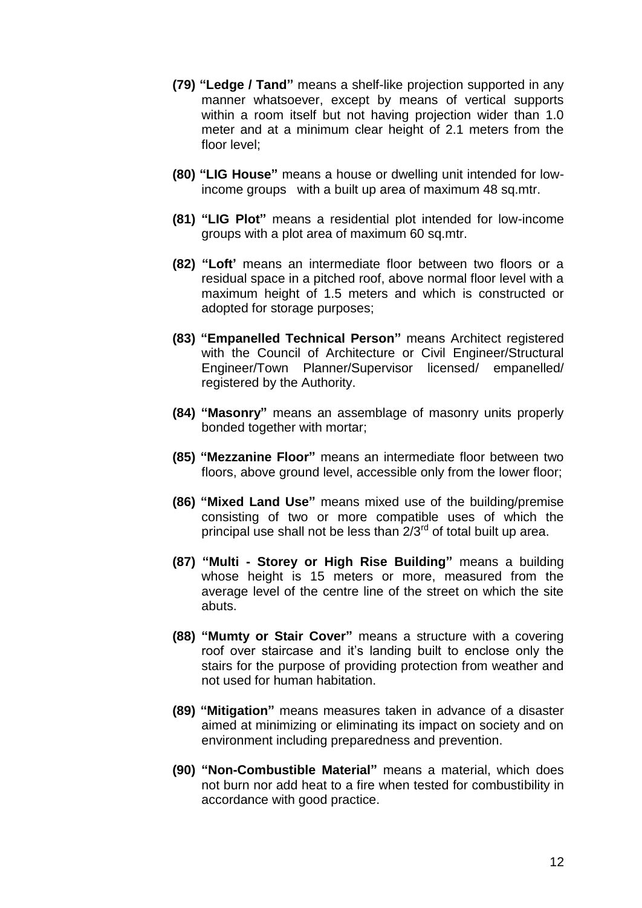**(79) "Ledge / Tand"** means a shelf-like projection supported in any manner whatsoever, except by means of vertical supports within a room itself but not having projection wider than 1.0 meter and at a minimum clear height of 2.1 meters from the floor level;

**(80) "LIG House"** means a house or dwelling unit intended for low-income groups with a built up area of maximum 48 sq.mtr.

**(81) "LIG Plot"** means a residential plot intended for low-income groups with a plot area of maximum 60 sq.mtr.

**(82) "Loft'** means an intermediate floor between two floors or a residual space in a pitched roof, above normal floor level with a maximum height of 1.5 meters and which is constructed or adopted for storage purposes;

**(83) "Empanelled Technical Person"** means Architect registered with the Council of Architecture or Civil Engineer/Structural Engineer/Town Planner/Supervisor licensed/ empanelled/ registered by the Authority.

**(84) "Masonry"** means an assemblage of masonry units properly bonded together with mortar;

**(85) "Mezzanine Floor"** means an intermediate floor between two floors, above ground level, accessible only from the lower floor;

**(86) "Mixed Land Use"** means mixed use of the building/premise consisting of two or more compatible uses of which the principal use shall not be less than 2/3rd of total built up area.

**(87) "Multi - Storey or High Rise Building"** means a building whose height is 15 meters or more, measured from the average level of the centre line of the street on which the site abuts.

**(88) "Mumty or Stair Cover"** means a structure with a covering roof over staircase and it's landing built to enclose only the stairs for the purpose of providing protection from weather and not used for human habitation.

**(89) "Mitigation"** means measures taken in advance of a disaster aimed at minimizing or eliminating its impact on society and on environment including preparedness and prevention.

**(90) "Non-Combustible Material"** means a material, which does not burn nor add heat to a fire when tested for combustibility in accordance with good practice.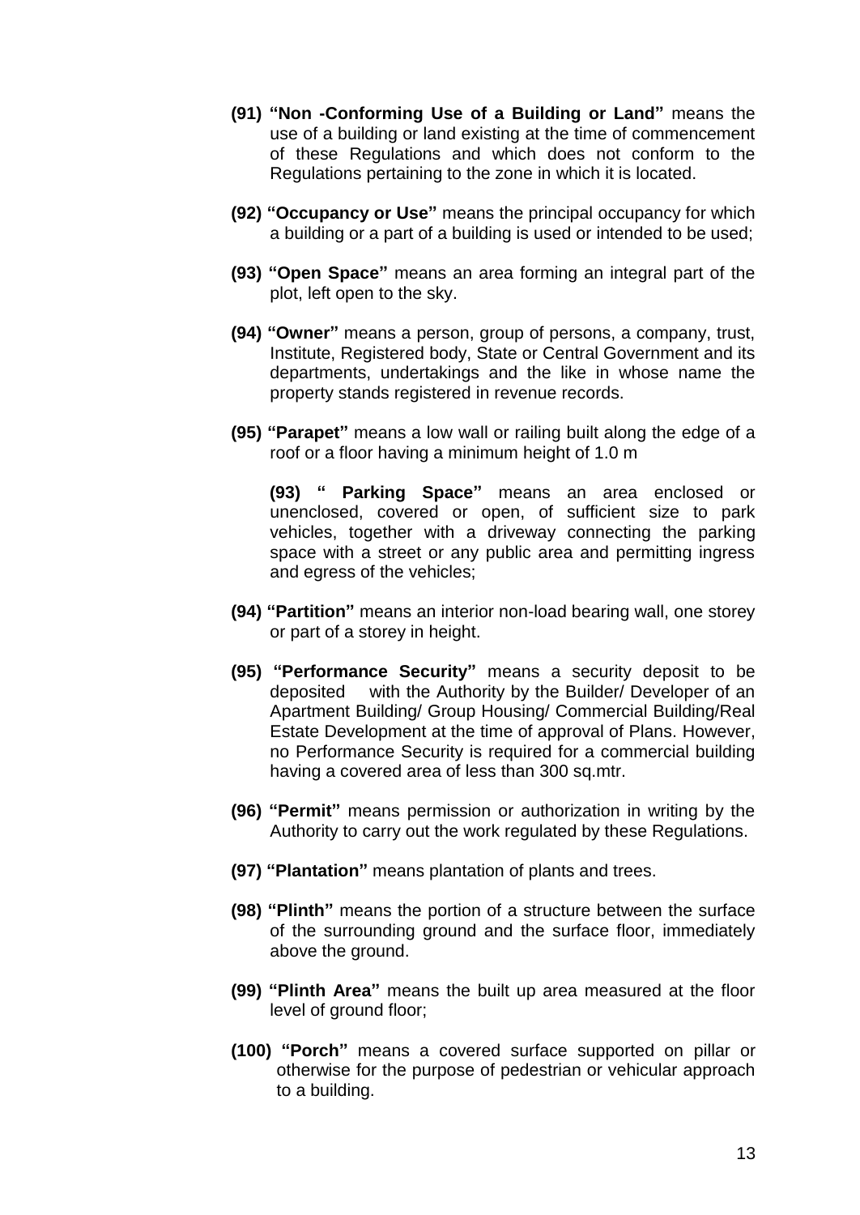**(91) "Non -Conforming Use of a Building or Land"** means the use of a building or land existing at the time of commencement of these Regulations and which does not conform to the Regulations pertaining to the zone in which it is located.

**(92) "Occupancy or Use"** means the principal occupancy for which a building or a part of a building is used or intended to be used;

**(93) "Open Space"** means an area forming an integral part of the plot, left open to the sky.

**(94) "Owner"** means a person, group of persons, a company, trust, Institute, Registered body, State or Central Government and its departments, undertakings and the like in whose name the property stands registered in revenue records.

**(95) "Parapet"** means a low wall or railing built along the edge of a roof or a floor having a minimum height of 1.0 m

**(93) " Parking Space"** means an area enclosed or unenclosed, covered or open, of sufficient size to park vehicles, together with a driveway connecting the parking space with a street or any public area and permitting ingress and egress of the vehicles;

**(94) "Partition"** means an interior non-load bearing wall, one storey or part of a storey in height.

**(95) "Performance Security"** means a security deposit to be deposited with the Authority by the Builder/ Developer of an Apartment Building/ Group Housing/ Commercial Building/Real Estate Development at the time of approval of Plans. However, no Performance Security is required for a commercial building having a covered area of less than 300 sq.mtr.

**(96) "Permit"** means permission or authorization in writing by the Authority to carry out the work regulated by these Regulations.

**(97) "Plantation"** means plantation of plants and trees.

**(98) "Plinth"** means the portion of a structure between the surface of the surrounding ground and the surface floor, immediately above the ground.

**(99) "Plinth Area"** means the built up area measured at the floor level of ground floor;

**(100) "Porch"** means a covered surface supported on pillar or otherwise for the purpose of pedestrian or vehicular approach to a building.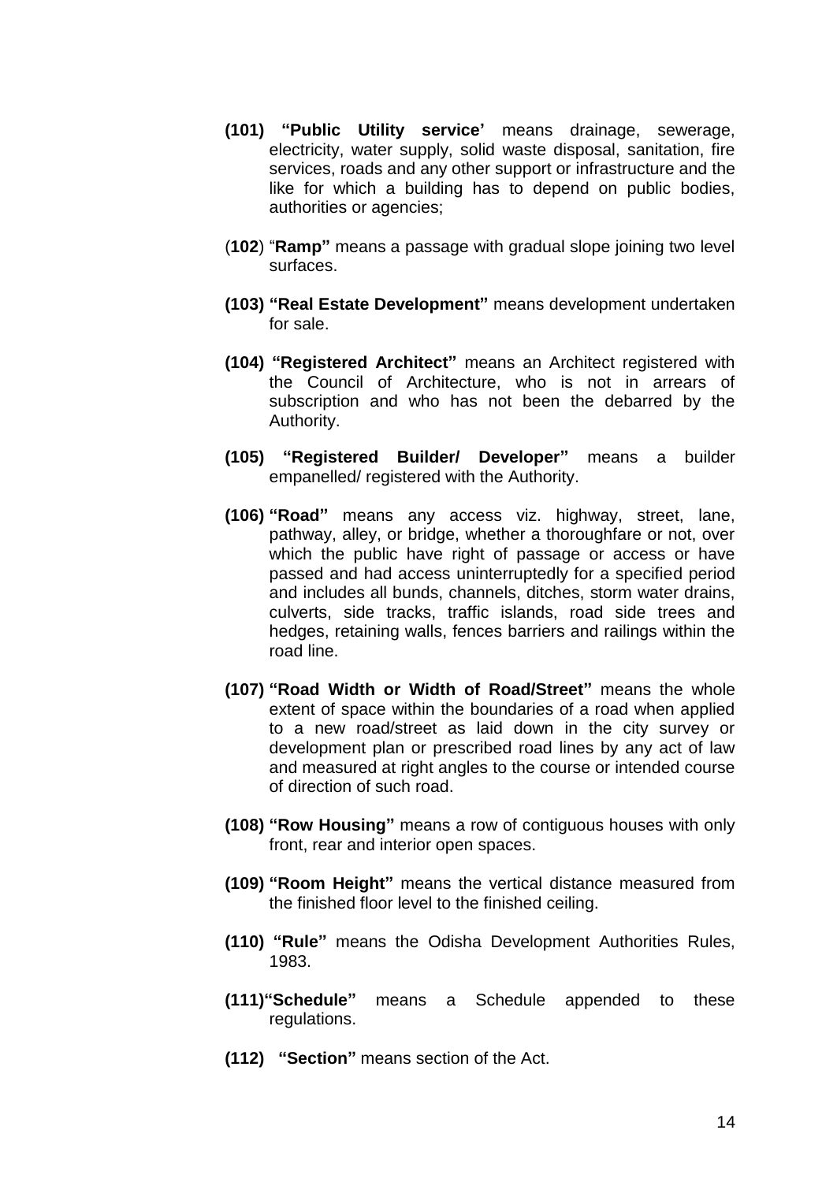**(101) "Public Utility service'** means drainage, sewerage, electricity, water supply, solid waste disposal, sanitation, fire services, roads and any other support or infrastructure and the like for which a building has to depend on public bodies, authorities or agencies;

(**102**) "**Ramp"** means a passage with gradual slope joining two level surfaces.

**(103) "Real Estate Development"** means development undertaken for sale.

**(104) "Registered Architect"** means an Architect registered with the Council of Architecture, who is not in arrears of subscription and who has not been the debarred by the Authority.

**(105) "Registered Builder/ Developer"** means a builder empanelled/ registered with the Authority.

**(106) "Road"** means any access viz. highway, street, lane, pathway, alley, or bridge, whether a thoroughfare or not, over which the public have right of passage or access or have passed and had access uninterruptedly for a specified period and includes all bunds, channels, ditches, storm water drains, culverts, side tracks, traffic islands, road side trees and hedges, retaining walls, fences barriers and railings within the road line.

**(107) "Road Width or Width of Road/Street"** means the whole extent of space within the boundaries of a road when applied to a new road/street as laid down in the city survey or development plan or prescribed road lines by any act of law and measured at right angles to the course or intended course of direction of such road.

**(108) "Row Housing"** means a row of contiguous houses with only front, rear and interior open spaces.

**(109) "Room Height"** means the vertical distance measured from the finished floor level to the finished ceiling.

**(110) "Rule"** means the Odisha Development Authorities Rules, 1983.

**(111)"Schedule"** means a Schedule appended to these regulations.

**(112) "Section"** means section of the Act.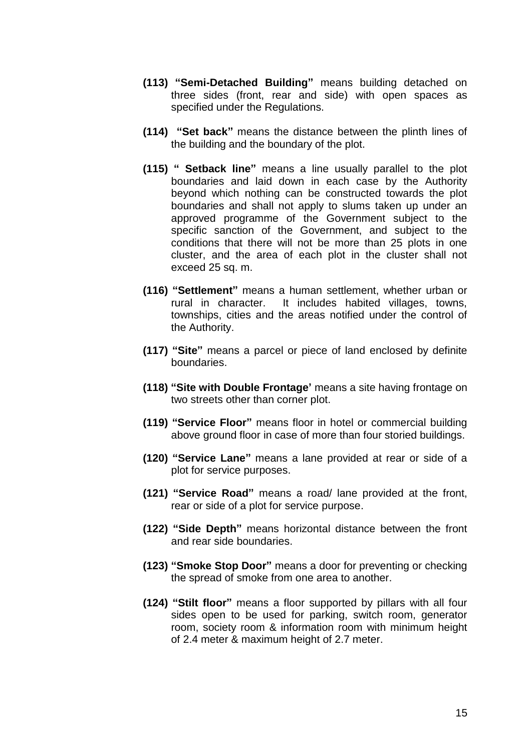**(113) "Semi-Detached Building"** means building detached on three sides (front, rear and side) with open spaces as specified under the Regulations.

**(114) "Set back"** means the distance between the plinth lines of the building and the boundary of the plot.

**(115) " Setback line"** means a line usually parallel to the plot boundaries and laid down in each case by the Authority beyond which nothing can be constructed towards the plot boundaries and shall not apply to slums taken up under an approved programme of the Government subject to the specific sanction of the Government, and subject to the conditions that there will not be more than 25 plots in one cluster, and the area of each plot in the cluster shall not exceed 25 sq. m.

**(116) "Settlement"** means a human settlement, whether urban or rural in character. It includes habited villages, towns, townships, cities and the areas notified under the control of the Authority.

**(117) "Site"** means a parcel or piece of land enclosed by definite boundaries.

**(118) "Site with Double Frontage'** means a site having frontage on two streets other than corner plot.

**(119) "Service Floor"** means floor in hotel or commercial building above ground floor in case of more than four storied buildings.

**(120) "Service Lane"** means a lane provided at rear or side of a plot for service purposes.

**(121) "Service Road"** means a road/ lane provided at the front, rear or side of a plot for service purpose.

**(122) "Side Depth"** means horizontal distance between the front and rear side boundaries.

**(123) "Smoke Stop Door"** means a door for preventing or checking the spread of smoke from one area to another.

**(124) "Stilt floor"** means a floor supported by pillars with all four sides open to be used for parking, switch room, generator room, society room & information room with minimum height of 2.4 meter & maximum height of 2.7 meter.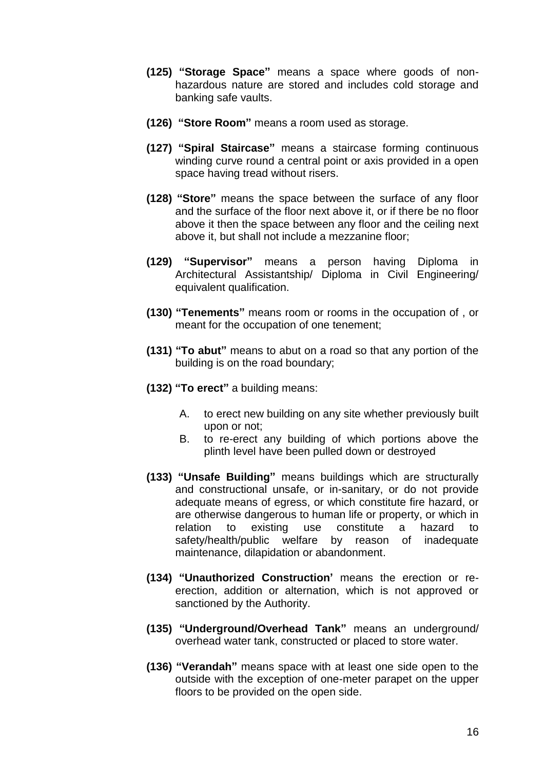**(125) "Storage Space"** means a space where goods of non-hazardous nature are stored and includes cold storage and banking safe vaults.

**(126) "Store Room"** means a room used as storage.

**(127) "Spiral Staircase"** means a staircase forming continuous winding curve round a central point or axis provided in a open space having tread without risers.

**(128) "Store"** means the space between the surface of any floor and the surface of the floor next above it, or if there be no floor above it then the space between any floor and the ceiling next above it, but shall not include a mezzanine floor;

**(129) "Supervisor"** means a person having Diploma in Architectural Assistantship/ Diploma in Civil Engineering/ equivalent qualification.

**(130) "Tenements"** means room or rooms in the occupation of , or meant for the occupation of one tenement;

**(131) "To abut"** means to abut on a road so that any portion of the building is on the road boundary;

**(132) "To erect"** a building means:

A. to erect new building on any site whether previously built upon or not;
B. to re-erect any building of which portions above the plinth level have been pulled down or destroyed

**(133) "Unsafe Building"** means buildings which are structurally and constructional unsafe, or in-sanitary, or do not provide adequate means of egress, or which constitute fire hazard, or are otherwise dangerous to human life or property, or which in relation to existing use constitute a hazard to safety/health/public welfare by reason of inadequate maintenance, dilapidation or abandonment.

**(134) "Unauthorized Construction'** means the erection or re-erection, addition or alternation, which is not approved or sanctioned by the Authority.

**(135) "Underground/Overhead Tank"** means an underground/ overhead water tank, constructed or placed to store water.

**(136) "Verandah"** means space with at least one side open to the outside with the exception of one-meter parapet on the upper floors to be provided on the open side.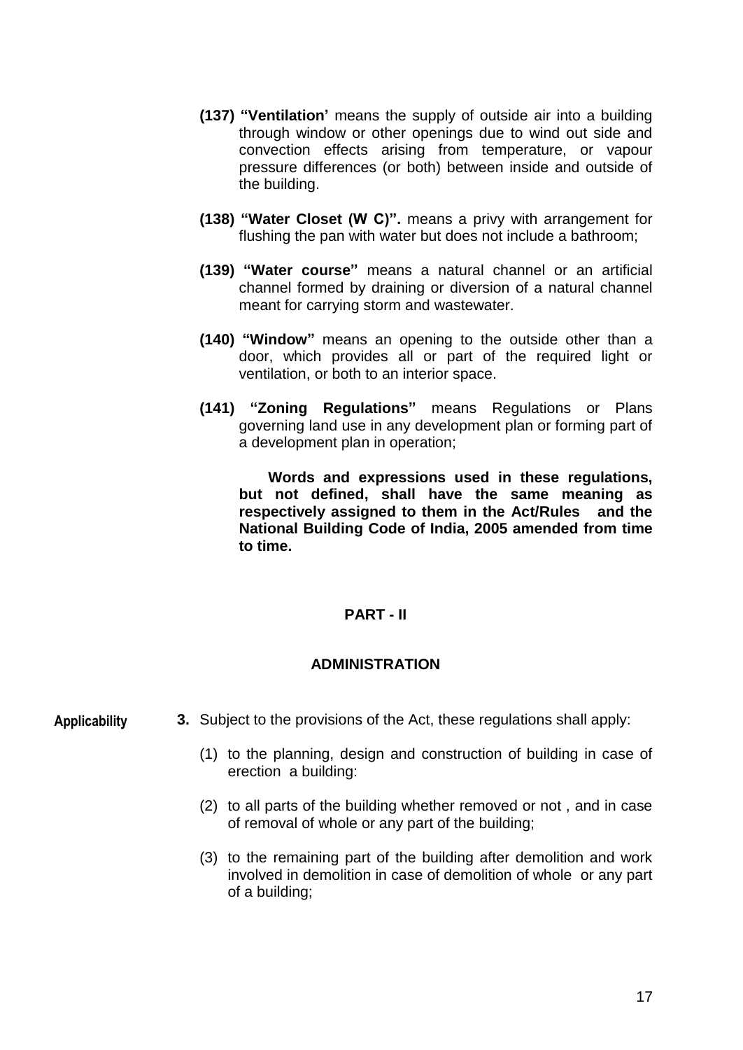**(137) "Ventilation'** means the supply of outside air into a building through window or other openings due to wind out side and convection effects arising from temperature, or vapour pressure differences (or both) between inside and outside of the building.

**(138) "Water Closet (W C)".** means a privy with arrangement for flushing the pan with water but does not include a bathroom;

**(139) "Water course"** means a natural channel or an artificial channel formed by draining or diversion of a natural channel meant for carrying storm and wastewater.

**(140) "Window"** means an opening to the outside other than a door, which provides all or part of the required light or ventilation, or both to an interior space.

**(141) "Zoning Regulations"** means Regulations or Plans governing land use in any development plan or forming part of a development plan in operation;

**Words and expressions used in these regulations, but not defined, shall have the same meaning as respectively assigned to them in the Act/Rules and the National Building Code of India, 2005 amended from time to time.**

## PART - II

## ADMINISTRATION

**Applicability**

**3.** Subject to the provisions of the Act, these regulations shall apply:

(1) to the planning, design and construction of building in case of erection a building:

(2) to all parts of the building whether removed or not , and in case of removal of whole or any part of the building;

(3) to the remaining part of the building after demolition and work involved in demolition in case of demolition of whole or any part of a building;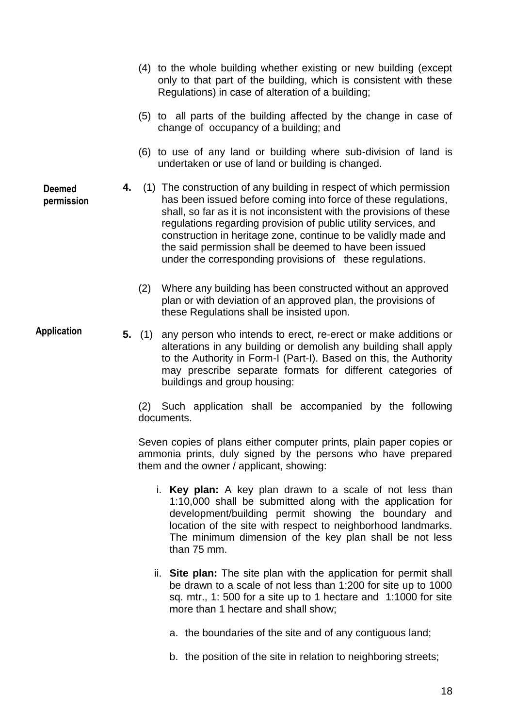(4) to the whole building whether existing or new building (except only to that part of the building, which is consistent with these Regulations) in case of alteration of a building;

(5) to all parts of the building affected by the change in case of change of occupancy of a building; and

(6) to use of any land or building where sub-division of land is undertaken or use of land or building is changed.

**Deemed permission**

**4.** (1) The construction of any building in respect of which permission has been issued before coming into force of these regulations, shall, so far as it is not inconsistent with the provisions of these regulations regarding provision of public utility services, and construction in heritage zone, continue to be validly made and the said permission shall be deemed to have been issued under the corresponding provisions of these regulations.

(2) Where any building has been constructed without an approved plan or with deviation of an approved plan, the provisions of these Regulations shall be insisted upon.

**Application**

**5.** (1) any person who intends to erect, re-erect or make additions or alterations in any building or demolish any building shall apply to the Authority in Form-I (Part-I). Based on this, the Authority may prescribe separate formats for different categories of buildings and group housing:

(2) Such application shall be accompanied by the following documents.

Seven copies of plans either computer prints, plain paper copies or ammonia prints, duly signed by the persons who have prepared them and the owner / applicant, showing:

i. **Key plan:** A key plan drawn to a scale of not less than 1:10,000 shall be submitted along with the application for development/building permit showing the boundary and location of the site with respect to neighborhood landmarks. The minimum dimension of the key plan shall be not less than 75 mm.

ii. **Site plan:** The site plan with the application for permit shall be drawn to a scale of not less than 1:200 for site up to 1000 sq. mtr., 1: 500 for a site up to 1 hectare and 1:1000 for site more than 1 hectare and shall show;

a. the boundaries of the site and of any contiguous land;

b. the position of the site in relation to neighboring streets;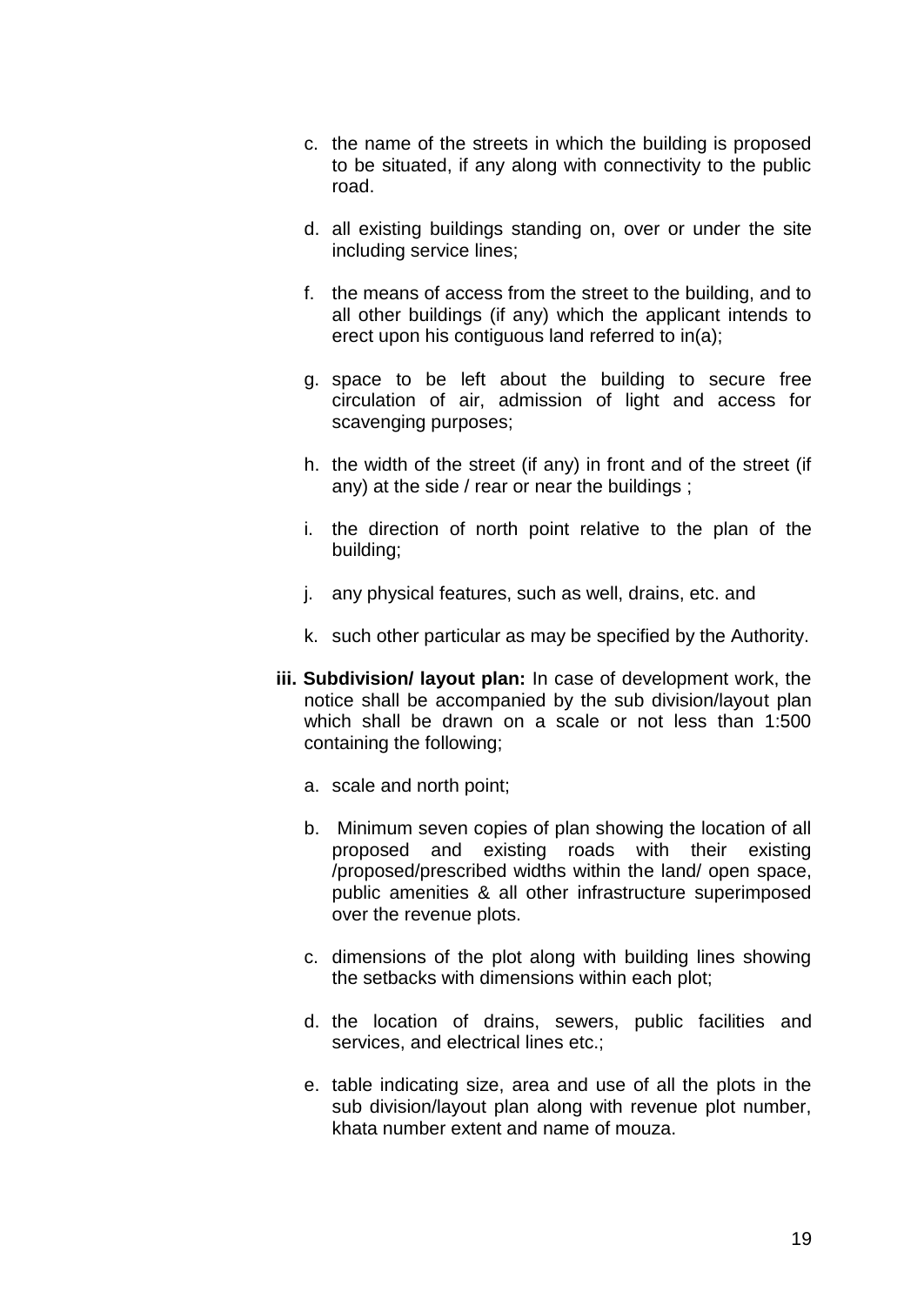c. the name of the streets in which the building is proposed to be situated, if any along with connectivity to the public road.

d. all existing buildings standing on, over or under the site including service lines;

f. the means of access from the street to the building, and to all other buildings (if any) which the applicant intends to erect upon his contiguous land referred to in(a);

g. space to be left about the building to secure free circulation of air, admission of light and access for scavenging purposes;

h. the width of the street (if any) in front and of the street (if any) at the side / rear or near the buildings ;

i. the direction of north point relative to the plan of the building;

j. any physical features, such as well, drains, etc. and

k. such other particular as may be specified by the Authority.

**iii. Subdivision/ layout plan:** In case of development work, the notice shall be accompanied by the sub division/layout plan which shall be drawn on a scale or not less than 1:500 containing the following;

a. scale and north point;

b. Minimum seven copies of plan showing the location of all proposed and existing roads with their existing /proposed/prescribed widths within the land/ open space, public amenities & all other infrastructure superimposed over the revenue plots.

c. dimensions of the plot along with building lines showing the setbacks with dimensions within each plot;

d. the location of drains, sewers, public facilities and services, and electrical lines etc.;

e. table indicating size, area and use of all the plots in the sub division/layout plan along with revenue plot number, khata number extent and name of mouza.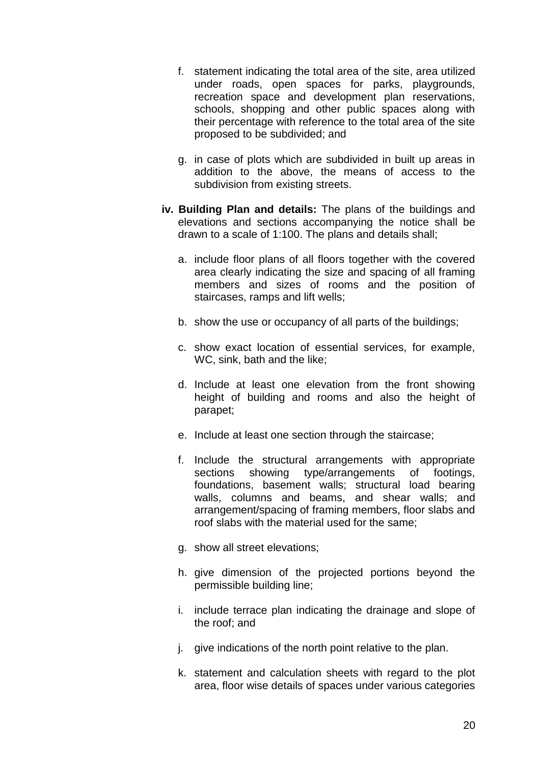f. statement indicating the total area of the site, area utilized under roads, open spaces for parks, playgrounds, recreation space and development plan reservations, schools, shopping and other public spaces along with their percentage with reference to the total area of the site proposed to be subdivided; and

g. in case of plots which are subdivided in built up areas in addition to the above, the means of access to the subdivision from existing streets.

**iv. Building Plan and details:** The plans of the buildings and elevations and sections accompanying the notice shall be drawn to a scale of 1:100. The plans and details shall;

a. include floor plans of all floors together with the covered area clearly indicating the size and spacing of all framing members and sizes of rooms and the position of staircases, ramps and lift wells;

b. show the use or occupancy of all parts of the buildings;

c. show exact location of essential services, for example, WC, sink, bath and the like;

d. Include at least one elevation from the front showing height of building and rooms and also the height of parapet;

e. Include at least one section through the staircase;

f. Include the structural arrangements with appropriate sections showing type/arrangements of footings, foundations, basement walls; structural load bearing walls, columns and beams, and shear walls; and arrangement/spacing of framing members, floor slabs and roof slabs with the material used for the same;

g. show all street elevations;

h. give dimension of the projected portions beyond the permissible building line;

i. include terrace plan indicating the drainage and slope of the roof; and

j. give indications of the north point relative to the plan.

k. statement and calculation sheets with regard to the plot area, floor wise details of spaces under various categories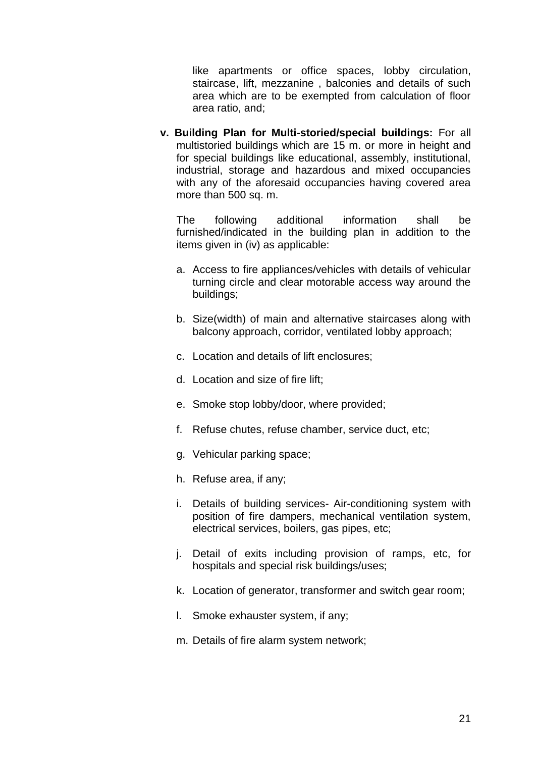like apartments or office spaces, lobby circulation, staircase, lift, mezzanine , balconies and details of such area which are to be exempted from calculation of floor area ratio, and;

**v. Building Plan for Multi-storied/special buildings:** For all multistoried buildings which are 15 m. or more in height and for special buildings like educational, assembly, institutional, industrial, storage and hazardous and mixed occupancies with any of the aforesaid occupancies having covered area more than 500 sq. m.

The following additional information shall be furnished/indicated in the building plan in addition to the items given in (iv) as applicable:

a. Access to fire appliances/vehicles with details of vehicular turning circle and clear motorable access way around the buildings;

b. Size(width) of main and alternative staircases along with balcony approach, corridor, ventilated lobby approach;

c. Location and details of lift enclosures;

d. Location and size of fire lift;

e. Smoke stop lobby/door, where provided;

f. Refuse chutes, refuse chamber, service duct, etc;

g. Vehicular parking space;

h. Refuse area, if any;

i. Details of building services- Air-conditioning system with position of fire dampers, mechanical ventilation system, electrical services, boilers, gas pipes, etc;

j. Detail of exits including provision of ramps, etc, for hospitals and special risk buildings/uses;

k. Location of generator, transformer and switch gear room;

l. Smoke exhauster system, if any;

m. Details of fire alarm system network;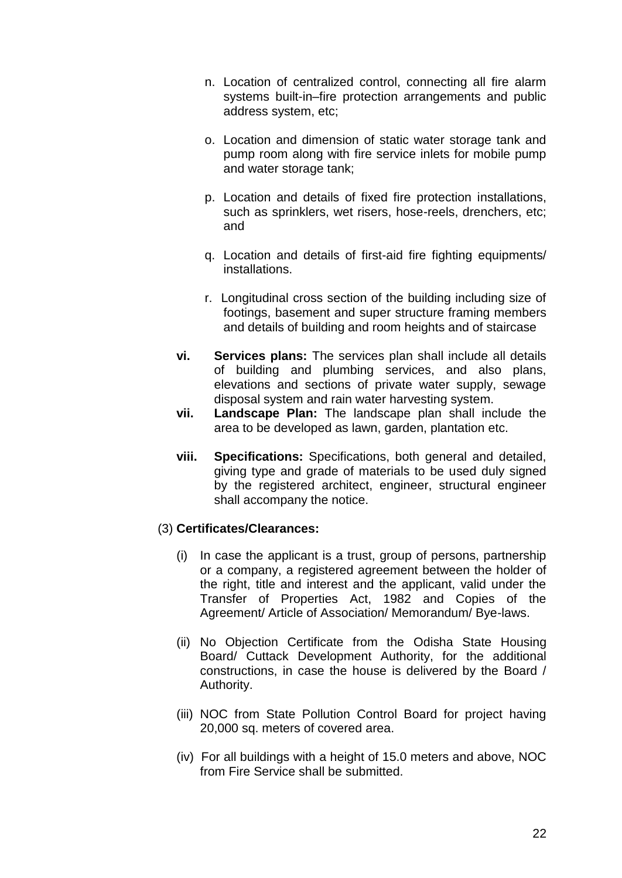n. Location of centralized control, connecting all fire alarm systems built-in–fire protection arrangements and public address system, etc;

o. Location and dimension of static water storage tank and pump room along with fire service inlets for mobile pump and water storage tank;

p. Location and details of fixed fire protection installations, such as sprinklers, wet risers, hose-reels, drenchers, etc; and

q. Location and details of first-aid fire fighting equipments/ installations.

r. Longitudinal cross section of the building including size of footings, basement and super structure framing members and details of building and room heights and of staircase

**vi. Services plans:** The services plan shall include all details of building and plumbing services, and also plans, elevations and sections of private water supply, sewage disposal system and rain water harvesting system.

**vii. Landscape Plan:** The landscape plan shall include the area to be developed as lawn, garden, plantation etc.

**viii. Specifications:** Specifications, both general and detailed, giving type and grade of materials to be used duly signed by the registered architect, engineer, structural engineer shall accompany the notice.

(3) **Certificates/Clearances:**

(i) In case the applicant is a trust, group of persons, partnership or a company, a registered agreement between the holder of the right, title and interest and the applicant, valid under the Transfer of Properties Act, 1982 and Copies of the Agreement/ Article of Association/ Memorandum/ Bye-laws.

(ii) No Objection Certificate from the Odisha State Housing Board/ Cuttack Development Authority, for the additional constructions, in case the house is delivered by the Board / Authority.

(iii) NOC from State Pollution Control Board for project having 20,000 sq. meters of covered area.

(iv) For all buildings with a height of 15.0 meters and above, NOC from Fire Service shall be submitted.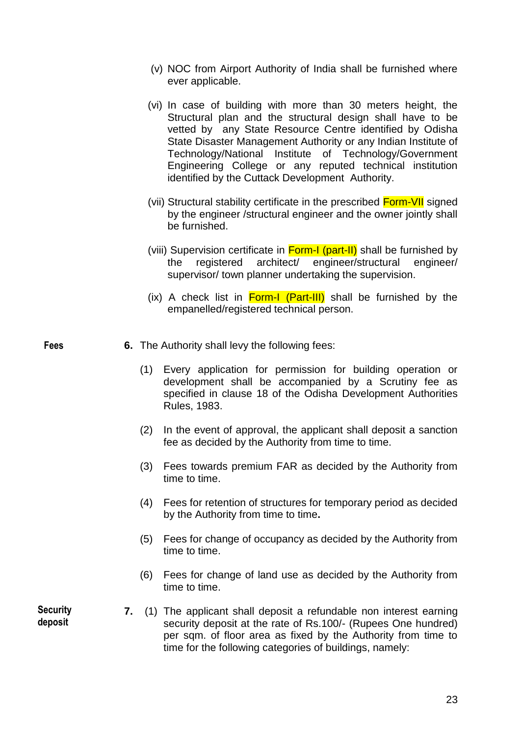(v) NOC from Airport Authority of India shall be furnished where ever applicable.

(vi) In case of building with more than 30 meters height, the Structural plan and the structural design shall have to be vetted by any State Resource Centre identified by Odisha State Disaster Management Authority or any Indian Institute of Technology/National Institute of Technology/Government Engineering College or any reputed technical institution identified by the Cuttack Development Authority.

(vii) Structural stability certificate in the prescribed Form-VII signed by the engineer /structural engineer and the owner jointly shall be furnished.

(viii) Supervision certificate in Form-I (part-II) shall be furnished by the registered architect/ engineer/structural engineer/ supervisor/ town planner undertaking the supervision.

(ix) A check list in Form-I (Part-III) shall be furnished by the empanelled/registered technical person.

**Fees**

**6.** The Authority shall levy the following fees:

(1) Every application for permission for building operation or development shall be accompanied by a Scrutiny fee as specified in clause 18 of the Odisha Development Authorities Rules, 1983.

(2) In the event of approval, the applicant shall deposit a sanction fee as decided by the Authority from time to time.

(3) Fees towards premium FAR as decided by the Authority from time to time.

(4) Fees for retention of structures for temporary period as decided by the Authority from time to time**.**

(5) Fees for change of occupancy as decided by the Authority from time to time.

(6) Fees for change of land use as decided by the Authority from time to time.

**Security deposit**

**7.** (1) The applicant shall deposit a refundable non interest earning security deposit at the rate of Rs.100/- (Rupees One hundred) per sqm. of floor area as fixed by the Authority from time to time for the following categories of buildings, namely: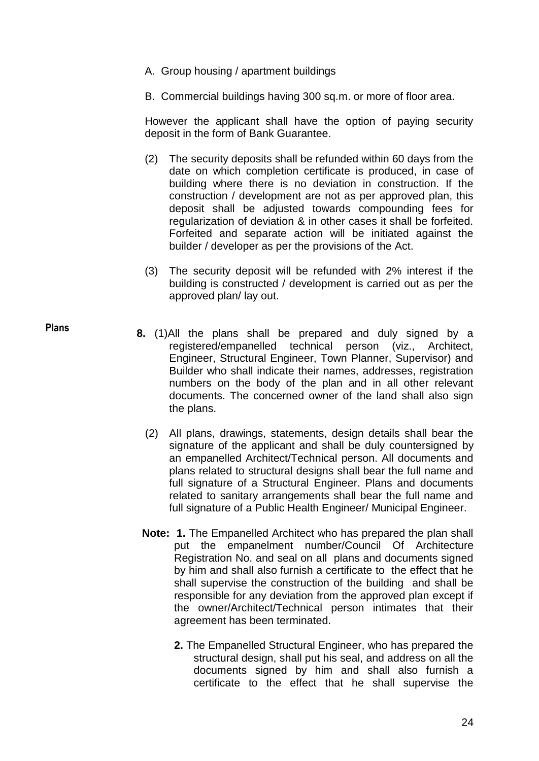A. Group housing / apartment buildings

B. Commercial buildings having 300 sq.m. or more of floor area.

However the applicant shall have the option of paying security deposit in the form of Bank Guarantee.

(2) The security deposits shall be refunded within 60 days from the date on which completion certificate is produced, in case of building where there is no deviation in construction. If the construction / development are not as per approved plan, this deposit shall be adjusted towards compounding fees for regularization of deviation & in other cases it shall be forfeited. Forfeited and separate action will be initiated against the builder / developer as per the provisions of the Act.

(3) The security deposit will be refunded with 2% interest if the building is constructed / development is carried out as per the approved plan/ lay out.

**Plans**

**8.** (1) All the plans shall be prepared and duly signed by a registered/empanelled technical person (viz., Architect, Engineer, Structural Engineer, Town Planner, Supervisor) and Builder who shall indicate their names, addresses, registration numbers on the body of the plan and in all other relevant documents. The concerned owner of the land shall also sign the plans.

(2) All plans, drawings, statements, design details shall bear the signature of the applicant and shall be duly countersigned by an empanelled Architect/Technical person. All documents and plans related to structural designs shall bear the full name and full signature of a Structural Engineer. Plans and documents related to sanitary arrangements shall bear the full name and full signature of a Public Health Engineer/ Municipal Engineer.

**Note:** **1.** The Empanelled Architect who has prepared the plan shall put the empanelment number/Council Of Architecture Registration No. and seal on all plans and documents signed by him and shall also furnish a certificate to the effect that he shall supervise the construction of the building and shall be responsible for any deviation from the approved plan except if the owner/Architect/Technical person intimates that their agreement has been terminated.

**2.** The Empanelled Structural Engineer, who has prepared the structural design, shall put his seal, and address on all the documents signed by him and shall also furnish a certificate to the effect that he shall supervise the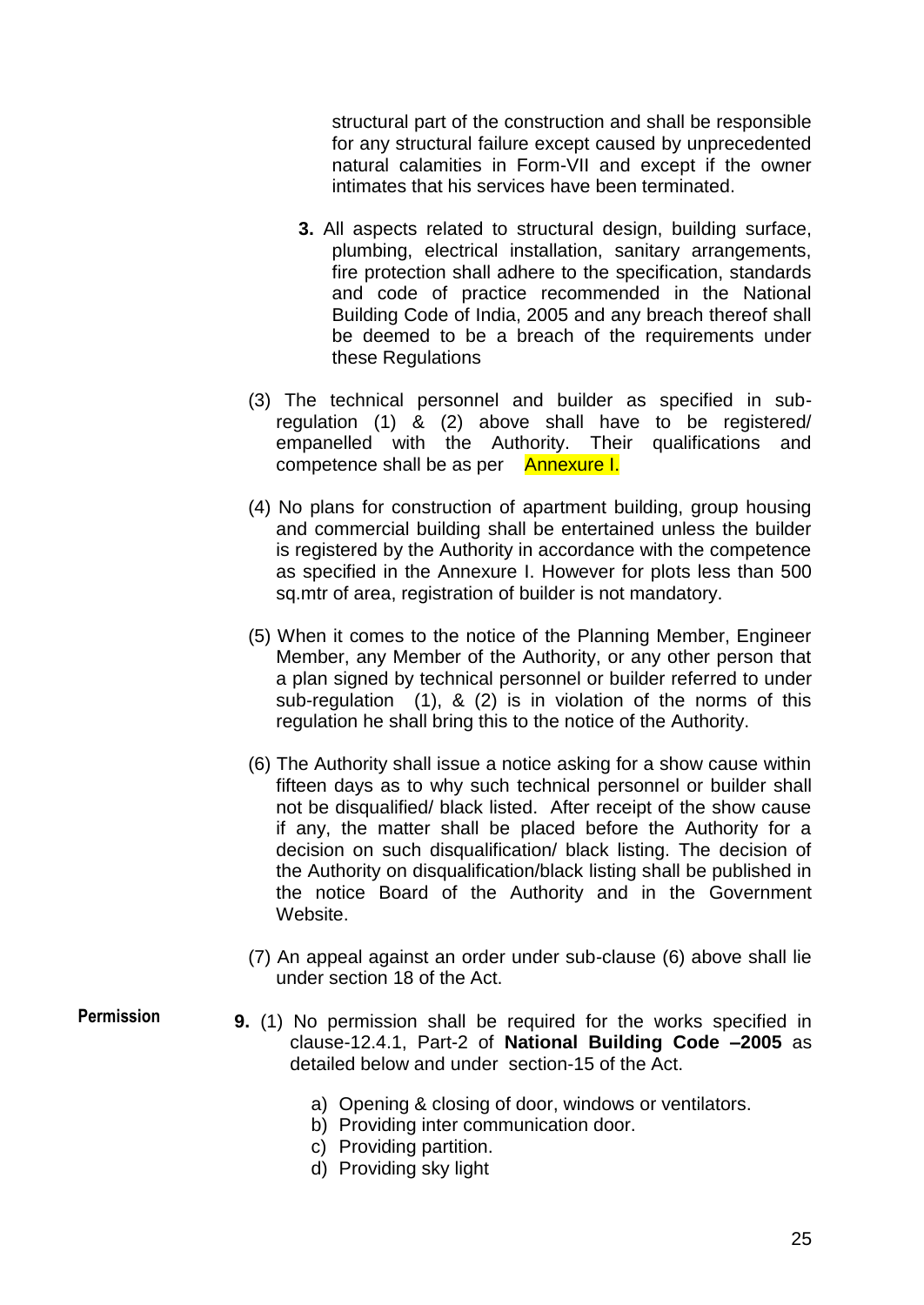structural part of the construction and shall be responsible for any structural failure except caused by unprecedented natural calamities in Form-VII and except if the owner intimates that his services have been terminated.

**3.** All aspects related to structural design, building surface, plumbing, electrical installation, sanitary arrangements, fire protection shall adhere to the specification, standards and code of practice recommended in the National Building Code of India, 2005 and any breach thereof shall be deemed to be a breach of the requirements under these Regulations

(3) The technical personnel and builder as specified in sub-regulation (1) & (2) above shall have to be registered/ empanelled with the Authority. Their qualifications and competence shall be as per Annexure I.

(4) No plans for construction of apartment building, group housing and commercial building shall be entertained unless the builder is registered by the Authority in accordance with the competence as specified in the Annexure I. However for plots less than 500 sq.mtr of area, registration of builder is not mandatory.

(5) When it comes to the notice of the Planning Member, Engineer Member, any Member of the Authority, or any other person that a plan signed by technical personnel or builder referred to under sub-regulation (1), & (2) is in violation of the norms of this regulation he shall bring this to the notice of the Authority.

(6) The Authority shall issue a notice asking for a show cause within fifteen days as to why such technical personnel or builder shall not be disqualified/ black listed. After receipt of the show cause if any, the matter shall be placed before the Authority for a decision on such disqualification/ black listing. The decision of the Authority on disqualification/black listing shall be published in the notice Board of the Authority and in the Government Website.

(7) An appeal against an order under sub-clause (6) above shall lie under section 18 of the Act.

**Permission**

**9.** (1) No permission shall be required for the works specified in clause-12.4.1, Part-2 of **National Building Code –2005** as detailed below and under section-15 of the Act.

a) Opening & closing of door, windows or ventilators.
b) Providing inter communication door.
c) Providing partition.
d) Providing sky light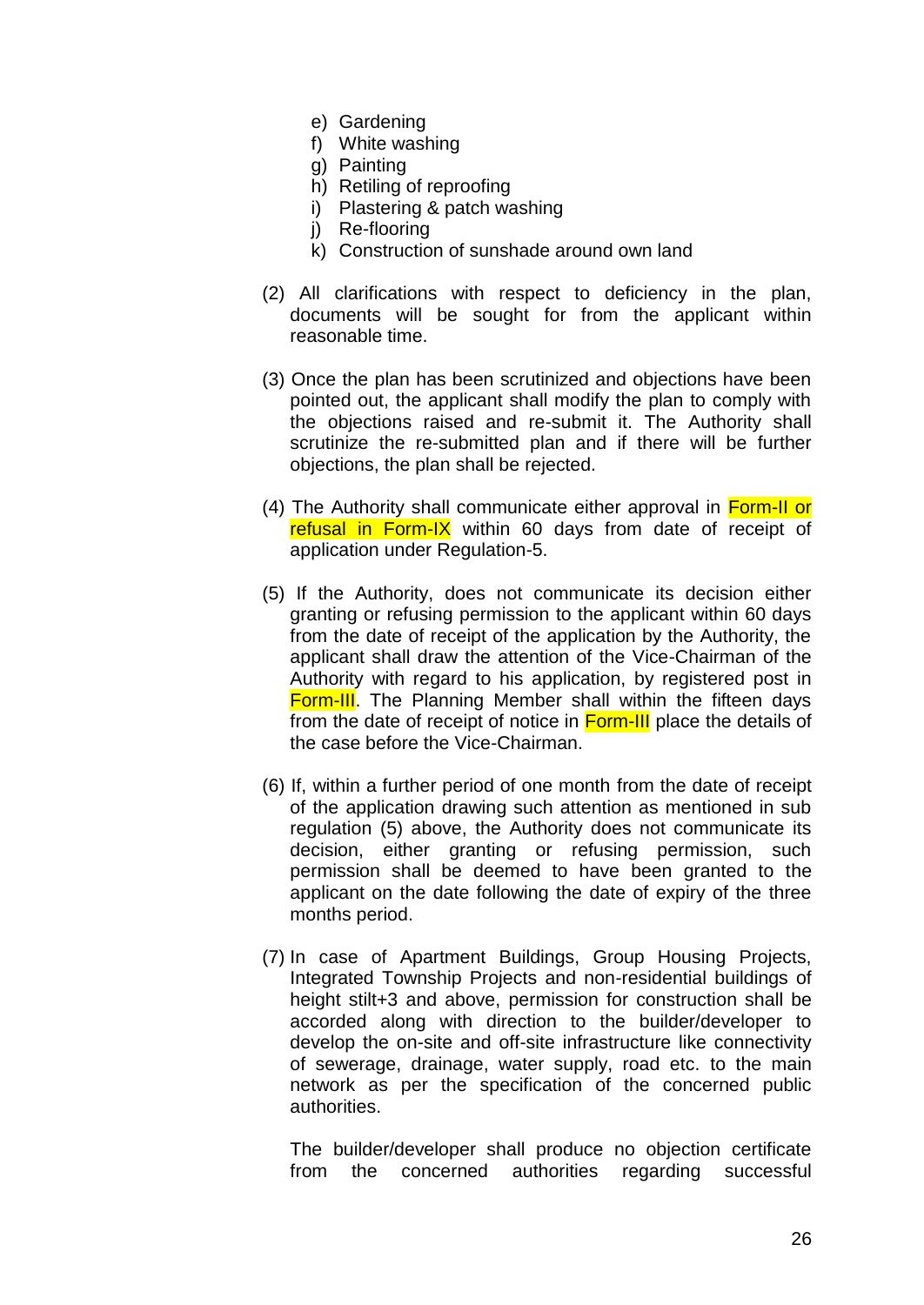e) Gardening
f) White washing
g) Painting
h) Retiling of reproofing
i) Plastering & patch washing
j) Re-flooring
k) Construction of sunshade around own land

(2) All clarifications with respect to deficiency in the plan, documents will be sought for from the applicant within reasonable time.

(3) Once the plan has been scrutinized and objections have been pointed out, the applicant shall modify the plan to comply with the objections raised and re-submit it. The Authority shall scrutinize the re-submitted plan and if there will be further objections, the plan shall be rejected.

(4) The Authority shall communicate either approval in Form-II or refusal in Form-IX within 60 days from date of receipt of application under Regulation-5.

(5) If the Authority, does not communicate its decision either granting or refusing permission to the applicant within 60 days from the date of receipt of the application by the Authority, the applicant shall draw the attention of the Vice-Chairman of the Authority with regard to his application, by registered post in Form-III. The Planning Member shall within the fifteen days from the date of receipt of notice in Form-III place the details of the case before the Vice-Chairman.

(6) If, within a further period of one month from the date of receipt of the application drawing such attention as mentioned in sub regulation (5) above, the Authority does not communicate its decision, either granting or refusing permission, such permission shall be deemed to have been granted to the applicant on the date following the date of expiry of the three months period.

(7) In case of Apartment Buildings, Group Housing Projects, Integrated Township Projects and non-residential buildings of height stilt+3 and above, permission for construction shall be accorded along with direction to the builder/developer to develop the on-site and off-site infrastructure like connectivity of sewerage, drainage, water supply, road etc. to the main network as per the specification of the concerned public authorities.

The builder/developer shall produce no objection certificate from the concerned authorities regarding successful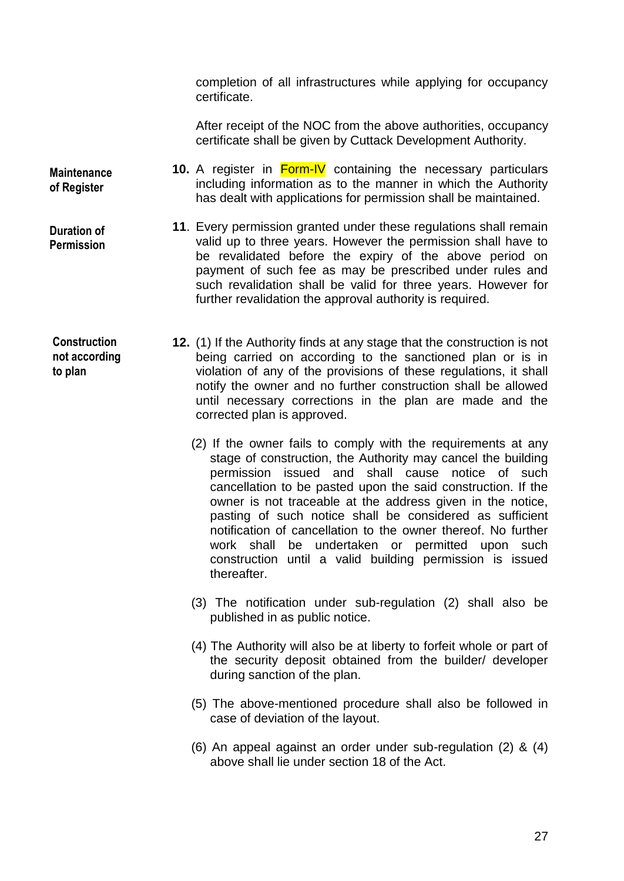completion of all infrastructures while applying for occupancy certificate.

After receipt of the NOC from the above authorities, occupancy certificate shall be given by Cuttack Development Authority.

**Maintenance of Register**

**10.** A register in Form-IV containing the necessary particulars including information as to the manner in which the Authority has dealt with applications for permission shall be maintained.

**Duration of Permission**

**11**. Every permission granted under these regulations shall remain valid up to three years. However the permission shall have to be revalidated before the expiry of the above period on payment of such fee as may be prescribed under rules and such revalidation shall be valid for three years. However for further revalidation the approval authority is required.

**Construction not according to plan**

**12.** (1) If the Authority finds at any stage that the construction is not being carried on according to the sanctioned plan or is in violation of any of the provisions of these regulations, it shall notify the owner and no further construction shall be allowed until necessary corrections in the plan are made and the corrected plan is approved.

(2) If the owner fails to comply with the requirements at any stage of construction, the Authority may cancel the building permission issued and shall cause notice of such cancellation to be pasted upon the said construction. If the owner is not traceable at the address given in the notice, pasting of such notice shall be considered as sufficient notification of cancellation to the owner thereof. No further work shall be undertaken or permitted upon such construction until a valid building permission is issued thereafter.

(3) The notification under sub-regulation (2) shall also be published in as public notice.

(4) The Authority will also be at liberty to forfeit whole or part of the security deposit obtained from the builder/ developer during sanction of the plan.

(5) The above-mentioned procedure shall also be followed in case of deviation of the layout.

(6) An appeal against an order under sub-regulation (2) & (4) above shall lie under section 18 of the Act.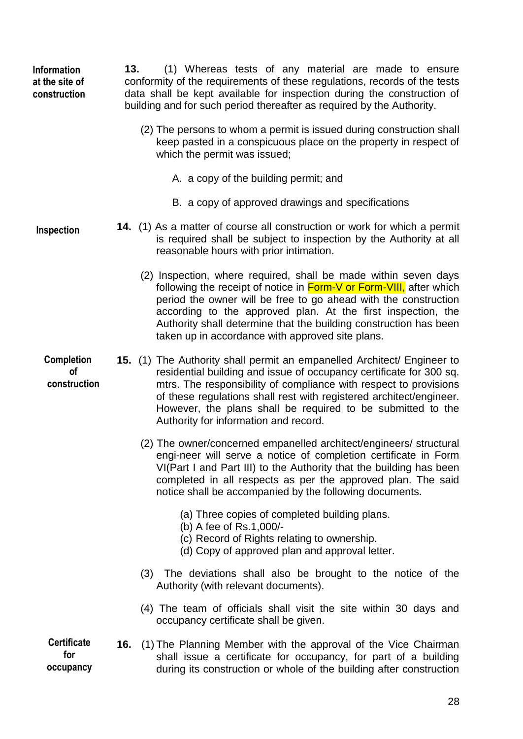**Information at the site of construction**

**13.** (1) Whereas tests of any material are made to ensure conformity of the requirements of these regulations, records of the tests data shall be kept available for inspection during the construction of building and for such period thereafter as required by the Authority.

(2) The persons to whom a permit is issued during construction shall keep pasted in a conspicuous place on the property in respect of which the permit was issued;

A. a copy of the building permit; and

B. a copy of approved drawings and specifications

**Inspection**

**14.** (1) As a matter of course all construction or work for which a permit is required shall be subject to inspection by the Authority at all reasonable hours with prior intimation.

(2) Inspection, where required, shall be made within seven days following the receipt of notice in Form-V or Form-VIII, after which period the owner will be free to go ahead with the construction according to the approved plan. At the first inspection, the Authority shall determine that the building construction has been taken up in accordance with approved site plans.

**Completion of construction**

**15.** (1) The Authority shall permit an empanelled Architect/ Engineer to residential building and issue of occupancy certificate for 300 sq. mtrs. The responsibility of compliance with respect to provisions of these regulations shall rest with registered architect/engineer. However, the plans shall be required to be submitted to the Authority for information and record.

(2) The owner/concerned empanelled architect/engineers/ structural engi-neer will serve a notice of completion certificate in Form VI(Part I and Part III) to the Authority that the building has been completed in all respects as per the approved plan. The said notice shall be accompanied by the following documents.

(a) Three copies of completed building plans.
(b) A fee of Rs.1,000/-
(c) Record of Rights relating to ownership.
(d) Copy of approved plan and approval letter.

(3) The deviations shall also be brought to the notice of the Authority (with relevant documents).

(4) The team of officials shall visit the site within 30 days and occupancy certificate shall be given.

**Certificate for occupancy**

**16.** (1) The Planning Member with the approval of the Vice Chairman shall issue a certificate for occupancy, for part of a building during its construction or whole of the building after construction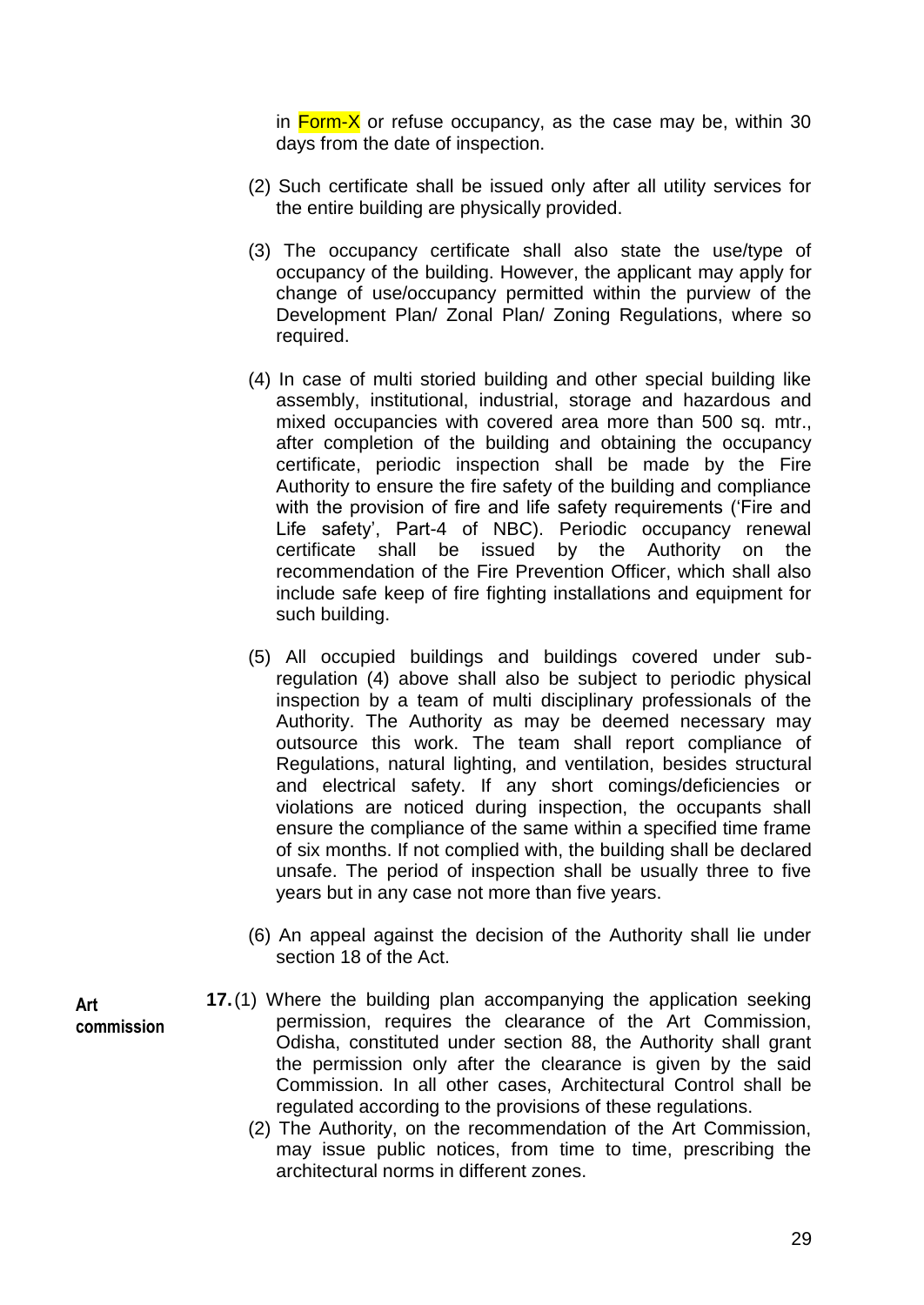in Form-X or refuse occupancy, as the case may be, within 30 days from the date of inspection.

(2) Such certificate shall be issued only after all utility services for the entire building are physically provided.

(3) The occupancy certificate shall also state the use/type of occupancy of the building. However, the applicant may apply for change of use/occupancy permitted within the purview of the Development Plan/ Zonal Plan/ Zoning Regulations, where so required.

(4) In case of multi storied building and other special building like assembly, institutional, industrial, storage and hazardous and mixed occupancies with covered area more than 500 sq. mtr., after completion of the building and obtaining the occupancy certificate, periodic inspection shall be made by the Fire Authority to ensure the fire safety of the building and compliance with the provision of fire and life safety requirements ('Fire and Life safety', Part-4 of NBC). Periodic occupancy renewal certificate shall be issued by the Authority on the recommendation of the Fire Prevention Officer, which shall also include safe keep of fire fighting installations and equipment for such building.

(5) All occupied buildings and buildings covered under sub-regulation (4) above shall also be subject to periodic physical inspection by a team of multi disciplinary professionals of the Authority. The Authority as may be deemed necessary may outsource this work. The team shall report compliance of Regulations, natural lighting, and ventilation, besides structural and electrical safety. If any short comings/deficiencies or violations are noticed during inspection, the occupants shall ensure the compliance of the same within a specified time frame of six months. If not complied with, the building shall be declared unsafe. The period of inspection shall be usually three to five years but in any case not more than five years.

(6) An appeal against the decision of the Authority shall lie under section 18 of the Act.

**Art commission**

**17.** (1) Where the building plan accompanying the application seeking permission, requires the clearance of the Art Commission, Odisha, constituted under section 88, the Authority shall grant the permission only after the clearance is given by the said Commission. In all other cases, Architectural Control shall be regulated according to the provisions of these regulations.

(2) The Authority, on the recommendation of the Art Commission, may issue public notices, from time to time, prescribing the architectural norms in different zones.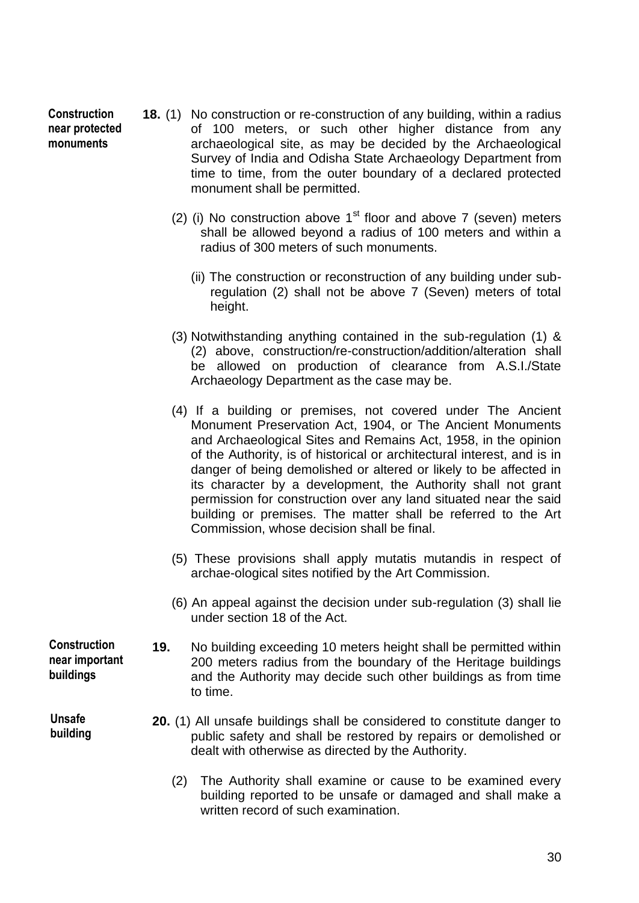**Construction near protected monuments**

**18.** (1) No construction or re-construction of any building, within a radius of 100 meters, or such other higher distance from any archaeological site, as may be decided by the Archaeological Survey of India and Odisha State Archaeology Department from time to time, from the outer boundary of a declared protected monument shall be permitted.

(2) (i) No construction above 1st floor and above 7 (seven) meters shall be allowed beyond a radius of 100 meters and within a radius of 300 meters of such monuments.

(ii) The construction or reconstruction of any building under sub-regulation (2) shall not be above 7 (Seven) meters of total height.

(3) Notwithstanding anything contained in the sub-regulation (1) & (2) above, construction/re-construction/addition/alteration shall be allowed on production of clearance from A.S.I./State Archaeology Department as the case may be.

(4) If a building or premises, not covered under The Ancient Monument Preservation Act, 1904, or The Ancient Monuments and Archaeological Sites and Remains Act, 1958, in the opinion of the Authority, is of historical or architectural interest, and is in danger of being demolished or altered or likely to be affected in its character by a development, the Authority shall not grant permission for construction over any land situated near the said building or premises. The matter shall be referred to the Art Commission, whose decision shall be final.

(5) These provisions shall apply mutatis mutandis in respect of archae-ological sites notified by the Art Commission.

(6) An appeal against the decision under sub-regulation (3) shall lie under section 18 of the Act.

**Construction near important buildings**

**19.** No building exceeding 10 meters height shall be permitted within 200 meters radius from the boundary of the Heritage buildings and the Authority may decide such other buildings as from time to time.

**Unsafe building**

**20.** (1) All unsafe buildings shall be considered to constitute danger to public safety and shall be restored by repairs or demolished or dealt with otherwise as directed by the Authority.

(2) The Authority shall examine or cause to be examined every building reported to be unsafe or damaged and shall make a written record of such examination.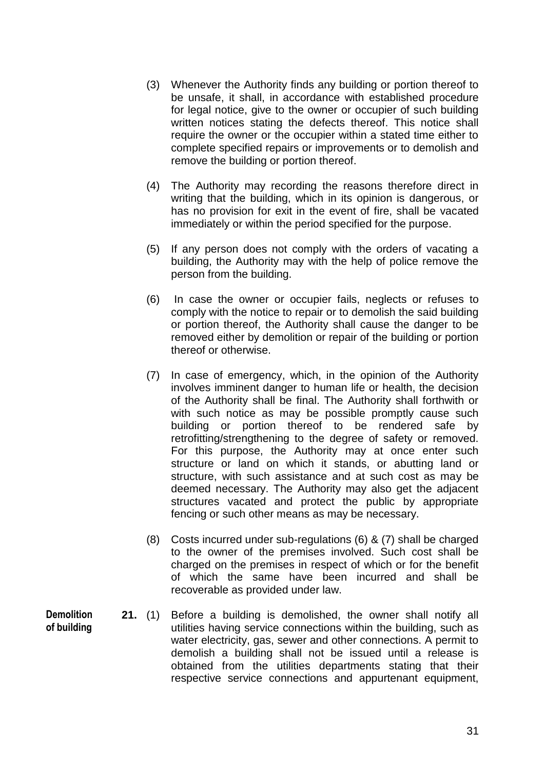(3) Whenever the Authority finds any building or portion thereof to be unsafe, it shall, in accordance with established procedure for legal notice, give to the owner or occupier of such building written notices stating the defects thereof. This notice shall require the owner or the occupier within a stated time either to complete specified repairs or improvements or to demolish and remove the building or portion thereof.

(4) The Authority may recording the reasons therefore direct in writing that the building, which in its opinion is dangerous, or has no provision for exit in the event of fire, shall be vacated immediately or within the period specified for the purpose.

(5) If any person does not comply with the orders of vacating a building, the Authority may with the help of police remove the person from the building.

(6) In case the owner or occupier fails, neglects or refuses to comply with the notice to repair or to demolish the said building or portion thereof, the Authority shall cause the danger to be removed either by demolition or repair of the building or portion thereof or otherwise.

(7) In case of emergency, which, in the opinion of the Authority involves imminent danger to human life or health, the decision of the Authority shall be final. The Authority shall forthwith or with such notice as may be possible promptly cause such building or portion thereof to be rendered safe by retrofitting/strengthening to the degree of safety or removed. For this purpose, the Authority may at once enter such structure or land on which it stands, or abutting land or structure, with such assistance and at such cost as may be deemed necessary. The Authority may also get the adjacent structures vacated and protect the public by appropriate fencing or such other means as may be necessary.

(8) Costs incurred under sub-regulations (6) & (7) shall be charged to the owner of the premises involved. Such cost shall be charged on the premises in respect of which or for the benefit of which the same have been incurred and shall be recoverable as provided under law.

**Demolition of building**

**21.** (1) Before a building is demolished, the owner shall notify all utilities having service connections within the building, such as water electricity, gas, sewer and other connections. A permit to demolish a building shall not be issued until a release is obtained from the utilities departments stating that their respective service connections and appurtenant equipment,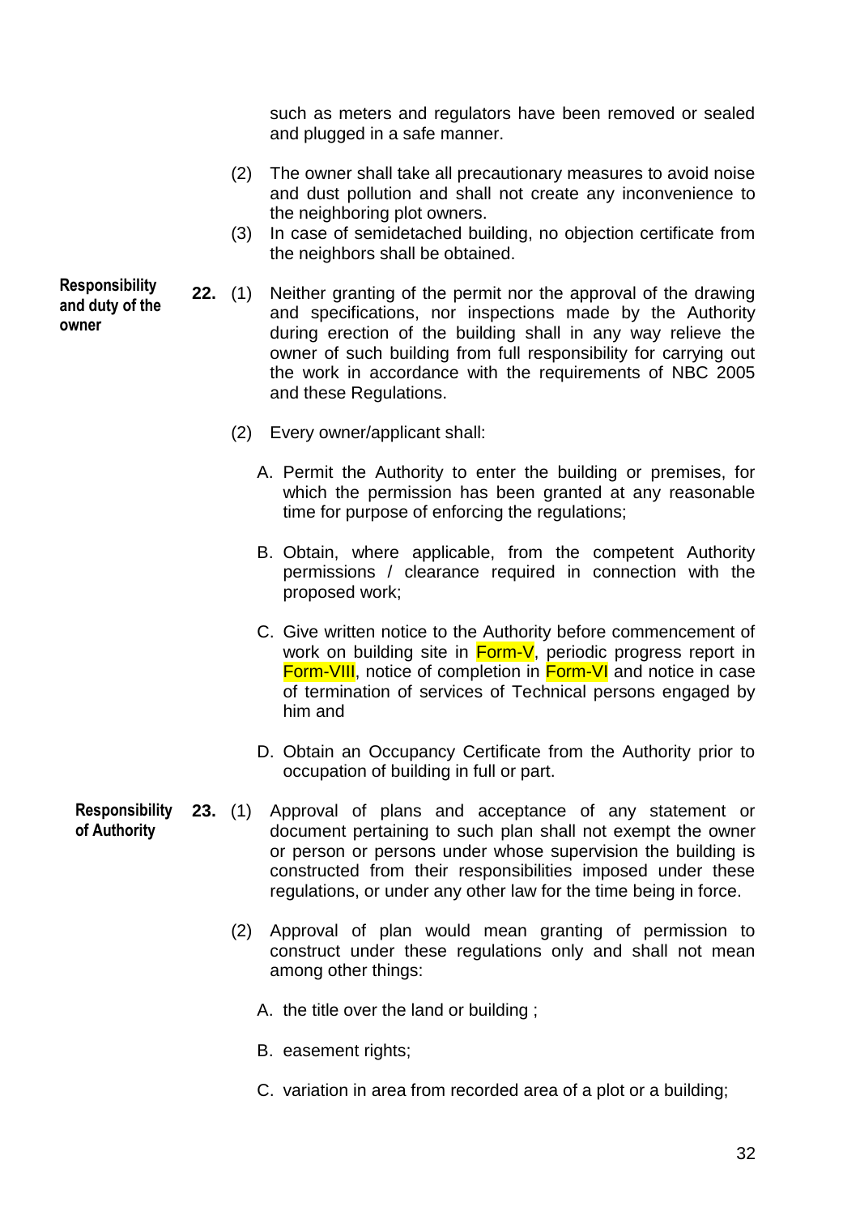such as meters and regulators have been removed or sealed and plugged in a safe manner.

(2) The owner shall take all precautionary measures to avoid noise and dust pollution and shall not create any inconvenience to the neighboring plot owners.

(3) In case of semidetached building, no objection certificate from the neighbors shall be obtained.

**Responsibility and duty of the owner**

**22.** (1) Neither granting of the permit nor the approval of the drawing and specifications, nor inspections made by the Authority during erection of the building shall in any way relieve the owner of such building from full responsibility for carrying out the work in accordance with the requirements of NBC 2005 and these Regulations.

(2) Every owner/applicant shall:

A. Permit the Authority to enter the building or premises, for which the permission has been granted at any reasonable time for purpose of enforcing the regulations;

B. Obtain, where applicable, from the competent Authority permissions / clearance required in connection with the proposed work;

C. Give written notice to the Authority before commencement of work on building site in Form-V, periodic progress report in Form-VIII, notice of completion in Form-VI and notice in case of termination of services of Technical persons engaged by him and

D. Obtain an Occupancy Certificate from the Authority prior to occupation of building in full or part.

**Responsibility of Authority**

**23.** (1) Approval of plans and acceptance of any statement or document pertaining to such plan shall not exempt the owner or person or persons under whose supervision the building is constructed from their responsibilities imposed under these regulations, or under any other law for the time being in force.

(2) Approval of plan would mean granting of permission to construct under these regulations only and shall not mean among other things:

A. the title over the land or building ;

B. easement rights;

C. variation in area from recorded area of a plot or a building;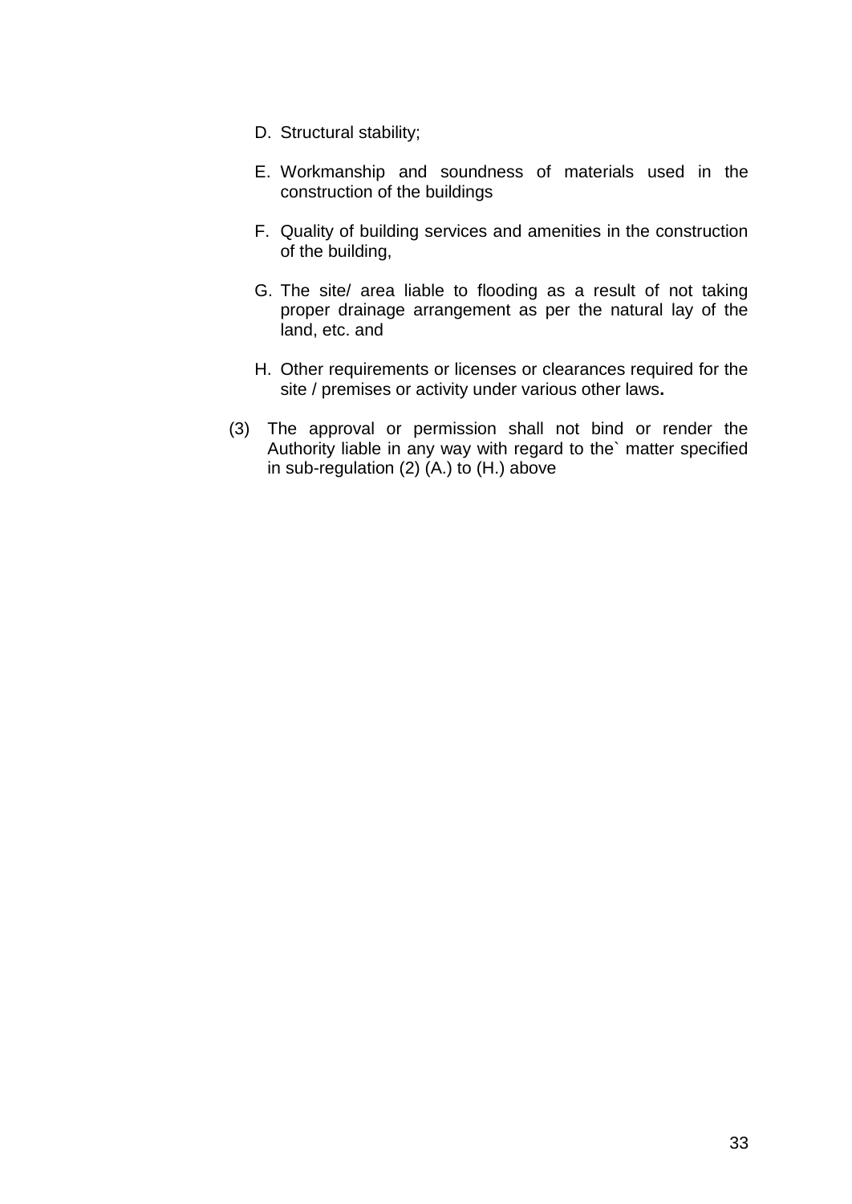D. Structural stability;

E. Workmanship and soundness of materials used in the construction of the buildings

F. Quality of building services and amenities in the construction of the building,

G. The site/ area liable to flooding as a result of not taking proper drainage arrangement as per the natural lay of the land, etc. and

H. Other requirements or licenses or clearances required for the site / premises or activity under various other laws**.**

(3) The approval or permission shall not bind or render the Authority liable in any way with regard to the` matter specified in sub-regulation (2) (A.) to (H.) above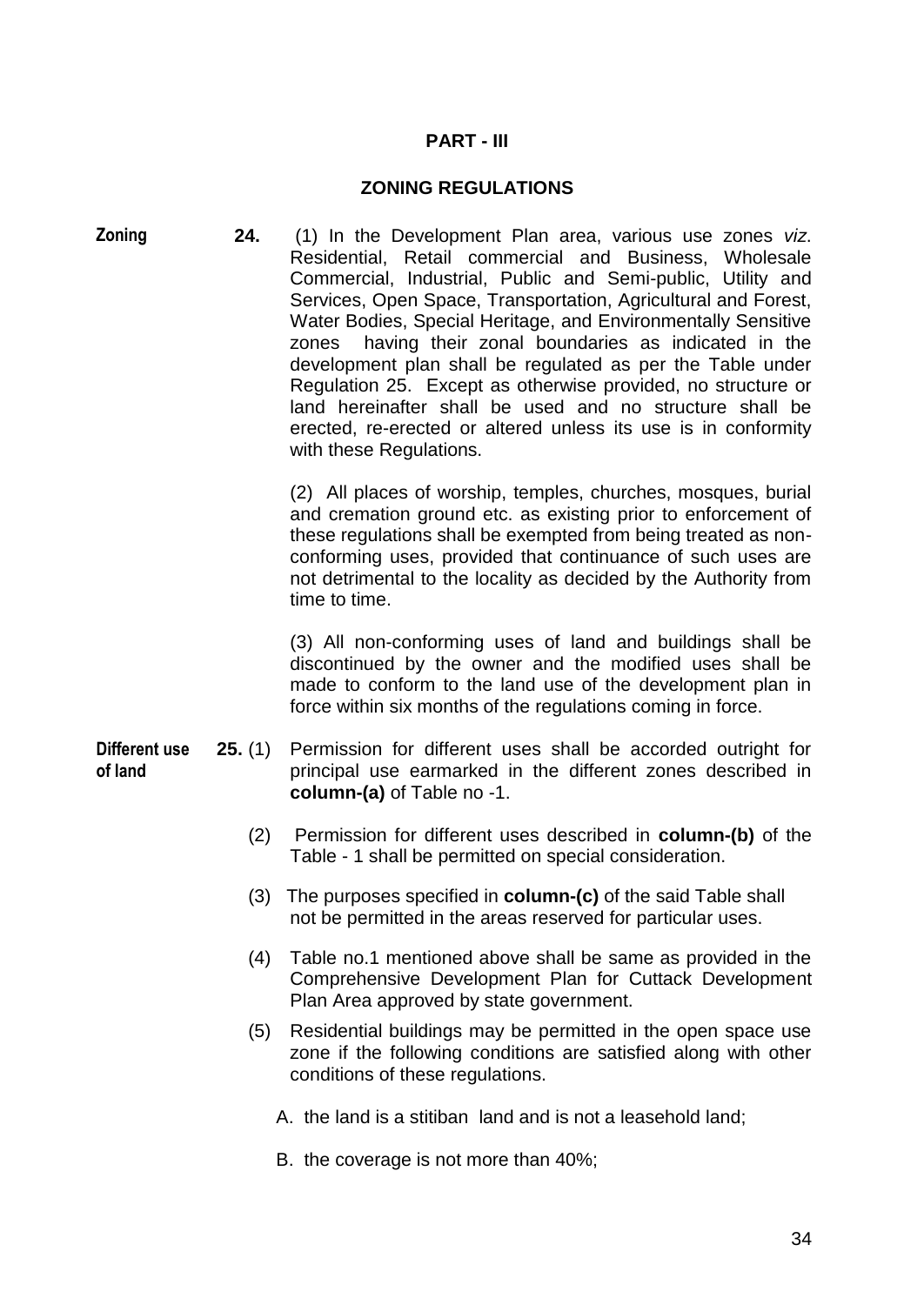## PART - III

## ZONING REGULATIONS

**Zoning**

**24.** (1) In the Development Plan area, various use zones *viz*. Residential, Retail commercial and Business, Wholesale Commercial, Industrial, Public and Semi-public, Utility and Services, Open Space, Transportation, Agricultural and Forest, Water Bodies, Special Heritage, and Environmentally Sensitive zones having their zonal boundaries as indicated in the development plan shall be regulated as per the Table under Regulation 25. Except as otherwise provided, no structure or land hereinafter shall be used and no structure shall be erected, re-erected or altered unless its use is in conformity with these Regulations.

(2) All places of worship, temples, churches, mosques, burial and cremation ground etc. as existing prior to enforcement of these regulations shall be exempted from being treated as non-conforming uses, provided that continuance of such uses are not detrimental to the locality as decided by the Authority from time to time.

(3) All non-conforming uses of land and buildings shall be discontinued by the owner and the modified uses shall be made to conform to the land use of the development plan in force within six months of the regulations coming in force.

**Different use of land**

**25.** (1) Permission for different uses shall be accorded outright for principal use earmarked in the different zones described in **column-(a)** of Table no -1.

(2) Permission for different uses described in **column-(b)** of the Table - 1 shall be permitted on special consideration.

(3) The purposes specified in **column-(c)** of the said Table shall not be permitted in the areas reserved for particular uses.

(4) Table no.1 mentioned above shall be same as provided in the Comprehensive Development Plan for Cuttack Development Plan Area approved by state government.

(5) Residential buildings may be permitted in the open space use zone if the following conditions are satisfied along with other conditions of these regulations.

A. the land is a stitiban land and is not a leasehold land;

B. the coverage is not more than 40%;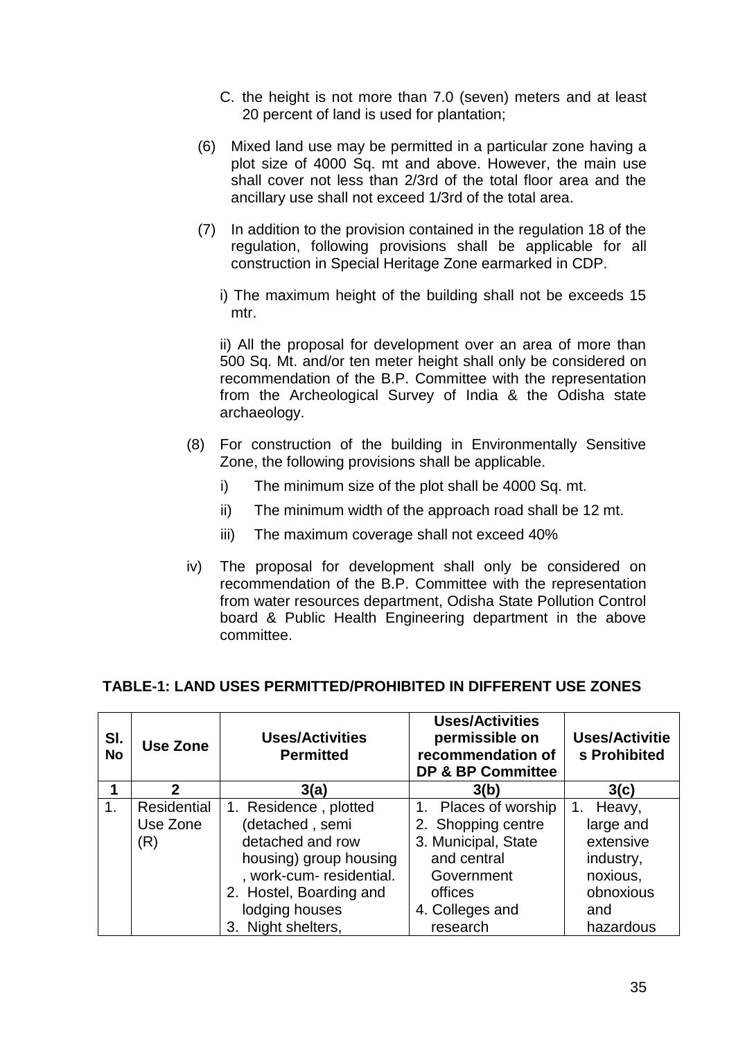C. the height is not more than 7.0 (seven) meters and at least 20 percent of land is used for plantation;

(6) Mixed land use may be permitted in a particular zone having a plot size of 4000 Sq. mt and above. However, the main use shall cover not less than 2/3rd of the total floor area and the ancillary use shall not exceed 1/3rd of the total area.

(7) In addition to the provision contained in the regulation 18 of the regulation, following provisions shall be applicable for all construction in Special Heritage Zone earmarked in CDP.

i) The maximum height of the building shall not be exceeds 15 mtr.

ii) All the proposal for development over an area of more than 500 Sq. Mt. and/or ten meter height shall only be considered on recommendation of the B.P. Committee with the representation from the Archeological Survey of India & the Odisha state archaeology.

(8) For construction of the building in Environmentally Sensitive Zone, the following provisions shall be applicable.

i) The minimum size of the plot shall be 4000 Sq. mt.

ii) The minimum width of the approach road shall be 12 mt.

iii) The maximum coverage shall not exceed 40%

iv) The proposal for development shall only be considered on recommendation of the B.P. Committee with the representation from water resources department, Odisha State Pollution Control board & Public Health Engineering department in the above committee.

**TABLE-1: LAND USES PERMITTED/PROHIBITED IN DIFFERENT USE ZONES**

| Sl. No | Use Zone | Uses/Activities Permitted | Uses/Activities permissible on recommendation of DP & BP Committee | Uses/Activities Prohibited |
|---|---|---|---|---|
| 1 | 2 | 3(a) | 3(b) | 3(c) |
| 1. | Residential Use Zone (R) | 1. Residence , plotted (detached , semi detached and row housing) group housing , work-cum- residential.<br>2. Hostel, Boarding and lodging houses<br>3. Night shelters, | 1. Places of worship<br>2. Shopping centre<br>3. Municipal, State and central Government offices<br>4. Colleges and research | 1. Heavy, large and extensive industry, noxious, obnoxious and hazardous |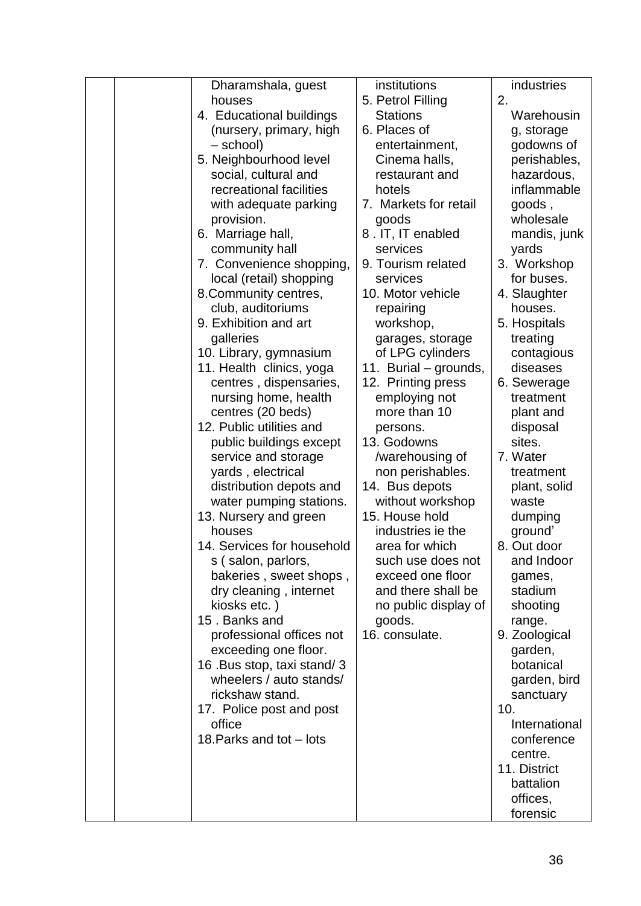|  |  | Dharamshala, guest houses<br>4. Educational buildings (nursery, primary, high – school)<br>5. Neighbourhood level social, cultural and recreational facilities with adequate parking provision.<br>6. Marriage hall, community hall<br>7. Convenience shopping, local (retail) shopping<br>8.Community centres, club, auditoriums<br>9. Exhibition and art galleries<br>10. Library, gymnasium<br>11. Health clinics, yoga centres , dispensaries, nursing home, health centres (20 beds)<br>12. Public utilities and public buildings except service and storage yards , electrical distribution depots and water pumping stations.<br>13. Nursery and green houses<br>14. Services for households ( salon, parlors, bakeries , sweet shops , dry cleaning , internet kiosks etc. )<br>15 . Banks and professional offices not exceeding one floor.<br>16 .Bus stop, taxi stand/ 3 wheelers / auto stands/ rickshaw stand.<br>17. Police post and post office<br>18.Parks and tot – lots | institutions<br>5. Petrol Filling Stations<br>6. Places of entertainment, Cinema halls, restaurant and hotels<br>7. Markets for retail goods<br>8 . IT, IT enabled services<br>9. Tourism related services<br>10. Motor vehicle repairing workshop, garages, storage of LPG cylinders<br>11. Burial – grounds,<br>12. Printing press employing not more than 10 persons.<br>13. Godowns /warehousing of non perishables.<br>14. Bus depots without workshop<br>15. House hold industries ie the area for which such use does not exceed one floor and there shall be no public display of goods.<br>16. consulate. | industries<br>2. Warehousing, storage godowns of perishables, hazardous, inflammable goods , wholesale mandis, junk yards<br>3. Workshop for buses.<br>4. Slaughter houses.<br>5. Hospitals treating contagious diseases<br>6. Sewerage treatment plant and disposal sites.<br>7. Water treatment plant, solid waste dumping ground'<br>8. Out door and Indoor games, stadium shooting range.<br>9. Zoological garden, botanical garden, bird sanctuary<br>10. International conference centre.<br>11. District battalion offices, forensic |
|---|---|---|---|---|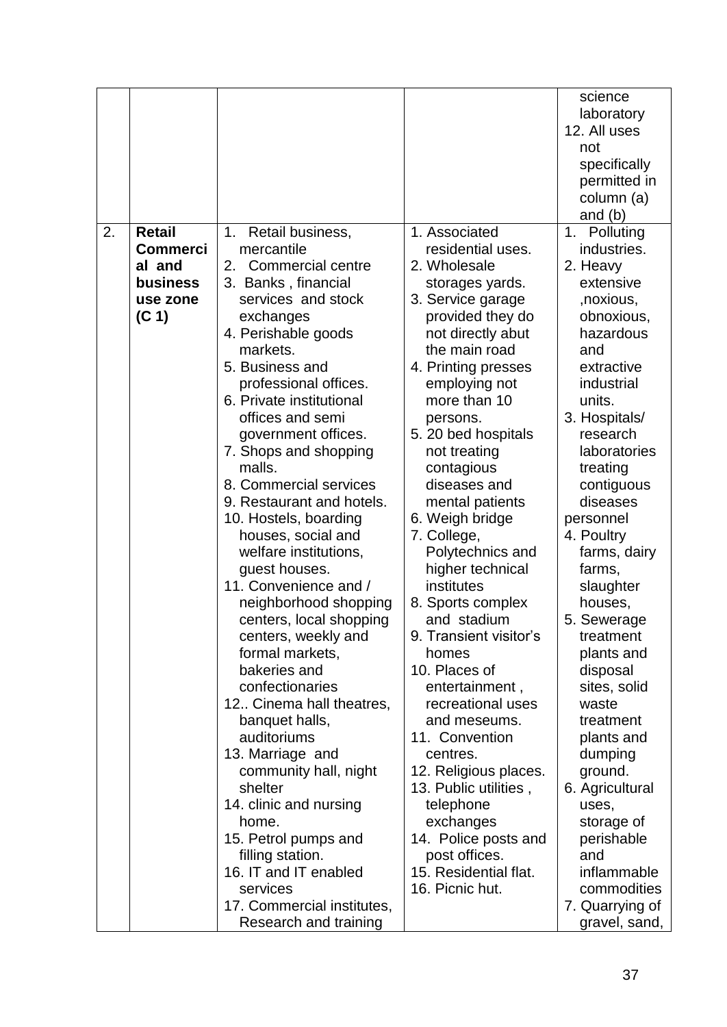| | | | | science laboratory<br>12. All uses not specifically permitted in column (a) and (b) |
|---|---|---|---|---|
| 2. | **Retail Commercial and business use zone (C 1)** | 1. Retail business, mercantile<br>2. Commercial centre<br>3. Banks , financial services and stock exchanges<br>4. Perishable goods markets.<br>5. Business and professional offices.<br>6. Private institutional offices and semi government offices.<br>7. Shops and shopping malls.<br>8. Commercial services<br>9. Restaurant and hotels.<br>10. Hostels, boarding houses, social and welfare institutions, guest houses.<br>11. Convenience and / neighborhood shopping centers, local shopping centers, weekly and formal markets, bakeries and confectionaries<br>12.. Cinema hall theatres, banquet halls, auditoriums<br>13. Marriage and community hall, night shelter<br>14. clinic and nursing home.<br>15. Petrol pumps and filling station.<br>16. IT and IT enabled services<br>17. Commercial institutes, Research and training | 1. Associated residential uses.<br>2. Wholesale storages yards.<br>3. Service garage provided they do not directly abut the main road<br>4. Printing presses employing not more than 10 persons.<br>5. 20 bed hospitals not treating contagious diseases and mental patients<br>6. Weigh bridge<br>7. College, Polytechnics and higher technical institutes<br>8. Sports complex and stadium<br>9. Transient visitor's homes<br>10. Places of entertainment , recreational uses and meseums.<br>11. Convention centres.<br>12. Religious places.<br>13. Public utilities , telephone exchanges<br>14. Police posts and post offices.<br>15. Residential flat.<br>16. Picnic hut. | 1. Polluting industries.<br>2. Heavy extensive ,noxious, obnoxious, hazardous and extractive industrial units.<br>3. Hospitals/ research laboratories treating contiguous diseases personnel<br>4. Poultry farms, dairy farms, slaughter houses,<br>5. Sewerage treatment plants and disposal sites, solid waste treatment plants and dumping ground.<br>6. Agricultural uses, storage of perishable and inflammable commodities<br>7. Quarrying of gravel, sand, |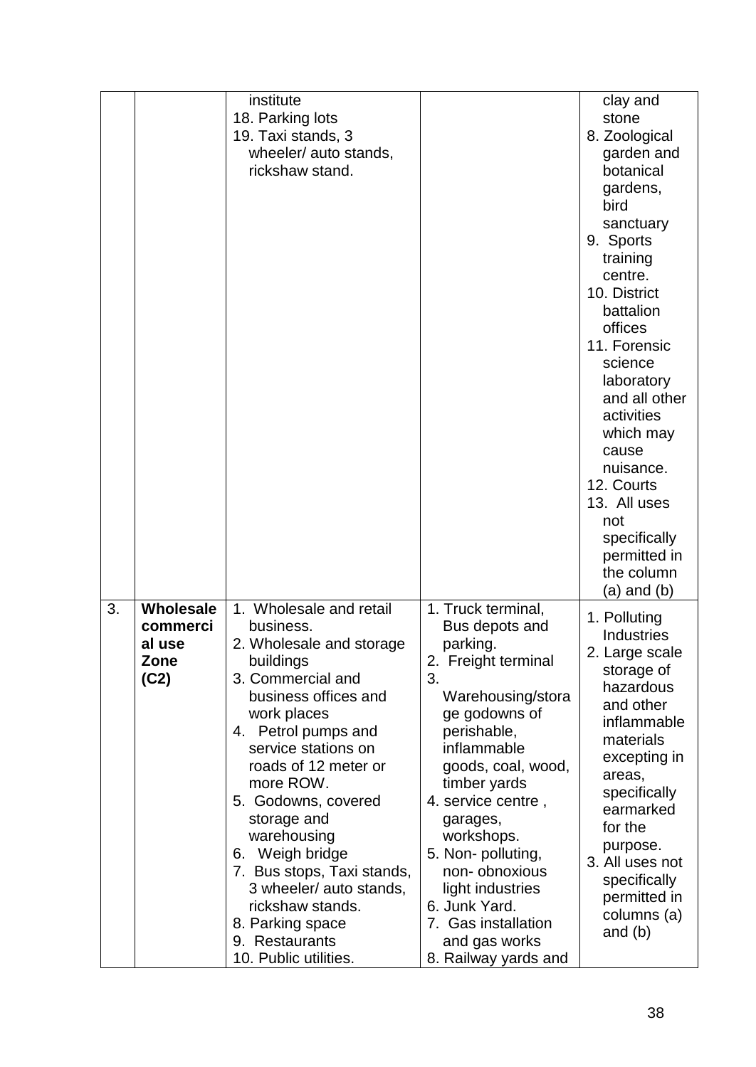|  |  |  |  |  |
|---|---|---|---|---|
|  |  | institute<br>18. Parking lots<br>19. Taxi stands, 3 wheeler/ auto stands, rickshaw stand. |  | clay and stone<br>8. Zoological garden and botanical gardens, bird sanctuary<br>9. Sports training centre.<br>10. District battalion offices<br>11. Forensic science laboratory and all other activities which may cause nuisance.<br>12. Courts<br>13. All uses not specifically permitted in the column (a) and (b) |
| 3. | **Wholesale commercial use Zone (C2)** | 1. Wholesale and retail business.<br>2. Wholesale and storage buildings<br>3. Commercial and business offices and work places<br>4. Petrol pumps and service stations on roads of 12 meter or more ROW.<br>5. Godowns, covered storage and warehousing<br>6. Weigh bridge<br>7. Bus stops, Taxi stands, 3 wheeler/ auto stands, rickshaw stands.<br>8. Parking space<br>9. Restaurants<br>10. Public utilities. | 1. Truck terminal, Bus depots and parking.<br>2. Freight terminal<br>3. Warehousing/storage godowns of perishable, inflammable goods, coal, wood, timber yards<br>4. service centre , garages, workshops.<br>5. Non- polluting, non- obnoxious light industries<br>6. Junk Yard.<br>7. Gas installation and gas works<br>8. Railway yards and | 1. Polluting Industries<br>2. Large scale storage of hazardous and other inflammable materials excepting in areas, specifically earmarked for the purpose.<br>3. All uses not specifically permitted in columns (a) and (b) |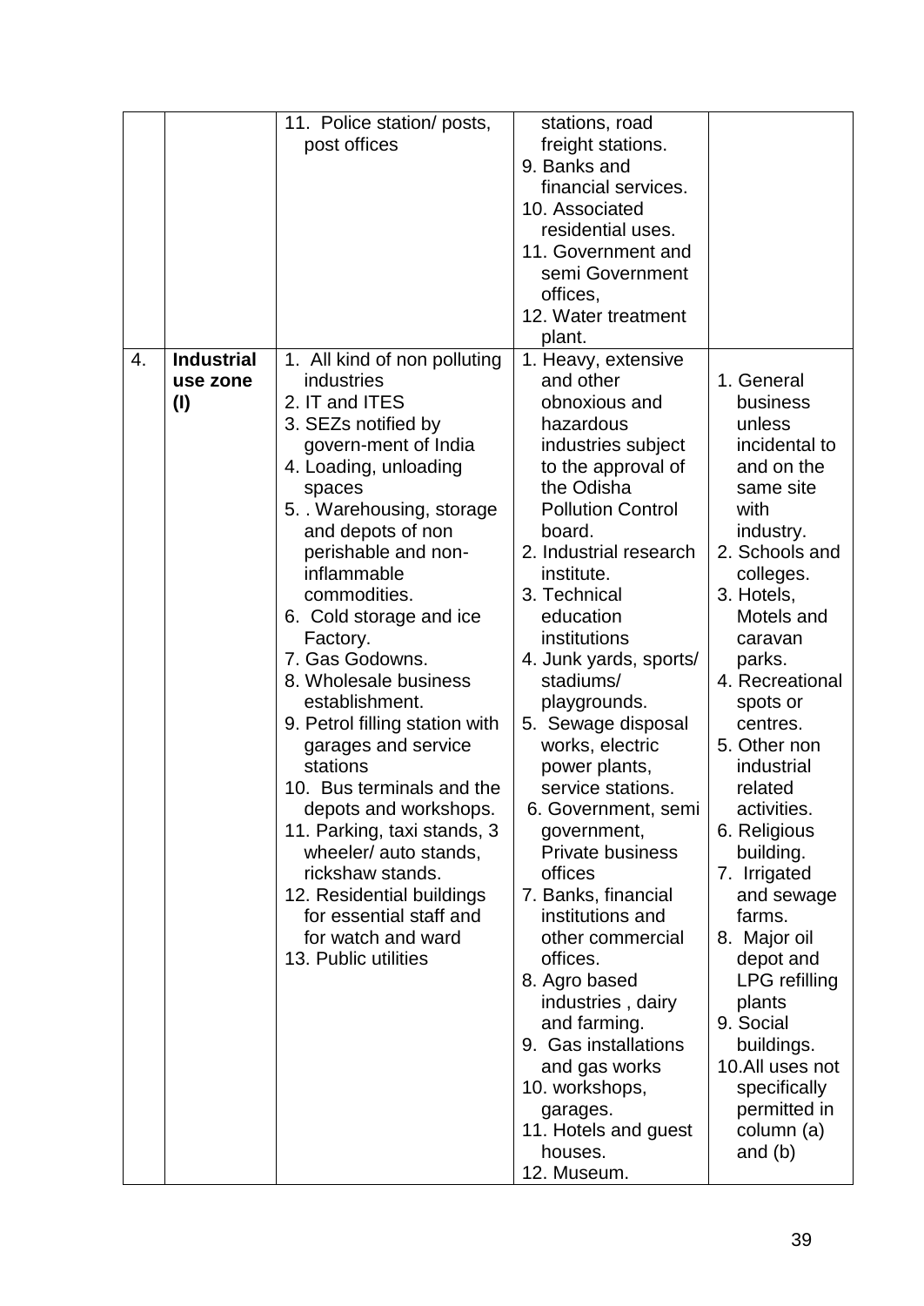|  |  |  |  |  |
|---|---|---|---|---|
|  |  | 11. Police station/ posts, post offices | stations, road freight stations.<br>9. Banks and financial services.<br>10. Associated residential uses.<br>11. Government and semi Government offices,<br>12. Water treatment plant. |  |
| 4. | **Industrial use zone (I)** | 1. All kind of non polluting industries<br>2. IT and ITES<br>3. SEZs notified by govern-ment of India<br>4. Loading, unloading spaces<br>5. . Warehousing, storage and depots of non perishable and non-inflammable commodities.<br>6. Cold storage and ice Factory.<br>7. Gas Godowns.<br>8. Wholesale business establishment.<br>9. Petrol filling station with garages and service stations<br>10. Bus terminals and the depots and workshops.<br>11. Parking, taxi stands, 3 wheeler/ auto stands, rickshaw stands.<br>12. Residential buildings for essential staff and for watch and ward<br>13. Public utilities | 1. Heavy, extensive and other obnoxious and hazardous industries subject to the approval of the Odisha Pollution Control board.<br>2. Industrial research institute.<br>3. Technical education institutions<br>4. Junk yards, sports/ stadiums/ playgrounds.<br>5. Sewage disposal works, electric power plants, service stations.<br>6. Government, semi government, Private business offices<br>7. Banks, financial institutions and other commercial offices.<br>8. Agro based industries , dairy and farming.<br>9. Gas installations and gas works<br>10. workshops, garages.<br>11. Hotels and guest houses.<br>12. Museum. | 1. General business unless incidental to and on the same site with industry.<br>2. Schools and colleges.<br>3. Hotels, Motels and caravan parks.<br>4. Recreational spots or centres.<br>5. Other non industrial related activities.<br>6. Religious building.<br>7. Irrigated and sewage farms.<br>8. Major oil depot and LPG refilling plants<br>9. Social buildings.<br>10.All uses not specifically permitted in column (a) and (b) |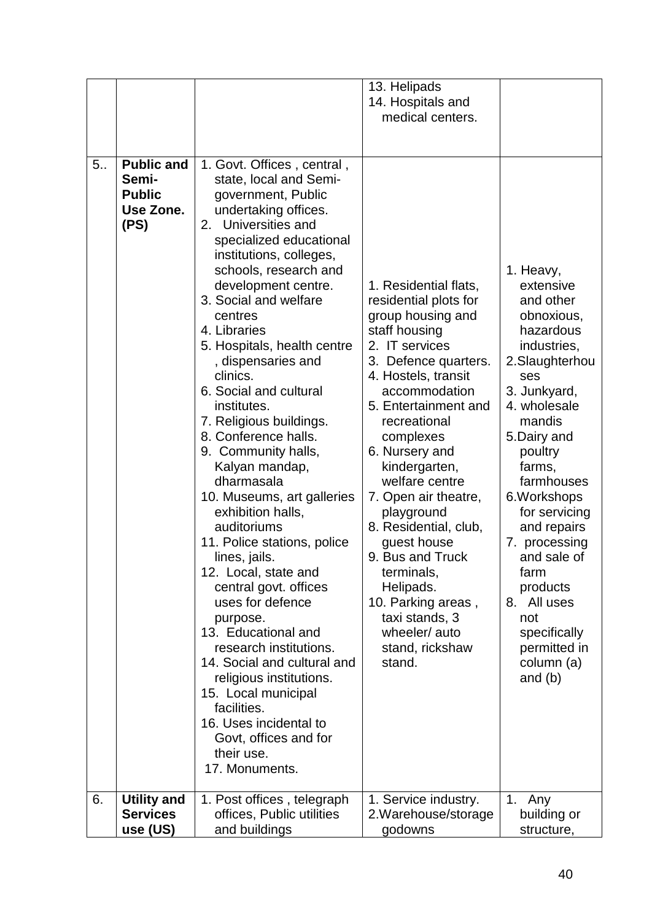| | | | | |
|---|---|---|---|---|
| | | | 13. Helipads<br>14. Hospitals and medical centers. | |
| 5.. | **Public and Semi-Public Use Zone. (PS)** | 1. Govt. Offices , central , state, local and Semi-government, Public undertaking offices.<br>2. Universities and specialized educational institutions, colleges, schools, research and development centre.<br>3. Social and welfare centres<br>4. Libraries<br>5. Hospitals, health centre , dispensaries and clinics.<br>6. Social and cultural institutes.<br>7. Religious buildings.<br>8. Conference halls.<br>9. Community halls, Kalyan mandap, dharmasala<br>10. Museums, art galleries exhibition halls, auditoriums<br>11. Police stations, police lines, jails.<br>12. Local, state and central govt. offices uses for defence purpose.<br>13. Educational and research institutions.<br>14. Social and cultural and religious institutions.<br>15. Local municipal facilities.<br>16. Uses incidental to Govt, offices and for their use.<br>17. Monuments. | 1. Residential flats, residential plots for group housing and staff housing<br>2. IT services<br>3. Defence quarters.<br>4. Hostels, transit accommodation<br>5. Entertainment and recreational complexes<br>6. Nursery and kindergarten, welfare centre<br>7. Open air theatre, playground<br>8. Residential, club, guest house<br>9. Bus and Truck terminals, Helipads.<br>10. Parking areas , taxi stands, 3 wheeler/ auto stand, rickshaw stand. | 1. Heavy, extensive and other obnoxious, hazardous industries,<br>2.Slaughterhouses<br>3. Junkyard,<br>4. wholesale mandis<br>5.Dairy and poultry farms, farmhouses<br>6.Workshops for servicing and repairs<br>7. processing and sale of farm products<br>8. All uses not specifically permitted in column (a) and (b) |
| 6. | **Utility and Services use (US)** | 1. Post offices , telegraph offices, Public utilities and buildings | 1. Service industry.<br>2.Warehouse/storage godowns | 1. Any building or structure, |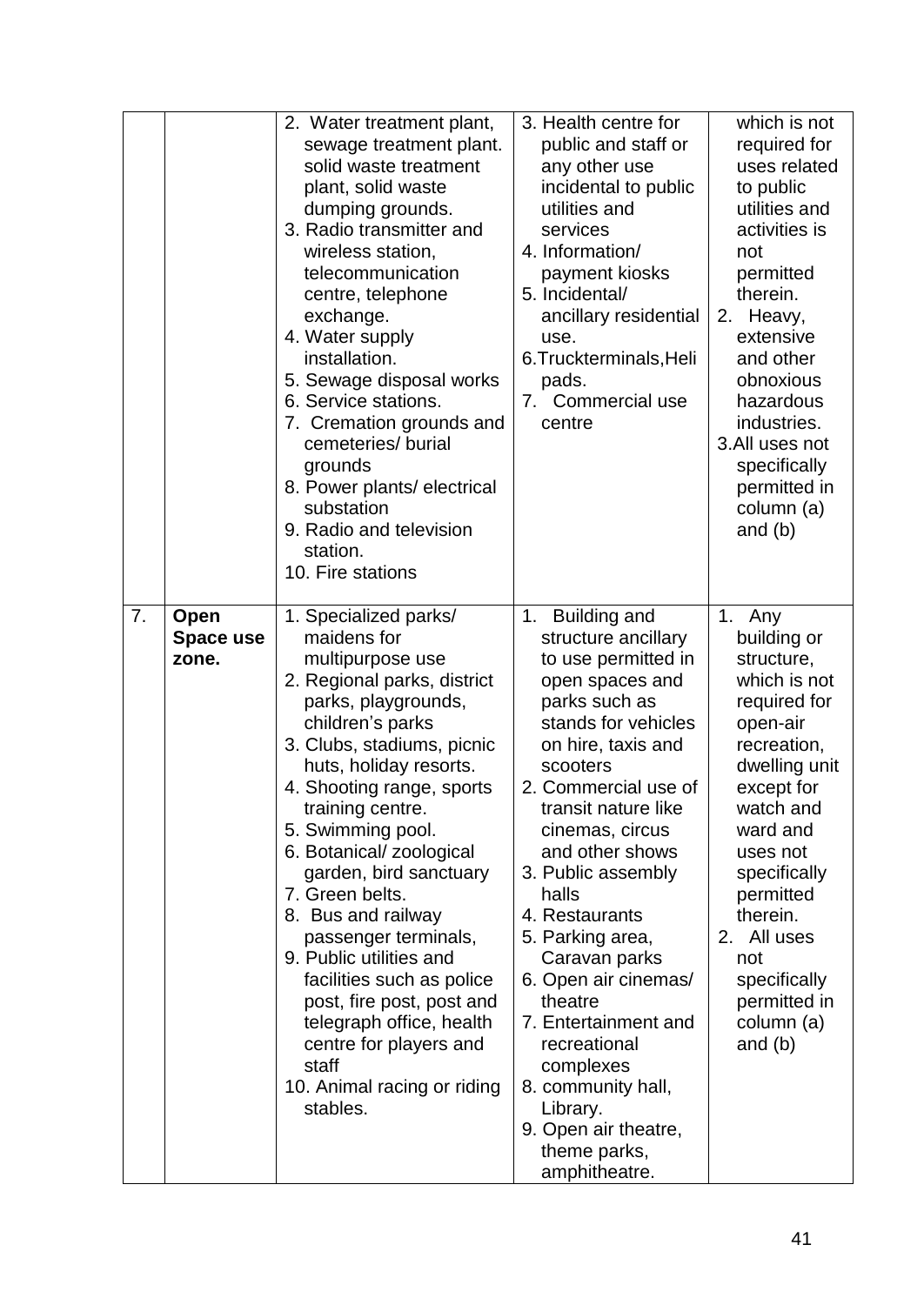| | | | | |
|---|---|---|---|---|
| | | 2. Water treatment plant, sewage treatment plant. solid waste treatment plant, solid waste dumping grounds.<br>3. Radio transmitter and wireless station, telecommunication centre, telephone exchange.<br>4. Water supply installation.<br>5. Sewage disposal works<br>6. Service stations.<br>7. Cremation grounds and cemeteries/ burial grounds<br>8. Power plants/ electrical substation<br>9. Radio and television station.<br>10. Fire stations | 3. Health centre for public and staff or any other use incidental to public utilities and services<br>4. Information/ payment kiosks<br>5. Incidental/ ancillary residential use.<br>6.Truckterminals,Heli pads.<br>7. Commercial use centre | which is not required for uses related to public utilities and activities is not permitted therein.<br>2. Heavy, extensive and other obnoxious hazardous industries.<br>3.All uses not specifically permitted in column (a) and (b) |
| 7. | **Open Space use zone.** | 1. Specialized parks/ maidens for multipurpose use<br>2. Regional parks, district parks, playgrounds, children's parks<br>3. Clubs, stadiums, picnic huts, holiday resorts.<br>4. Shooting range, sports training centre.<br>5. Swimming pool.<br>6. Botanical/ zoological garden, bird sanctuary<br>7. Green belts.<br>8. Bus and railway passenger terminals,<br>9. Public utilities and facilities such as police post, fire post, post and telegraph office, health centre for players and staff<br>10. Animal racing or riding stables. | 1. Building and structure ancillary to use permitted in open spaces and parks such as stands for vehicles on hire, taxis and scooters<br>2. Commercial use of transit nature like cinemas, circus and other shows<br>3. Public assembly halls<br>4. Restaurants<br>5. Parking area, Caravan parks<br>6. Open air cinemas/ theatre<br>7. Entertainment and recreational complexes<br>8. community hall, Library.<br>9. Open air theatre, theme parks, amphitheatre. | 1. Any building or structure, which is not required for open-air recreation, dwelling unit except for watch and ward and uses not specifically permitted therein.<br>2. All uses not specifically permitted in column (a) and (b) |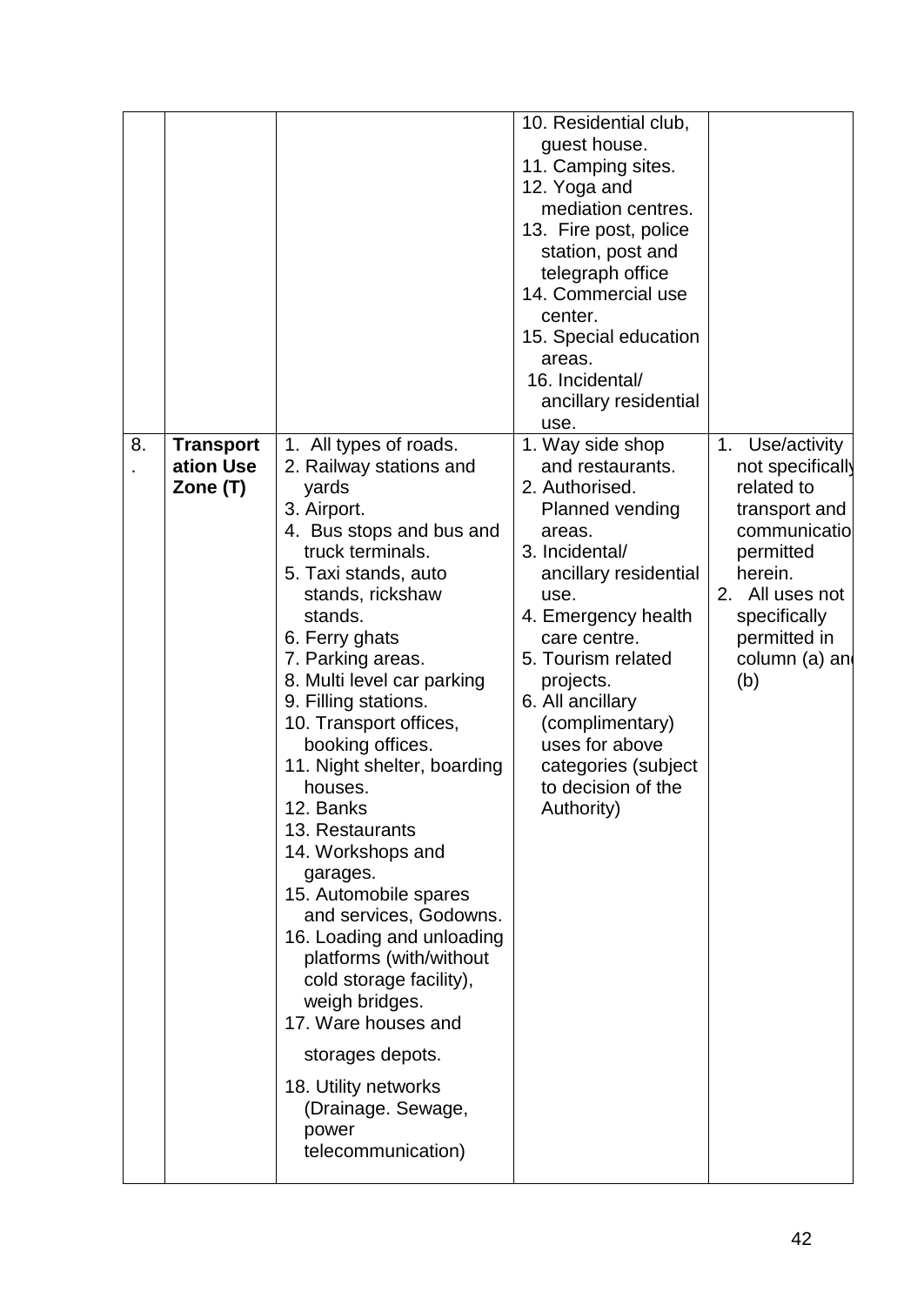|  |  |  | 10. Residential club, guest house.<br>11. Camping sites.<br>12. Yoga and mediation centres.<br>13. Fire post, police station, post and telegraph office<br>14. Commercial use center.<br>15. Special education areas.<br>16. Incidental/ ancillary residential use. |  |
|---|---|---|---|---|
| 8. | **Transportation Use Zone (T)** | 1. All types of roads.<br>2. Railway stations and yards<br>3. Airport.<br>4. Bus stops and bus and truck terminals.<br>5. Taxi stands, auto stands, rickshaw stands.<br>6. Ferry ghats<br>7. Parking areas.<br>8. Multi level car parking<br>9. Filling stations.<br>10. Transport offices, booking offices.<br>11. Night shelter, boarding houses.<br>12. Banks<br>13. Restaurants<br>14. Workshops and garages.<br>15. Automobile spares and services, Godowns.<br>16. Loading and unloading platforms (with/without cold storage facility), weigh bridges.<br>17. Ware houses and storages depots.<br>18. Utility networks (Drainage. Sewage, power telecommunication) | 1. Way side shop and restaurants.<br>2. Authorised. Planned vending areas.<br>3. Incidental/ ancillary residential use.<br>4. Emergency health care centre.<br>5. Tourism related projects.<br>6. All ancillary (complimentary) uses for above categories (subject to decision of the Authority) | 1. Use/activity not specifically related to transport and communicatio permitted herein.<br>2. All uses not specifically permitted in column (a) an (b) |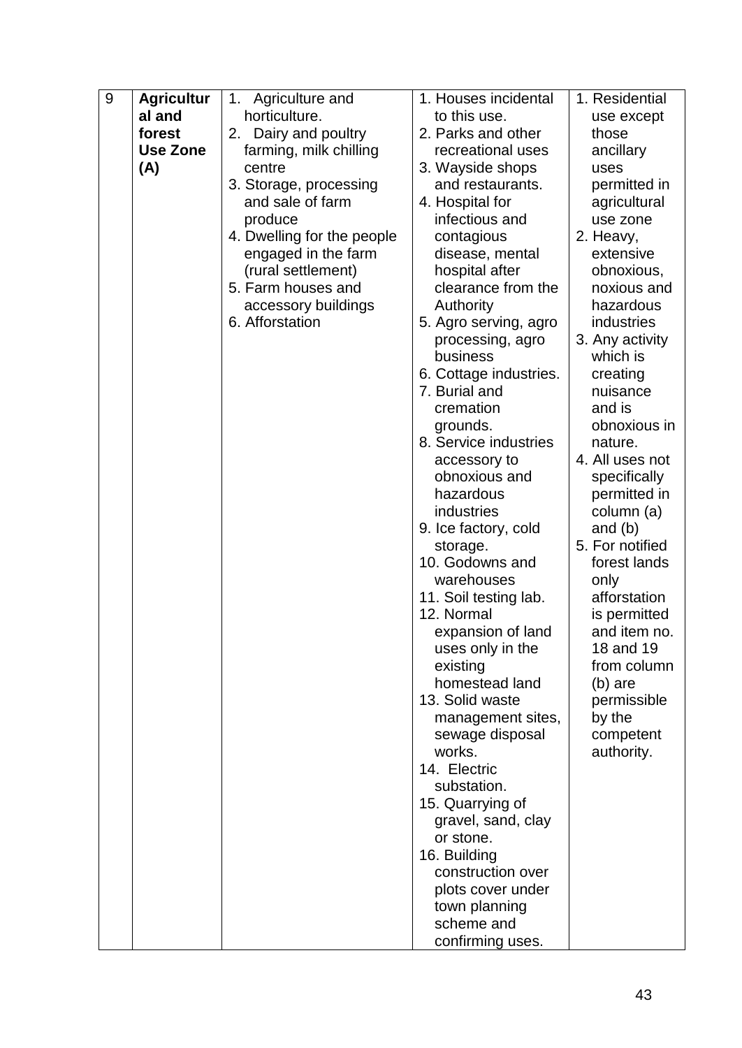| 9 | **Agricultural and forest Use Zone (A)** | 1. Agriculture and horticulture.<br>2. Dairy and poultry farming, milk chilling centre<br>3. Storage, processing and sale of farm produce<br>4. Dwelling for the people engaged in the farm (rural settlement)<br>5. Farm houses and accessory buildings<br>6. Afforstation | 1. Houses incidental to this use.<br>2. Parks and other recreational uses<br>3. Wayside shops and restaurants.<br>4. Hospital for infectious and contagious disease, mental hospital after clearance from the Authority<br>5. Agro serving, agro processing, agro business<br>6. Cottage industries.<br>7. Burial and cremation grounds.<br>8. Service industries accessory to obnoxious and hazardous industries<br>9. Ice factory, cold storage.<br>10. Godowns and warehouses<br>11. Soil testing lab.<br>12. Normal expansion of land uses only in the existing homestead land<br>13. Solid waste management sites, sewage disposal works.<br>14. Electric substation.<br>15. Quarrying of gravel, sand, clay or stone.<br>16. Building construction over plots cover under town planning scheme and confirming uses. | 1. Residential use except those ancillary uses permitted in agricultural use zone<br>2. Heavy, extensive obnoxious, noxious and hazardous industries<br>3. Any activity which is creating nuisance and is obnoxious in nature.<br>4. All uses not specifically permitted in column (a) and (b)<br>5. For notified forest lands only afforstation is permitted and item no. 18 and 19 from column (b) are permissible by the competent authority. |
|---|---|---|---|---|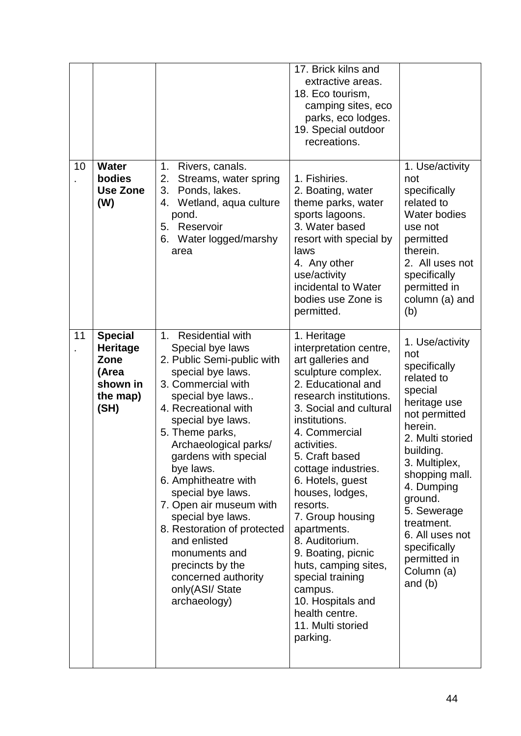| | | | | |
|---|---|---|---|---|
| | | | 17. Brick kilns and extractive areas.<br>18. Eco tourism, camping sites, eco parks, eco lodges.<br>19. Special outdoor recreations. | |
| 10. | **Water bodies Use Zone (W)** | 1. Rivers, canals.<br>2. Streams, water spring<br>3. Ponds, lakes.<br>4. Wetland, aqua culture pond.<br>5. Reservoir<br>6. Water logged/marshy area | 1. Fishiries.<br>2. Boating, water theme parks, water sports lagoons.<br>3. Water based resort with special by laws<br>4. Any other use/activity incidental to Water bodies use Zone is permitted. | 1. Use/activity not specifically related to Water bodies use not permitted therein.<br>2. All uses not specifically permitted in column (a) and (b) |
| 11. | **Special Heritage Zone (Area shown in the map) (SH)** | 1. Residential with Special bye laws<br>2. Public Semi-public with special bye laws.<br>3. Commercial with special bye laws..<br>4. Recreational with special bye laws.<br>5. Theme parks, Archaeological parks/ gardens with special bye laws.<br>6. Amphitheatre with special bye laws.<br>7. Open air museum with special bye laws.<br>8. Restoration of protected and enlisted monuments and precincts by the concerned authority only(ASI/ State archaeology) | 1. Heritage interpretation centre, art galleries and sculpture complex.<br>2. Educational and research institutions.<br>3. Social and cultural institutions.<br>4. Commercial activities.<br>5. Craft based cottage industries.<br>6. Hotels, guest houses, lodges, resorts.<br>7. Group housing apartments.<br>8. Auditorium.<br>9. Boating, picnic huts, camping sites, special training campus.<br>10. Hospitals and health centre.<br>11. Multi storied parking. | 1. Use/activity not specifically related to special heritage use not permitted herein.<br>2. Multi storied building.<br>3. Multiplex, shopping mall.<br>4. Dumping ground.<br>5. Sewerage treatment.<br>6. All uses not specifically permitted in Column (a) and (b) |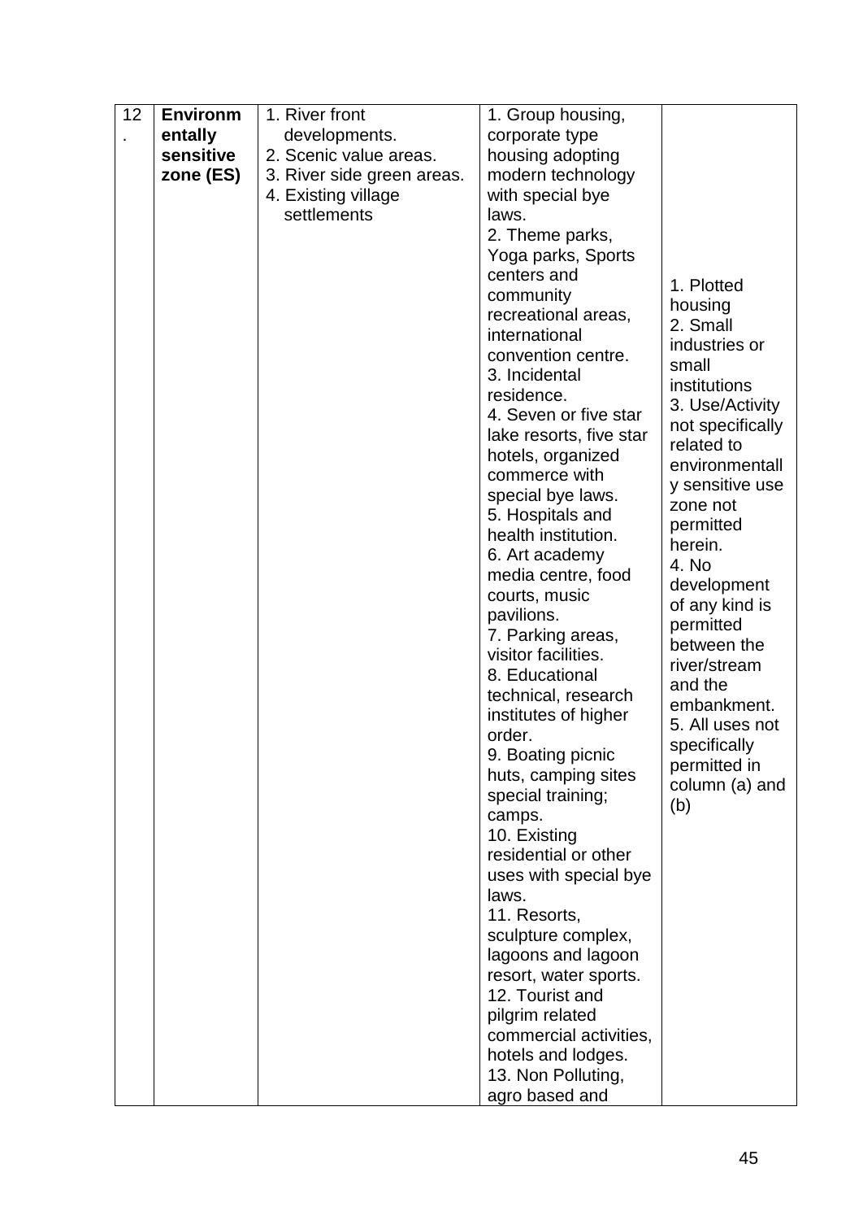| 12. | **Environmentally sensitive zone (ES)** | 1. River front developments.<br>2. Scenic value areas.<br>3. River side green areas.<br>4. Existing village settlements | 1. Group housing, corporate type housing adopting modern technology with special bye laws.<br>2. Theme parks, Yoga parks, Sports centers and community recreational areas, international convention centre.<br>3. Incidental residence.<br>4. Seven or five star lake resorts, five star hotels, organized commerce with special bye laws.<br>5. Hospitals and health institution.<br>6. Art academy media centre, food courts, music pavilions.<br>7. Parking areas, visitor facilities.<br>8. Educational technical, research institutes of higher order.<br>9. Boating picnic huts, camping sites special training; camps.<br>10. Existing residential or other uses with special bye laws.<br>11. Resorts, sculpture complex, lagoons and lagoon resort, water sports.<br>12. Tourist and pilgrim related commercial activities, hotels and lodges.<br>13. Non Polluting, agro based and | 1. Plotted housing<br>2. Small industries or small institutions<br>3. Use/Activity not specifically related to environmentally sensitive use zone not permitted herein.<br>4. No development of any kind is permitted between the river/stream and the embankment.<br>5. All uses not specifically permitted in column (a) and (b) |
|---|---|---|---|---|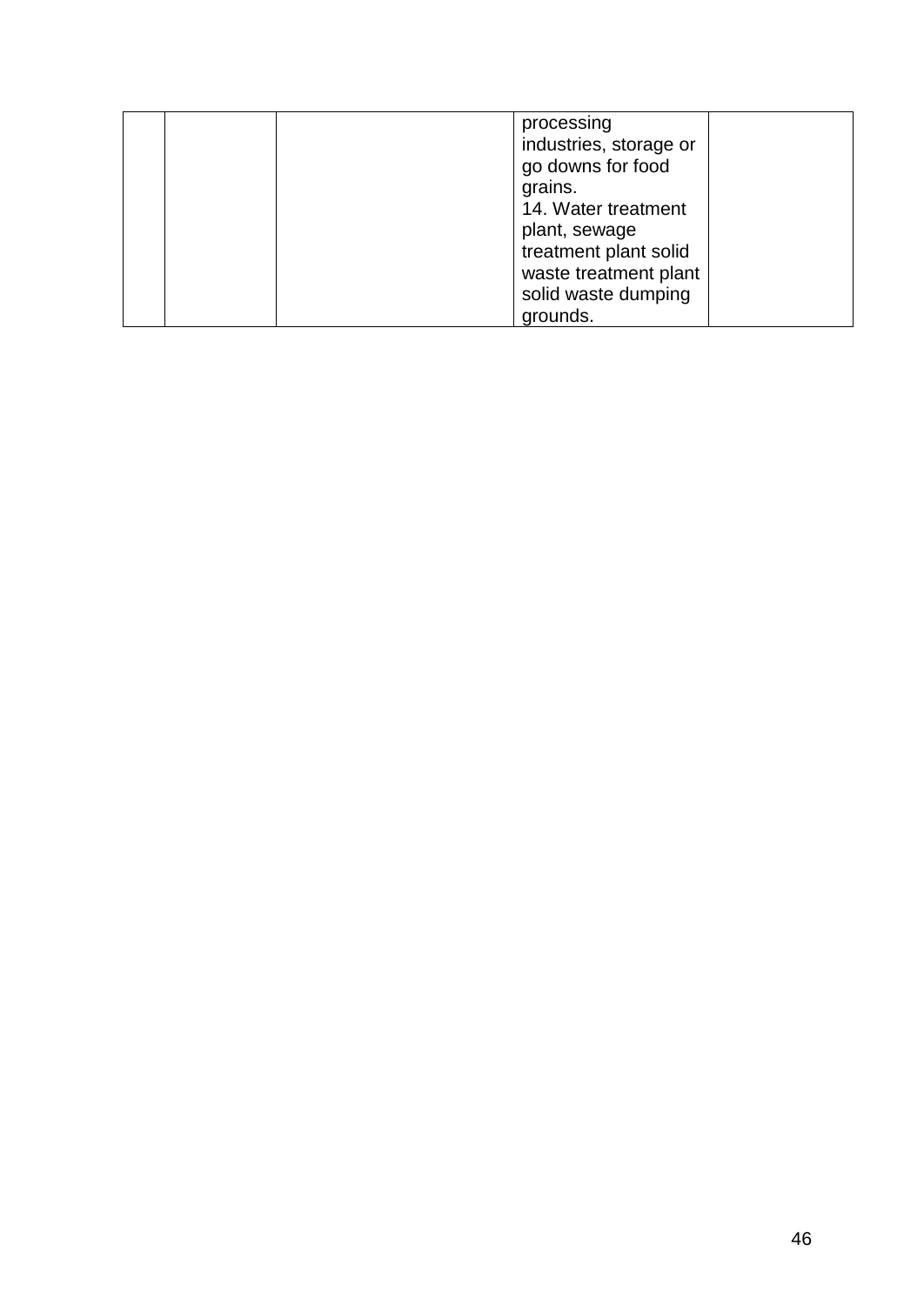|  |  |  | processing industries, storage or go downs for food grains.<br>14. Water treatment plant, sewage treatment plant solid waste treatment plant solid waste dumping grounds. |  |
|---|---|---|---|---|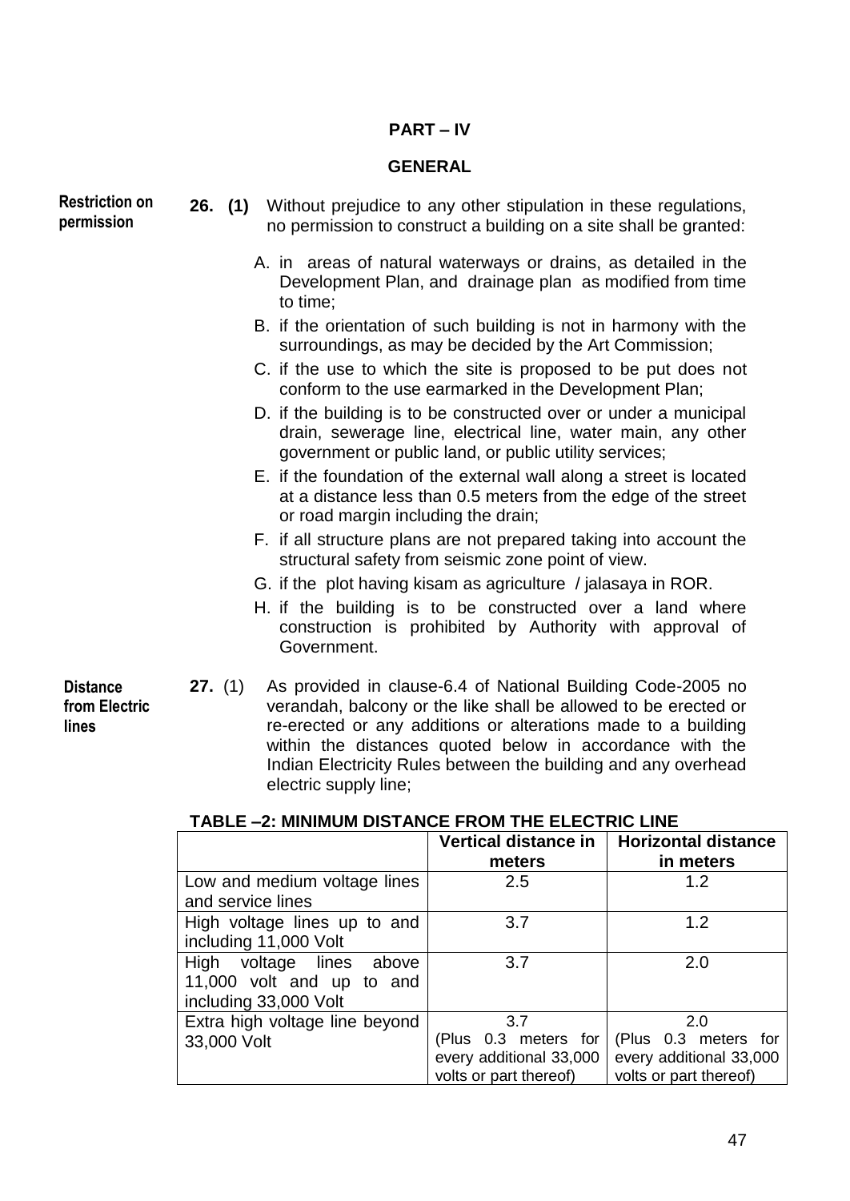## PART – IV

## GENERAL

**Restriction on permission**

**26. (1)** Without prejudice to any other stipulation in these regulations, no permission to construct a building on a site shall be granted:

A. in areas of natural waterways or drains, as detailed in the Development Plan, and drainage plan as modified from time to time;

B. if the orientation of such building is not in harmony with the surroundings, as may be decided by the Art Commission;

C. if the use to which the site is proposed to be put does not conform to the use earmarked in the Development Plan;

D. if the building is to be constructed over or under a municipal drain, sewerage line, electrical line, water main, any other government or public land, or public utility services;

E. if the foundation of the external wall along a street is located at a distance less than 0.5 meters from the edge of the street or road margin including the drain;

F. if all structure plans are not prepared taking into account the structural safety from seismic zone point of view.

G. if the plot having kisam as agriculture / jalasaya in ROR.

H. if the building is to be constructed over a land where construction is prohibited by Authority with approval of Government.

**Distance from Electric lines**

**27.** (1) As provided in clause-6.4 of National Building Code-2005 no verandah, balcony or the like shall be allowed to be erected or re-erected or any additions or alterations made to a building within the distances quoted below in accordance with the Indian Electricity Rules between the building and any overhead electric supply line;

**TABLE –2: MINIMUM DISTANCE FROM THE ELECTRIC LINE**

| | Vertical distance in meters | Horizontal distance in meters |
|---|---|---|
| Low and medium voltage lines and service lines | 2.5 | 1.2 |
| High voltage lines up to and including 11,000 Volt | 3.7 | 1.2 |
| High voltage lines above 11,000 volt and up to and including 33,000 Volt | 3.7 | 2.0 |
| Extra high voltage line beyond 33,000 Volt | 3.7 (Plus 0.3 meters for every additional 33,000 volts or part thereof) | 2.0 (Plus 0.3 meters for every additional 33,000 volts or part thereof) |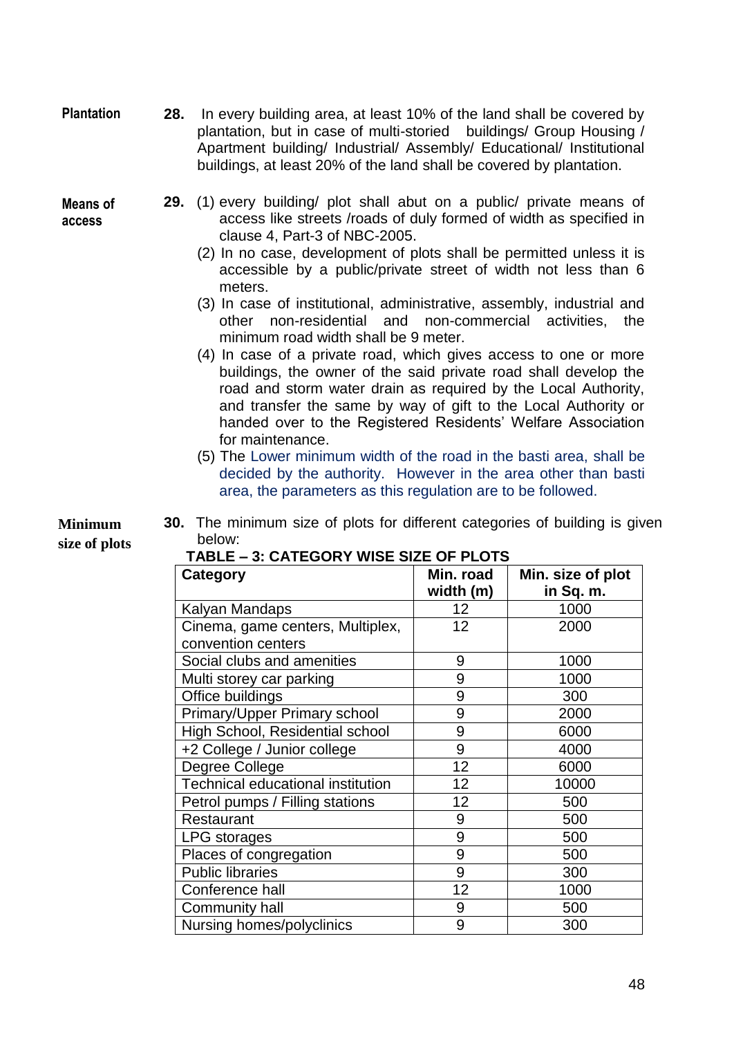**Plantation**

**28.** In every building area, at least 10% of the land shall be covered by plantation, but in case of multi-storied buildings/ Group Housing / Apartment building/ Industrial/ Assembly/ Educational/ Institutional buildings, at least 20% of the land shall be covered by plantation.

**Means of access**

**29.** (1) every building/ plot shall abut on a public/ private means of access like streets /roads of duly formed of width as specified in clause 4, Part-3 of NBC-2005.

(2) In no case, development of plots shall be permitted unless it is accessible by a public/private street of width not less than 6 meters.

(3) In case of institutional, administrative, assembly, industrial and other non-residential and non-commercial activities, the minimum road width shall be 9 meter.

(4) In case of a private road, which gives access to one or more buildings, the owner of the said private road shall develop the road and storm water drain as required by the Local Authority, and transfer the same by way of gift to the Local Authority or handed over to the Registered Residents' Welfare Association for maintenance.

(5) The Lower minimum width of the road in the basti area, shall be decided by the authority. However in the area other than basti area, the parameters as this regulation are to be followed.

**Minimum size of plots**

**30.** The minimum size of plots for different categories of building is given below:

**TABLE – 3: CATEGORY WISE SIZE OF PLOTS**

| Category | Min. road width (m) | Min. size of plot in Sq. m. |
|---|---|---|
| Kalyan Mandaps | 12 | 1000 |
| Cinema, game centers, Multiplex, convention centers | 12 | 2000 |
| Social clubs and amenities | 9 | 1000 |
| Multi storey car parking | 9 | 1000 |
| Office buildings | 9 | 300 |
| Primary/Upper Primary school | 9 | 2000 |
| High School, Residential school | 9 | 6000 |
| +2 College / Junior college | 9 | 4000 |
| Degree College | 12 | 6000 |
| Technical educational institution | 12 | 10000 |
| Petrol pumps / Filling stations | 12 | 500 |
| Restaurant | 9 | 500 |
| LPG storages | 9 | 500 |
| Places of congregation | 9 | 500 |
| Public libraries | 9 | 300 |
| Conference hall | 12 | 1000 |
| Community hall | 9 | 500 |
| Nursing homes/polyclinics | 9 | 300 |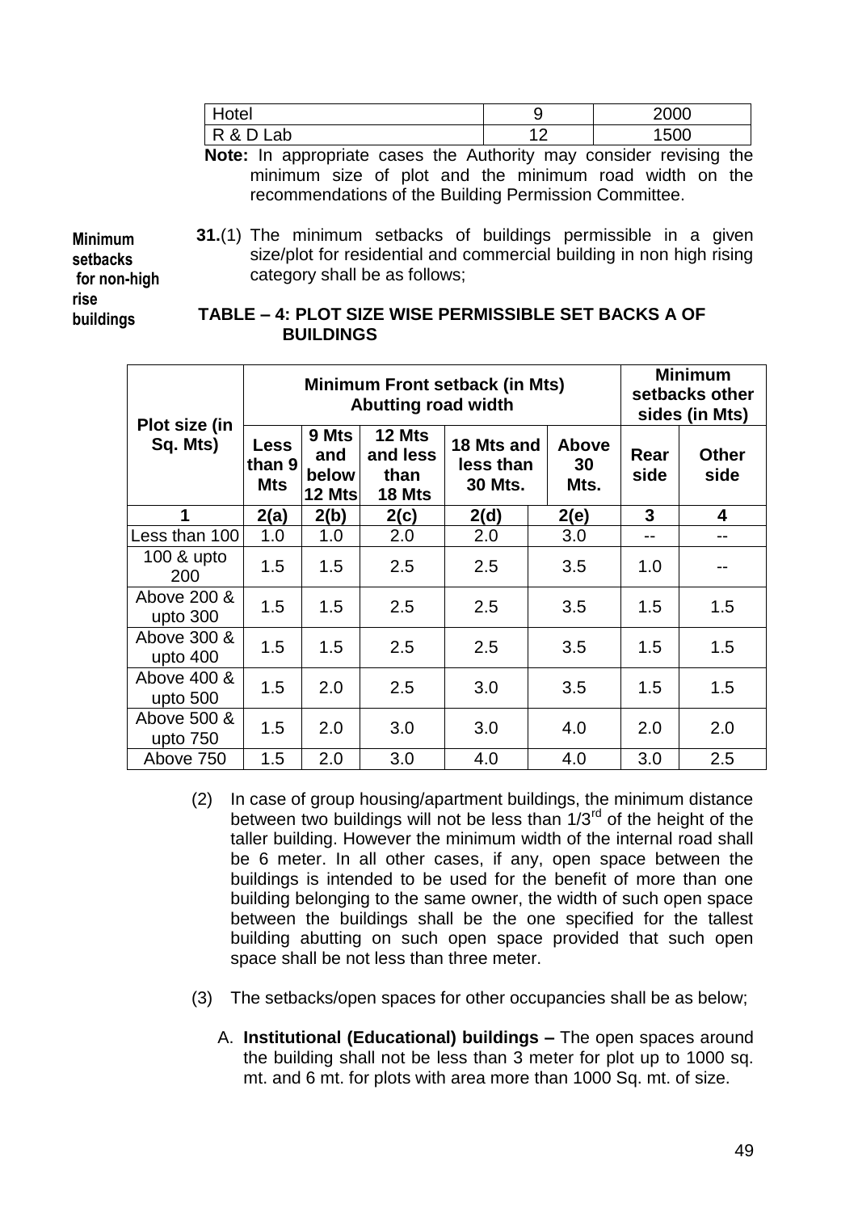| Hotel | 9 | 2000 |
|---|---|---|
| R & D Lab | 12 | 1500 |

**Note:** In appropriate cases the Authority may consider revising the minimum size of plot and the minimum road width on the recommendations of the Building Permission Committee.

**Minimum setbacks for non-high rise buildings**

**31.**(1) The minimum setbacks of buildings permissible in a given size/plot for residential and commercial building in non high rising category shall be as follows;

**TABLE – 4: PLOT SIZE WISE PERMISSIBLE SET BACKS A OF BUILDINGS**

| Plot size (in Sq. Mts) | Minimum Front setback (in Mts) Abutting road width | | | | | Minimum setbacks other sides (in Mts) | |
|---|---|---|---|---|---|---|---|
| | Less than 9 Mts | 9 Mts and below 12 Mts | 12 Mts and less than 18 Mts | 18 Mts and less than 30 Mts. | Above 30 Mts. | Rear side | Other side |
| **1** | **2(a)** | **2(b)** | **2(c)** | **2(d)** | **2(e)** | **3** | **4** |
| Less than 100 | 1.0 | 1.0 | 2.0 | 2.0 | 3.0 | -- | -- |
| 100 & upto 200 | 1.5 | 1.5 | 2.5 | 2.5 | 3.5 | 1.0 | -- |
| Above 200 & upto 300 | 1.5 | 1.5 | 2.5 | 2.5 | 3.5 | 1.5 | 1.5 |
| Above 300 & upto 400 | 1.5 | 1.5 | 2.5 | 2.5 | 3.5 | 1.5 | 1.5 |
| Above 400 & upto 500 | 1.5 | 2.0 | 2.5 | 3.0 | 3.5 | 1.5 | 1.5 |
| Above 500 & upto 750 | 1.5 | 2.0 | 3.0 | 3.0 | 4.0 | 2.0 | 2.0 |
| Above 750 | 1.5 | 2.0 | 3.0 | 4.0 | 4.0 | 3.0 | 2.5 |

(2) In case of group housing/apartment buildings, the minimum distance between two buildings will not be less than 1/3rd of the height of the taller building. However the minimum width of the internal road shall be 6 meter. In all other cases, if any, open space between the buildings is intended to be used for the benefit of more than one building belonging to the same owner, the width of such open space between the buildings shall be the one specified for the tallest building abutting on such open space provided that such open space shall be not less than three meter.

(3) The setbacks/open spaces for other occupancies shall be as below;

A. **Institutional (Educational) buildings –** The open spaces around the building shall not be less than 3 meter for plot up to 1000 sq. mt. and 6 mt. for plots with area more than 1000 Sq. mt. of size.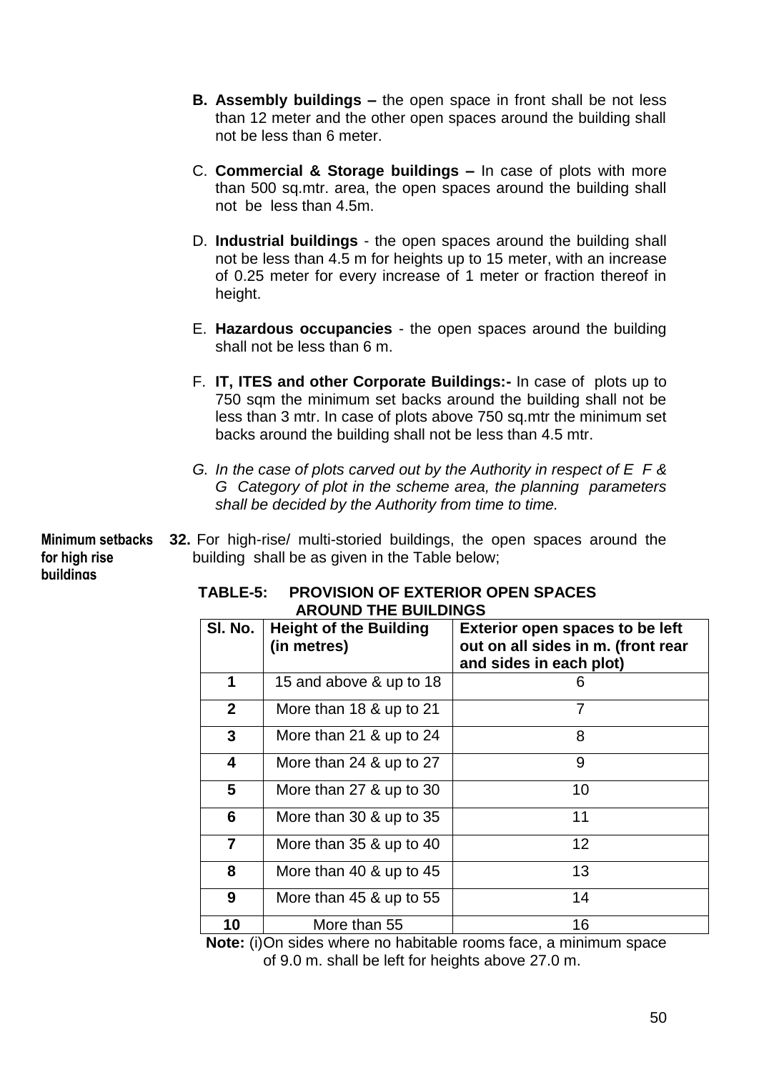B. **Assembly buildings –** the open space in front shall be not less than 12 meter and the other open spaces around the building shall not be less than 6 meter.

C. **Commercial & Storage buildings –** In case of plots with more than 500 sq.mtr. area, the open spaces around the building shall not be less than 4.5m.

D. **Industrial buildings** - the open spaces around the building shall not be less than 4.5 m for heights up to 15 meter, with an increase of 0.25 meter for every increase of 1 meter or fraction thereof in height.

E. **Hazardous occupancies** - the open spaces around the building shall not be less than 6 m.

F. **IT, ITES and other Corporate Buildings:-** In case of plots up to 750 sqm the minimum set backs around the building shall not be less than 3 mtr. In case of plots above 750 sq.mtr the minimum set backs around the building shall not be less than 4.5 mtr.

*G. In the case of plots carved out by the Authority in respect of E F & G Category of plot in the scheme area, the planning parameters shall be decided by the Authority from time to time.*

**Minimum setbacks for high rise buildings**

**32.** For high-rise/ multi-storied buildings, the open spaces around the building shall be as given in the Table below;

**TABLE-5: PROVISION OF EXTERIOR OPEN SPACES AROUND THE BUILDINGS**

| Sl. No. | Height of the Building (in metres) | Exterior open spaces to be left out on all sides in m. (front rear and sides in each plot) |
|---|---|---|
| 1 | 15 and above & up to 18 | 6 |
| 2 | More than 18 & up to 21 | 7 |
| 3 | More than 21 & up to 24 | 8 |
| 4 | More than 24 & up to 27 | 9 |
| 5 | More than 27 & up to 30 | 10 |
| 6 | More than 30 & up to 35 | 11 |
| 7 | More than 35 & up to 40 | 12 |
| 8 | More than 40 & up to 45 | 13 |
| 9 | More than 45 & up to 55 | 14 |
| 10 | More than 55 | 16 |

**Note:** (i)On sides where no habitable rooms face, a minimum space of 9.0 m. shall be left for heights above 27.0 m.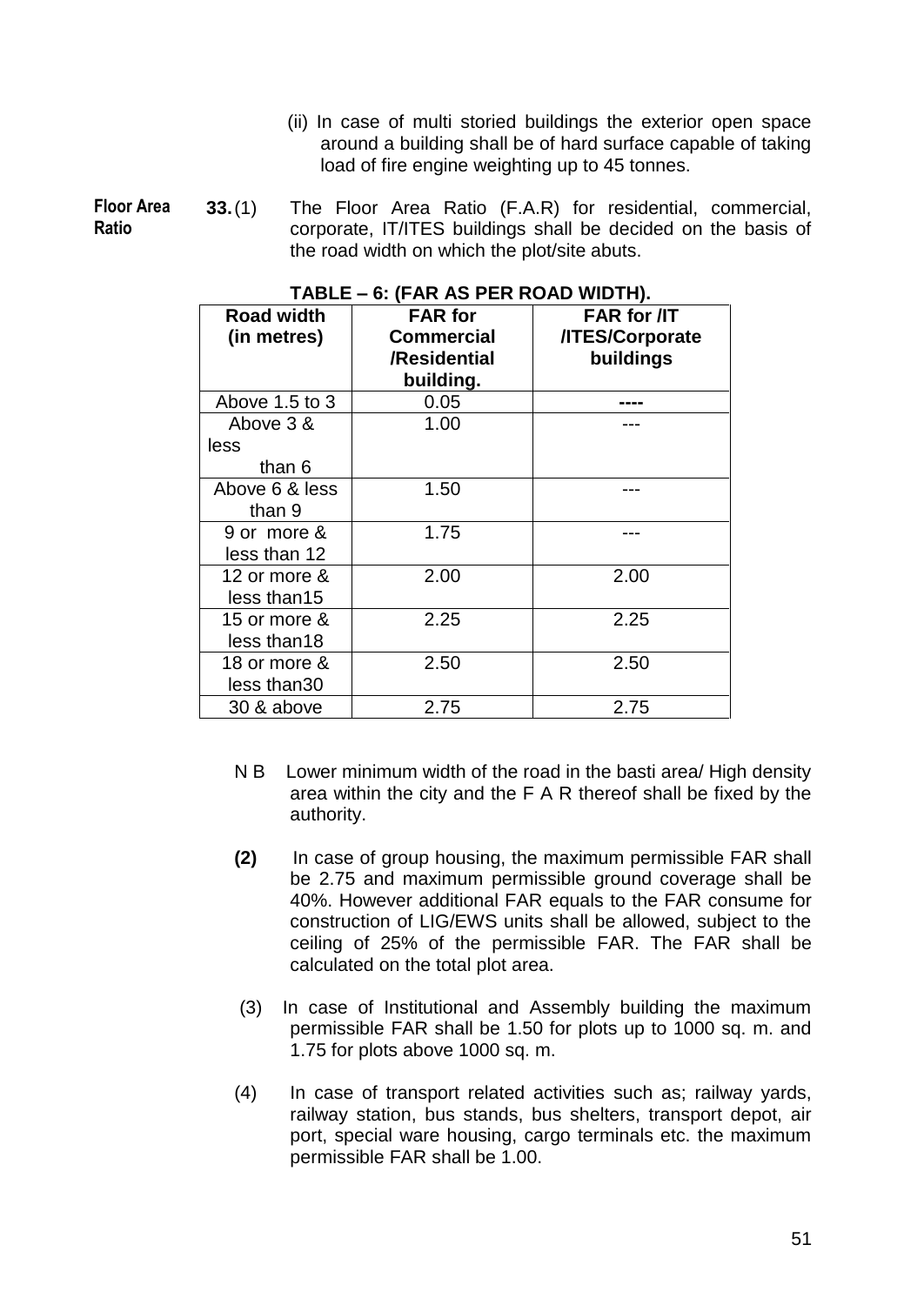(ii) In case of multi storied buildings the exterior open space around a building shall be of hard surface capable of taking load of fire engine weighting up to 45 tonnes.

**Floor Area Ratio**

**33.** (1) The Floor Area Ratio (F.A.R) for residential, commercial, corporate, IT/ITES buildings shall be decided on the basis of the road width on which the plot/site abuts.

**TABLE – 6: (FAR AS PER ROAD WIDTH).**

| Road width (in metres) | FAR for Commercial /Residential building. | FAR for /IT /ITES/Corporate buildings |
|---|---|---|
| Above 1.5 to 3 | 0.05 | ---- |
| Above 3 & less than 6 | 1.00 | --- |
| Above 6 & less than 9 | 1.50 | --- |
| 9 or more & less than 12 | 1.75 | --- |
| 12 or more & less than15 | 2.00 | 2.00 |
| 15 or more & less than18 | 2.25 | 2.25 |
| 18 or more & less than30 | 2.50 | 2.50 |
| 30 & above | 2.75 | 2.75 |

N B Lower minimum width of the road in the basti area/ High density area within the city and the F A R thereof shall be fixed by the authority.

**(2)** In case of group housing, the maximum permissible FAR shall be 2.75 and maximum permissible ground coverage shall be 40%. However additional FAR equals to the FAR consume for construction of LIG/EWS units shall be allowed, subject to the ceiling of 25% of the permissible FAR. The FAR shall be calculated on the total plot area.

(3) In case of Institutional and Assembly building the maximum permissible FAR shall be 1.50 for plots up to 1000 sq. m. and 1.75 for plots above 1000 sq. m.

(4) In case of transport related activities such as; railway yards, railway station, bus stands, bus shelters, transport depot, air port, special ware housing, cargo terminals etc. the maximum permissible FAR shall be 1.00.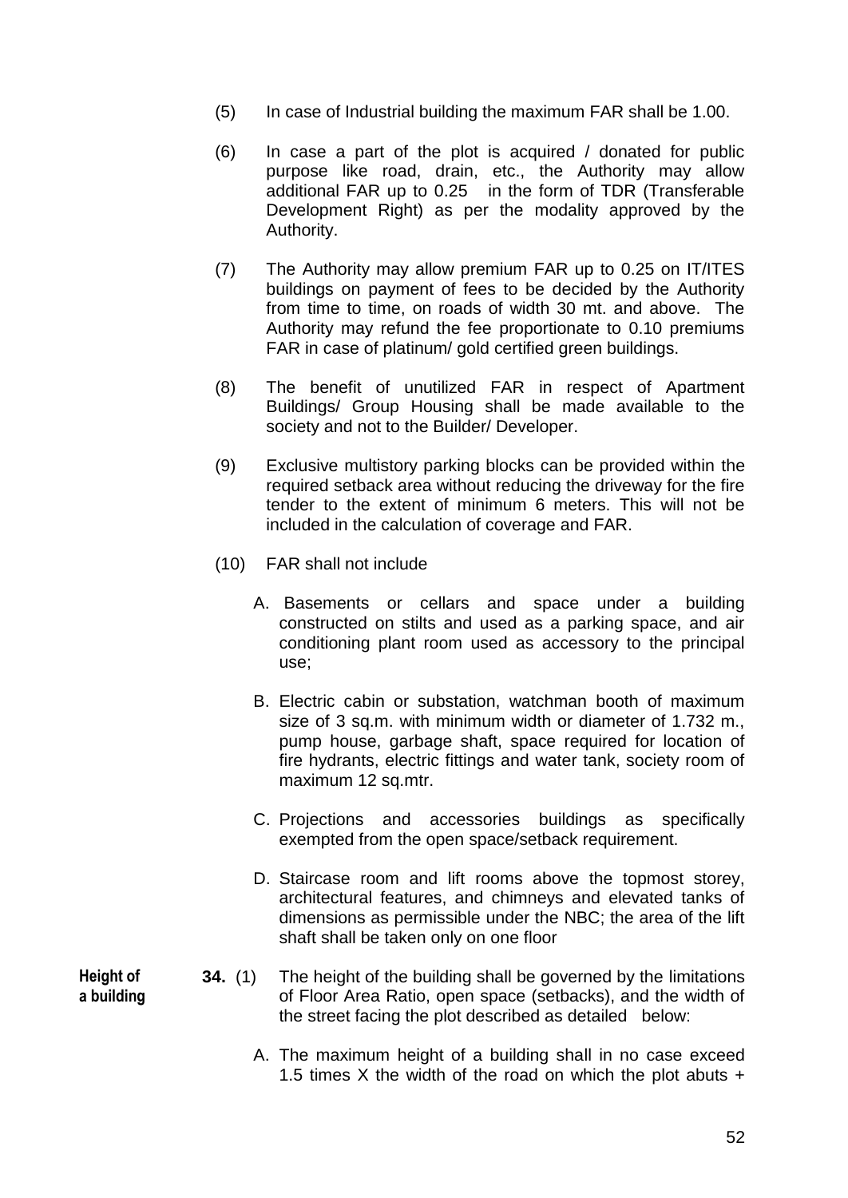(5) In case of Industrial building the maximum FAR shall be 1.00.

(6) In case a part of the plot is acquired / donated for public purpose like road, drain, etc., the Authority may allow additional FAR up to 0.25 in the form of TDR (Transferable Development Right) as per the modality approved by the Authority.

(7) The Authority may allow premium FAR up to 0.25 on IT/ITES buildings on payment of fees to be decided by the Authority from time to time, on roads of width 30 mt. and above. The Authority may refund the fee proportionate to 0.10 premiums FAR in case of platinum/ gold certified green buildings.

(8) The benefit of unutilized FAR in respect of Apartment Buildings/ Group Housing shall be made available to the society and not to the Builder/ Developer.

(9) Exclusive multistory parking blocks can be provided within the required setback area without reducing the driveway for the fire tender to the extent of minimum 6 meters. This will not be included in the calculation of coverage and FAR.

(10) FAR shall not include

A. Basements or cellars and space under a building constructed on stilts and used as a parking space, and air conditioning plant room used as accessory to the principal use;

B. Electric cabin or substation, watchman booth of maximum size of 3 sq.m. with minimum width or diameter of 1.732 m., pump house, garbage shaft, space required for location of fire hydrants, electric fittings and water tank, society room of maximum 12 sq.mtr.

C. Projections and accessories buildings as specifically exempted from the open space/setback requirement.

D. Staircase room and lift rooms above the topmost storey, architectural features, and chimneys and elevated tanks of dimensions as permissible under the NBC; the area of the lift shaft shall be taken only on one floor

**Height of a building**

**34.** (1) The height of the building shall be governed by the limitations of Floor Area Ratio, open space (setbacks), and the width of the street facing the plot described as detailed below:

A. The maximum height of a building shall in no case exceed 1.5 times X the width of the road on which the plot abuts +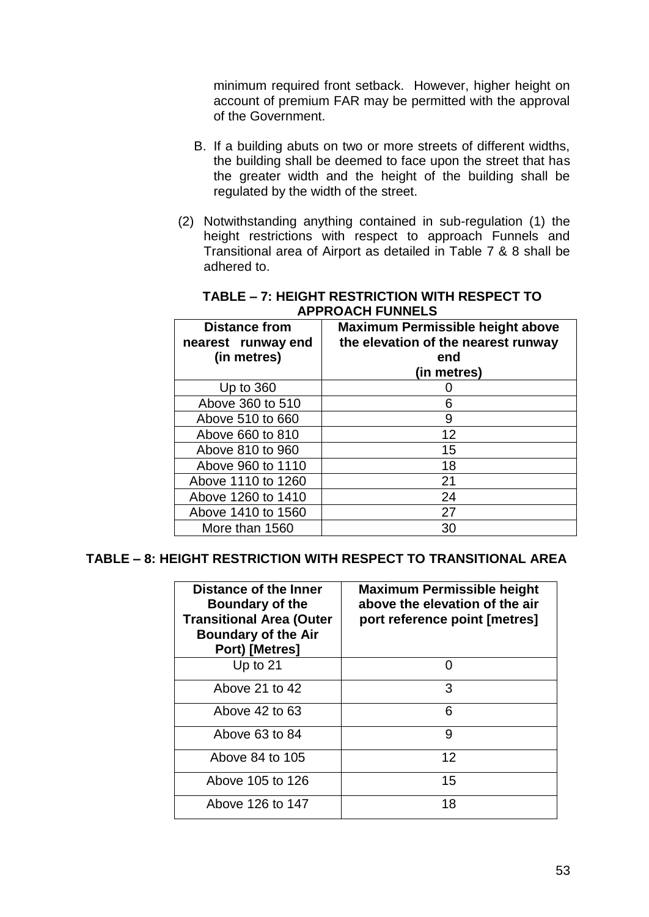minimum required front setback. However, higher height on account of premium FAR may be permitted with the approval of the Government.

B. If a building abuts on two or more streets of different widths, the building shall be deemed to face upon the street that has the greater width and the height of the building shall be regulated by the width of the street.

(2) Notwithstanding anything contained in sub-regulation (1) the height restrictions with respect to approach Funnels and Transitional area of Airport as detailed in Table 7 & 8 shall be adhered to.

**TABLE – 7: HEIGHT RESTRICTION WITH RESPECT TO APPROACH FUNNELS**

| Distance from nearest runway end (in metres) | Maximum Permissible height above the elevation of the nearest runway end (in metres) |
|---|---|
| Up to 360 | 0 |
| Above 360 to 510 | 6 |
| Above 510 to 660 | 9 |
| Above 660 to 810 | 12 |
| Above 810 to 960 | 15 |
| Above 960 to 1110 | 18 |
| Above 1110 to 1260 | 21 |
| Above 1260 to 1410 | 24 |
| Above 1410 to 1560 | 27 |
| More than 1560 | 30 |

**TABLE – 8: HEIGHT RESTRICTION WITH RESPECT TO TRANSITIONAL AREA**

| Distance of the Inner Boundary of the Transitional Area (Outer Boundary of the Air Port) [Metres] | Maximum Permissible height above the elevation of the air port reference point [metres] |
|---|---|
| Up to 21 | 0 |
| Above 21 to 42 | 3 |
| Above 42 to 63 | 6 |
| Above 63 to 84 | 9 |
| Above 84 to 105 | 12 |
| Above 105 to 126 | 15 |
| Above 126 to 147 | 18 |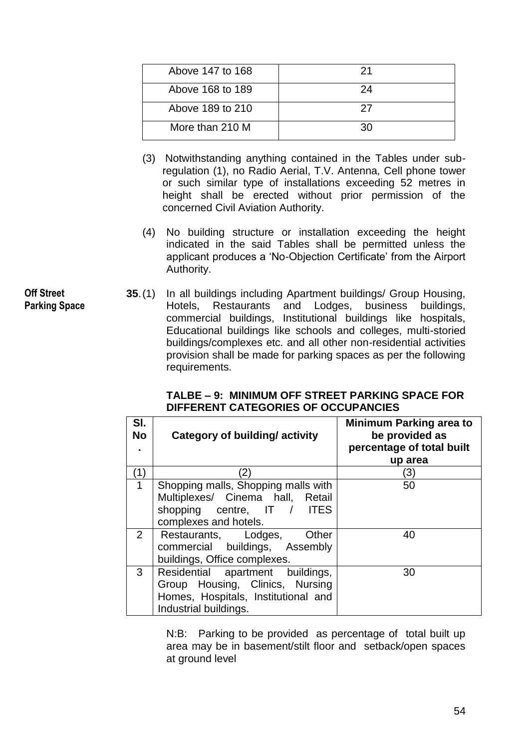| Above 147 to 168 | 21 |
| --- | --- |
| Above 168 to 189 | 24 |
| Above 189 to 210 | 27 |
| More than 210 M | 30 |

(3) Notwithstanding anything contained in the Tables under sub-regulation (1), no Radio Aerial, T.V. Antenna, Cell phone tower or such similar type of installations exceeding 52 metres in height shall be erected without prior permission of the concerned Civil Aviation Authority.

(4) No building structure or installation exceeding the height indicated in the said Tables shall be permitted unless the applicant produces a 'No-Objection Certificate' from the Airport Authority.

**Off Street Parking Space**

**35**.(1) In all buildings including Apartment buildings/ Group Housing, Hotels, Restaurants and Lodges, business buildings, commercial buildings, Institutional buildings like hospitals, Educational buildings like schools and colleges, multi-storied buildings/complexes etc. and all other non-residential activities provision shall be made for parking spaces as per the following requirements.

**TALBE – 9: MINIMUM OFF STREET PARKING SPACE FOR DIFFERENT CATEGORIES OF OCCUPANCIES**

| Sl. No. | Category of building/ activity | Minimum Parking area to be provided as percentage of total built up area |
| --- | --- | --- |
| (1) | (2) | (3) |
| 1 | Shopping malls, Shopping malls with Multiplexes/ Cinema hall, Retail shopping centre, IT / ITES complexes and hotels. | 50 |
| 2 | Restaurants, Lodges, Other commercial buildings, Assembly buildings, Office complexes. | 40 |
| 3 | Residential apartment buildings, Group Housing, Clinics, Nursing Homes, Hospitals, Institutional and Industrial buildings. | 30 |

N:B: Parking to be provided as percentage of total built up area may be in basement/stilt floor and setback/open spaces at ground level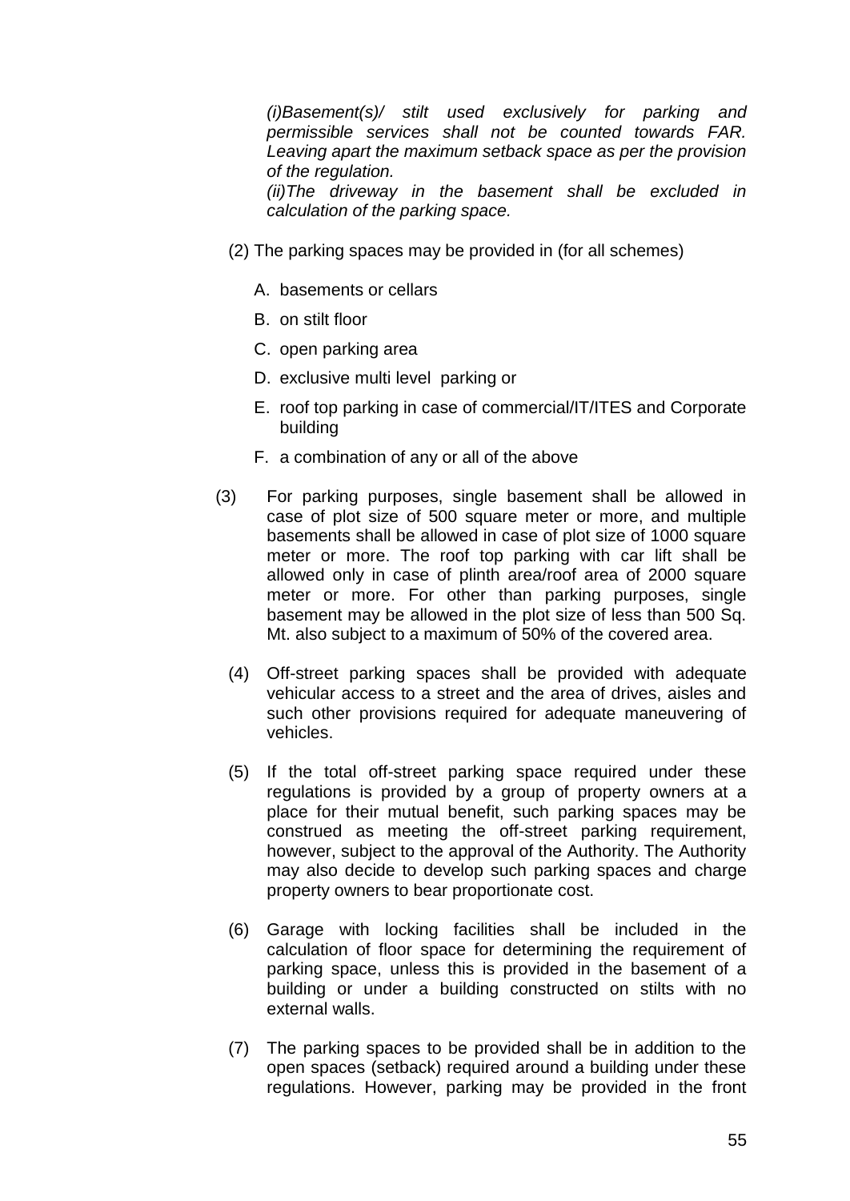*(i)Basement(s)/ stilt used exclusively for parking and permissible services shall not be counted towards FAR. Leaving apart the maximum setback space as per the provision of the regulation.*

*(ii)The driveway in the basement shall be excluded in calculation of the parking space.*

(2) The parking spaces may be provided in (for all schemes)

A. basements or cellars

B. on stilt floor

C. open parking area

D. exclusive multi level parking or

E. roof top parking in case of commercial/IT/ITES and Corporate building

F. a combination of any or all of the above

(3) For parking purposes, single basement shall be allowed in case of plot size of 500 square meter or more, and multiple basements shall be allowed in case of plot size of 1000 square meter or more. The roof top parking with car lift shall be allowed only in case of plinth area/roof area of 2000 square meter or more. For other than parking purposes, single basement may be allowed in the plot size of less than 500 Sq. Mt. also subject to a maximum of 50% of the covered area.

(4) Off-street parking spaces shall be provided with adequate vehicular access to a street and the area of drives, aisles and such other provisions required for adequate maneuvering of vehicles.

(5) If the total off-street parking space required under these regulations is provided by a group of property owners at a place for their mutual benefit, such parking spaces may be construed as meeting the off-street parking requirement, however, subject to the approval of the Authority. The Authority may also decide to develop such parking spaces and charge property owners to bear proportionate cost.

(6) Garage with locking facilities shall be included in the calculation of floor space for determining the requirement of parking space, unless this is provided in the basement of a building or under a building constructed on stilts with no external walls.

(7) The parking spaces to be provided shall be in addition to the open spaces (setback) required around a building under these regulations. However, parking may be provided in the front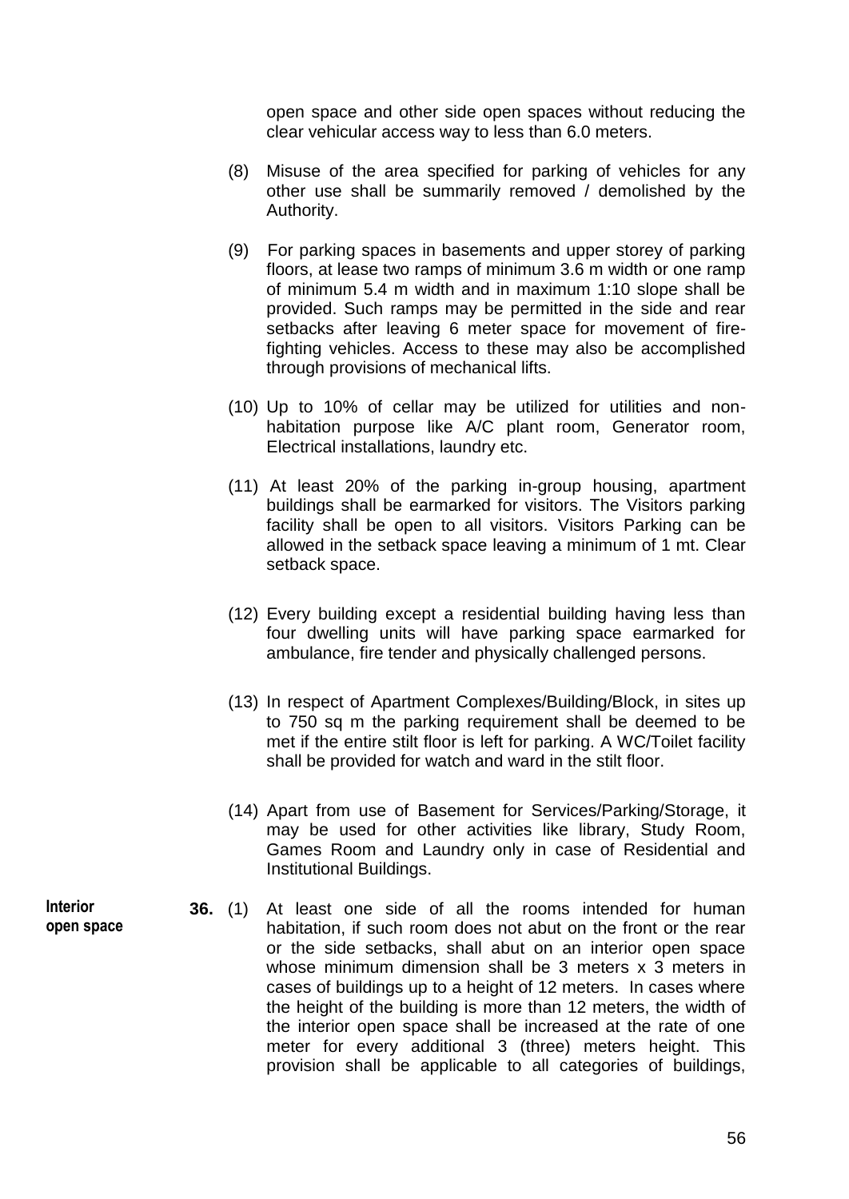open space and other side open spaces without reducing the clear vehicular access way to less than 6.0 meters.

(8) Misuse of the area specified for parking of vehicles for any other use shall be summarily removed / demolished by the Authority.

(9) For parking spaces in basements and upper storey of parking floors, at lease two ramps of minimum 3.6 m width or one ramp of minimum 5.4 m width and in maximum 1:10 slope shall be provided. Such ramps may be permitted in the side and rear setbacks after leaving 6 meter space for movement of fire-fighting vehicles. Access to these may also be accomplished through provisions of mechanical lifts.

(10) Up to 10% of cellar may be utilized for utilities and non-habitation purpose like A/C plant room, Generator room, Electrical installations, laundry etc.

(11) At least 20% of the parking in-group housing, apartment buildings shall be earmarked for visitors. The Visitors parking facility shall be open to all visitors. Visitors Parking can be allowed in the setback space leaving a minimum of 1 mt. Clear setback space.

(12) Every building except a residential building having less than four dwelling units will have parking space earmarked for ambulance, fire tender and physically challenged persons.

(13) In respect of Apartment Complexes/Building/Block, in sites up to 750 sq m the parking requirement shall be deemed to be met if the entire stilt floor is left for parking. A WC/Toilet facility shall be provided for watch and ward in the stilt floor.

(14) Apart from use of Basement for Services/Parking/Storage, it may be used for other activities like library, Study Room, Games Room and Laundry only in case of Residential and Institutional Buildings.

**Interior open space**

**36.** (1) At least one side of all the rooms intended for human habitation, if such room does not abut on the front or the rear or the side setbacks, shall abut on an interior open space whose minimum dimension shall be 3 meters x 3 meters in cases of buildings up to a height of 12 meters. In cases where the height of the building is more than 12 meters, the width of the interior open space shall be increased at the rate of one meter for every additional 3 (three) meters height. This provision shall be applicable to all categories of buildings,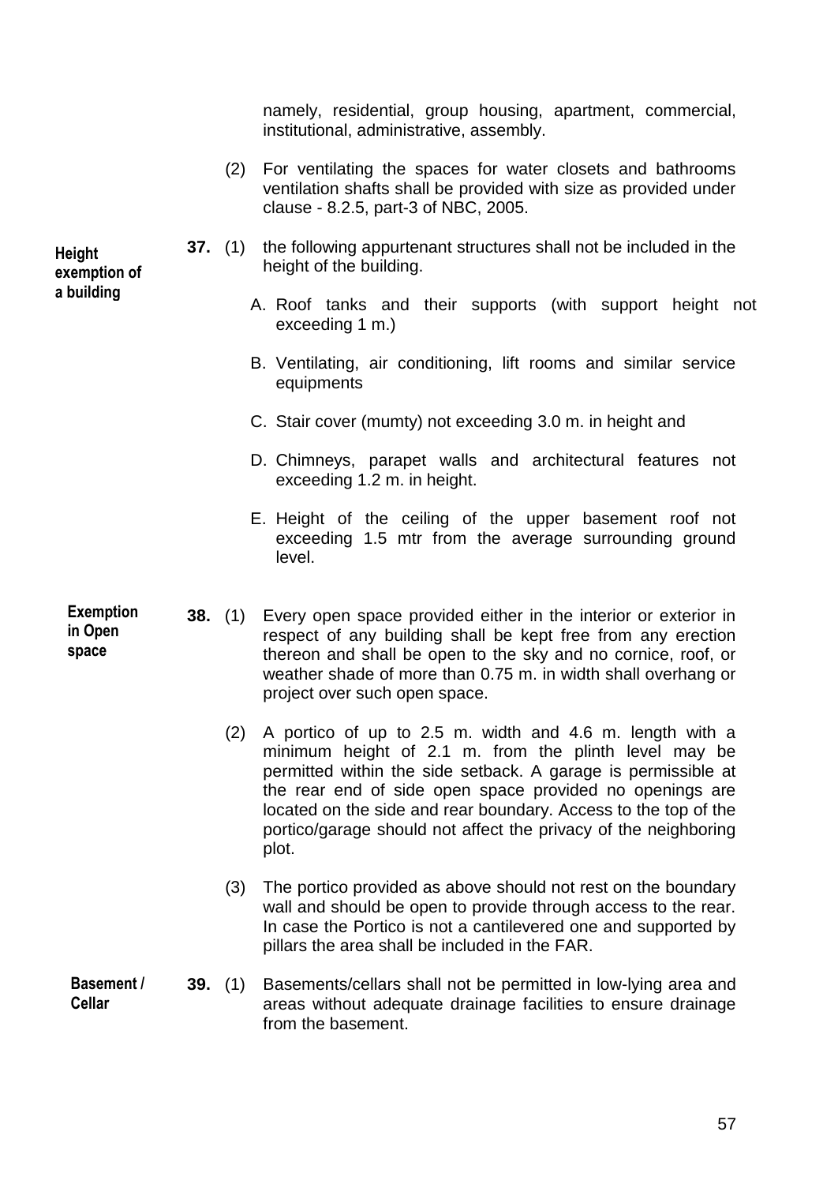namely, residential, group housing, apartment, commercial, institutional, administrative, assembly.

(2) For ventilating the spaces for water closets and bathrooms ventilation shafts shall be provided with size as provided under clause - 8.2.5, part-3 of NBC, 2005.

**Height exemption of a building**

**37.** (1) the following appurtenant structures shall not be included in the height of the building.

A. Roof tanks and their supports (with support height not exceeding 1 m.)

B. Ventilating, air conditioning, lift rooms and similar service equipments

C. Stair cover (mumty) not exceeding 3.0 m. in height and

D. Chimneys, parapet walls and architectural features not exceeding 1.2 m. in height.

E. Height of the ceiling of the upper basement roof not exceeding 1.5 mtr from the average surrounding ground level.

**Exemption in Open space**

**38.** (1) Every open space provided either in the interior or exterior in respect of any building shall be kept free from any erection thereon and shall be open to the sky and no cornice, roof, or weather shade of more than 0.75 m. in width shall overhang or project over such open space.

(2) A portico of up to 2.5 m. width and 4.6 m. length with a minimum height of 2.1 m. from the plinth level may be permitted within the side setback. A garage is permissible at the rear end of side open space provided no openings are located on the side and rear boundary. Access to the top of the portico/garage should not affect the privacy of the neighboring plot.

(3) The portico provided as above should not rest on the boundary wall and should be open to provide through access to the rear. In case the Portico is not a cantilevered one and supported by pillars the area shall be included in the FAR.

**Basement / Cellar**

**39.** (1) Basements/cellars shall not be permitted in low-lying area and areas without adequate drainage facilities to ensure drainage from the basement.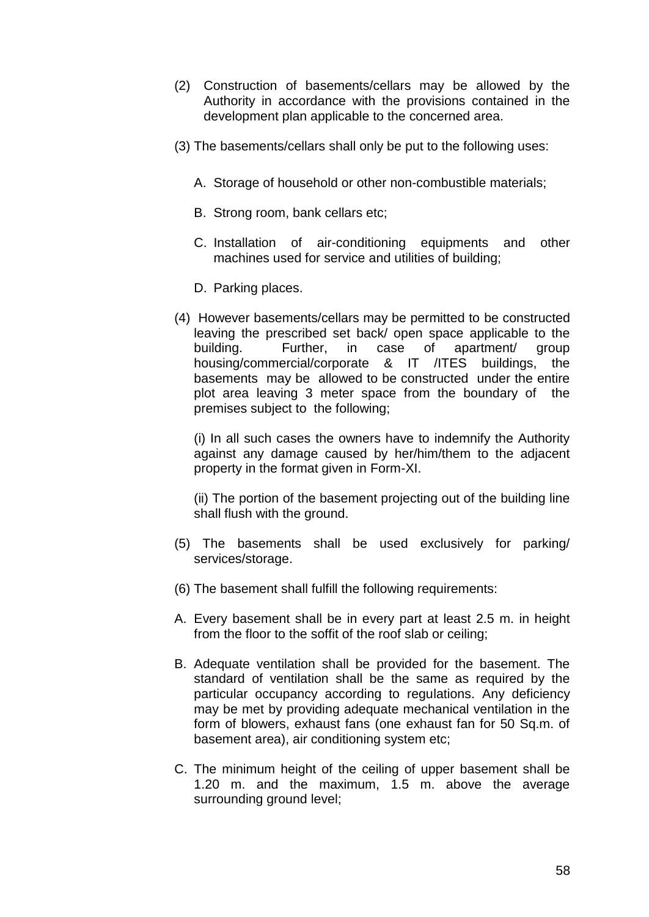(2) Construction of basements/cellars may be allowed by the Authority in accordance with the provisions contained in the development plan applicable to the concerned area.

(3) The basements/cellars shall only be put to the following uses:

A. Storage of household or other non-combustible materials;

B. Strong room, bank cellars etc;

C. Installation of air-conditioning equipments and other machines used for service and utilities of building;

D. Parking places.

(4) However basements/cellars may be permitted to be constructed leaving the prescribed set back/ open space applicable to the building. Further, in case of apartment/ group housing/commercial/corporate & IT /ITES buildings, the basements may be allowed to be constructed under the entire plot area leaving 3 meter space from the boundary of the premises subject to the following;

(i) In all such cases the owners have to indemnify the Authority against any damage caused by her/him/them to the adjacent property in the format given in Form-XI.

(ii) The portion of the basement projecting out of the building line shall flush with the ground.

(5) The basements shall be used exclusively for parking/ services/storage.

(6) The basement shall fulfill the following requirements:

A. Every basement shall be in every part at least 2.5 m. in height from the floor to the soffit of the roof slab or ceiling;

B. Adequate ventilation shall be provided for the basement. The standard of ventilation shall be the same as required by the particular occupancy according to regulations. Any deficiency may be met by providing adequate mechanical ventilation in the form of blowers, exhaust fans (one exhaust fan for 50 Sq.m. of basement area), air conditioning system etc;

C. The minimum height of the ceiling of upper basement shall be 1.20 m. and the maximum, 1.5 m. above the average surrounding ground level;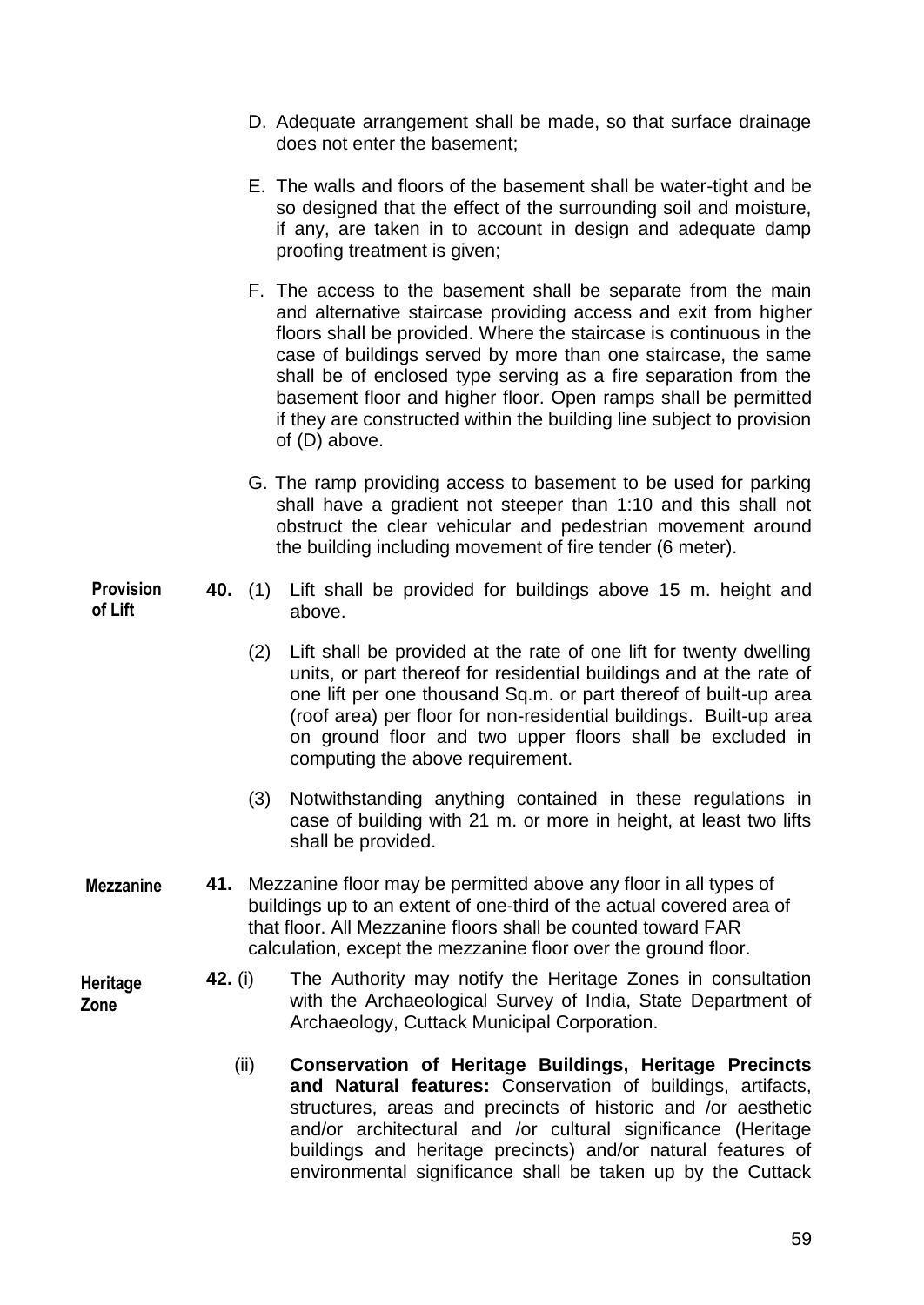D. Adequate arrangement shall be made, so that surface drainage does not enter the basement;

E. The walls and floors of the basement shall be water-tight and be so designed that the effect of the surrounding soil and moisture, if any, are taken in to account in design and adequate damp proofing treatment is given;

F. The access to the basement shall be separate from the main and alternative staircase providing access and exit from higher floors shall be provided. Where the staircase is continuous in the case of buildings served by more than one staircase, the same shall be of enclosed type serving as a fire separation from the basement floor and higher floor. Open ramps shall be permitted if they are constructed within the building line subject to provision of (D) above.

G. The ramp providing access to basement to be used for parking shall have a gradient not steeper than 1:10 and this shall not obstruct the clear vehicular and pedestrian movement around the building including movement of fire tender (6 meter).

**Provision of Lift**

**40.** (1) Lift shall be provided for buildings above 15 m. height and above.

(2) Lift shall be provided at the rate of one lift for twenty dwelling units, or part thereof for residential buildings and at the rate of one lift per one thousand Sq.m. or part thereof of built-up area (roof area) per floor for non-residential buildings. Built-up area on ground floor and two upper floors shall be excluded in computing the above requirement.

(3) Notwithstanding anything contained in these regulations in case of building with 21 m. or more in height, at least two lifts shall be provided.

**Mezzanine**

**41.** Mezzanine floor may be permitted above any floor in all types of buildings up to an extent of one-third of the actual covered area of that floor. All Mezzanine floors shall be counted toward FAR calculation, except the mezzanine floor over the ground floor.

**Heritage Zone**

**42.** (i) The Authority may notify the Heritage Zones in consultation with the Archaeological Survey of India, State Department of Archaeology, Cuttack Municipal Corporation.

(ii) **Conservation of Heritage Buildings, Heritage Precincts and Natural features:** Conservation of buildings, artifacts, structures, areas and precincts of historic and /or aesthetic and/or architectural and /or cultural significance (Heritage buildings and heritage precincts) and/or natural features of environmental significance shall be taken up by the Cuttack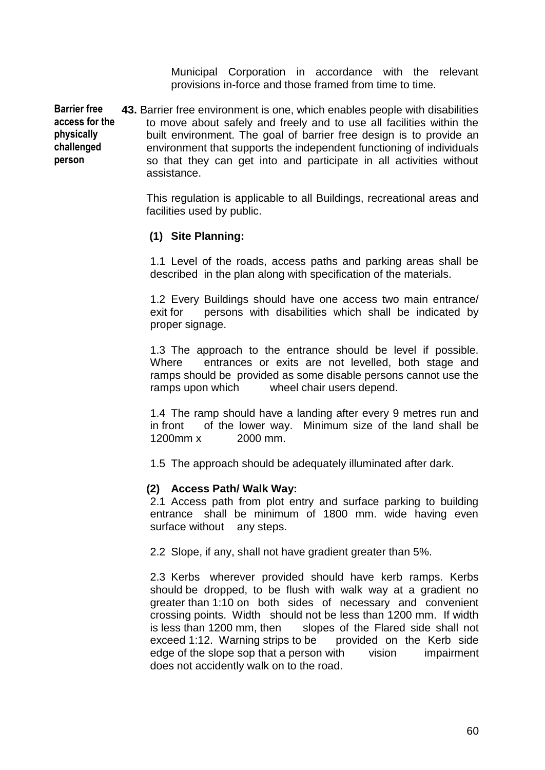Municipal Corporation in accordance with the relevant provisions in-force and those framed from time to time.

**Barrier free access for the physically challenged person**

**43.** Barrier free environment is one, which enables people with disabilities to move about safely and freely and to use all facilities within the built environment. The goal of barrier free design is to provide an environment that supports the independent functioning of individuals so that they can get into and participate in all activities without assistance.

This regulation is applicable to all Buildings, recreational areas and facilities used by public.

**(1) Site Planning:**

1.1 Level of the roads, access paths and parking areas shall be described in the plan along with specification of the materials.

1.2 Every Buildings should have one access two main entrance/ exit for persons with disabilities which shall be indicated by proper signage.

1.3 The approach to the entrance should be level if possible. Where entrances or exits are not levelled, both stage and ramps should be provided as some disable persons cannot use the ramps upon which wheel chair users depend.

1.4 The ramp should have a landing after every 9 metres run and in front of the lower way. Minimum size of the land shall be 1200mm x 2000 mm.

1.5 The approach should be adequately illuminated after dark.

**(2) Access Path/ Walk Way:**

2.1 Access path from plot entry and surface parking to building entrance shall be minimum of 1800 mm. wide having even surface without any steps.

2.2 Slope, if any, shall not have gradient greater than 5%.

2.3 Kerbs wherever provided should have kerb ramps. Kerbs should be dropped, to be flush with walk way at a gradient no greater than 1:10 on both sides of necessary and convenient crossing points. Width should not be less than 1200 mm. If width is less than 1200 mm, then slopes of the Flared side shall not exceed 1:12. Warning strips to be provided on the Kerb side edge of the slope sop that a person with vision impairment does not accidently walk on to the road.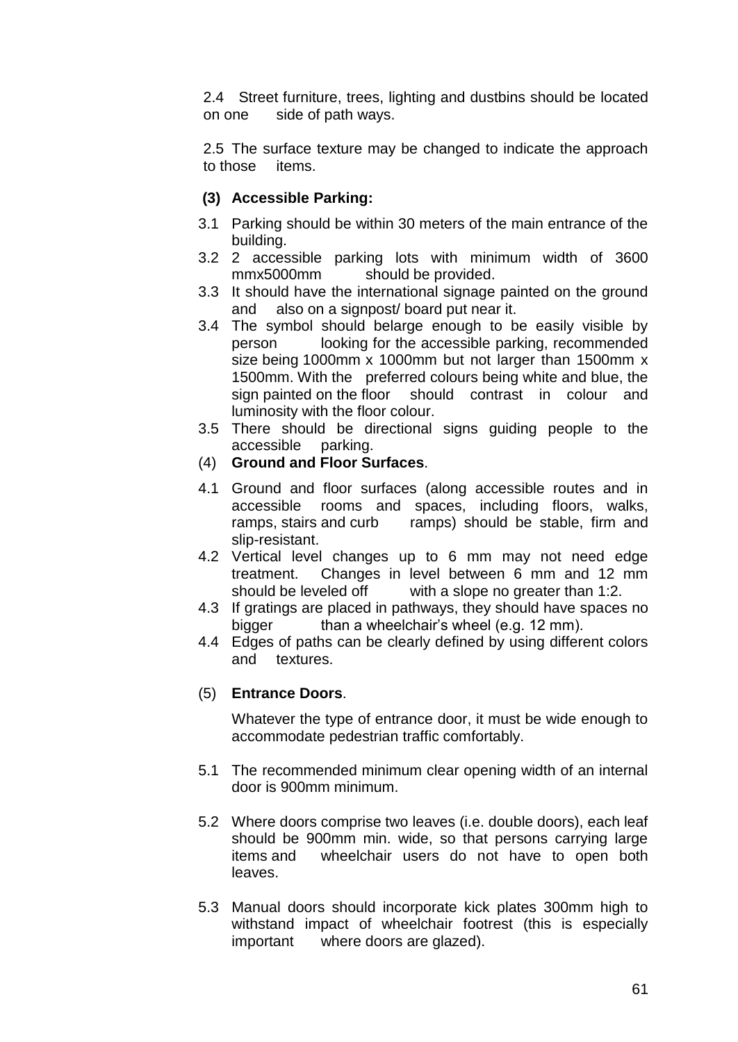2.4 Street furniture, trees, lighting and dustbins should be located on one side of path ways.

2.5 The surface texture may be changed to indicate the approach to those items.

**(3) Accessible Parking:**

3.1 Parking should be within 30 meters of the main entrance of the building.

3.2 2 accessible parking lots with minimum width of 3600 mmx5000mm should be provided.

3.3 It should have the international signage painted on the ground and also on a signpost/ board put near it.

3.4 The symbol should belarge enough to be easily visible by person looking for the accessible parking, recommended size being 1000mm x 1000mm but not larger than 1500mm x 1500mm. With the preferred colours being white and blue, the sign painted on the floor should contrast in colour and luminosity with the floor colour.

3.5 There should be directional signs guiding people to the accessible parking.

(4) **Ground and Floor Surfaces**.

4.1 Ground and floor surfaces (along accessible routes and in accessible rooms and spaces, including floors, walks, ramps, stairs and curb ramps) should be stable, firm and slip-resistant.

4.2 Vertical level changes up to 6 mm may not need edge treatment. Changes in level between 6 mm and 12 mm should be leveled off with a slope no greater than 1:2.

4.3 If gratings are placed in pathways, they should have spaces no bigger than a wheelchair's wheel (e.g. 12 mm).

4.4 Edges of paths can be clearly defined by using different colors and textures.

(5) **Entrance Doors**.

Whatever the type of entrance door, it must be wide enough to accommodate pedestrian traffic comfortably.

5.1 The recommended minimum clear opening width of an internal door is 900mm minimum.

5.2 Where doors comprise two leaves (i.e. double doors), each leaf should be 900mm min. wide, so that persons carrying large items and wheelchair users do not have to open both leaves.

5.3 Manual doors should incorporate kick plates 300mm high to withstand impact of wheelchair footrest (this is especially important where doors are glazed).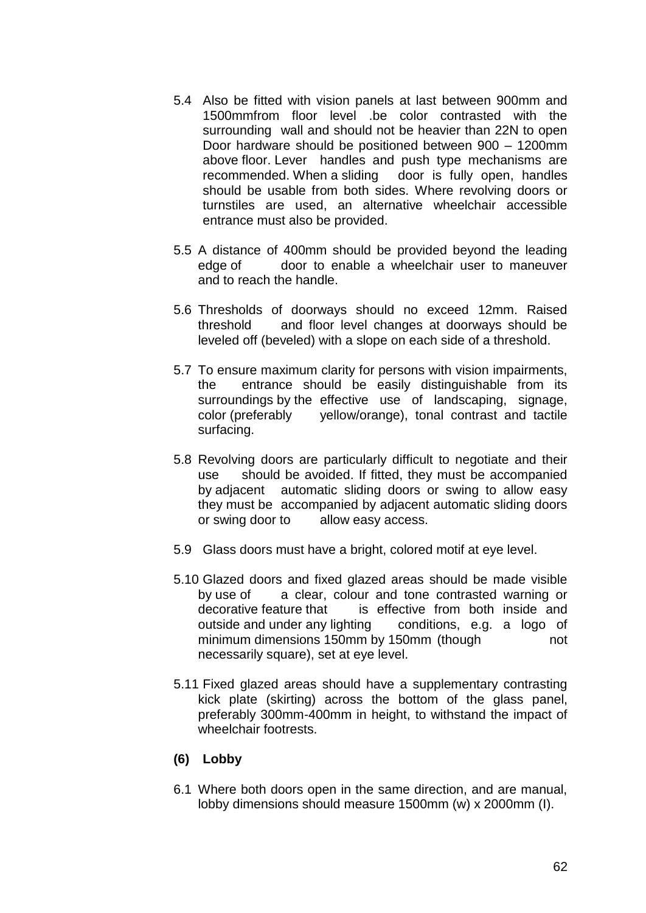5.4 Also be fitted with vision panels at last between 900mm and 1500mmfrom floor level .be color contrasted with the surrounding wall and should not be heavier than 22N to open Door hardware should be positioned between 900 – 1200mm above floor. Lever handles and push type mechanisms are recommended. When a sliding door is fully open, handles should be usable from both sides. Where revolving doors or turnstiles are used, an alternative wheelchair accessible entrance must also be provided.

5.5 A distance of 400mm should be provided beyond the leading edge of door to enable a wheelchair user to maneuver and to reach the handle.

5.6 Thresholds of doorways should no exceed 12mm. Raised threshold and floor level changes at doorways should be leveled off (beveled) with a slope on each side of a threshold.

5.7 To ensure maximum clarity for persons with vision impairments, the entrance should be easily distinguishable from its surroundings by the effective use of landscaping, signage, color (preferably yellow/orange), tonal contrast and tactile surfacing.

5.8 Revolving doors are particularly difficult to negotiate and their use should be avoided. If fitted, they must be accompanied by adjacent automatic sliding doors or swing to allow easy they must be accompanied by adjacent automatic sliding doors or swing door to allow easy access.

5.9 Glass doors must have a bright, colored motif at eye level.

5.10 Glazed doors and fixed glazed areas should be made visible by use of a clear, colour and tone contrasted warning or decorative feature that is effective from both inside and outside and under any lighting conditions, e.g. a logo of minimum dimensions 150mm by 150mm (though not necessarily square), set at eye level.

5.11 Fixed glazed areas should have a supplementary contrasting kick plate (skirting) across the bottom of the glass panel, preferably 300mm-400mm in height, to withstand the impact of wheelchair footrests.

**(6) Lobby**

6.1 Where both doors open in the same direction, and are manual, lobby dimensions should measure 1500mm (w) x 2000mm (l).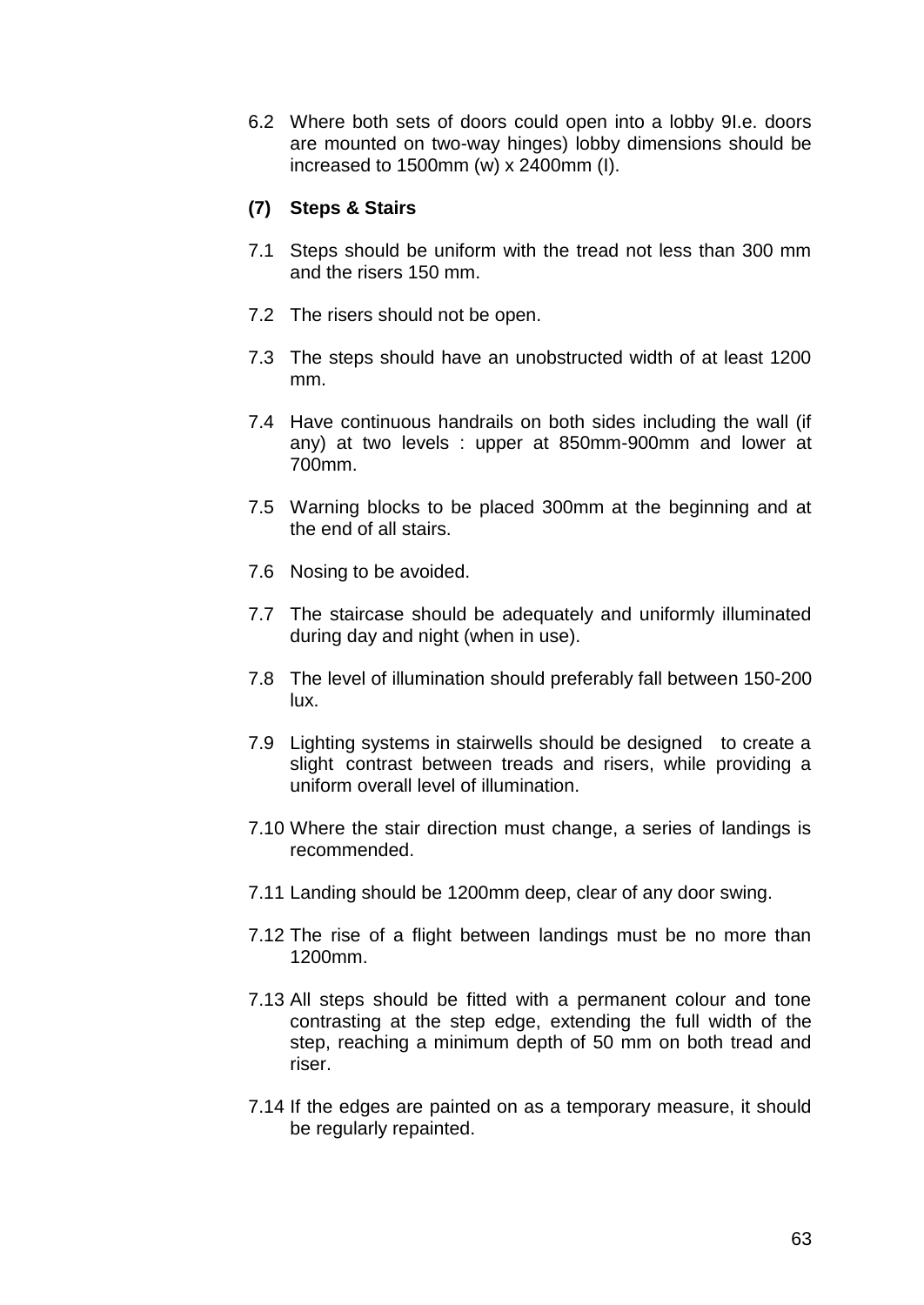6.2 Where both sets of doors could open into a lobby 9I.e. doors are mounted on two-way hinges) lobby dimensions should be increased to 1500mm (w) x 2400mm (I).

**(7) Steps & Stairs**

7.1 Steps should be uniform with the tread not less than 300 mm and the risers 150 mm.

7.2 The risers should not be open.

7.3 The steps should have an unobstructed width of at least 1200 mm.

7.4 Have continuous handrails on both sides including the wall (if any) at two levels : upper at 850mm-900mm and lower at 700mm.

7.5 Warning blocks to be placed 300mm at the beginning and at the end of all stairs.

7.6 Nosing to be avoided.

7.7 The staircase should be adequately and uniformly illuminated during day and night (when in use).

7.8 The level of illumination should preferably fall between 150-200 lux.

7.9 Lighting systems in stairwells should be designed to create a slight contrast between treads and risers, while providing a uniform overall level of illumination.

7.10 Where the stair direction must change, a series of landings is recommended.

7.11 Landing should be 1200mm deep, clear of any door swing.

7.12 The rise of a flight between landings must be no more than 1200mm.

7.13 All steps should be fitted with a permanent colour and tone contrasting at the step edge, extending the full width of the step, reaching a minimum depth of 50 mm on both tread and riser.

7.14 If the edges are painted on as a temporary measure, it should be regularly repainted.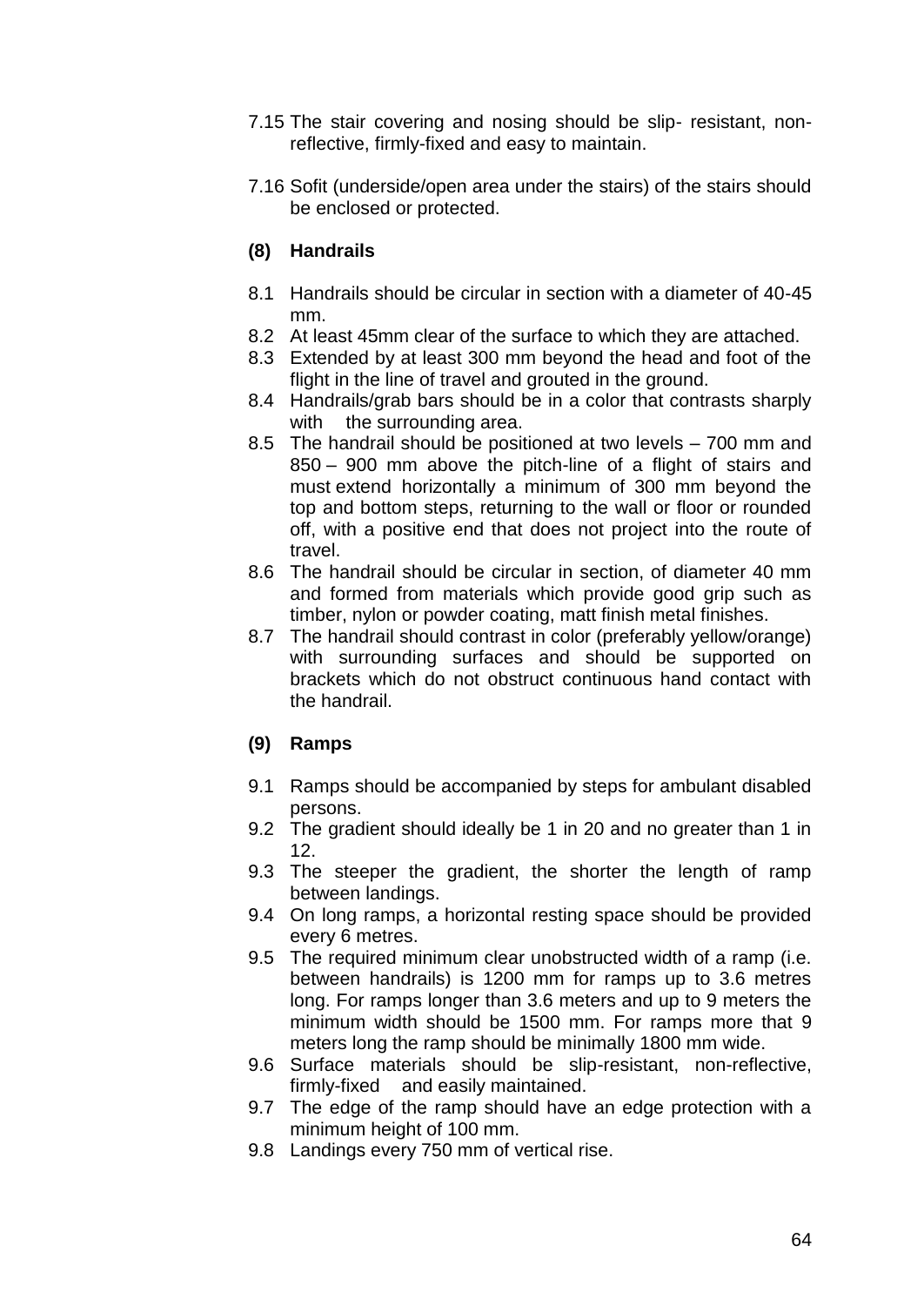7.15 The stair covering and nosing should be slip- resistant, non-reflective, firmly-fixed and easy to maintain.

7.16 Sofit (underside/open area under the stairs) of the stairs should be enclosed or protected.

### (8) Handrails

8.1 Handrails should be circular in section with a diameter of 40-45 mm.

8.2 At least 45mm clear of the surface to which they are attached.

8.3 Extended by at least 300 mm beyond the head and foot of the flight in the line of travel and grouted in the ground.

8.4 Handrails/grab bars should be in a color that contrasts sharply with the surrounding area.

8.5 The handrail should be positioned at two levels – 700 mm and 850 – 900 mm above the pitch-line of a flight of stairs and must extend horizontally a minimum of 300 mm beyond the top and bottom steps, returning to the wall or floor or rounded off, with a positive end that does not project into the route of travel.

8.6 The handrail should be circular in section, of diameter 40 mm and formed from materials which provide good grip such as timber, nylon or powder coating, matt finish metal finishes.

8.7 The handrail should contrast in color (preferably yellow/orange) with surrounding surfaces and should be supported on brackets which do not obstruct continuous hand contact with the handrail.

### (9) Ramps

9.1 Ramps should be accompanied by steps for ambulant disabled persons.

9.2 The gradient should ideally be 1 in 20 and no greater than 1 in 12.

9.3 The steeper the gradient, the shorter the length of ramp between landings.

9.4 On long ramps, a horizontal resting space should be provided every 6 metres.

9.5 The required minimum clear unobstructed width of a ramp (i.e. between handrails) is 1200 mm for ramps up to 3.6 metres long. For ramps longer than 3.6 meters and up to 9 meters the minimum width should be 1500 mm. For ramps more that 9 meters long the ramp should be minimally 1800 mm wide.

9.6 Surface materials should be slip-resistant, non-reflective, firmly-fixed and easily maintained.

9.7 The edge of the ramp should have an edge protection with a minimum height of 100 mm.

9.8 Landings every 750 mm of vertical rise.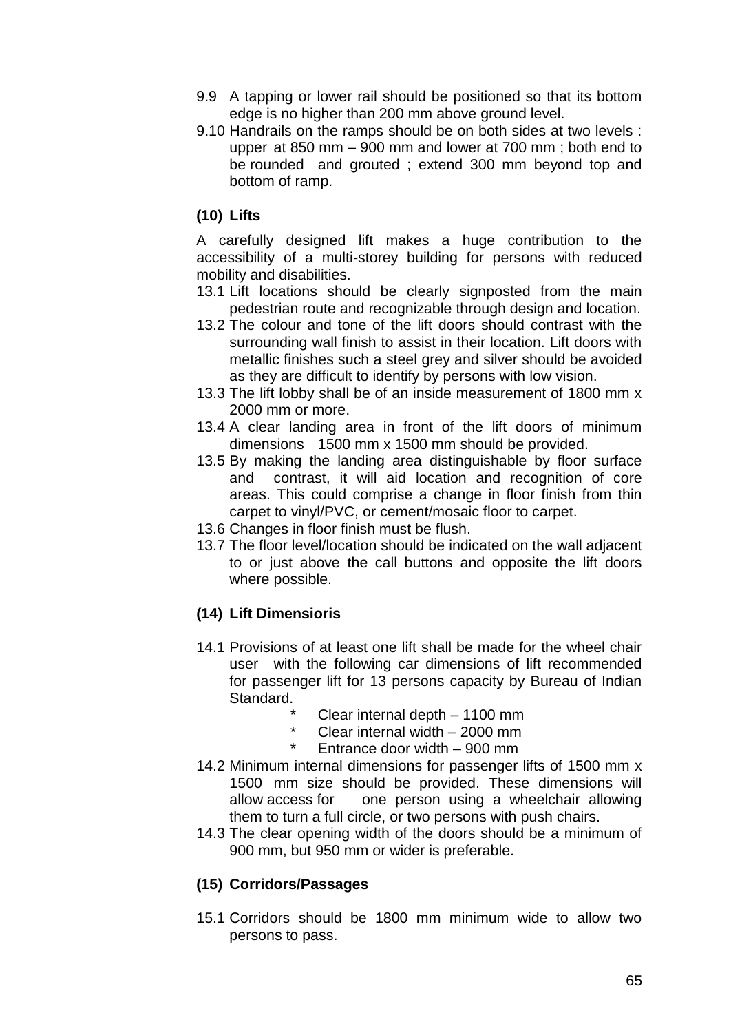9.9 A tapping or lower rail should be positioned so that its bottom edge is no higher than 200 mm above ground level.

9.10 Handrails on the ramps should be on both sides at two levels : upper at 850 mm – 900 mm and lower at 700 mm ; both end to be rounded and grouted ; extend 300 mm beyond top and bottom of ramp.

**(10) Lifts**

A carefully designed lift makes a huge contribution to the accessibility of a multi-storey building for persons with reduced mobility and disabilities.

13.1 Lift locations should be clearly signposted from the main pedestrian route and recognizable through design and location.

13.2 The colour and tone of the lift doors should contrast with the surrounding wall finish to assist in their location. Lift doors with metallic finishes such a steel grey and silver should be avoided as they are difficult to identify by persons with low vision.

13.3 The lift lobby shall be of an inside measurement of 1800 mm x 2000 mm or more.

13.4 A clear landing area in front of the lift doors of minimum dimensions 1500 mm x 1500 mm should be provided.

13.5 By making the landing area distinguishable by floor surface and contrast, it will aid location and recognition of core areas. This could comprise a change in floor finish from thin carpet to vinyl/PVC, or cement/mosaic floor to carpet.

13.6 Changes in floor finish must be flush.

13.7 The floor level/location should be indicated on the wall adjacent to or just above the call buttons and opposite the lift doors where possible.

**(14) Lift Dimensioris**

14.1 Provisions of at least one lift shall be made for the wheel chair user with the following car dimensions of lift recommended for passenger lift for 13 persons capacity by Bureau of Indian Standard.

- Clear internal depth – 1100 mm
- Clear internal width – 2000 mm
- Entrance door width – 900 mm

14.2 Minimum internal dimensions for passenger lifts of 1500 mm x 1500 mm size should be provided. These dimensions will allow access for one person using a wheelchair allowing them to turn a full circle, or two persons with push chairs.

14.3 The clear opening width of the doors should be a minimum of 900 mm, but 950 mm or wider is preferable.

**(15) Corridors/Passages**

15.1 Corridors should be 1800 mm minimum wide to allow two persons to pass.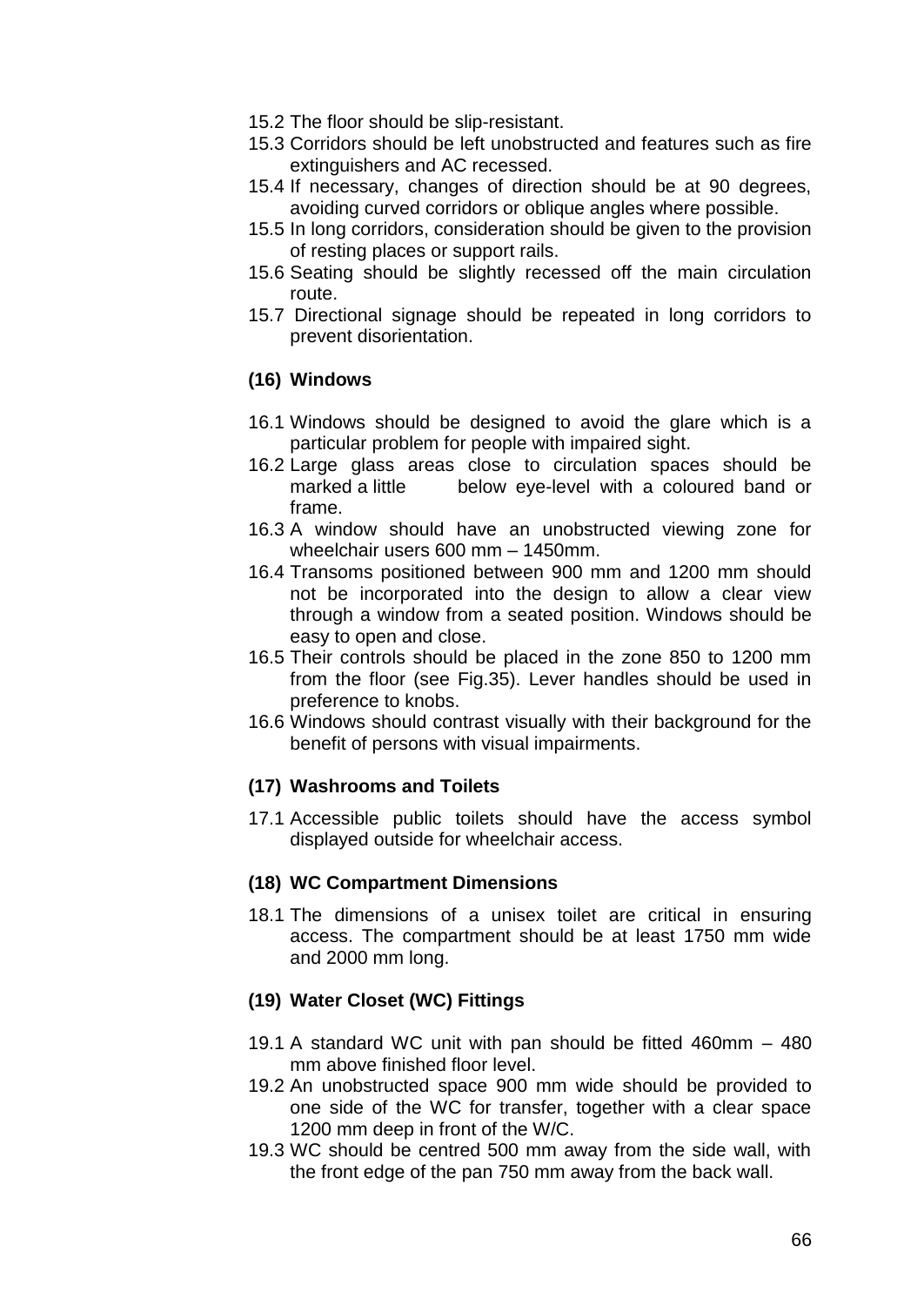15.2 The floor should be slip-resistant.

15.3 Corridors should be left unobstructed and features such as fire extinguishers and AC recessed.

15.4 If necessary, changes of direction should be at 90 degrees, avoiding curved corridors or oblique angles where possible.

15.5 In long corridors, consideration should be given to the provision of resting places or support rails.

15.6 Seating should be slightly recessed off the main circulation route.

15.7 Directional signage should be repeated in long corridors to prevent disorientation.

### (16) Windows

16.1 Windows should be designed to avoid the glare which is a particular problem for people with impaired sight.

16.2 Large glass areas close to circulation spaces should be marked a little below eye-level with a coloured band or frame.

16.3 A window should have an unobstructed viewing zone for wheelchair users 600 mm – 1450mm.

16.4 Transoms positioned between 900 mm and 1200 mm should not be incorporated into the design to allow a clear view through a window from a seated position. Windows should be easy to open and close.

16.5 Their controls should be placed in the zone 850 to 1200 mm from the floor (see Fig.35). Lever handles should be used in preference to knobs.

16.6 Windows should contrast visually with their background for the benefit of persons with visual impairments.

### (17) Washrooms and Toilets

17.1 Accessible public toilets should have the access symbol displayed outside for wheelchair access.

### (18) WC Compartment Dimensions

18.1 The dimensions of a unisex toilet are critical in ensuring access. The compartment should be at least 1750 mm wide and 2000 mm long.

### (19) Water Closet (WC) Fittings

19.1 A standard WC unit with pan should be fitted 460mm – 480 mm above finished floor level.

19.2 An unobstructed space 900 mm wide should be provided to one side of the WC for transfer, together with a clear space 1200 mm deep in front of the W/C.

19.3 WC should be centred 500 mm away from the side wall, with the front edge of the pan 750 mm away from the back wall.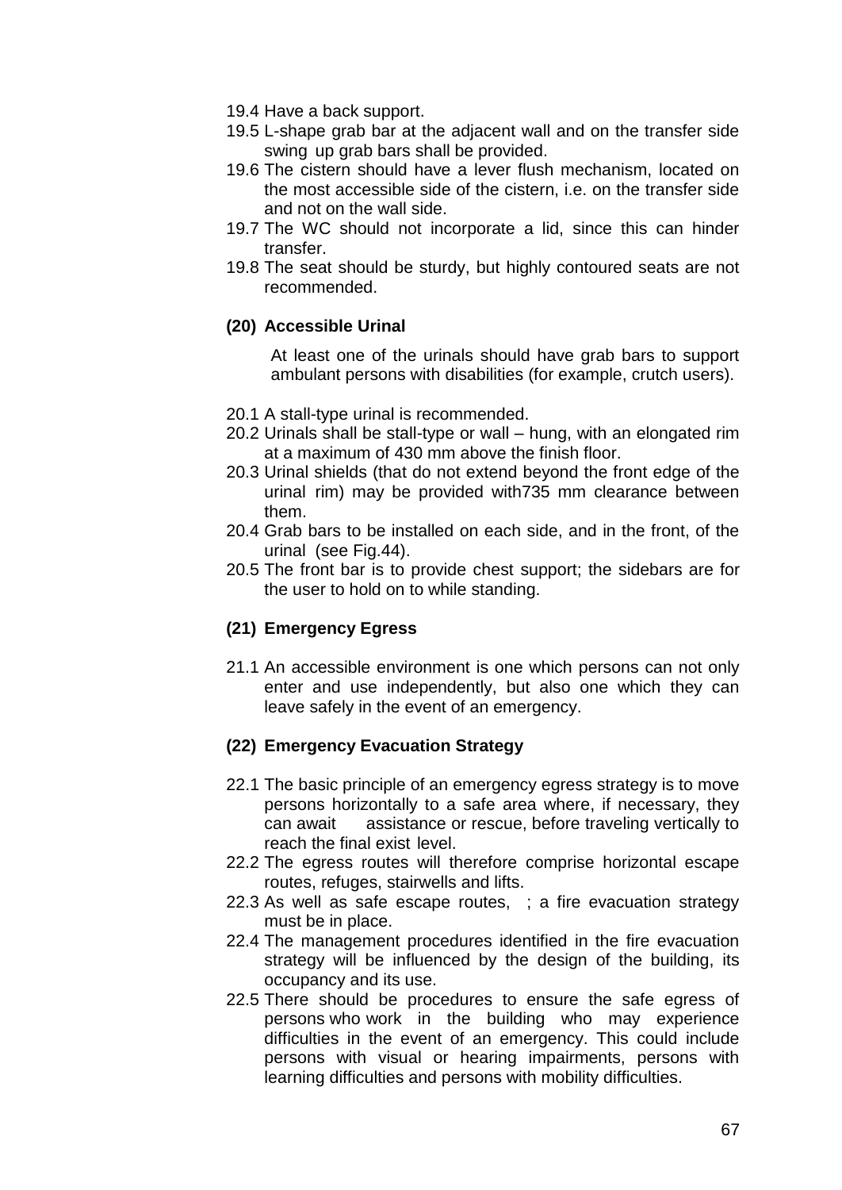19.4 Have a back support.
19.5 L-shape grab bar at the adjacent wall and on the transfer side swing up grab bars shall be provided.
19.6 The cistern should have a lever flush mechanism, located on the most accessible side of the cistern, i.e. on the transfer side and not on the wall side.
19.7 The WC should not incorporate a lid, since this can hinder transfer.
19.8 The seat should be sturdy, but highly contoured seats are not recommended.

**(20) Accessible Urinal**

At least one of the urinals should have grab bars to support ambulant persons with disabilities (for example, crutch users).

20.1 A stall-type urinal is recommended.
20.2 Urinals shall be stall-type or wall – hung, with an elongated rim at a maximum of 430 mm above the finish floor.
20.3 Urinal shields (that do not extend beyond the front edge of the urinal rim) may be provided with735 mm clearance between them.
20.4 Grab bars to be installed on each side, and in the front, of the urinal (see Fig.44).
20.5 The front bar is to provide chest support; the sidebars are for the user to hold on to while standing.

**(21) Emergency Egress**

21.1 An accessible environment is one which persons can not only enter and use independently, but also one which they can leave safely in the event of an emergency.

**(22) Emergency Evacuation Strategy**

22.1 The basic principle of an emergency egress strategy is to move persons horizontally to a safe area where, if necessary, they can await assistance or rescue, before traveling vertically to reach the final exist level.
22.2 The egress routes will therefore comprise horizontal escape routes, refuges, stairwells and lifts.
22.3 As well as safe escape routes, ; a fire evacuation strategy must be in place.
22.4 The management procedures identified in the fire evacuation strategy will be influenced by the design of the building, its occupancy and its use.
22.5 There should be procedures to ensure the safe egress of persons who work in the building who may experience difficulties in the event of an emergency. This could include persons with visual or hearing impairments, persons with learning difficulties and persons with mobility difficulties.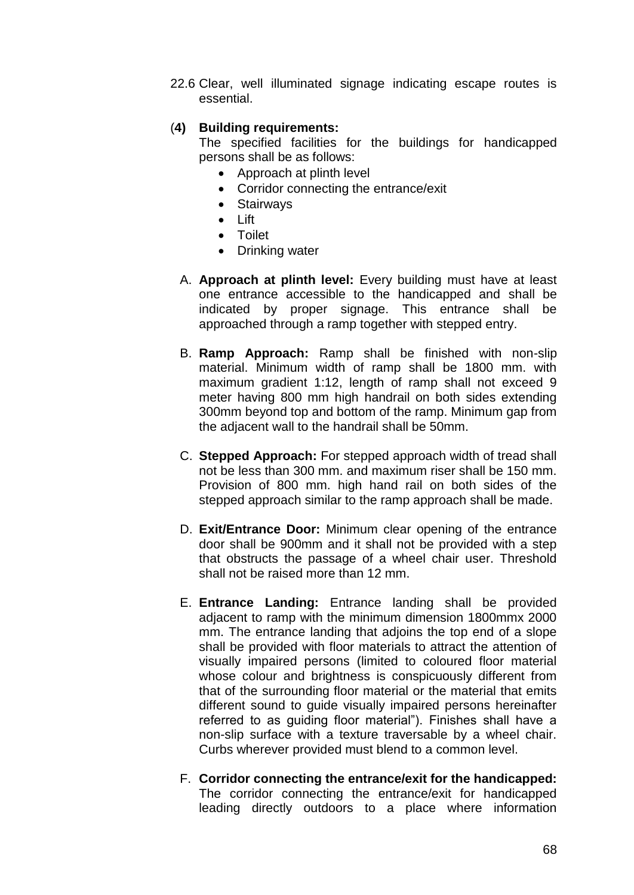22.6 Clear, well illuminated signage indicating escape routes is essential.

(**4) Building requirements:**

The specified facilities for the buildings for handicapped persons shall be as follows:

- Approach at plinth level
- Corridor connecting the entrance/exit
- Stairways
- Lift
- Toilet
- Drinking water

A. **Approach at plinth level:** Every building must have at least one entrance accessible to the handicapped and shall be indicated by proper signage. This entrance shall be approached through a ramp together with stepped entry.

B. **Ramp Approach:** Ramp shall be finished with non-slip material. Minimum width of ramp shall be 1800 mm. with maximum gradient 1:12, length of ramp shall not exceed 9 meter having 800 mm high handrail on both sides extending 300mm beyond top and bottom of the ramp. Minimum gap from the adjacent wall to the handrail shall be 50mm.

C. **Stepped Approach:** For stepped approach width of tread shall not be less than 300 mm. and maximum riser shall be 150 mm. Provision of 800 mm. high hand rail on both sides of the stepped approach similar to the ramp approach shall be made.

D. **Exit/Entrance Door:** Minimum clear opening of the entrance door shall be 900mm and it shall not be provided with a step that obstructs the passage of a wheel chair user. Threshold shall not be raised more than 12 mm.

E. **Entrance Landing:** Entrance landing shall be provided adjacent to ramp with the minimum dimension 1800mmx 2000 mm. The entrance landing that adjoins the top end of a slope shall be provided with floor materials to attract the attention of visually impaired persons (limited to coloured floor material whose colour and brightness is conspicuously different from that of the surrounding floor material or the material that emits different sound to guide visually impaired persons hereinafter referred to as guiding floor material"). Finishes shall have a non-slip surface with a texture traversable by a wheel chair. Curbs wherever provided must blend to a common level.

F. **Corridor connecting the entrance/exit for the handicapped:** The corridor connecting the entrance/exit for handicapped leading directly outdoors to a place where information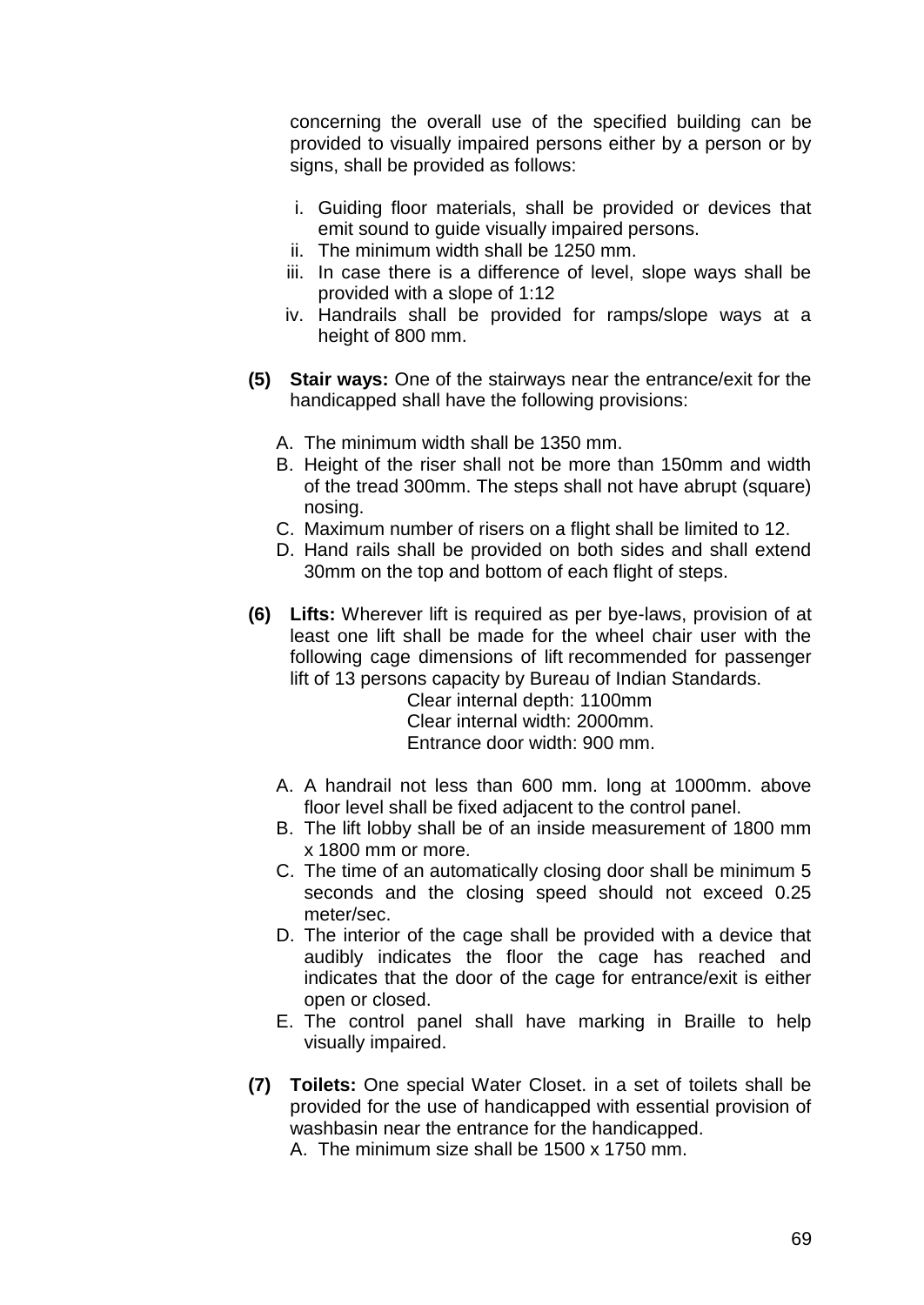concerning the overall use of the specified building can be provided to visually impaired persons either by a person or by signs, shall be provided as follows:

i. Guiding floor materials, shall be provided or devices that emit sound to guide visually impaired persons.
ii. The minimum width shall be 1250 mm.
iii. In case there is a difference of level, slope ways shall be provided with a slope of 1:12
iv. Handrails shall be provided for ramps/slope ways at a height of 800 mm.

**(5) Stair ways:** One of the stairways near the entrance/exit for the handicapped shall have the following provisions:

A. The minimum width shall be 1350 mm.
B. Height of the riser shall not be more than 150mm and width of the tread 300mm. The steps shall not have abrupt (square) nosing.
C. Maximum number of risers on a flight shall be limited to 12.
D. Hand rails shall be provided on both sides and shall extend 30mm on the top and bottom of each flight of steps.

**(6) Lifts:** Wherever lift is required as per bye-laws, provision of at least one lift shall be made for the wheel chair user with the following cage dimensions of lift recommended for passenger lift of 13 persons capacity by Bureau of Indian Standards.

Clear internal depth: 1100mm
Clear internal width: 2000mm.
Entrance door width: 900 mm.

A. A handrail not less than 600 mm. long at 1000mm. above floor level shall be fixed adjacent to the control panel.
B. The lift lobby shall be of an inside measurement of 1800 mm x 1800 mm or more.
C. The time of an automatically closing door shall be minimum 5 seconds and the closing speed should not exceed 0.25 meter/sec.
D. The interior of the cage shall be provided with a device that audibly indicates the floor the cage has reached and indicates that the door of the cage for entrance/exit is either open or closed.
E. The control panel shall have marking in Braille to help visually impaired.

**(7) Toilets:** One special Water Closet. in a set of toilets shall be provided for the use of handicapped with essential provision of washbasin near the entrance for the handicapped.

A. The minimum size shall be 1500 x 1750 mm.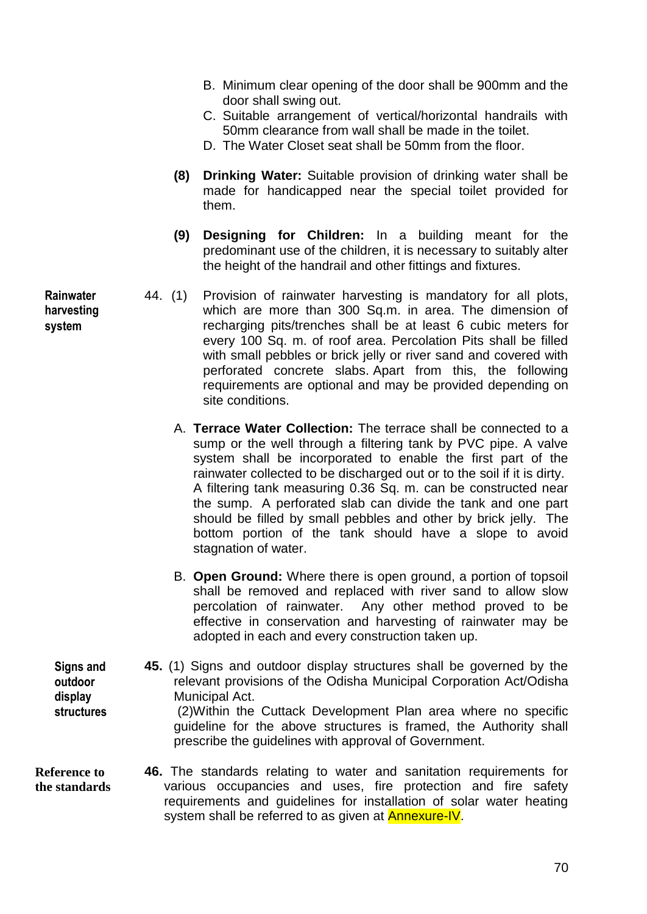B. Minimum clear opening of the door shall be 900mm and the door shall swing out.
C. Suitable arrangement of vertical/horizontal handrails with 50mm clearance from wall shall be made in the toilet.
D. The Water Closet seat shall be 50mm from the floor.

**(8) Drinking Water:** Suitable provision of drinking water shall be made for handicapped near the special toilet provided for them.

**(9) Designing for Children:** In a building meant for the predominant use of the children, it is necessary to suitably alter the height of the handrail and other fittings and fixtures.

**Rainwater harvesting system**

44. (1) Provision of rainwater harvesting is mandatory for all plots, which are more than 300 Sq.m. in area. The dimension of recharging pits/trenches shall be at least 6 cubic meters for every 100 Sq. m. of roof area. Percolation Pits shall be filled with small pebbles or brick jelly or river sand and covered with perforated concrete slabs. Apart from this, the following requirements are optional and may be provided depending on site conditions.

A. **Terrace Water Collection:** The terrace shall be connected to a sump or the well through a filtering tank by PVC pipe. A valve system shall be incorporated to enable the first part of the rainwater collected to be discharged out or to the soil if it is dirty. A filtering tank measuring 0.36 Sq. m. can be constructed near the sump. A perforated slab can divide the tank and one part should be filled by small pebbles and other by brick jelly. The bottom portion of the tank should have a slope to avoid stagnation of water.

B. **Open Ground:** Where there is open ground, a portion of topsoil shall be removed and replaced with river sand to allow slow percolation of rainwater. Any other method proved to be effective in conservation and harvesting of rainwater may be adopted in each and every construction taken up.

**Signs and outdoor display structures**

**45.** (1) Signs and outdoor display structures shall be governed by the relevant provisions of the Odisha Municipal Corporation Act/Odisha Municipal Act.

(2)Within the Cuttack Development Plan area where no specific guideline for the above structures is framed, the Authority shall prescribe the guidelines with approval of Government.

**Reference to the standards**

**46.** The standards relating to water and sanitation requirements for various occupancies and uses, fire protection and fire safety requirements and guidelines for installation of solar water heating system shall be referred to as given at Annexure-IV.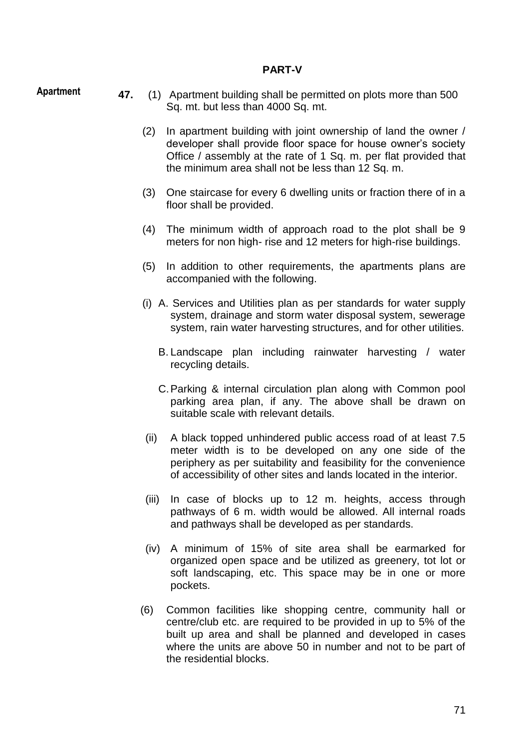## PART-V

**Apartment**

**47.** (1) Apartment building shall be permitted on plots more than 500 Sq. mt. but less than 4000 Sq. mt.

(2) In apartment building with joint ownership of land the owner / developer shall provide floor space for house owner's society Office / assembly at the rate of 1 Sq. m. per flat provided that the minimum area shall not be less than 12 Sq. m.

(3) One staircase for every 6 dwelling units or fraction there of in a floor shall be provided.

(4) The minimum width of approach road to the plot shall be 9 meters for non high- rise and 12 meters for high-rise buildings.

(5) In addition to other requirements, the apartments plans are accompanied with the following.

(i) A. Services and Utilities plan as per standards for water supply system, drainage and storm water disposal system, sewerage system, rain water harvesting structures, and for other utilities.

B. Landscape plan including rainwater harvesting / water recycling details.

C. Parking & internal circulation plan along with Common pool parking area plan, if any. The above shall be drawn on suitable scale with relevant details.

(ii) A black topped unhindered public access road of at least 7.5 meter width is to be developed on any one side of the periphery as per suitability and feasibility for the convenience of accessibility of other sites and lands located in the interior.

(iii) In case of blocks up to 12 m. heights, access through pathways of 6 m. width would be allowed. All internal roads and pathways shall be developed as per standards.

(iv) A minimum of 15% of site area shall be earmarked for organized open space and be utilized as greenery, tot lot or soft landscaping, etc. This space may be in one or more pockets.

(6) Common facilities like shopping centre, community hall or centre/club etc. are required to be provided in up to 5% of the built up area and shall be planned and developed in cases where the units are above 50 in number and not to be part of the residential blocks.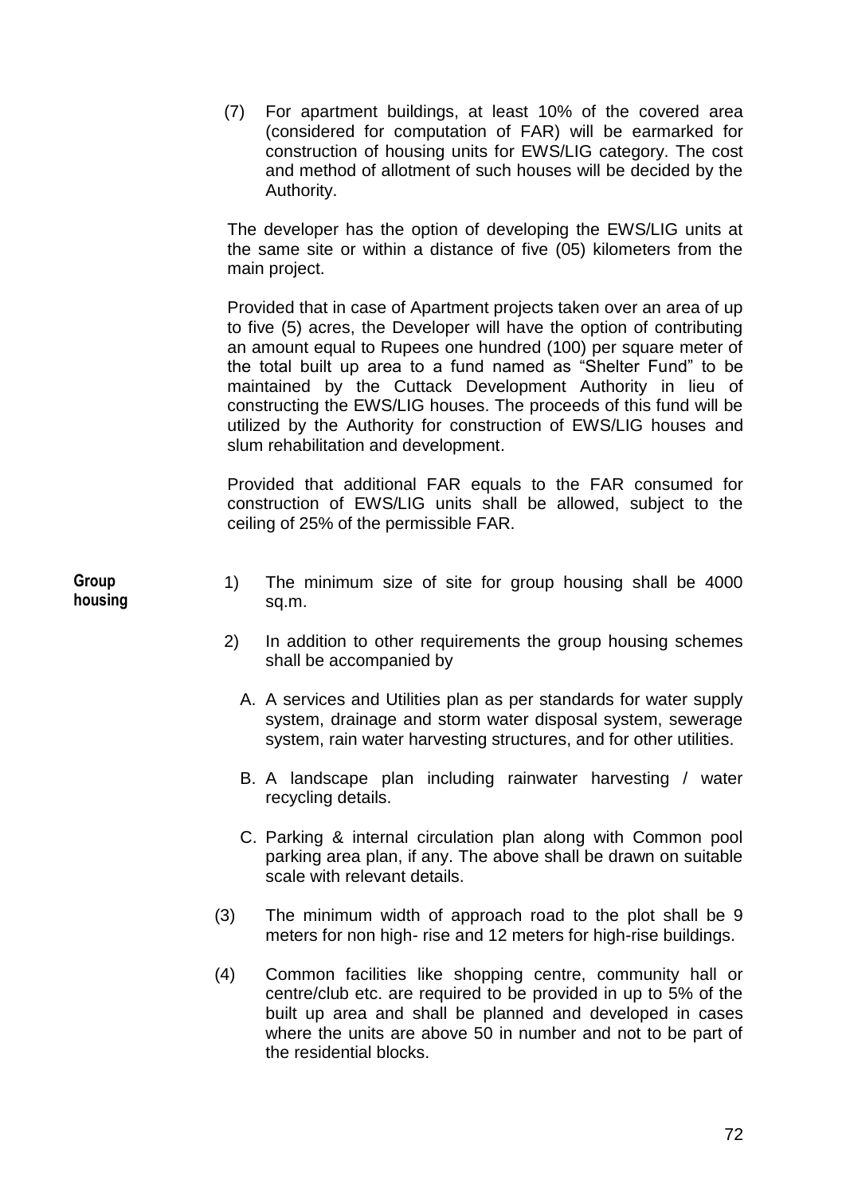(7) For apartment buildings, at least 10% of the covered area (considered for computation of FAR) will be earmarked for construction of housing units for EWS/LIG category. The cost and method of allotment of such houses will be decided by the Authority.

The developer has the option of developing the EWS/LIG units at the same site or within a distance of five (05) kilometers from the main project.

Provided that in case of Apartment projects taken over an area of up to five (5) acres, the Developer will have the option of contributing an amount equal to Rupees one hundred (100) per square meter of the total built up area to a fund named as "Shelter Fund" to be maintained by the Cuttack Development Authority in lieu of constructing the EWS/LIG houses. The proceeds of this fund will be utilized by the Authority for construction of EWS/LIG houses and slum rehabilitation and development.

Provided that additional FAR equals to the FAR consumed for construction of EWS/LIG units shall be allowed, subject to the ceiling of 25% of the permissible FAR.

**Group housing**

1) The minimum size of site for group housing shall be 4000 sq.m.

2) In addition to other requirements the group housing schemes shall be accompanied by

   A. A services and Utilities plan as per standards for water supply system, drainage and storm water disposal system, sewerage system, rain water harvesting structures, and for other utilities.

   B. A landscape plan including rainwater harvesting / water recycling details.

   C. Parking & internal circulation plan along with Common pool parking area plan, if any. The above shall be drawn on suitable scale with relevant details.

(3) The minimum width of approach road to the plot shall be 9 meters for non high- rise and 12 meters for high-rise buildings.

(4) Common facilities like shopping centre, community hall or centre/club etc. are required to be provided in up to 5% of the built up area and shall be planned and developed in cases where the units are above 50 in number and not to be part of the residential blocks.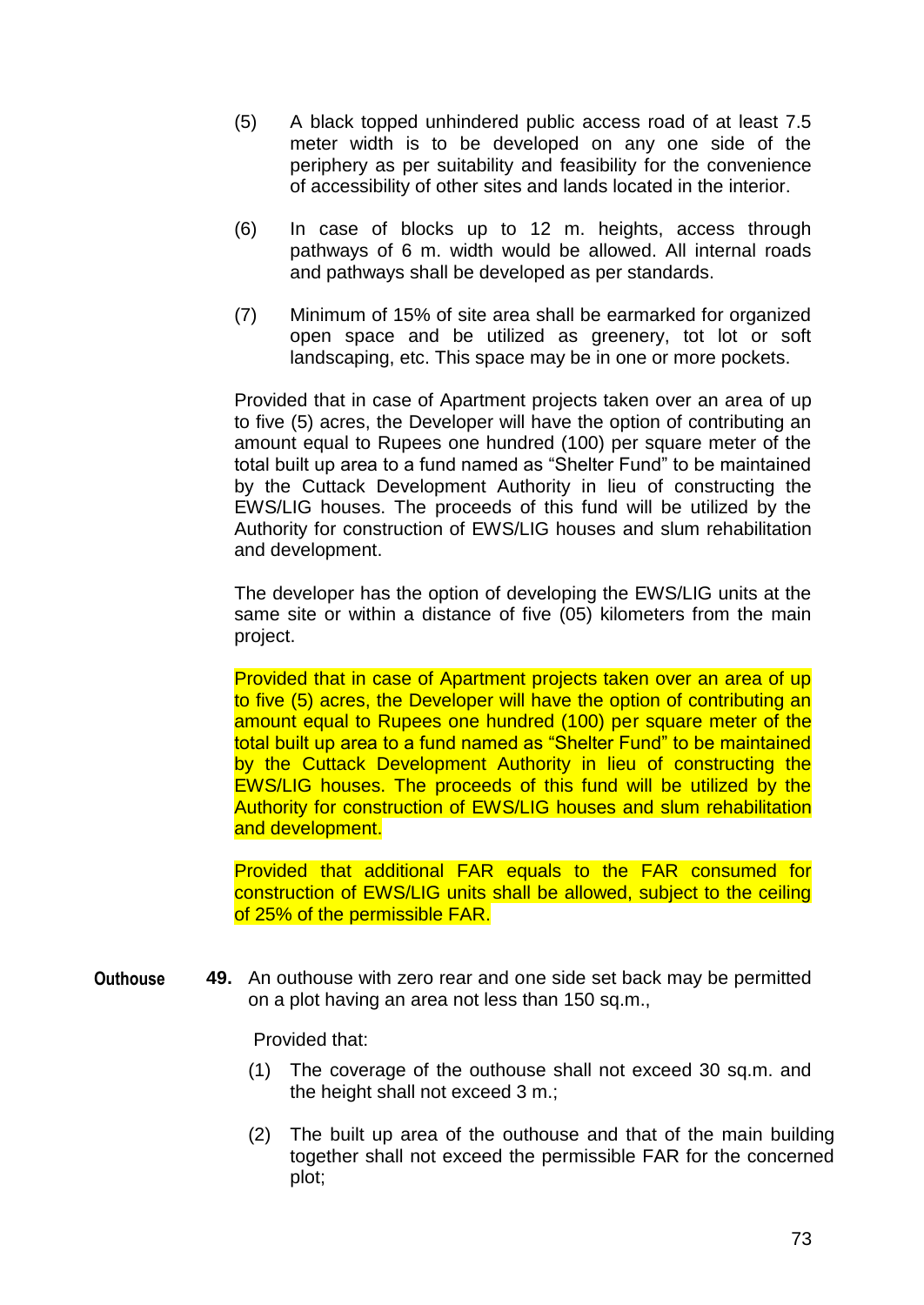(5) A black topped unhindered public access road of at least 7.5 meter width is to be developed on any one side of the periphery as per suitability and feasibility for the convenience of accessibility of other sites and lands located in the interior.

(6) In case of blocks up to 12 m. heights, access through pathways of 6 m. width would be allowed. All internal roads and pathways shall be developed as per standards.

(7) Minimum of 15% of site area shall be earmarked for organized open space and be utilized as greenery, tot lot or soft landscaping, etc. This space may be in one or more pockets.

Provided that in case of Apartment projects taken over an area of up to five (5) acres, the Developer will have the option of contributing an amount equal to Rupees one hundred (100) per square meter of the total built up area to a fund named as "Shelter Fund" to be maintained by the Cuttack Development Authority in lieu of constructing the EWS/LIG houses. The proceeds of this fund will be utilized by the Authority for construction of EWS/LIG houses and slum rehabilitation and development.

The developer has the option of developing the EWS/LIG units at the same site or within a distance of five (05) kilometers from the main project.

Provided that in case of Apartment projects taken over an area of up to five (5) acres, the Developer will have the option of contributing an amount equal to Rupees one hundred (100) per square meter of the total built up area to a fund named as "Shelter Fund" to be maintained by the Cuttack Development Authority in lieu of constructing the EWS/LIG houses. The proceeds of this fund will be utilized by the Authority for construction of EWS/LIG houses and slum rehabilitation and development.

Provided that additional FAR equals to the FAR consumed for construction of EWS/LIG units shall be allowed, subject to the ceiling of 25% of the permissible FAR.

**Outhouse**

**49.** An outhouse with zero rear and one side set back may be permitted on a plot having an area not less than 150 sq.m.,

Provided that:

(1) The coverage of the outhouse shall not exceed 30 sq.m. and the height shall not exceed 3 m.;

(2) The built up area of the outhouse and that of the main building together shall not exceed the permissible FAR for the concerned plot;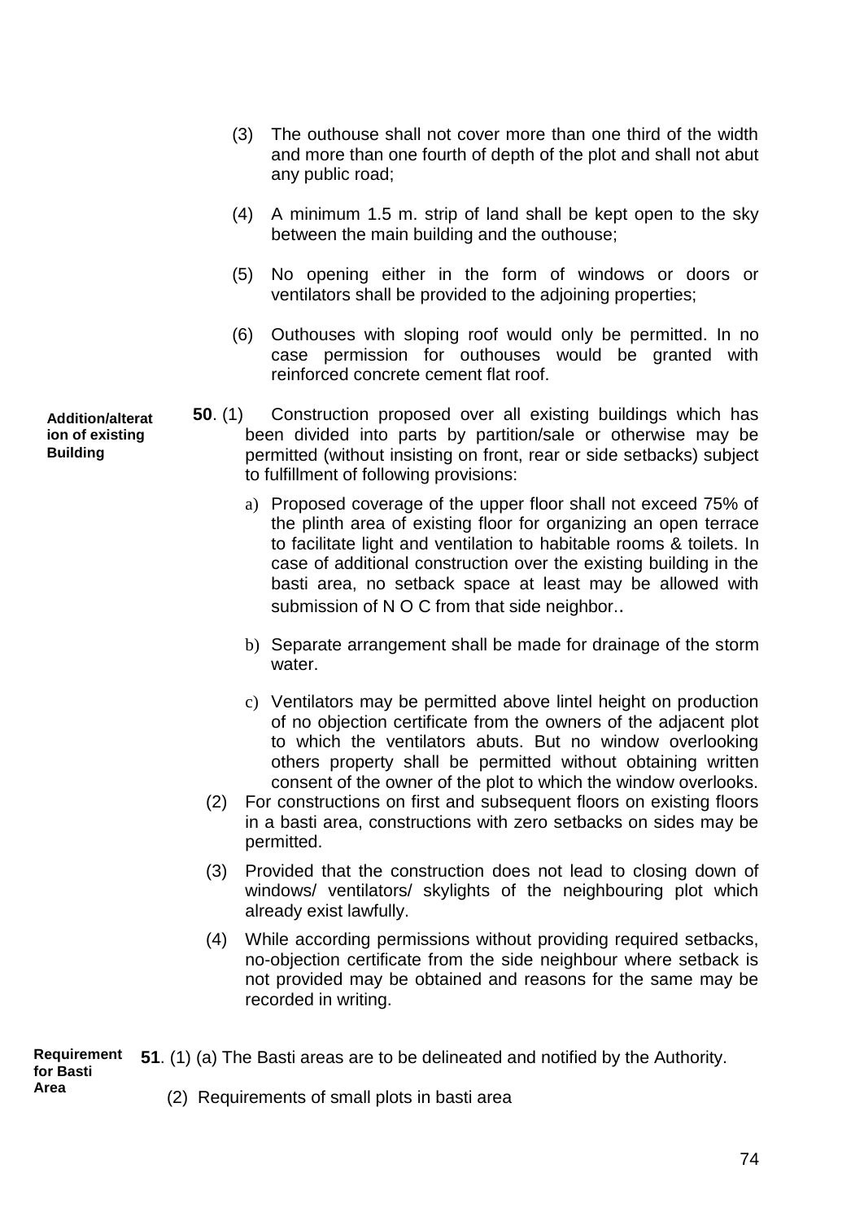(3) The outhouse shall not cover more than one third of the width and more than one fourth of depth of the plot and shall not abut any public road;

(4) A minimum 1.5 m. strip of land shall be kept open to the sky between the main building and the outhouse;

(5) No opening either in the form of windows or doors or ventilators shall be provided to the adjoining properties;

(6) Outhouses with sloping roof would only be permitted. In no case permission for outhouses would be granted with reinforced concrete cement flat roof.

**Addition/alteration of existing Building**

**50**. (1) Construction proposed over all existing buildings which has been divided into parts by partition/sale or otherwise may be permitted (without insisting on front, rear or side setbacks) subject to fulfillment of following provisions:

a) Proposed coverage of the upper floor shall not exceed 75% of the plinth area of existing floor for organizing an open terrace to facilitate light and ventilation to habitable rooms & toilets. In case of additional construction over the existing building in the basti area, no setback space at least may be allowed with submission of N O C from that side neighbor..

b) Separate arrangement shall be made for drainage of the storm water.

c) Ventilators may be permitted above lintel height on production of no objection certificate from the owners of the adjacent plot to which the ventilators abuts. But no window overlooking others property shall be permitted without obtaining written consent of the owner of the plot to which the window overlooks.

(2) For constructions on first and subsequent floors on existing floors in a basti area, constructions with zero setbacks on sides may be permitted.

(3) Provided that the construction does not lead to closing down of windows/ ventilators/ skylights of the neighbouring plot which already exist lawfully.

(4) While according permissions without providing required setbacks, no-objection certificate from the side neighbour where setback is not provided may be obtained and reasons for the same may be recorded in writing.

**Requirement for Basti Area**

**51**. (1) (a) The Basti areas are to be delineated and notified by the Authority.

(2) Requirements of small plots in basti area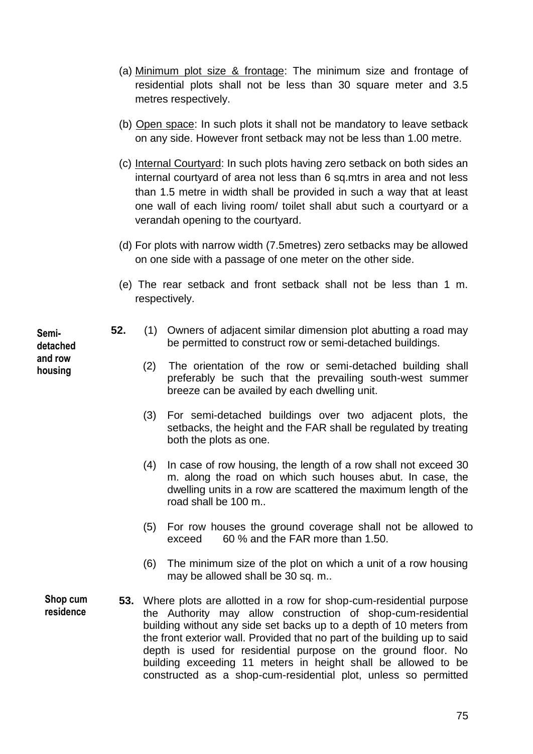(a) Minimum plot size & frontage: The minimum size and frontage of residential plots shall not be less than 30 square meter and 3.5 metres respectively.

(b) Open space: In such plots it shall not be mandatory to leave setback on any side. However front setback may not be less than 1.00 metre.

(c) Internal Courtyard: In such plots having zero setback on both sides an internal courtyard of area not less than 6 sq.mtrs in area and not less than 1.5 metre in width shall be provided in such a way that at least one wall of each living room/ toilet shall abut such a courtyard or a verandah opening to the courtyard.

(d) For plots with narrow width (7.5metres) zero setbacks may be allowed on one side with a passage of one meter on the other side.

(e) The rear setback and front setback shall not be less than 1 m. respectively.

**Semi-detached and row housing**

**52.** (1) Owners of adjacent similar dimension plot abutting a road may be permitted to construct row or semi-detached buildings.

(2) The orientation of the row or semi-detached building shall preferably be such that the prevailing south-west summer breeze can be availed by each dwelling unit.

(3) For semi-detached buildings over two adjacent plots, the setbacks, the height and the FAR shall be regulated by treating both the plots as one.

(4) In case of row housing, the length of a row shall not exceed 30 m. along the road on which such houses abut. In case, the dwelling units in a row are scattered the maximum length of the road shall be 100 m..

(5) For row houses the ground coverage shall not be allowed to exceed 60 % and the FAR more than 1.50.

(6) The minimum size of the plot on which a unit of a row housing may be allowed shall be 30 sq. m..

**Shop cum residence**

**53.** Where plots are allotted in a row for shop-cum-residential purpose the Authority may allow construction of shop-cum-residential building without any side set backs up to a depth of 10 meters from the front exterior wall. Provided that no part of the building up to said depth is used for residential purpose on the ground floor. No building exceeding 11 meters in height shall be allowed to be constructed as a shop-cum-residential plot, unless so permitted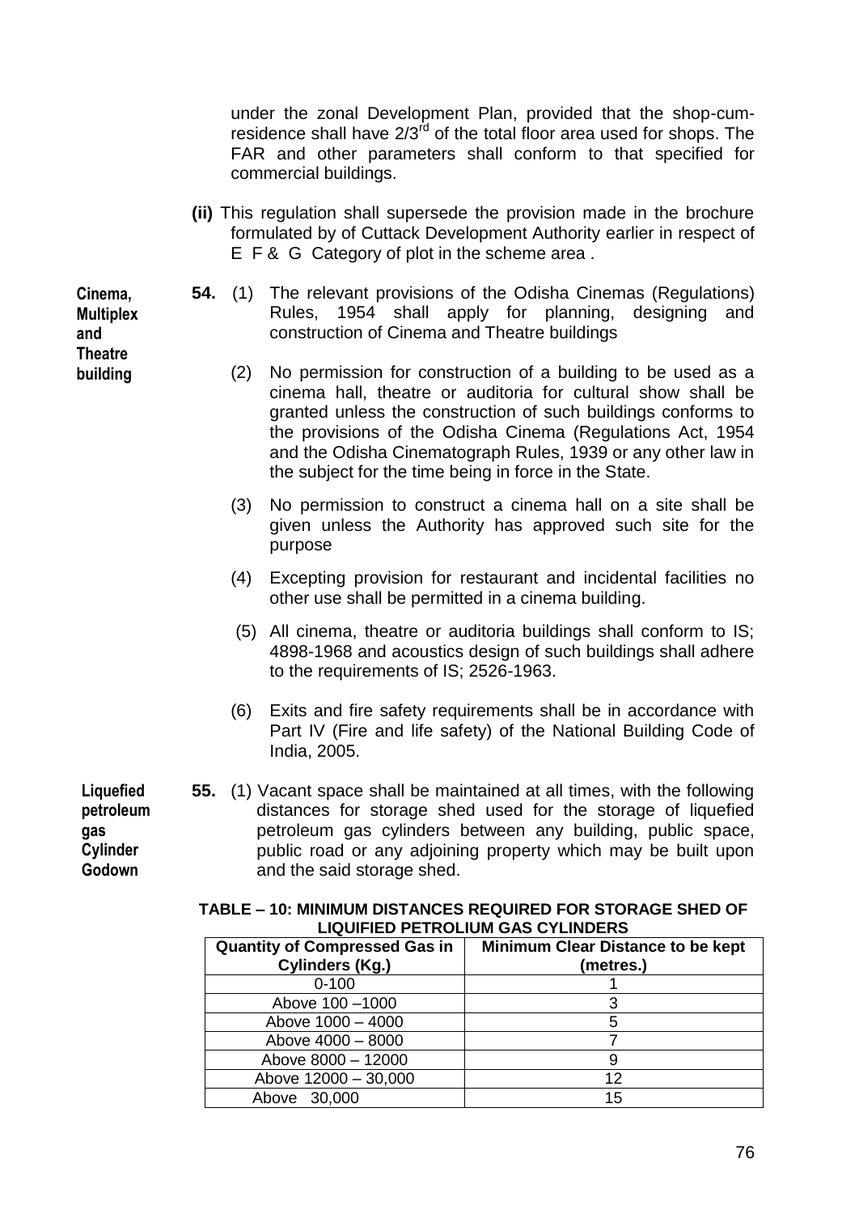under the zonal Development Plan, provided that the shop-cum-residence shall have 2/3rd of the total floor area used for shops. The FAR and other parameters shall conform to that specified for commercial buildings.

**(ii)** This regulation shall supersede the provision made in the brochure formulated by of Cuttack Development Authority earlier in respect of E F & G Category of plot in the scheme area .

**Cinema, Multiplex and Theatre building**

**54.** (1) The relevant provisions of the Odisha Cinemas (Regulations) Rules, 1954 shall apply for planning, designing and construction of Cinema and Theatre buildings

(2) No permission for construction of a building to be used as a cinema hall, theatre or auditoria for cultural show shall be granted unless the construction of such buildings conforms to the provisions of the Odisha Cinema (Regulations Act, 1954 and the Odisha Cinematograph Rules, 1939 or any other law in the subject for the time being in force in the State.

(3) No permission to construct a cinema hall on a site shall be given unless the Authority has approved such site for the purpose

(4) Excepting provision for restaurant and incidental facilities no other use shall be permitted in a cinema building.

(5) All cinema, theatre or auditoria buildings shall conform to IS; 4898-1968 and acoustics design of such buildings shall adhere to the requirements of IS; 2526-1963.

(6) Exits and fire safety requirements shall be in accordance with Part IV (Fire and life safety) of the National Building Code of India, 2005.

**Liquefied petroleum gas Cylinder Godown**

**55.** (1) Vacant space shall be maintained at all times, with the following distances for storage shed used for the storage of liquefied petroleum gas cylinders between any building, public space, public road or any adjoining property which may be built upon and the said storage shed.

**TABLE – 10: MINIMUM DISTANCES REQUIRED FOR STORAGE SHED OF LIQUIFIED PETROLIUM GAS CYLINDERS**

| Quantity of Compressed Gas in Cylinders (Kg.) | Minimum Clear Distance to be kept (metres.) |
|---|---|
| 0-100 | 1 |
| Above 100 –1000 | 3 |
| Above 1000 – 4000 | 5 |
| Above 4000 – 8000 | 7 |
| Above 8000 – 12000 | 9 |
| Above 12000 – 30,000 | 12 |
| Above 30,000 | 15 |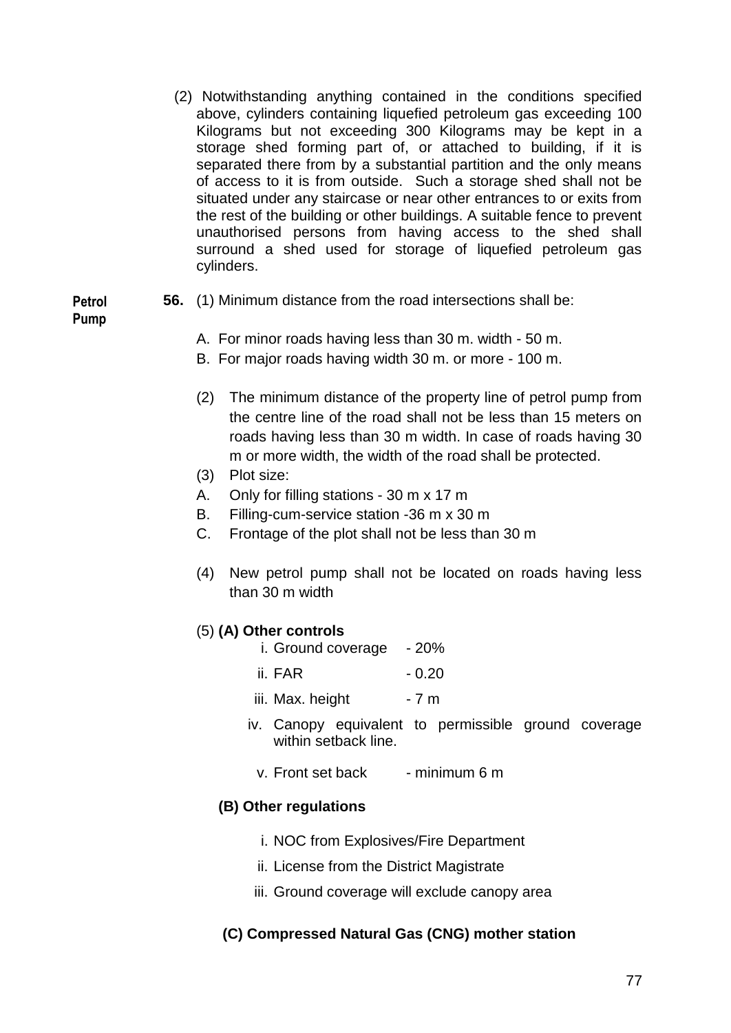(2) Notwithstanding anything contained in the conditions specified above, cylinders containing liquefied petroleum gas exceeding 100 Kilograms but not exceeding 300 Kilograms may be kept in a storage shed forming part of, or attached to building, if it is separated there from by a substantial partition and the only means of access to it is from outside. Such a storage shed shall not be situated under any staircase or near other entrances to or exits from the rest of the building or other buildings. A suitable fence to prevent unauthorised persons from having access to the shed shall surround a shed used for storage of liquefied petroleum gas cylinders.

**Petrol Pump**

**56.** (1) Minimum distance from the road intersections shall be:

A. For minor roads having less than 30 m. width - 50 m.
B. For major roads having width 30 m. or more - 100 m.

(2) The minimum distance of the property line of petrol pump from the centre line of the road shall not be less than 15 meters on roads having less than 30 m width. In case of roads having 30 m or more width, the width of the road shall be protected.

(3) Plot size:

A. Only for filling stations - 30 m x 17 m
B. Filling-cum-service station -36 m x 30 m
C. Frontage of the plot shall not be less than 30 m

(4) New petrol pump shall not be located on roads having less than 30 m width

(5) **(A) Other controls**

i. Ground coverage - 20%
ii. FAR - 0.20
iii. Max. height - 7 m
iv. Canopy equivalent to permissible ground coverage within setback line.
v. Front set back - minimum 6 m

**(B) Other regulations**

i. NOC from Explosives/Fire Department
ii. License from the District Magistrate
iii. Ground coverage will exclude canopy area

**(C) Compressed Natural Gas (CNG) mother station**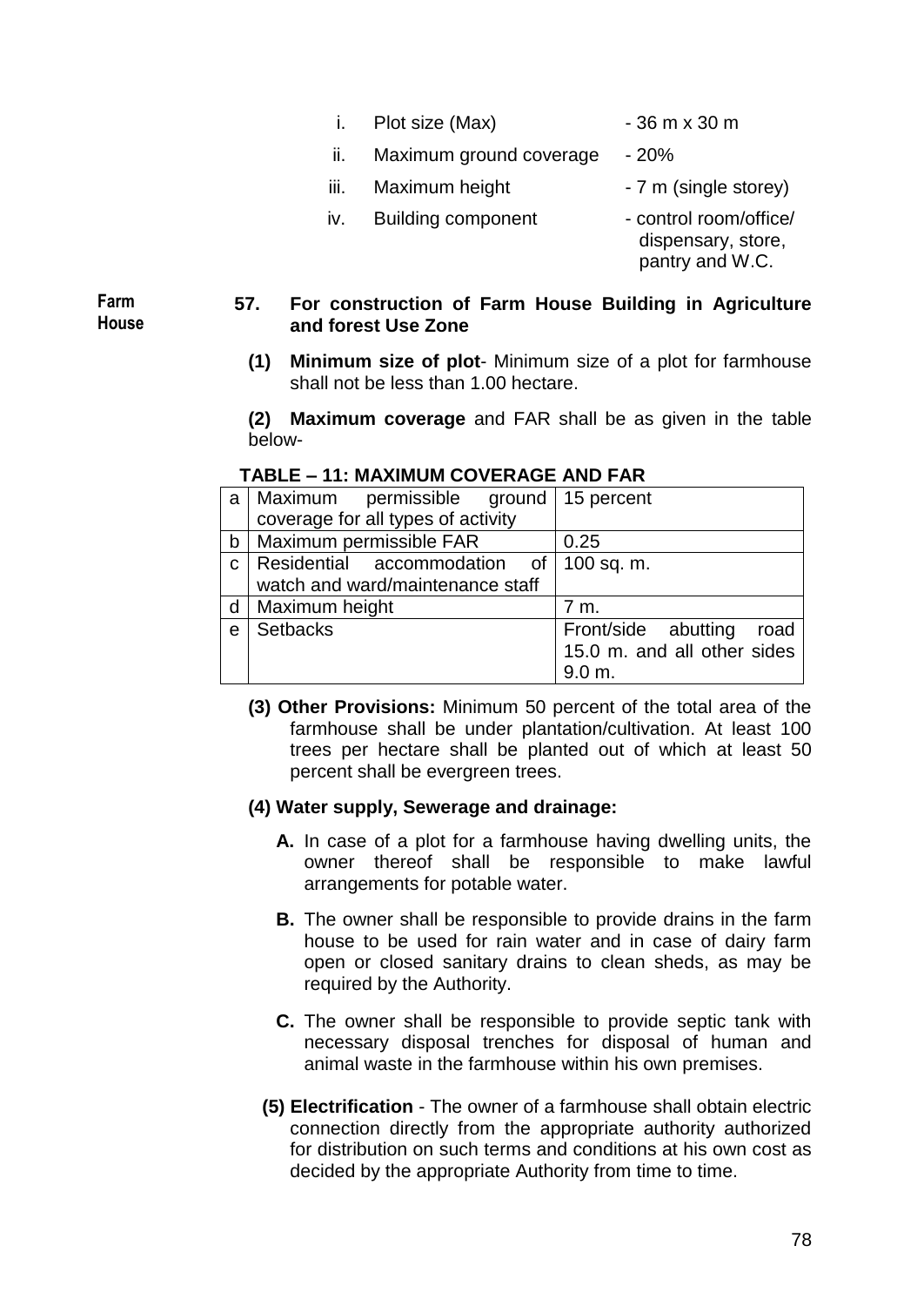i. Plot size (Max) - 36 m x 30 m

ii. Maximum ground coverage - 20%

iii. Maximum height - 7 m (single storey)

iv. Building component - control room/office/ dispensary, store, pantry and W.C.

Farm House

**57. For construction of Farm House Building in Agriculture and forest Use Zone**

**(1) Minimum size of plot**- Minimum size of a plot for farmhouse shall not be less than 1.00 hectare.

**(2) Maximum coverage** and FAR shall be as given in the table below-

**TABLE – 11: MAXIMUM COVERAGE AND FAR**

| | | |
|---|---|---|
| a | Maximum permissible ground coverage for all types of activity | 15 percent |
| b | Maximum permissible FAR | 0.25 |
| c | Residential accommodation of watch and ward/maintenance staff | 100 sq. m. |
| d | Maximum height | 7 m. |
| e | Setbacks | Front/side abutting road 15.0 m. and all other sides 9.0 m. |

**(3) Other Provisions:** Minimum 50 percent of the total area of the farmhouse shall be under plantation/cultivation. At least 100 trees per hectare shall be planted out of which at least 50 percent shall be evergreen trees.

**(4) Water supply, Sewerage and drainage:**

**A.** In case of a plot for a farmhouse having dwelling units, the owner thereof shall be responsible to make lawful arrangements for potable water.

**B.** The owner shall be responsible to provide drains in the farm house to be used for rain water and in case of dairy farm open or closed sanitary drains to clean sheds, as may be required by the Authority.

**C.** The owner shall be responsible to provide septic tank with necessary disposal trenches for disposal of human and animal waste in the farmhouse within his own premises.

**(5) Electrification** - The owner of a farmhouse shall obtain electric connection directly from the appropriate authority authorized for distribution on such terms and conditions at his own cost as decided by the appropriate Authority from time to time.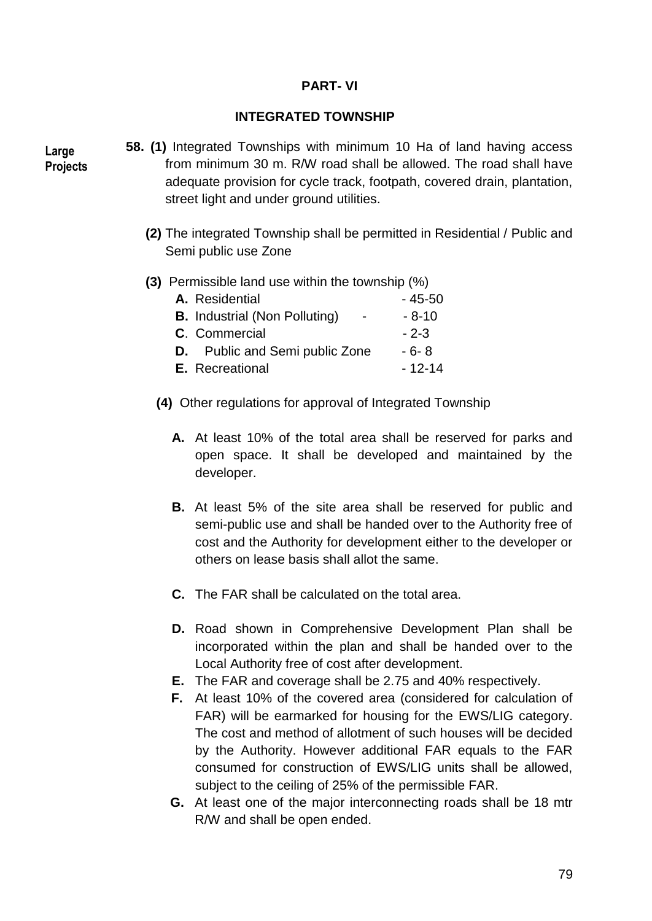## PART- VI

### INTEGRATED TOWNSHIP

**Large Projects**

**58. (1)** Integrated Townships with minimum 10 Ha of land having access from minimum 30 m. R/W road shall be allowed. The road shall have adequate provision for cycle track, footpath, covered drain, plantation, street light and under ground utilities.

**(2)** The integrated Township shall be permitted in Residential / Public and Semi public use Zone

**(3)** Permissible land use within the township (%)

| | |
|---|---|
| **A.** Residential | - 45-50 |
| **B.** Industrial (Non Polluting) - | - 8-10 |
| **C**. Commercial | - 2-3 |
| **D.** Public and Semi public Zone | - 6- 8 |
| **E.** Recreational | - 12-14 |

**(4)** Other regulations for approval of Integrated Township

**A.** At least 10% of the total area shall be reserved for parks and open space. It shall be developed and maintained by the developer.

**B.** At least 5% of the site area shall be reserved for public and semi-public use and shall be handed over to the Authority free of cost and the Authority for development either to the developer or others on lease basis shall allot the same.

**C.** The FAR shall be calculated on the total area.

**D.** Road shown in Comprehensive Development Plan shall be incorporated within the plan and shall be handed over to the Local Authority free of cost after development.

**E.** The FAR and coverage shall be 2.75 and 40% respectively.

**F.** At least 10% of the covered area (considered for calculation of FAR) will be earmarked for housing for the EWS/LIG category. The cost and method of allotment of such houses will be decided by the Authority. However additional FAR equals to the FAR consumed for construction of EWS/LIG units shall be allowed, subject to the ceiling of 25% of the permissible FAR.

**G.** At least one of the major interconnecting roads shall be 18 mtr R/W and shall be open ended.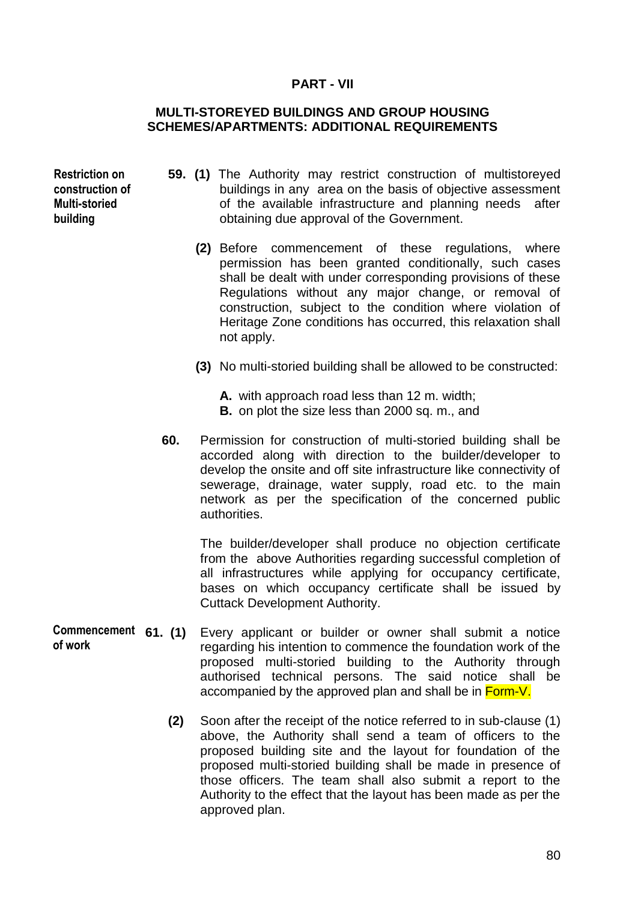## PART - VII

## MULTI-STOREYED BUILDINGS AND GROUP HOUSING SCHEMES/APARTMENTS: ADDITIONAL REQUIREMENTS

**Restriction on construction of Multi-storied building**

**59. (1)** The Authority may restrict construction of multistoreyed buildings in any area on the basis of objective assessment of the available infrastructure and planning needs after obtaining due approval of the Government.

**(2)** Before commencement of these regulations, where permission has been granted conditionally, such cases shall be dealt with under corresponding provisions of these Regulations without any major change, or removal of construction, subject to the condition where violation of Heritage Zone conditions has occurred, this relaxation shall not apply.

**(3)** No multi-storied building shall be allowed to be constructed:

**A.** with approach road less than 12 m. width;
**B.** on plot the size less than 2000 sq. m., and

**60.** Permission for construction of multi-storied building shall be accorded along with direction to the builder/developer to develop the onsite and off site infrastructure like connectivity of sewerage, drainage, water supply, road etc. to the main network as per the specification of the concerned public authorities.

The builder/developer shall produce no objection certificate from the above Authorities regarding successful completion of all infrastructures while applying for occupancy certificate, bases on which occupancy certificate shall be issued by Cuttack Development Authority.

**Commencement of work**

**61. (1)** Every applicant or builder or owner shall submit a notice regarding his intention to commence the foundation work of the proposed multi-storied building to the Authority through authorised technical persons. The said notice shall be accompanied by the approved plan and shall be in Form-V.

**(2)** Soon after the receipt of the notice referred to in sub-clause (1) above, the Authority shall send a team of officers to the proposed building site and the layout for foundation of the proposed multi-storied building shall be made in presence of those officers. The team shall also submit a report to the Authority to the effect that the layout has been made as per the approved plan.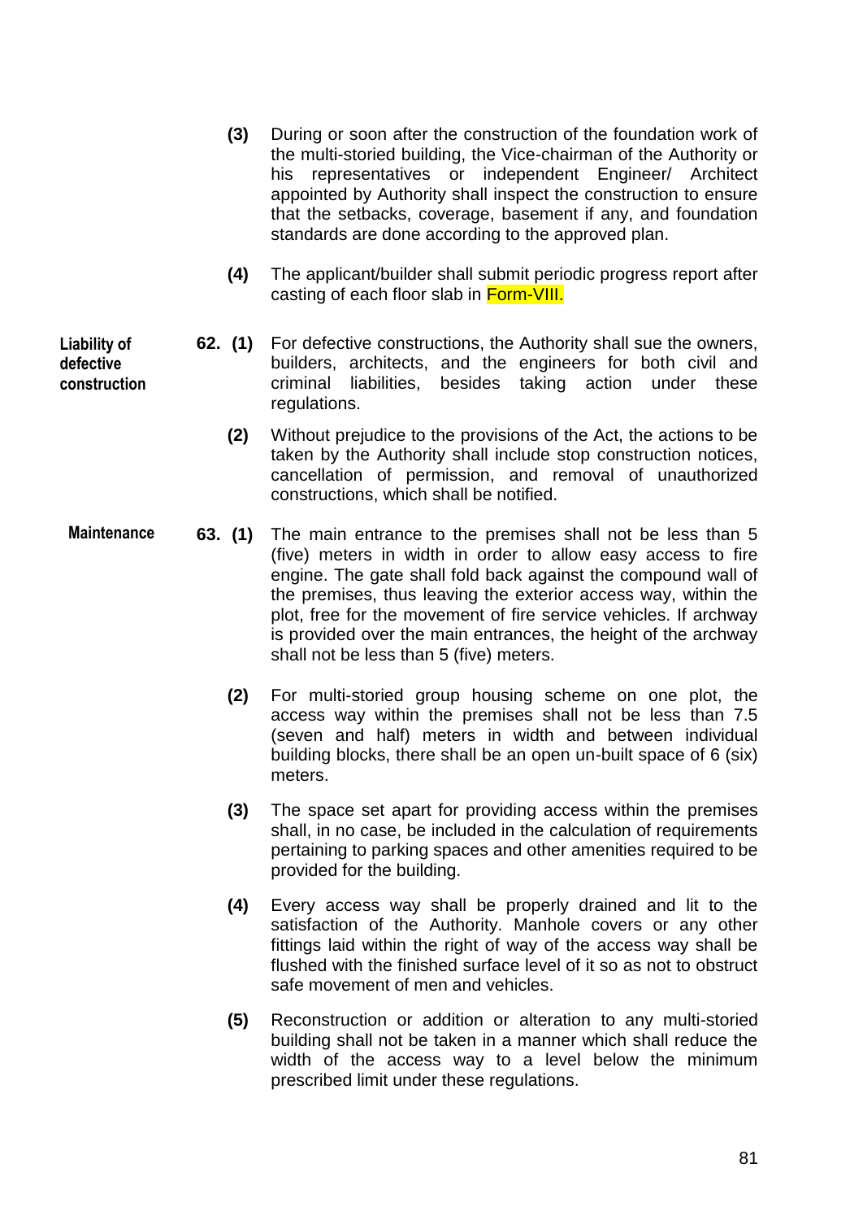**(3)** During or soon after the construction of the foundation work of the multi-storied building, the Vice-chairman of the Authority or his representatives or independent Engineer/ Architect appointed by Authority shall inspect the construction to ensure that the setbacks, coverage, basement if any, and foundation standards are done according to the approved plan.

**(4)** The applicant/builder shall submit periodic progress report after casting of each floor slab in Form-VIII.

**Liability of defective construction**

**62. (1)** For defective constructions, the Authority shall sue the owners, builders, architects, and the engineers for both civil and criminal liabilities, besides taking action under these regulations.

**(2)** Without prejudice to the provisions of the Act, the actions to be taken by the Authority shall include stop construction notices, cancellation of permission, and removal of unauthorized constructions, which shall be notified.

**Maintenance**

**63. (1)** The main entrance to the premises shall not be less than 5 (five) meters in width in order to allow easy access to fire engine. The gate shall fold back against the compound wall of the premises, thus leaving the exterior access way, within the plot, free for the movement of fire service vehicles. If archway is provided over the main entrances, the height of the archway shall not be less than 5 (five) meters.

**(2)** For multi-storied group housing scheme on one plot, the access way within the premises shall not be less than 7.5 (seven and half) meters in width and between individual building blocks, there shall be an open un-built space of 6 (six) meters.

**(3)** The space set apart for providing access within the premises shall, in no case, be included in the calculation of requirements pertaining to parking spaces and other amenities required to be provided for the building.

**(4)** Every access way shall be properly drained and lit to the satisfaction of the Authority. Manhole covers or any other fittings laid within the right of way of the access way shall be flushed with the finished surface level of it so as not to obstruct safe movement of men and vehicles.

**(5)** Reconstruction or addition or alteration to any multi-storied building shall not be taken in a manner which shall reduce the width of the access way to a level below the minimum prescribed limit under these regulations.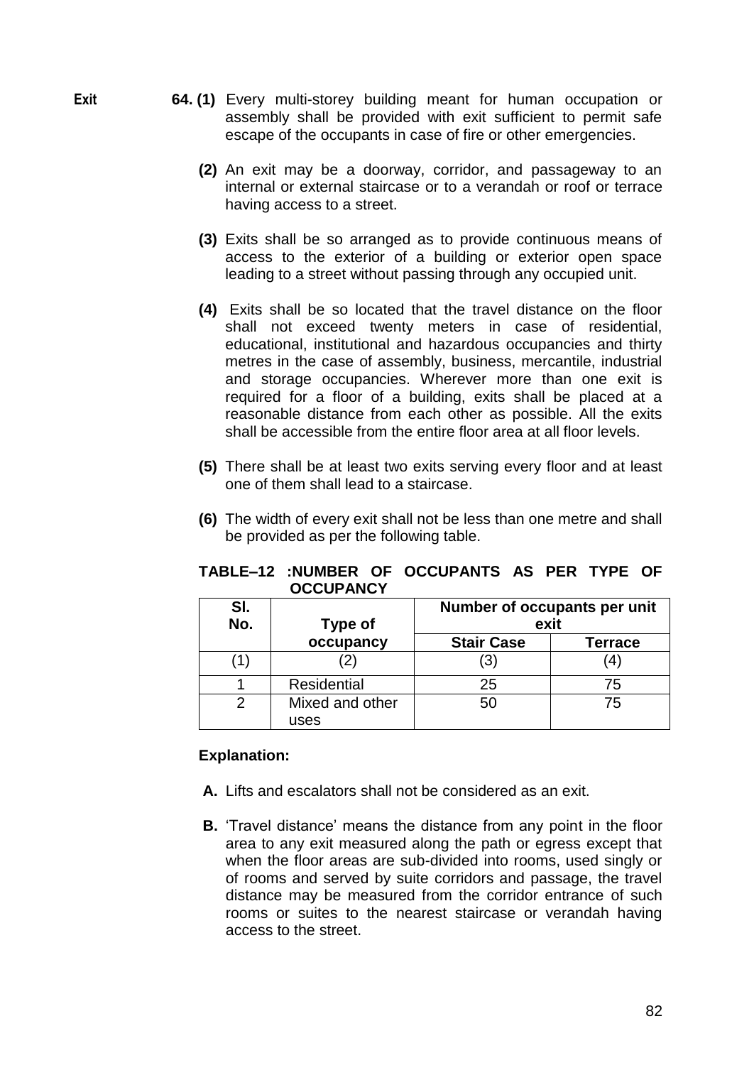**Exit**

**64. (1)** Every multi-storey building meant for human occupation or assembly shall be provided with exit sufficient to permit safe escape of the occupants in case of fire or other emergencies.

**(2)** An exit may be a doorway, corridor, and passageway to an internal or external staircase or to a verandah or roof or terrace having access to a street.

**(3)** Exits shall be so arranged as to provide continuous means of access to the exterior of a building or exterior open space leading to a street without passing through any occupied unit.

**(4)** Exits shall be so located that the travel distance on the floor shall not exceed twenty meters in case of residential, educational, institutional and hazardous occupancies and thirty metres in the case of assembly, business, mercantile, industrial and storage occupancies. Wherever more than one exit is required for a floor of a building, exits shall be placed at a reasonable distance from each other as possible. All the exits shall be accessible from the entire floor area at all floor levels.

**(5)** There shall be at least two exits serving every floor and at least one of them shall lead to a staircase.

**(6)** The width of every exit shall not be less than one metre and shall be provided as per the following table.

**TABLE–12 :NUMBER OF OCCUPANTS AS PER TYPE OF OCCUPANCY**

| Sl. No. | Type of occupancy | Number of occupants per unit exit | |
|---|---|---|---|
| | | Stair Case | Terrace |
| (1) | (2) | (3) | (4) |
| 1 | Residential | 25 | 75 |
| 2 | Mixed and other uses | 50 | 75 |

**Explanation:**

**A.** Lifts and escalators shall not be considered as an exit.

**B.** 'Travel distance' means the distance from any point in the floor area to any exit measured along the path or egress except that when the floor areas are sub-divided into rooms, used singly or of rooms and served by suite corridors and passage, the travel distance may be measured from the corridor entrance of such rooms or suites to the nearest staircase or verandah having access to the street.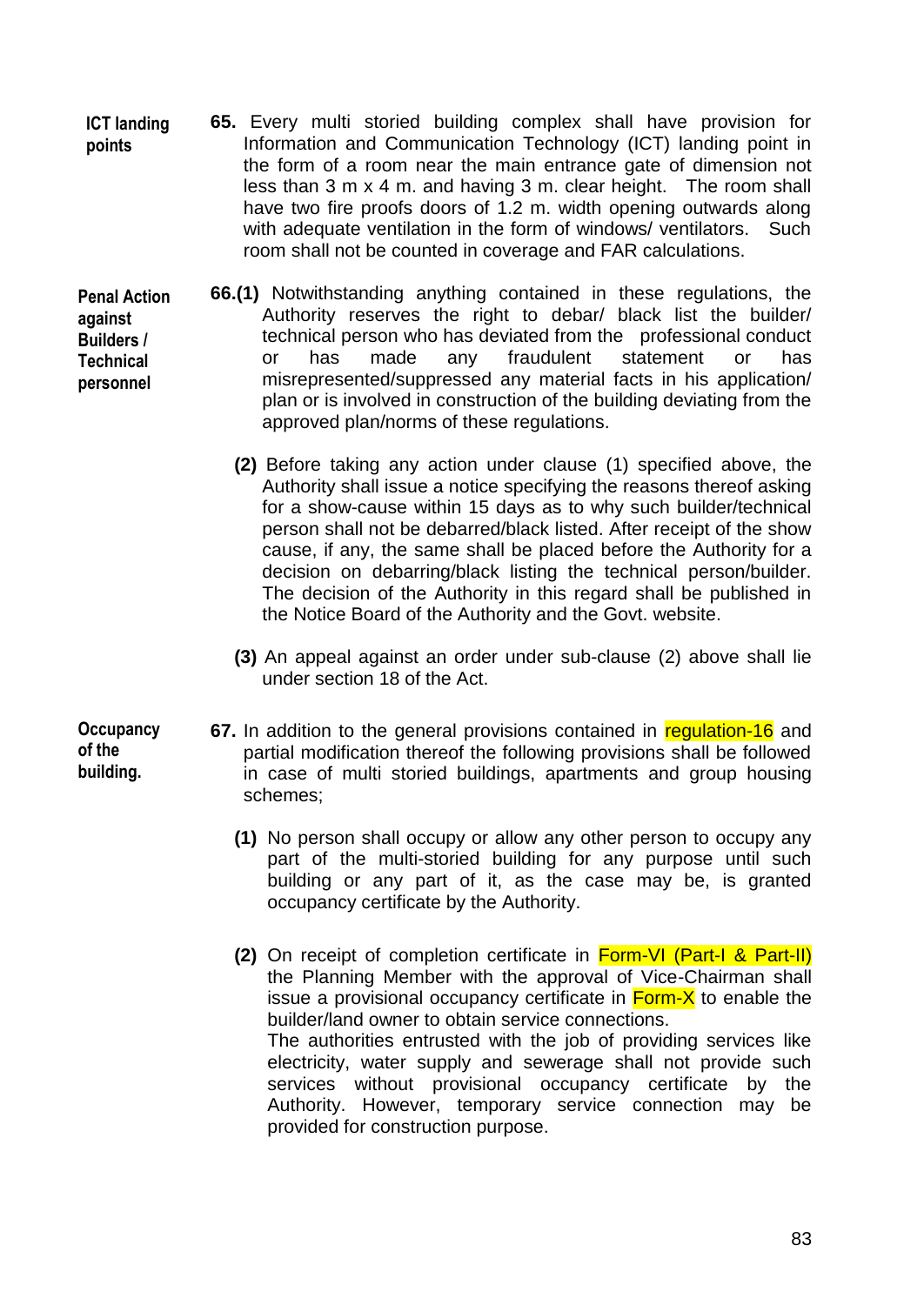**ICT landing points**

**65.** Every multi storied building complex shall have provision for Information and Communication Technology (ICT) landing point in the form of a room near the main entrance gate of dimension not less than 3 m x 4 m. and having 3 m. clear height. The room shall have two fire proofs doors of 1.2 m. width opening outwards along with adequate ventilation in the form of windows/ ventilators. Such room shall not be counted in coverage and FAR calculations.

**Penal Action against Builders / Technical personnel**

**66.(1)** Notwithstanding anything contained in these regulations, the Authority reserves the right to debar/ black list the builder/ technical person who has deviated from the professional conduct or has made any fraudulent statement or has misrepresented/suppressed any material facts in his application/ plan or is involved in construction of the building deviating from the approved plan/norms of these regulations.

**(2)** Before taking any action under clause (1) specified above, the Authority shall issue a notice specifying the reasons thereof asking for a show-cause within 15 days as to why such builder/technical person shall not be debarred/black listed. After receipt of the show cause, if any, the same shall be placed before the Authority for a decision on debarring/black listing the technical person/builder. The decision of the Authority in this regard shall be published in the Notice Board of the Authority and the Govt. website.

**(3)** An appeal against an order under sub-clause (2) above shall lie under section 18 of the Act.

**Occupancy of the building.**

**67.** In addition to the general provisions contained in regulation-16 and partial modification thereof the following provisions shall be followed in case of multi storied buildings, apartments and group housing schemes;

**(1)** No person shall occupy or allow any other person to occupy any part of the multi-storied building for any purpose until such building or any part of it, as the case may be, is granted occupancy certificate by the Authority.

**(2)** On receipt of completion certificate in Form-VI (Part-I & Part-II) the Planning Member with the approval of Vice-Chairman shall issue a provisional occupancy certificate in Form-X to enable the builder/land owner to obtain service connections.
The authorities entrusted with the job of providing services like electricity, water supply and sewerage shall not provide such services without provisional occupancy certificate by the Authority. However, temporary service connection may be provided for construction purpose.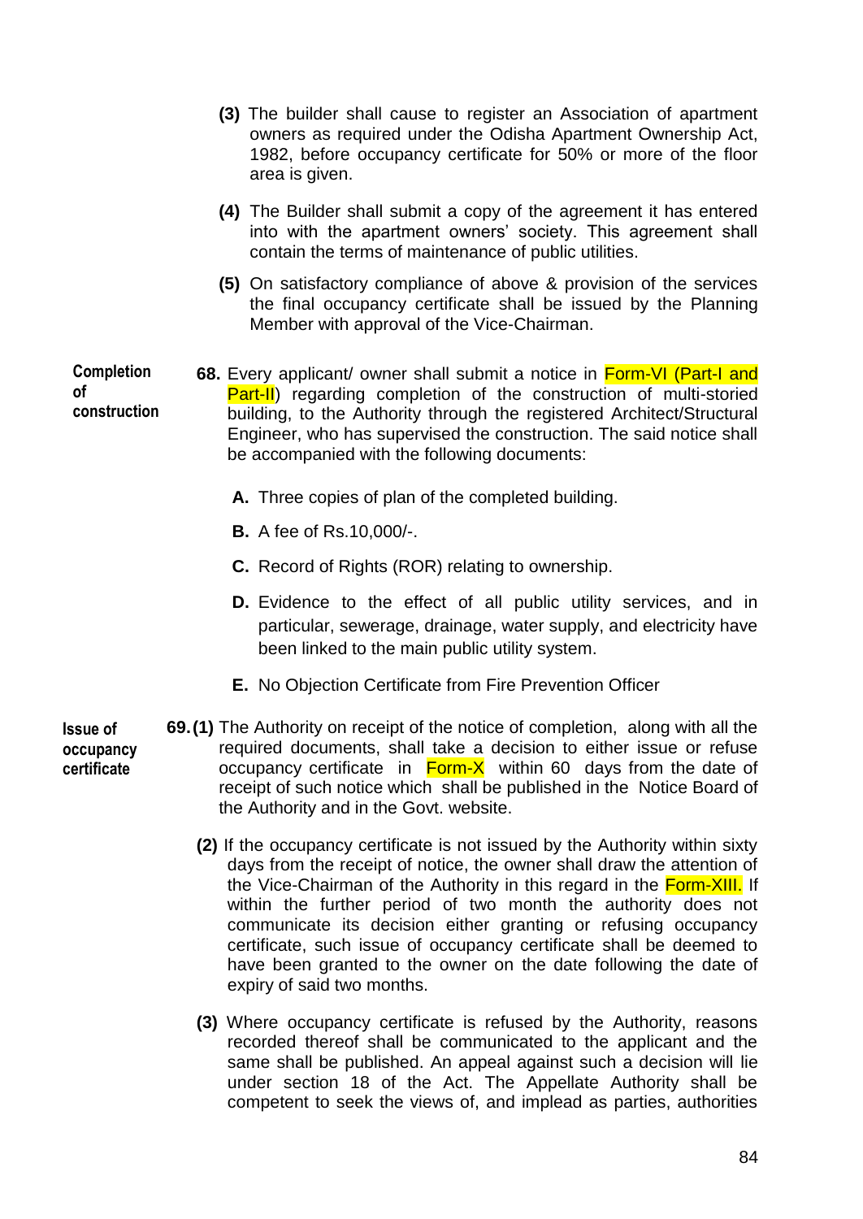**(3)** The builder shall cause to register an Association of apartment owners as required under the Odisha Apartment Ownership Act, 1982, before occupancy certificate for 50% or more of the floor area is given.

**(4)** The Builder shall submit a copy of the agreement it has entered into with the apartment owners' society. This agreement shall contain the terms of maintenance of public utilities.

**(5)** On satisfactory compliance of above & provision of the services the final occupancy certificate shall be issued by the Planning Member with approval of the Vice-Chairman.

**Completion of construction**

**68.** Every applicant/ owner shall submit a notice in Form-VI (Part-I and Part-II) regarding completion of the construction of multi-storied building, to the Authority through the registered Architect/Structural Engineer, who has supervised the construction. The said notice shall be accompanied with the following documents:

**A.** Three copies of plan of the completed building.

**B.** A fee of Rs.10,000/-.

**C.** Record of Rights (ROR) relating to ownership.

**D.** Evidence to the effect of all public utility services, and in particular, sewerage, drainage, water supply, and electricity have been linked to the main public utility system.

**E.** No Objection Certificate from Fire Prevention Officer

**Issue of occupancy certificate**

**69. (1)** The Authority on receipt of the notice of completion, along with all the required documents, shall take a decision to either issue or refuse occupancy certificate in Form-X within 60 days from the date of receipt of such notice which shall be published in the Notice Board of the Authority and in the Govt. website.

**(2)** If the occupancy certificate is not issued by the Authority within sixty days from the receipt of notice, the owner shall draw the attention of the Vice-Chairman of the Authority in this regard in the Form-XIII. If within the further period of two month the authority does not communicate its decision either granting or refusing occupancy certificate, such issue of occupancy certificate shall be deemed to have been granted to the owner on the date following the date of expiry of said two months.

**(3)** Where occupancy certificate is refused by the Authority, reasons recorded thereof shall be communicated to the applicant and the same shall be published. An appeal against such a decision will lie under section 18 of the Act. The Appellate Authority shall be competent to seek the views of, and implead as parties, authorities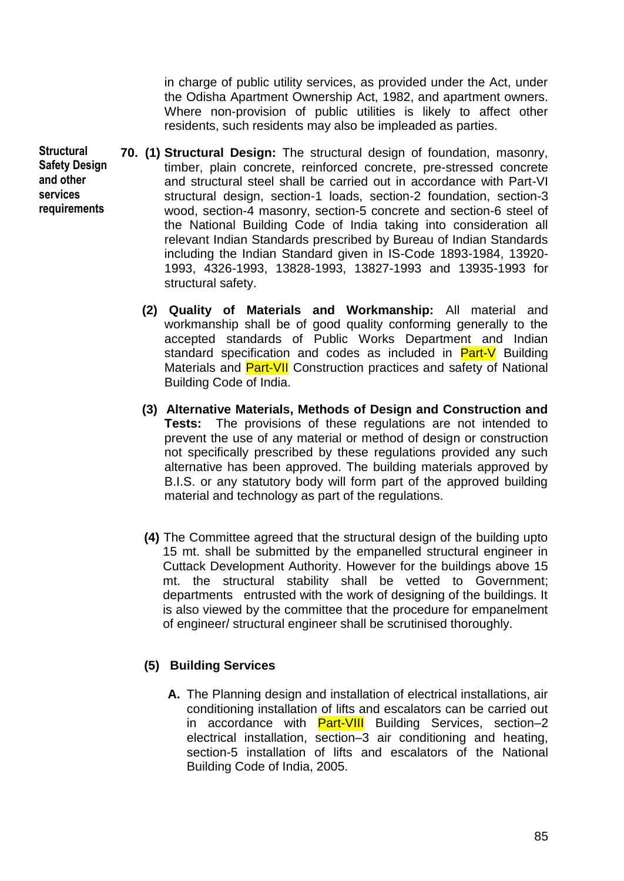in charge of public utility services, as provided under the Act, under the Odisha Apartment Ownership Act, 1982, and apartment owners. Where non-provision of public utilities is likely to affect other residents, such residents may also be impleaded as parties.

**Structural Safety Design and other services requirements**

**70. (1) Structural Design:** The structural design of foundation, masonry, timber, plain concrete, reinforced concrete, pre-stressed concrete and structural steel shall be carried out in accordance with Part-VI structural design, section-1 loads, section-2 foundation, section-3 wood, section-4 masonry, section-5 concrete and section-6 steel of the National Building Code of India taking into consideration all relevant Indian Standards prescribed by Bureau of Indian Standards including the Indian Standard given in IS-Code 1893-1984, 13920-1993, 4326-1993, 13828-1993, 13827-1993 and 13935-1993 for structural safety.

**(2) Quality of Materials and Workmanship:** All material and workmanship shall be of good quality conforming generally to the accepted standards of Public Works Department and Indian standard specification and codes as included in Part-V Building Materials and Part-VII Construction practices and safety of National Building Code of India.

**(3) Alternative Materials, Methods of Design and Construction and Tests:** The provisions of these regulations are not intended to prevent the use of any material or method of design or construction not specifically prescribed by these regulations provided any such alternative has been approved. The building materials approved by B.I.S. or any statutory body will form part of the approved building material and technology as part of the regulations.

**(4)** The Committee agreed that the structural design of the building upto 15 mt. shall be submitted by the empanelled structural engineer in Cuttack Development Authority. However for the buildings above 15 mt. the structural stability shall be vetted to Government; departments entrusted with the work of designing of the buildings. It is also viewed by the committee that the procedure for empanelment of engineer/ structural engineer shall be scrutinised thoroughly.

**(5) Building Services**

**A.** The Planning design and installation of electrical installations, air conditioning installation of lifts and escalators can be carried out in accordance with Part-VIII Building Services, section–2 electrical installation, section–3 air conditioning and heating, section-5 installation of lifts and escalators of the National Building Code of India, 2005.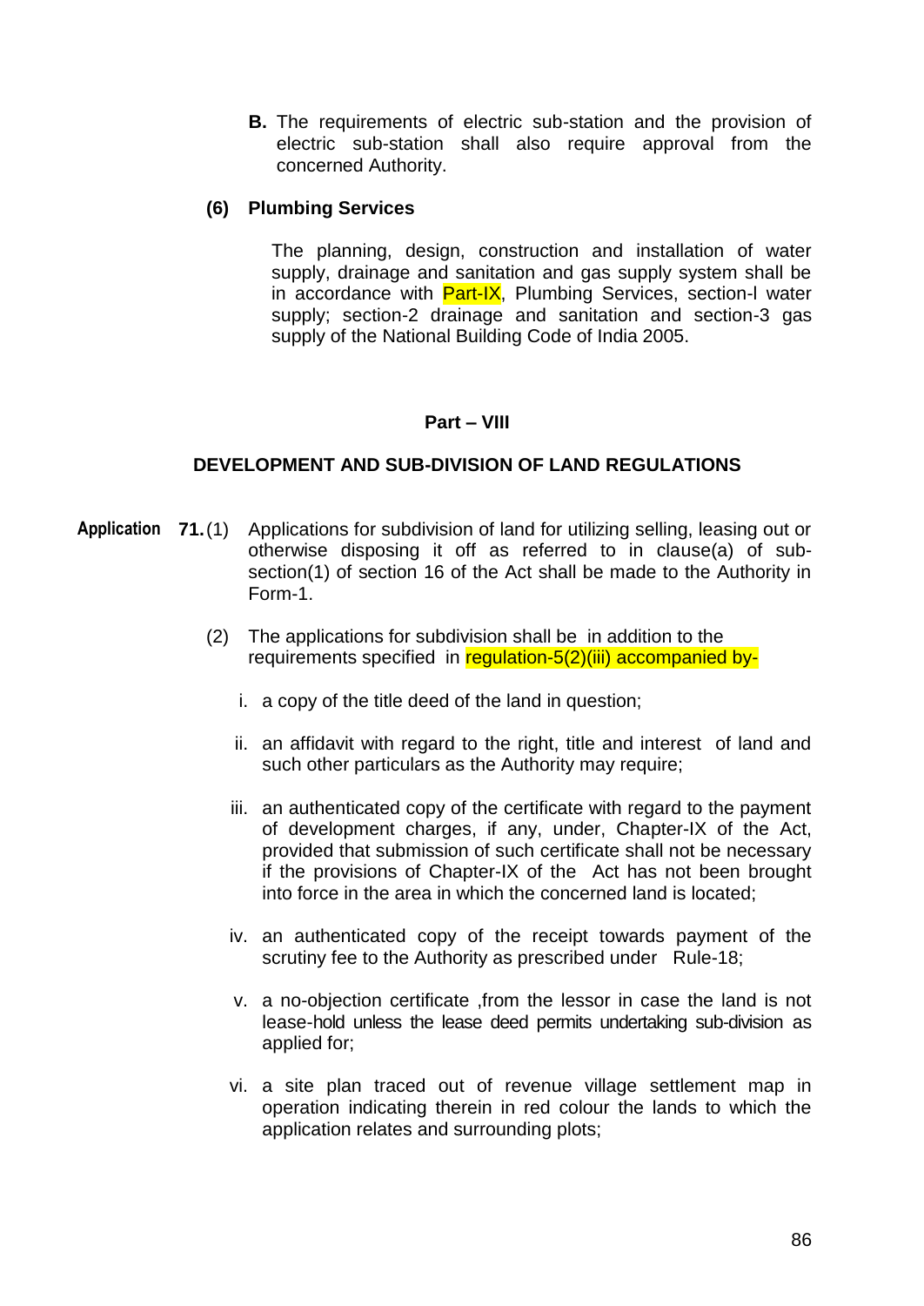**B.** The requirements of electric sub-station and the provision of electric sub-station shall also require approval from the concerned Authority.

**(6) Plumbing Services**

The planning, design, construction and installation of water supply, drainage and sanitation and gas supply system shall be in accordance with Part-IX, Plumbing Services, section-l water supply; section-2 drainage and sanitation and section-3 gas supply of the National Building Code of India 2005.

## Part – VIII

## DEVELOPMENT AND SUB-DIVISION OF LAND REGULATIONS

**Application** **71.** (1) Applications for subdivision of land for utilizing selling, leasing out or otherwise disposing it off as referred to in clause(a) of sub-section(1) of section 16 of the Act shall be made to the Authority in Form-1.

(2) The applications for subdivision shall be in addition to the requirements specified in regulation-5(2)(iii) accompanied by-

i. a copy of the title deed of the land in question;

ii. an affidavit with regard to the right, title and interest of land and such other particulars as the Authority may require;

iii. an authenticated copy of the certificate with regard to the payment of development charges, if any, under, Chapter-IX of the Act, provided that submission of such certificate shall not be necessary if the provisions of Chapter-IX of the Act has not been brought into force in the area in which the concerned land is located;

iv. an authenticated copy of the receipt towards payment of the scrutiny fee to the Authority as prescribed under Rule-18;

v. a no-objection certificate ,from the lessor in case the land is not lease-hold unless the lease deed permits undertaking sub-division as applied for;

vi. a site plan traced out of revenue village settlement map in operation indicating therein in red colour the lands to which the application relates and surrounding plots;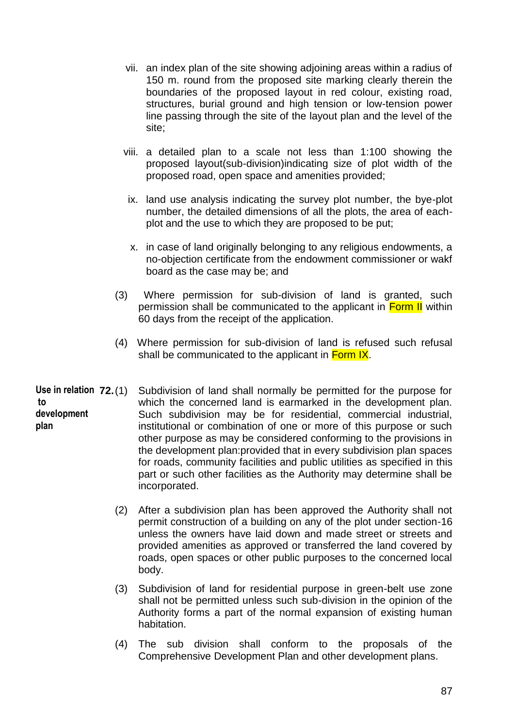vii. an index plan of the site showing adjoining areas within a radius of 150 m. round from the proposed site marking clearly therein the boundaries of the proposed layout in red colour, existing road, structures, burial ground and high tension or low-tension power line passing through the site of the layout plan and the level of the site;

viii. a detailed plan to a scale not less than 1:100 showing the proposed layout(sub-division)indicating size of plot width of the proposed road, open space and amenities provided;

ix. land use analysis indicating the survey plot number, the bye-plot number, the detailed dimensions of all the plots, the area of each-plot and the use to which they are proposed to be put;

x. in case of land originally belonging to any religious endowments, a no-objection certificate from the endowment commissioner or wakf board as the case may be; and

(3) Where permission for sub-division of land is granted, such permission shall be communicated to the applicant in Form II within 60 days from the receipt of the application.

(4) Where permission for sub-division of land is refused such refusal shall be communicated to the applicant in Form IX.

**Use in relation to development plan**

**72.** (1) Subdivision of land shall normally be permitted for the purpose for which the concerned land is earmarked in the development plan. Such subdivision may be for residential, commercial industrial, institutional or combination of one or more of this purpose or such other purpose as may be considered conforming to the provisions in the development plan:provided that in every subdivision plan spaces for roads, community facilities and public utilities as specified in this part or such other facilities as the Authority may determine shall be incorporated.

(2) After a subdivision plan has been approved the Authority shall not permit construction of a building on any of the plot under section-16 unless the owners have laid down and made street or streets and provided amenities as approved or transferred the land covered by roads, open spaces or other public purposes to the concerned local body.

(3) Subdivision of land for residential purpose in green-belt use zone shall not be permitted unless such sub-division in the opinion of the Authority forms a part of the normal expansion of existing human habitation.

(4) The sub division shall conform to the proposals of the Comprehensive Development Plan and other development plans.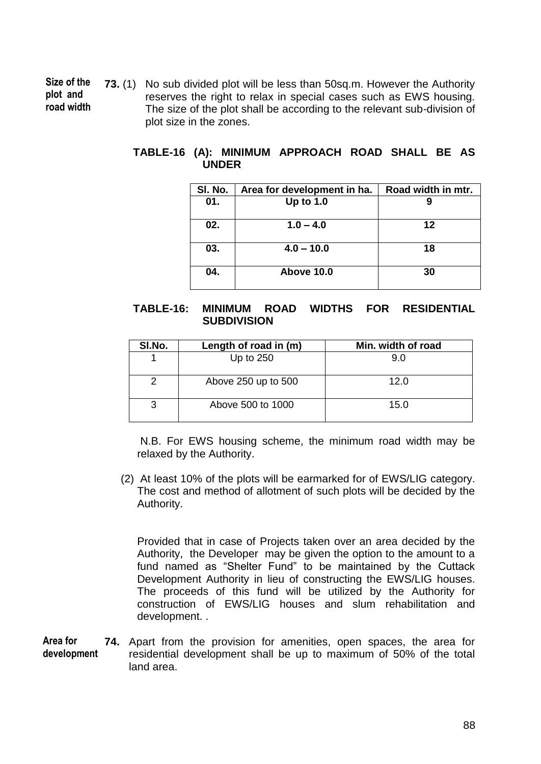**Size of the plot and road width**

**73.** (1) No sub divided plot will be less than 50sq.m. However the Authority reserves the right to relax in special cases such as EWS housing. The size of the plot shall be according to the relevant sub-division of plot size in the zones.

**TABLE-16 (A): MINIMUM APPROACH ROAD SHALL BE AS UNDER**

| Sl. No. | Area for development in ha. | Road width in mtr. |
|---|---|---|
| 01. | Up to 1.0 | 9 |
| 02. | 1.0 – 4.0 | 12 |
| 03. | 4.0 – 10.0 | 18 |
| 04. | Above 10.0 | 30 |

**TABLE-16: MINIMUM ROAD WIDTHS FOR RESIDENTIAL SUBDIVISION**

| Sl.No. | Length of road in (m) | Min. width of road |
|---|---|---|
| 1 | Up to 250 | 9.0 |
| 2 | Above 250 up to 500 | 12.0 |
| 3 | Above 500 to 1000 | 15.0 |

N.B. For EWS housing scheme, the minimum road width may be relaxed by the Authority.

(2) At least 10% of the plots will be earmarked for of EWS/LIG category. The cost and method of allotment of such plots will be decided by the Authority.

Provided that in case of Projects taken over an area decided by the Authority, the Developer may be given the option to the amount to a fund named as "Shelter Fund" to be maintained by the Cuttack Development Authority in lieu of constructing the EWS/LIG houses. The proceeds of this fund will be utilized by the Authority for construction of EWS/LIG houses and slum rehabilitation and development. .

**Area for development**

**74.** Apart from the provision for amenities, open spaces, the area for residential development shall be up to maximum of 50% of the total land area.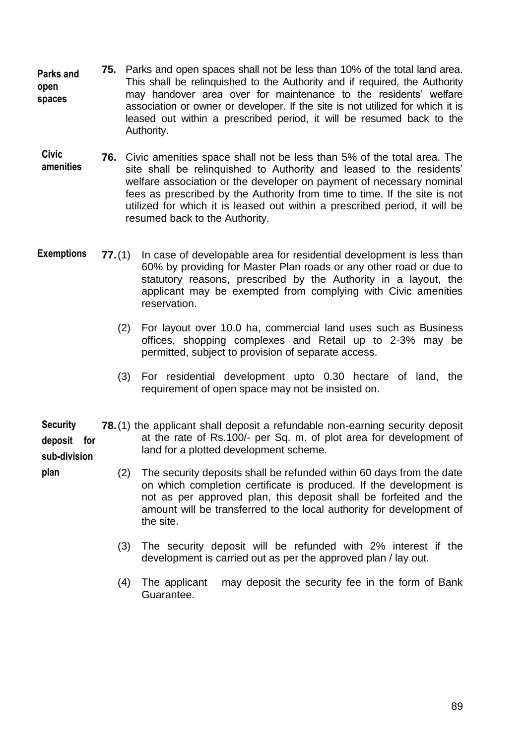**Parks and open spaces**

**75.** Parks and open spaces shall not be less than 10% of the total land area. This shall be relinquished to the Authority and if required, the Authority may handover area over for maintenance to the residents' welfare association or owner or developer. If the site is not utilized for which it is leased out within a prescribed period, it will be resumed back to the Authority.

**Civic amenities**

**76.** Civic amenities space shall not be less than 5% of the total area. The site shall be relinquished to Authority and leased to the residents' welfare association or the developer on payment of necessary nominal fees as prescribed by the Authority from time to time. If the site is not utilized for which it is leased out within a prescribed period, it will be resumed back to the Authority.

**Exemptions**

**77.** (1) In case of developable area for residential development is less than 60% by providing for Master Plan roads or any other road or due to statutory reasons, prescribed by the Authority in a layout, the applicant may be exempted from complying with Civic amenities reservation.

(2) For layout over 10.0 ha, commercial land uses such as Business offices, shopping complexes and Retail up to 2-3% may be permitted, subject to provision of separate access.

(3) For residential development upto 0.30 hectare of land, the requirement of open space may not be insisted on.

**Security deposit for sub-division plan**

**78.** (1) the applicant shall deposit a refundable non-earning security deposit at the rate of Rs.100/- per Sq. m. of plot area for development of land for a plotted development scheme.

(2) The security deposits shall be refunded within 60 days from the date on which completion certificate is produced. If the development is not as per approved plan, this deposit shall be forfeited and the amount will be transferred to the local authority for development of the site.

(3) The security deposit will be refunded with 2% interest if the development is carried out as per the approved plan / lay out.

(4) The applicant may deposit the security fee in the form of Bank Guarantee.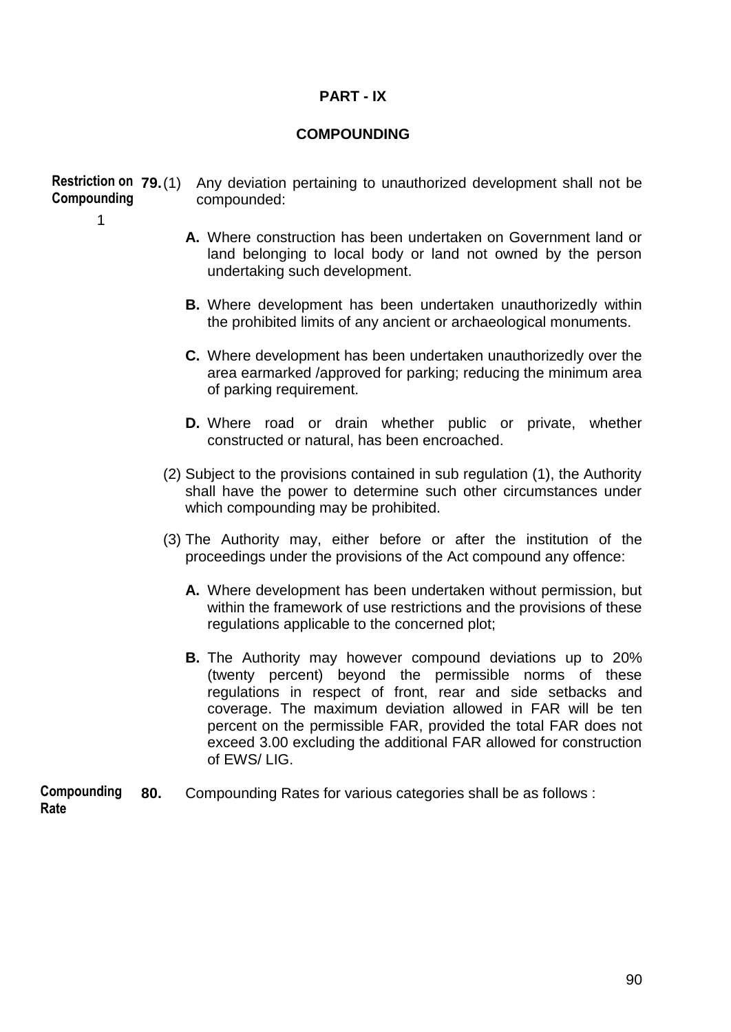## PART - IX

## COMPOUNDING

**Restriction on Compounding** [1]

**79.** (1) Any deviation pertaining to unauthorized development shall not be compounded:

**A.** Where construction has been undertaken on Government land or land belonging to local body or land not owned by the person undertaking such development.

**B.** Where development has been undertaken unauthorizedly within the prohibited limits of any ancient or archaeological monuments.

**C.** Where development has been undertaken unauthorizedly over the area earmarked /approved for parking; reducing the minimum area of parking requirement.

**D.** Where road or drain whether public or private, whether constructed or natural, has been encroached.

(2) Subject to the provisions contained in sub regulation (1), the Authority shall have the power to determine such other circumstances under which compounding may be prohibited.

(3) The Authority may, either before or after the institution of the proceedings under the provisions of the Act compound any offence:

**A.** Where development has been undertaken without permission, but within the framework of use restrictions and the provisions of these regulations applicable to the concerned plot;

**B.** The Authority may however compound deviations up to 20% (twenty percent) beyond the permissible norms of these regulations in respect of front, rear and side setbacks and coverage. The maximum deviation allowed in FAR will be ten percent on the permissible FAR, provided the total FAR does not exceed 3.00 excluding the additional FAR allowed for construction of EWS/ LIG.

**Compounding Rate**

**80.** Compounding Rates for various categories shall be as follows :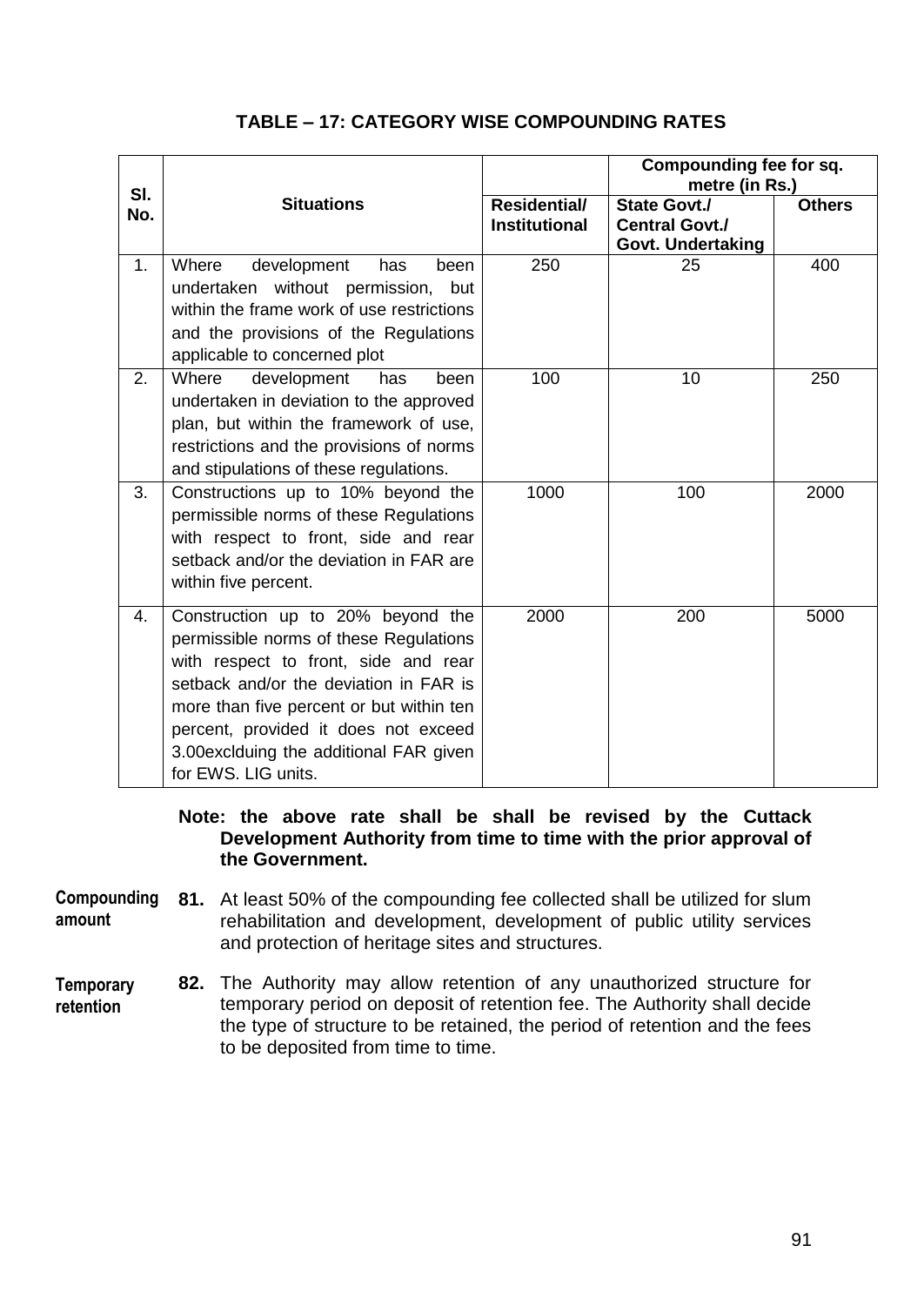**TABLE – 17: CATEGORY WISE COMPOUNDING RATES**

| Sl. No. | Situations | Compounding fee for sq. metre (in Rs.) | | |
|---|---|---|---|---|
| | | Residential/ Institutional | State Govt./ Central Govt./ Govt. Undertaking | Others |
| 1. | Where development has been undertaken without permission, but within the frame work of use restrictions and the provisions of the Regulations applicable to concerned plot | 250 | 25 | 400 |
| 2. | Where development has been undertaken in deviation to the approved plan, but within the framework of use, restrictions and the provisions of norms and stipulations of these regulations. | 100 | 10 | 250 |
| 3. | Constructions up to 10% beyond the permissible norms of these Regulations with respect to front, side and rear setback and/or the deviation in FAR are within five percent. | 1000 | 100 | 2000 |
| 4. | Construction up to 20% beyond the permissible norms of these Regulations with respect to front, side and rear setback and/or the deviation in FAR is more than five percent or but within ten percent, provided it does not exceed 3.00exclduing the additional FAR given for EWS. LIG units. | 2000 | 200 | 5000 |

**Note: the above rate shall be shall be revised by the Cuttack Development Authority from time to time with the prior approval of the Government.**

**Compounding amount**

**81.** At least 50% of the compounding fee collected shall be utilized for slum rehabilitation and development, development of public utility services and protection of heritage sites and structures.

**Temporary retention**

**82.** The Authority may allow retention of any unauthorized structure for temporary period on deposit of retention fee. The Authority shall decide the type of structure to be retained, the period of retention and the fees to be deposited from time to time.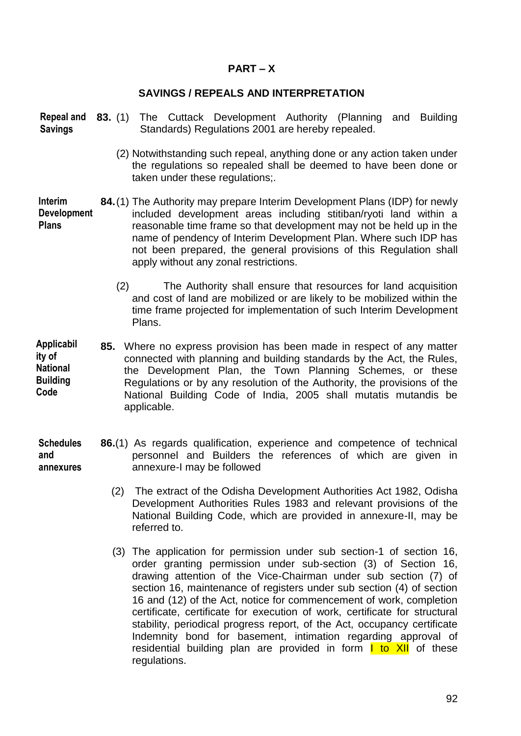# PART – X

## SAVINGS / REPEALS AND INTERPRETATION

**Repeal and Savings**

**83.** (1) The Cuttack Development Authority (Planning and Building Standards) Regulations 2001 are hereby repealed.

(2) Notwithstanding such repeal, anything done or any action taken under the regulations so repealed shall be deemed to have been done or taken under these regulations;.

**Interim Development Plans**

**84.** (1) The Authority may prepare Interim Development Plans (IDP) for newly included development areas including stitiban/ryoti land within a reasonable time frame so that development may not be held up in the name of pendency of Interim Development Plan. Where such IDP has not been prepared, the general provisions of this Regulation shall apply without any zonal restrictions.

(2) The Authority shall ensure that resources for land acquisition and cost of land are mobilized or are likely to be mobilized within the time frame projected for implementation of such Interim Development Plans.

**Applicability of National Building Code**

**85.** Where no express provision has been made in respect of any matter connected with planning and building standards by the Act, the Rules, the Development Plan, the Town Planning Schemes, or these Regulations or by any resolution of the Authority, the provisions of the National Building Code of India, 2005 shall mutatis mutandis be applicable.

**Schedules and annexures**

**86.** (1) As regards qualification, experience and competence of technical personnel and Builders the references of which are given in annexure-I may be followed

(2) The extract of the Odisha Development Authorities Act 1982, Odisha Development Authorities Rules 1983 and relevant provisions of the National Building Code, which are provided in annexure-II, may be referred to.

(3) The application for permission under sub section-1 of section 16, order granting permission under sub-section (3) of Section 16, drawing attention of the Vice-Chairman under sub section (7) of section 16, maintenance of registers under sub section (4) of section 16 and (12) of the Act, notice for commencement of work, completion certificate, certificate for execution of work, certificate for structural stability, periodical progress report, of the Act, occupancy certificate Indemnity bond for basement, intimation regarding approval of residential building plan are provided in form I to XII of these regulations.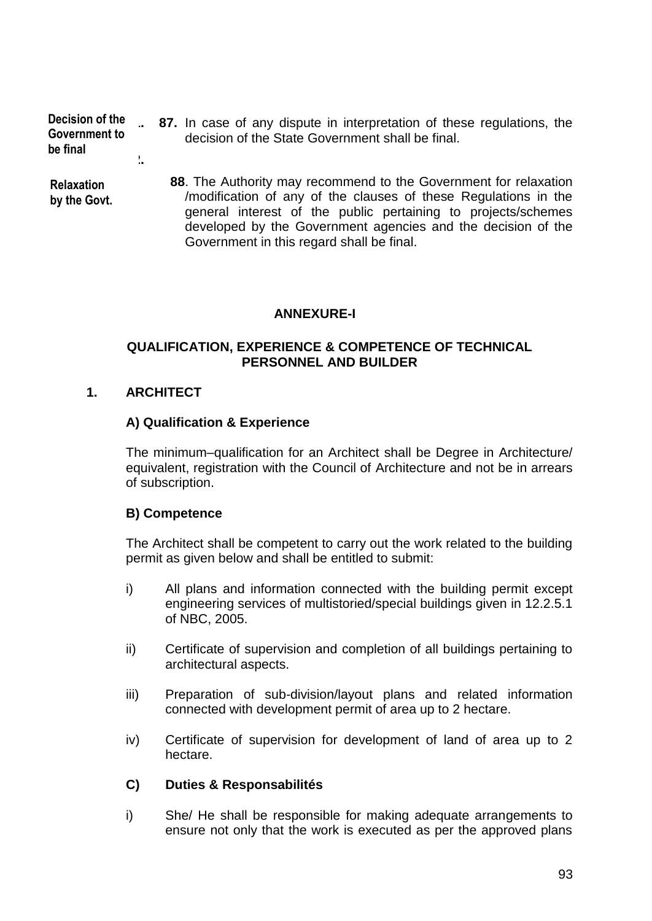**Decision of the Government to be final**

**87.** In case of any dispute in interpretation of these regulations, the decision of the State Government shall be final.

**Relaxation by the Govt.**

**88**. The Authority may recommend to the Government for relaxation /modification of any of the clauses of these Regulations in the general interest of the public pertaining to projects/schemes developed by the Government agencies and the decision of the Government in this regard shall be final.

## ANNEXURE-I

### QUALIFICATION, EXPERIENCE & COMPETENCE OF TECHNICAL PERSONNEL AND BUILDER

**1. ARCHITECT**

**A) Qualification & Experience**

The minimum–qualification for an Architect shall be Degree in Architecture/ equivalent, registration with the Council of Architecture and not be in arrears of subscription.

**B) Competence**

The Architect shall be competent to carry out the work related to the building permit as given below and shall be entitled to submit:

i) All plans and information connected with the building permit except engineering services of multistoried/special buildings given in 12.2.5.1 of NBC, 2005.

ii) Certificate of supervision and completion of all buildings pertaining to architectural aspects.

iii) Preparation of sub-division/layout plans and related information connected with development permit of area up to 2 hectare.

iv) Certificate of supervision for development of land of area up to 2 hectare.

**C) Duties & Responsabilités**

i) She/ He shall be responsible for making adequate arrangements to ensure not only that the work is executed as per the approved plans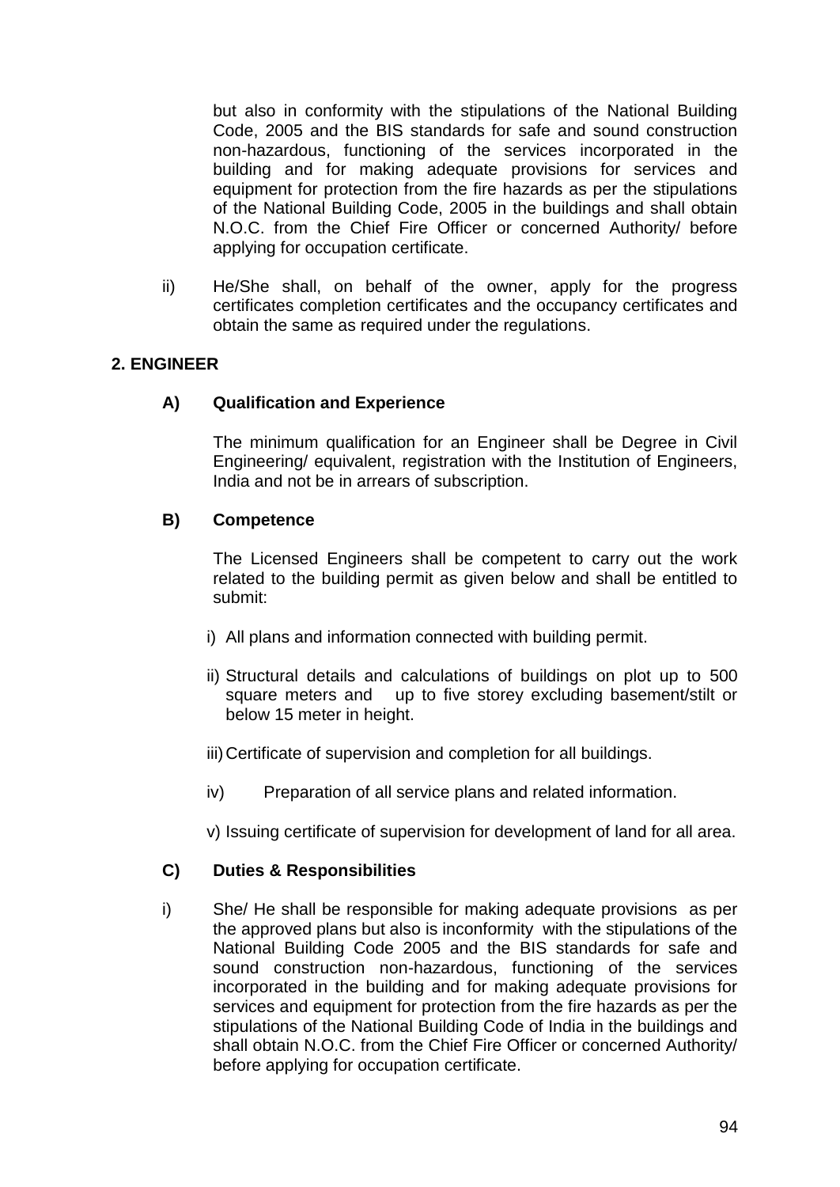but also in conformity with the stipulations of the National Building Code, 2005 and the BIS standards for safe and sound construction non-hazardous, functioning of the services incorporated in the building and for making adequate provisions for services and equipment for protection from the fire hazards as per the stipulations of the National Building Code, 2005 in the buildings and shall obtain N.O.C. from the Chief Fire Officer or concerned Authority/ before applying for occupation certificate.

ii) He/She shall, on behalf of the owner, apply for the progress certificates completion certificates and the occupancy certificates and obtain the same as required under the regulations.

**2. ENGINEER**

**A) Qualification and Experience**

The minimum qualification for an Engineer shall be Degree in Civil Engineering/ equivalent, registration with the Institution of Engineers, India and not be in arrears of subscription.

**B) Competence**

The Licensed Engineers shall be competent to carry out the work related to the building permit as given below and shall be entitled to submit:

i) All plans and information connected with building permit.

ii) Structural details and calculations of buildings on plot up to 500 square meters and up to five storey excluding basement/stilt or below 15 meter in height.

iii) Certificate of supervision and completion for all buildings.

iv) Preparation of all service plans and related information.

v) Issuing certificate of supervision for development of land for all area.

**C) Duties & Responsibilities**

i) She/ He shall be responsible for making adequate provisions as per the approved plans but also is inconformity with the stipulations of the National Building Code 2005 and the BIS standards for safe and sound construction non-hazardous, functioning of the services incorporated in the building and for making adequate provisions for services and equipment for protection from the fire hazards as per the stipulations of the National Building Code of India in the buildings and shall obtain N.O.C. from the Chief Fire Officer or concerned Authority/ before applying for occupation certificate.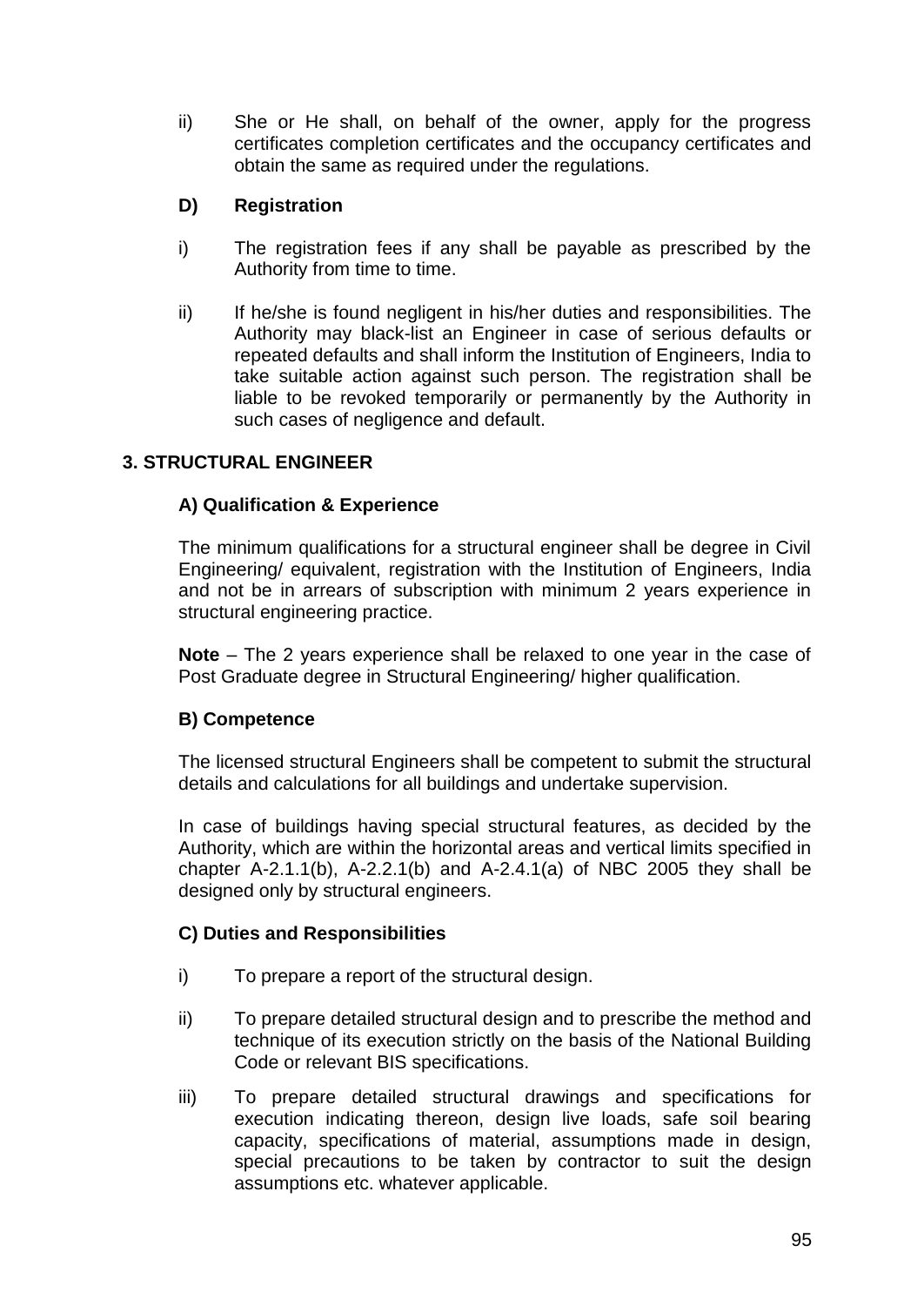ii) She or He shall, on behalf of the owner, apply for the progress certificates completion certificates and the occupancy certificates and obtain the same as required under the regulations.

**D) Registration**

i) The registration fees if any shall be payable as prescribed by the Authority from time to time.

ii) If he/she is found negligent in his/her duties and responsibilities. The Authority may black-list an Engineer in case of serious defaults or repeated defaults and shall inform the Institution of Engineers, India to take suitable action against such person. The registration shall be liable to be revoked temporarily or permanently by the Authority in such cases of negligence and default.

## 3. STRUCTURAL ENGINEER

**A) Qualification & Experience**

The minimum qualifications for a structural engineer shall be degree in Civil Engineering/ equivalent, registration with the Institution of Engineers, India and not be in arrears of subscription with minimum 2 years experience in structural engineering practice.

**Note** – The 2 years experience shall be relaxed to one year in the case of Post Graduate degree in Structural Engineering/ higher qualification.

**B) Competence**

The licensed structural Engineers shall be competent to submit the structural details and calculations for all buildings and undertake supervision.

In case of buildings having special structural features, as decided by the Authority, which are within the horizontal areas and vertical limits specified in chapter A-2.1.1(b), A-2.2.1(b) and A-2.4.1(a) of NBC 2005 they shall be designed only by structural engineers.

**C) Duties and Responsibilities**

i) To prepare a report of the structural design.

ii) To prepare detailed structural design and to prescribe the method and technique of its execution strictly on the basis of the National Building Code or relevant BIS specifications.

iii) To prepare detailed structural drawings and specifications for execution indicating thereon, design live loads, safe soil bearing capacity, specifications of material, assumptions made in design, special precautions to be taken by contractor to suit the design assumptions etc. whatever applicable.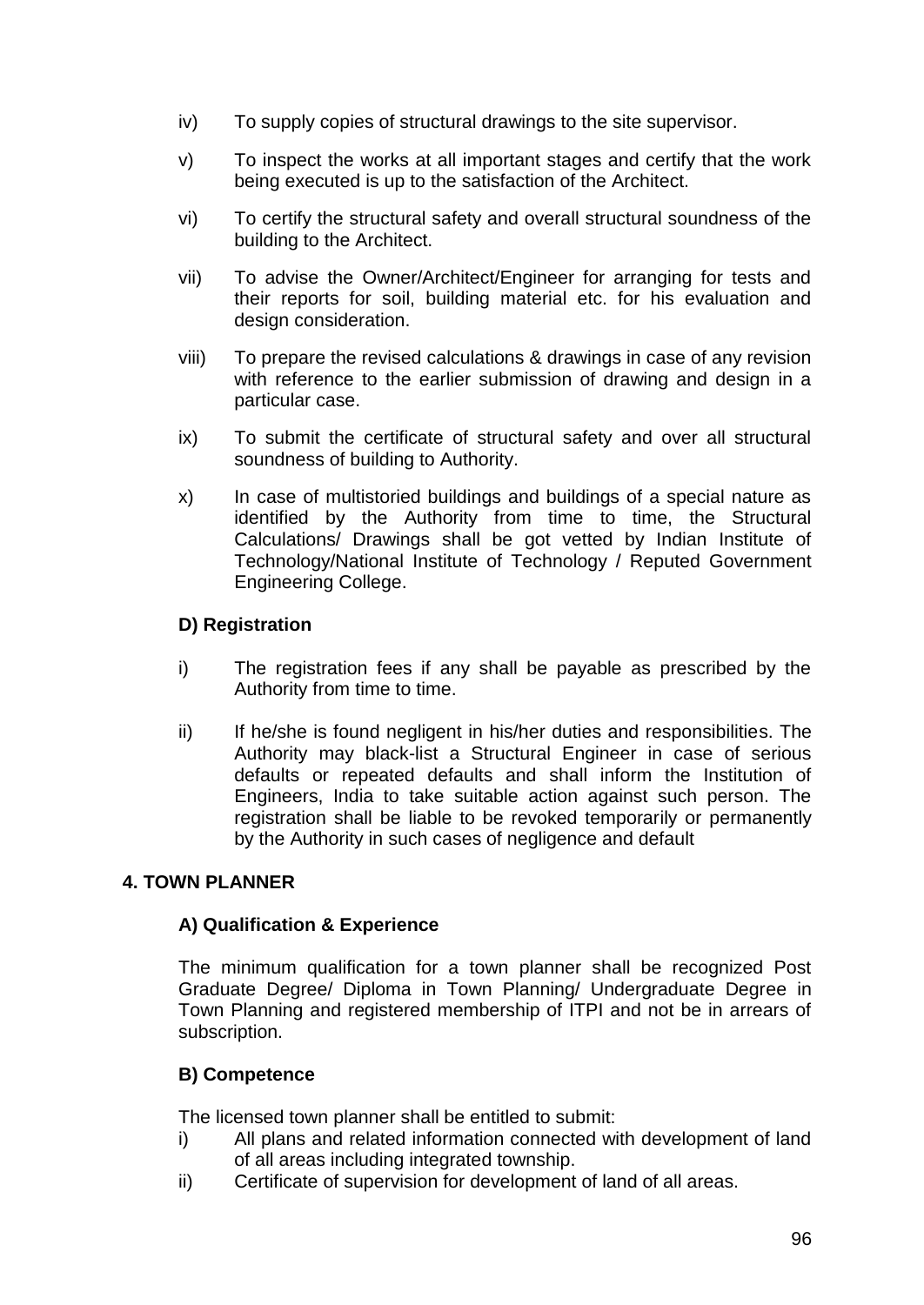iv) To supply copies of structural drawings to the site supervisor.

v) To inspect the works at all important stages and certify that the work being executed is up to the satisfaction of the Architect.

vi) To certify the structural safety and overall structural soundness of the building to the Architect.

vii) To advise the Owner/Architect/Engineer for arranging for tests and their reports for soil, building material etc. for his evaluation and design consideration.

viii) To prepare the revised calculations & drawings in case of any revision with reference to the earlier submission of drawing and design in a particular case.

ix) To submit the certificate of structural safety and over all structural soundness of building to Authority.

x) In case of multistoried buildings and buildings of a special nature as identified by the Authority from time to time, the Structural Calculations/ Drawings shall be got vetted by Indian Institute of Technology/National Institute of Technology / Reputed Government Engineering College.

### D) Registration

i) The registration fees if any shall be payable as prescribed by the Authority from time to time.

ii) If he/she is found negligent in his/her duties and responsibilities. The Authority may black-list a Structural Engineer in case of serious defaults or repeated defaults and shall inform the Institution of Engineers, India to take suitable action against such person. The registration shall be liable to be revoked temporarily or permanently by the Authority in such cases of negligence and default

## 4. TOWN PLANNER

### A) Qualification & Experience

The minimum qualification for a town planner shall be recognized Post Graduate Degree/ Diploma in Town Planning/ Undergraduate Degree in Town Planning and registered membership of ITPI and not be in arrears of subscription.

### B) Competence

The licensed town planner shall be entitled to submit:

i) All plans and related information connected with development of land of all areas including integrated township.

ii) Certificate of supervision for development of land of all areas.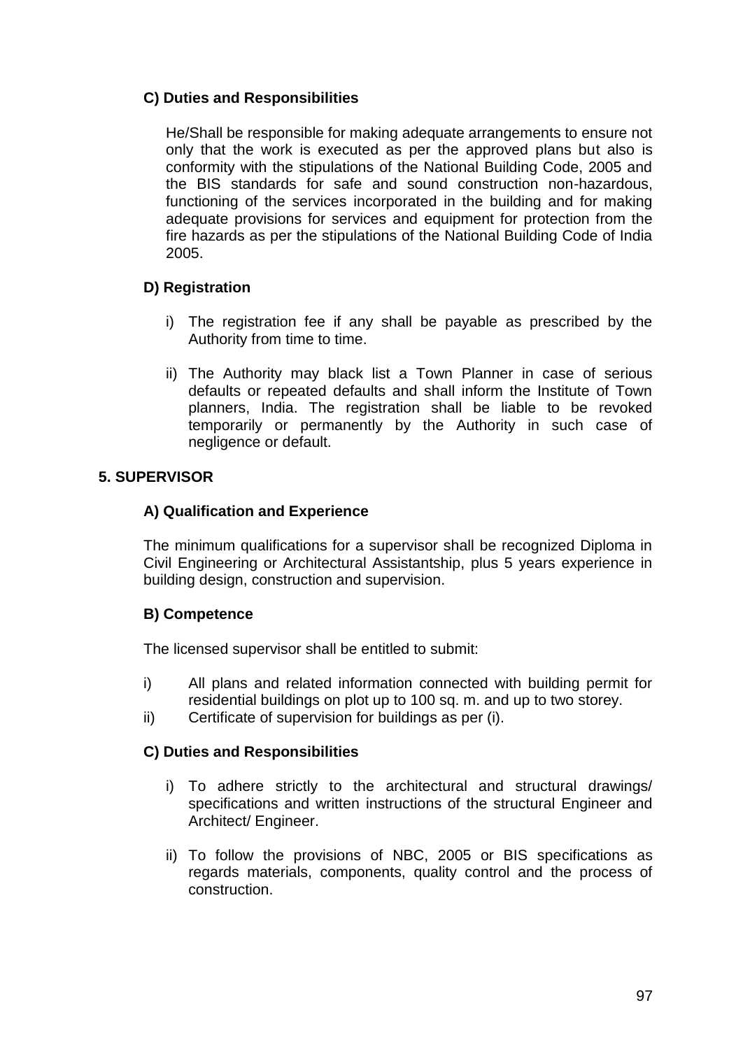### C) Duties and Responsibilities

He/Shall be responsible for making adequate arrangements to ensure not only that the work is executed as per the approved plans but also is conformity with the stipulations of the National Building Code, 2005 and the BIS standards for safe and sound construction non-hazardous, functioning of the services incorporated in the building and for making adequate provisions for services and equipment for protection from the fire hazards as per the stipulations of the National Building Code of India 2005.

### D) Registration

i) The registration fee if any shall be payable as prescribed by the Authority from time to time.

ii) The Authority may black list a Town Planner in case of serious defaults or repeated defaults and shall inform the Institute of Town planners, India. The registration shall be liable to be revoked temporarily or permanently by the Authority in such case of negligence or default.

## 5. SUPERVISOR

### A) Qualification and Experience

The minimum qualifications for a supervisor shall be recognized Diploma in Civil Engineering or Architectural Assistantship, plus 5 years experience in building design, construction and supervision.

### B) Competence

The licensed supervisor shall be entitled to submit:

i) All plans and related information connected with building permit for residential buildings on plot up to 100 sq. m. and up to two storey.

ii) Certificate of supervision for buildings as per (i).

### C) Duties and Responsibilities

i) To adhere strictly to the architectural and structural drawings/ specifications and written instructions of the structural Engineer and Architect/ Engineer.

ii) To follow the provisions of NBC, 2005 or BIS specifications as regards materials, components, quality control and the process of construction.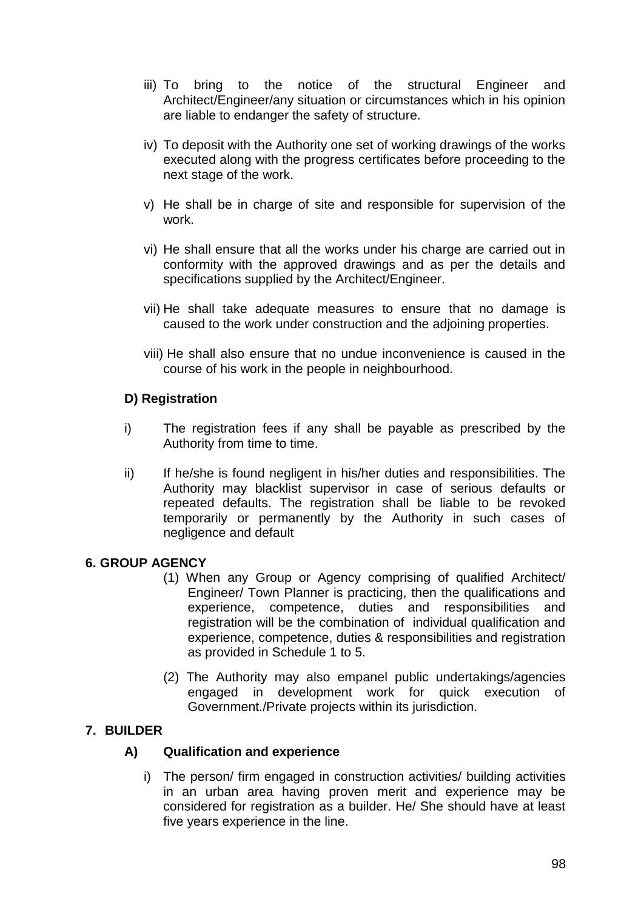iii) To bring to the notice of the structural Engineer and Architect/Engineer/any situation or circumstances which in his opinion are liable to endanger the safety of structure.

iv) To deposit with the Authority one set of working drawings of the works executed along with the progress certificates before proceeding to the next stage of the work.

v) He shall be in charge of site and responsible for supervision of the work.

vi) He shall ensure that all the works under his charge are carried out in conformity with the approved drawings and as per the details and specifications supplied by the Architect/Engineer.

vii) He shall take adequate measures to ensure that no damage is caused to the work under construction and the adjoining properties.

viii) He shall also ensure that no undue inconvenience is caused in the course of his work in the people in neighbourhood.

**D) Registration**

i) The registration fees if any shall be payable as prescribed by the Authority from time to time.

ii) If he/she is found negligent in his/her duties and responsibilities. The Authority may blacklist supervisor in case of serious defaults or repeated defaults. The registration shall be liable to be revoked temporarily or permanently by the Authority in such cases of negligence and default

**6. GROUP AGENCY**

(1) When any Group or Agency comprising of qualified Architect/ Engineer/ Town Planner is practicing, then the qualifications and experience, competence, duties and responsibilities and registration will be the combination of individual qualification and experience, competence, duties & responsibilities and registration as provided in Schedule 1 to 5.

(2) The Authority may also empanel public undertakings/agencies engaged in development work for quick execution of Government./Private projects within its jurisdiction.

**7. BUILDER**

**A) Qualification and experience**

i) The person/ firm engaged in construction activities/ building activities in an urban area having proven merit and experience may be considered for registration as a builder. He/ She should have at least five years experience in the line.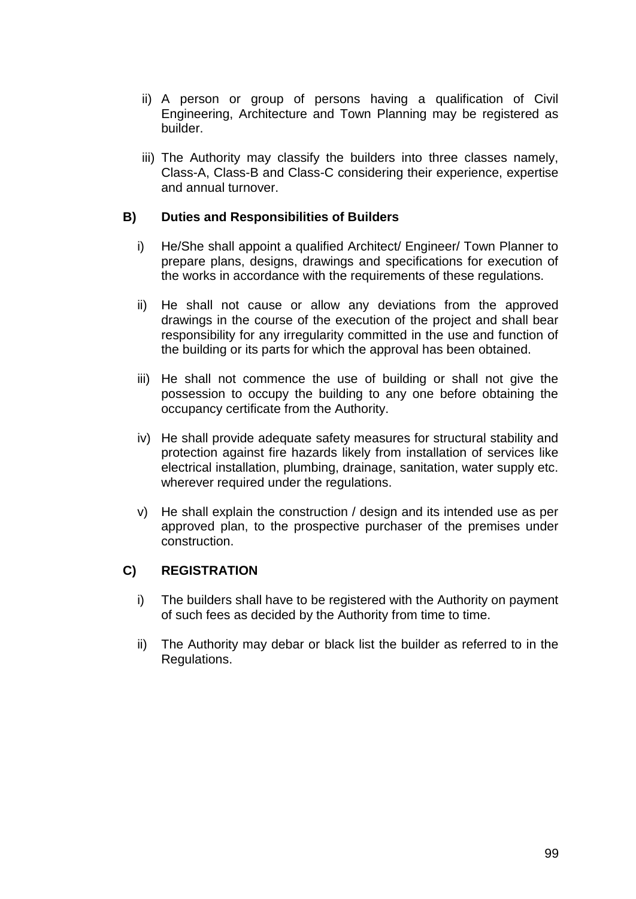ii) A person or group of persons having a qualification of Civil Engineering, Architecture and Town Planning may be registered as builder.

iii) The Authority may classify the builders into three classes namely, Class-A, Class-B and Class-C considering their experience, expertise and annual turnover.

**B) Duties and Responsibilities of Builders**

i) He/She shall appoint a qualified Architect/ Engineer/ Town Planner to prepare plans, designs, drawings and specifications for execution of the works in accordance with the requirements of these regulations.

ii) He shall not cause or allow any deviations from the approved drawings in the course of the execution of the project and shall bear responsibility for any irregularity committed in the use and function of the building or its parts for which the approval has been obtained.

iii) He shall not commence the use of building or shall not give the possession to occupy the building to any one before obtaining the occupancy certificate from the Authority.

iv) He shall provide adequate safety measures for structural stability and protection against fire hazards likely from installation of services like electrical installation, plumbing, drainage, sanitation, water supply etc. wherever required under the regulations.

v) He shall explain the construction / design and its intended use as per approved plan, to the prospective purchaser of the premises under construction.

**C) REGISTRATION**

i) The builders shall have to be registered with the Authority on payment of such fees as decided by the Authority from time to time.

ii) The Authority may debar or black list the builder as referred to in the Regulations.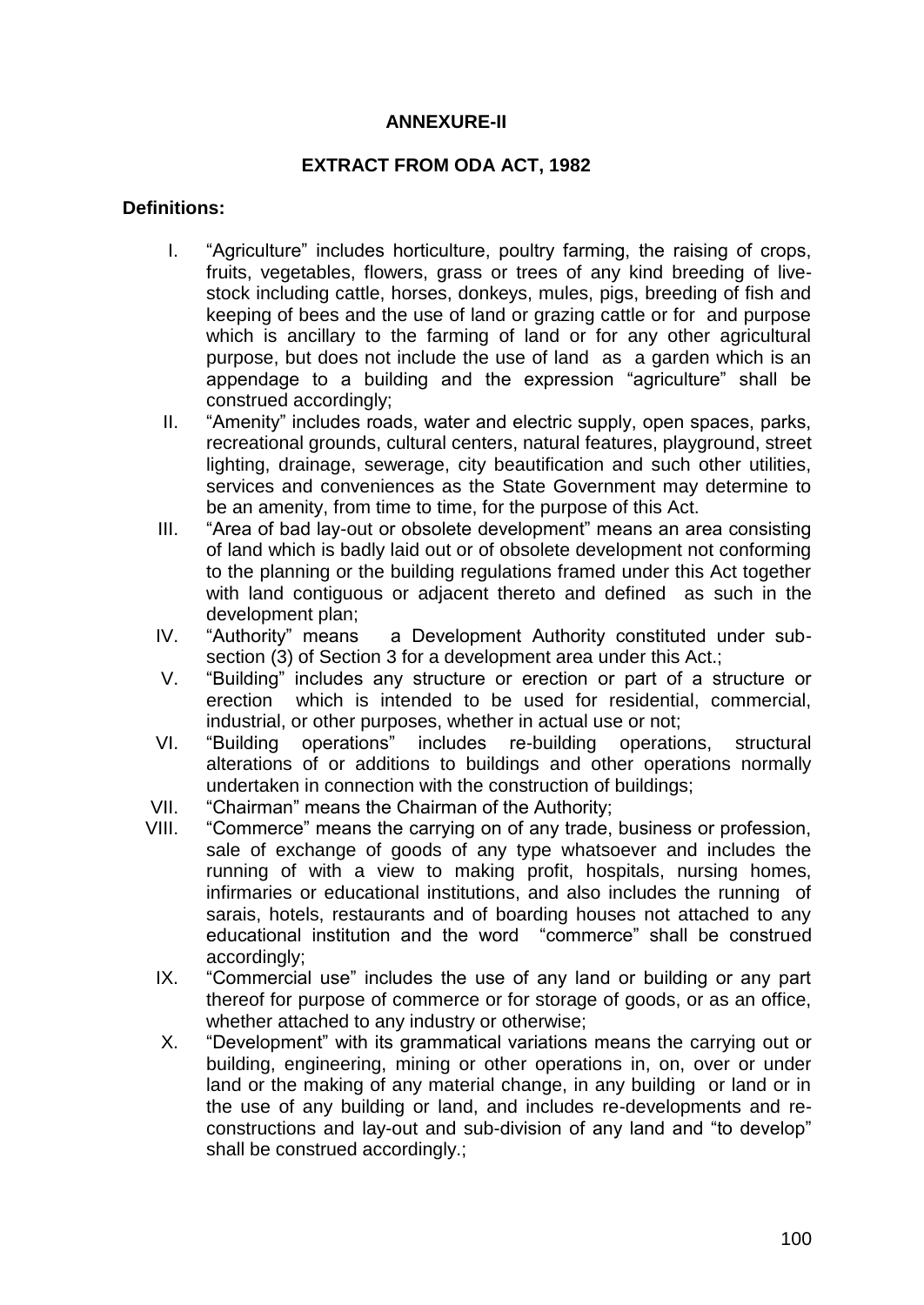**ANNEXURE-II**

**EXTRACT FROM ODA ACT, 1982**

**Definitions:**

I. "Agriculture" includes horticulture, poultry farming, the raising of crops, fruits, vegetables, flowers, grass or trees of any kind breeding of live-stock including cattle, horses, donkeys, mules, pigs, breeding of fish and keeping of bees and the use of land or grazing cattle or for and purpose which is ancillary to the farming of land or for any other agricultural purpose, but does not include the use of land as a garden which is an appendage to a building and the expression "agriculture" shall be construed accordingly;

II. "Amenity" includes roads, water and electric supply, open spaces, parks, recreational grounds, cultural centers, natural features, playground, street lighting, drainage, sewerage, city beautification and such other utilities, services and conveniences as the State Government may determine to be an amenity, from time to time, for the purpose of this Act.

III. "Area of bad lay-out or obsolete development" means an area consisting of land which is badly laid out or of obsolete development not conforming to the planning or the building regulations framed under this Act together with land contiguous or adjacent thereto and defined as such in the development plan;

IV. "Authority" means a Development Authority constituted under sub-section (3) of Section 3 for a development area under this Act.;

V. "Building" includes any structure or erection or part of a structure or erection which is intended to be used for residential, commercial, industrial, or other purposes, whether in actual use or not;

VI. "Building operations" includes re-building operations, structural alterations of or additions to buildings and other operations normally undertaken in connection with the construction of buildings;

VII. "Chairman" means the Chairman of the Authority;

VIII. "Commerce" means the carrying on of any trade, business or profession, sale of exchange of goods of any type whatsoever and includes the running of with a view to making profit, hospitals, nursing homes, infirmaries or educational institutions, and also includes the running of sarais, hotels, restaurants and of boarding houses not attached to any educational institution and the word "commerce" shall be construed accordingly;

IX. "Commercial use" includes the use of any land or building or any part thereof for purpose of commerce or for storage of goods, or as an office, whether attached to any industry or otherwise;

X. "Development" with its grammatical variations means the carrying out or building, engineering, mining or other operations in, on, over or under land or the making of any material change, in any building or land or in the use of any building or land, and includes re-developments and re-constructions and lay-out and sub-division of any land and "to develop" shall be construed accordingly.;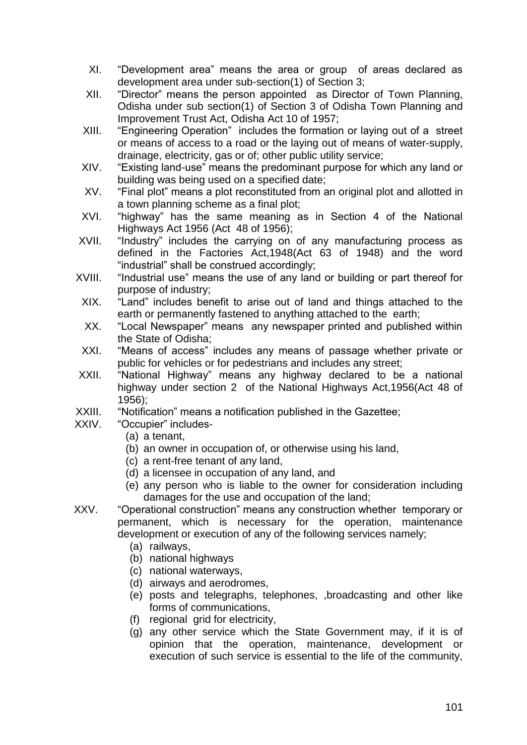XI. "Development area" means the area or group of areas declared as development area under sub-section(1) of Section 3;

XII. "Director" means the person appointed as Director of Town Planning, Odisha under sub section(1) of Section 3 of Odisha Town Planning and Improvement Trust Act, Odisha Act 10 of 1957;

XIII. "Engineering Operation" includes the formation or laying out of a street or means of access to a road or the laying out of means of water-supply, drainage, electricity, gas or of; other public utility service;

XIV. "Existing land-use" means the predominant purpose for which any land or building was being used on a specified date;

XV. "Final plot" means a plot reconstituted from an original plot and allotted in a town planning scheme as a final plot;

XVI. "highway" has the same meaning as in Section 4 of the National Highways Act 1956 (Act 48 of 1956);

XVII. "Industry" includes the carrying on of any manufacturing process as defined in the Factories Act,1948(Act 63 of 1948) and the word "industrial" shall be construed accordingly;

XVIII. "Industrial use" means the use of any land or building or part thereof for purpose of industry;

XIX. "Land" includes benefit to arise out of land and things attached to the earth or permanently fastened to anything attached to the earth;

XX. "Local Newspaper" means any newspaper printed and published within the State of Odisha;

XXI. "Means of access" includes any means of passage whether private or public for vehicles or for pedestrians and includes any street;

XXII. "National Highway" means any highway declared to be a national highway under section 2 of the National Highways Act,1956(Act 48 of 1956);

XXIII. "Notification" means a notification published in the Gazettee;

XXIV. "Occupier" includes-
   (a) a tenant,
   (b) an owner in occupation of, or otherwise using his land,
   (c) a rent-free tenant of any land,
   (d) a licensee in occupation of any land, and
   (e) any person who is liable to the owner for consideration including damages for the use and occupation of the land;

XXV. "Operational construction" means any construction whether temporary or permanent, which is necessary for the operation, maintenance development or execution of any of the following services namely;
   (a) railways,
   (b) national highways
   (c) national waterways,
   (d) airways and aerodromes,
   (e) posts and telegraphs, telephones, ,broadcasting and other like forms of communications,
   (f) regional grid for electricity,
   (g) any other service which the State Government may, if it is of opinion that the operation, maintenance, development or execution of such service is essential to the life of the community,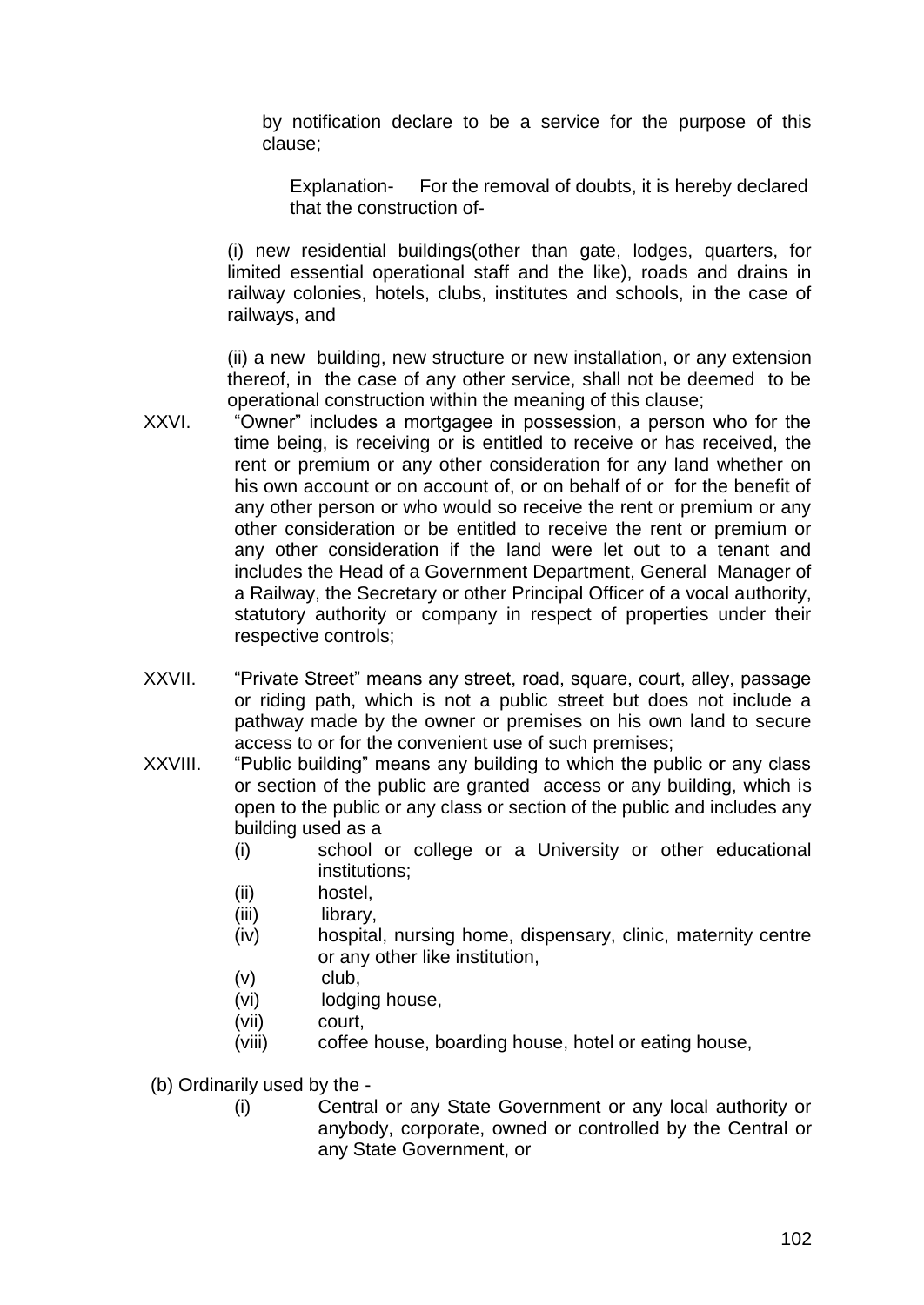by notification declare to be a service for the purpose of this clause;

Explanation- For the removal of doubts, it is hereby declared that the construction of-

(i) new residential buildings(other than gate, lodges, quarters, for limited essential operational staff and the like), roads and drains in railway colonies, hotels, clubs, institutes and schools, in the case of railways, and

(ii) a new building, new structure or new installation, or any extension thereof, in the case of any other service, shall not be deemed to be operational construction within the meaning of this clause;

XXVI. "Owner" includes a mortgagee in possession, a person who for the time being, is receiving or is entitled to receive or has received, the rent or premium or any other consideration for any land whether on his own account or on account of, or on behalf of or for the benefit of any other person or who would so receive the rent or premium or any other consideration or be entitled to receive the rent or premium or any other consideration if the land were let out to a tenant and includes the Head of a Government Department, General Manager of a Railway, the Secretary or other Principal Officer of a vocal authority, statutory authority or company in respect of properties under their respective controls;

XXVII. "Private Street" means any street, road, square, court, alley, passage or riding path, which is not a public street but does not include a pathway made by the owner or premises on his own land to secure access to or for the convenient use of such premises;

XXVIII. "Public building" means any building to which the public or any class or section of the public are granted access or any building, which is open to the public or any class or section of the public and includes any building used as a

- (i) school or college or a University or other educational institutions;
- (ii) hostel,
- (iii) library,
- (iv) hospital, nursing home, dispensary, clinic, maternity centre or any other like institution,
- (v) club,
- (vi) lodging house,
- (vii) court,
- (viii) coffee house, boarding house, hotel or eating house,

(b) Ordinarily used by the -

- (i) Central or any State Government or any local authority or anybody, corporate, owned or controlled by the Central or any State Government, or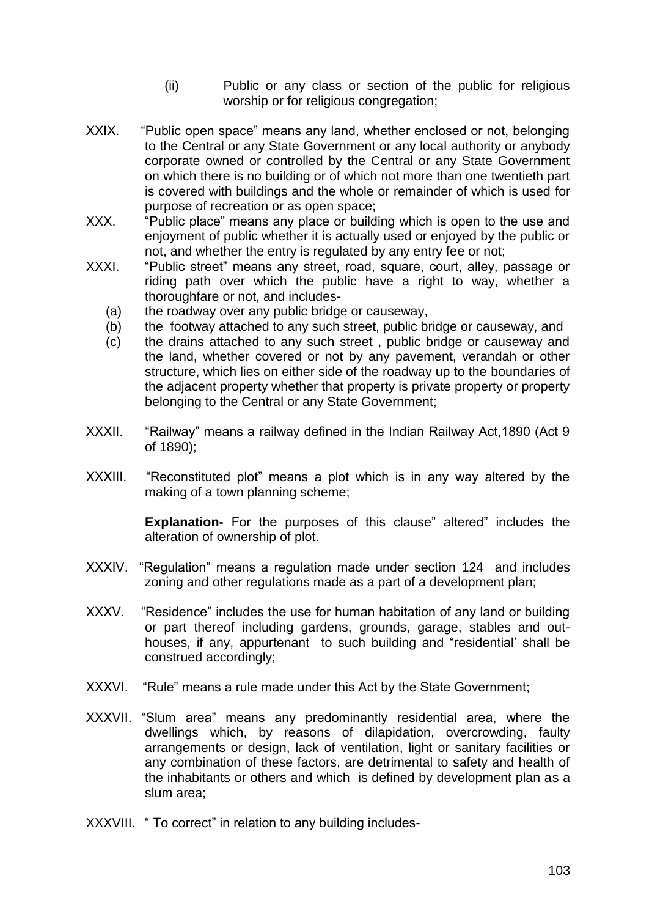(ii) Public or any class or section of the public for religious worship or for religious congregation;

XXIX. "Public open space" means any land, whether enclosed or not, belonging to the Central or any State Government or any local authority or anybody corporate owned or controlled by the Central or any State Government on which there is no building or of which not more than one twentieth part is covered with buildings and the whole or remainder of which is used for purpose of recreation or as open space;

XXX. "Public place" means any place or building which is open to the use and enjoyment of public whether it is actually used or enjoyed by the public or not, and whether the entry is regulated by any entry fee or not;

XXXI. "Public street" means any street, road, square, court, alley, passage or riding path over which the public have a right to way, whether a thoroughfare or not, and includes-

(a) the roadway over any public bridge or causeway,

(b) the footway attached to any such street, public bridge or causeway, and

(c) the drains attached to any such street , public bridge or causeway and the land, whether covered or not by any pavement, verandah or other structure, which lies on either side of the roadway up to the boundaries of the adjacent property whether that property is private property or property belonging to the Central or any State Government;

XXXII. "Railway" means a railway defined in the Indian Railway Act,1890 (Act 9 of 1890);

XXXIII. "Reconstituted plot" means a plot which is in any way altered by the making of a town planning scheme;

**Explanation-** For the purposes of this clause" altered" includes the alteration of ownership of plot.

XXXIV. "Regulation" means a regulation made under section 124 and includes zoning and other regulations made as a part of a development plan;

XXXV. "Residence" includes the use for human habitation of any land or building or part thereof including gardens, grounds, garage, stables and out-houses, if any, appurtenant to such building and "residential' shall be construed accordingly;

XXXVI. "Rule" means a rule made under this Act by the State Government;

XXXVII. "Slum area" means any predominantly residential area, where the dwellings which, by reasons of dilapidation, overcrowding, faulty arrangements or design, lack of ventilation, light or sanitary facilities or any combination of these factors, are detrimental to safety and health of the inhabitants or others and which is defined by development plan as a slum area;

XXXVIII. " To correct" in relation to any building includes-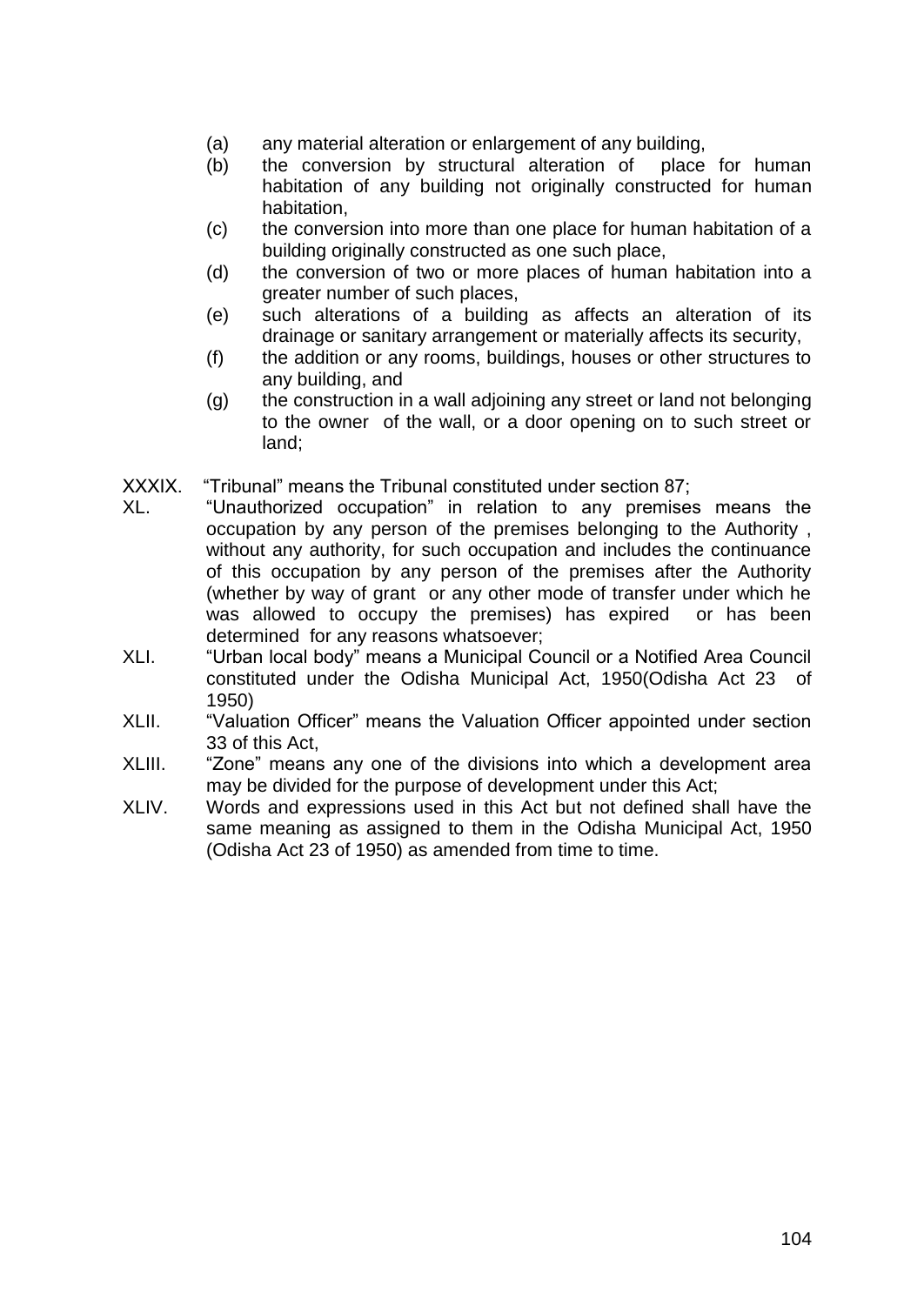(a) any material alteration or enlargement of any building,
(b) the conversion by structural alteration of place for human habitation of any building not originally constructed for human habitation,
(c) the conversion into more than one place for human habitation of a building originally constructed as one such place,
(d) the conversion of two or more places of human habitation into a greater number of such places,
(e) such alterations of a building as affects an alteration of its drainage or sanitary arrangement or materially affects its security,
(f) the addition or any rooms, buildings, houses or other structures to any building, and
(g) the construction in a wall adjoining any street or land not belonging to the owner of the wall, or a door opening on to such street or land;

XXXIX. "Tribunal" means the Tribunal constituted under section 87;

XL. "Unauthorized occupation" in relation to any premises means the occupation by any person of the premises belonging to the Authority , without any authority, for such occupation and includes the continuance of this occupation by any person of the premises after the Authority (whether by way of grant or any other mode of transfer under which he was allowed to occupy the premises) has expired or has been determined for any reasons whatsoever;

XLI. "Urban local body" means a Municipal Council or a Notified Area Council constituted under the Odisha Municipal Act, 1950(Odisha Act 23 of 1950)

XLII. "Valuation Officer" means the Valuation Officer appointed under section 33 of this Act,

XLIII. "Zone" means any one of the divisions into which a development area may be divided for the purpose of development under this Act;

XLIV. Words and expressions used in this Act but not defined shall have the same meaning as assigned to them in the Odisha Municipal Act, 1950 (Odisha Act 23 of 1950) as amended from time to time.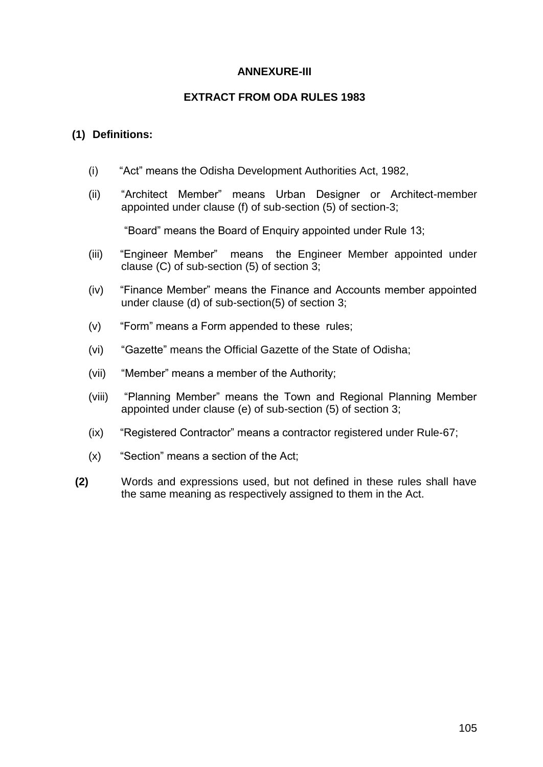## ANNEXURE-III

## EXTRACT FROM ODA RULES 1983

**(1) Definitions:**

(i) "Act" means the Odisha Development Authorities Act, 1982,

(ii) "Architect Member" means Urban Designer or Architect-member appointed under clause (f) of sub-section (5) of section-3;

"Board" means the Board of Enquiry appointed under Rule 13;

(iii) "Engineer Member" means the Engineer Member appointed under clause (C) of sub-section (5) of section 3;

(iv) "Finance Member" means the Finance and Accounts member appointed under clause (d) of sub-section(5) of section 3;

(v) "Form" means a Form appended to these rules;

(vi) "Gazette" means the Official Gazette of the State of Odisha;

(vii) "Member" means a member of the Authority;

(viii) "Planning Member" means the Town and Regional Planning Member appointed under clause (e) of sub-section (5) of section 3;

(ix) "Registered Contractor" means a contractor registered under Rule-67;

(x) "Section" means a section of the Act;

**(2)** Words and expressions used, but not defined in these rules shall have the same meaning as respectively assigned to them in the Act.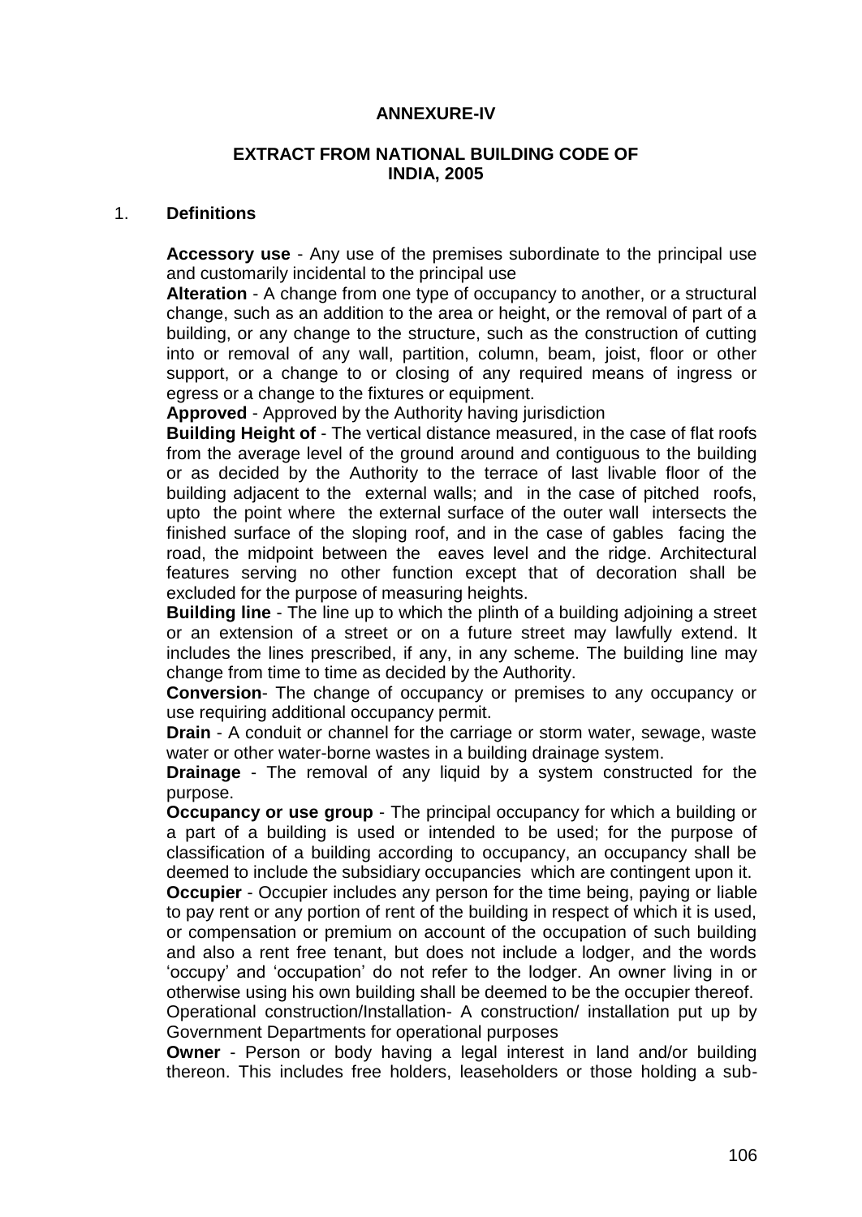**ANNEXURE-IV**

**EXTRACT FROM NATIONAL BUILDING CODE OF INDIA, 2005**

1. **Definitions**

**Accessory use** - Any use of the premises subordinate to the principal use and customarily incidental to the principal use

**Alteration** - A change from one type of occupancy to another, or a structural change, such as an addition to the area or height, or the removal of part of a building, or any change to the structure, such as the construction of cutting into or removal of any wall, partition, column, beam, joist, floor or other support, or a change to or closing of any required means of ingress or egress or a change to the fixtures or equipment.

**Approved** - Approved by the Authority having jurisdiction

**Building Height of** - The vertical distance measured, in the case of flat roofs from the average level of the ground around and contiguous to the building or as decided by the Authority to the terrace of last livable floor of the building adjacent to the external walls; and in the case of pitched roofs, upto the point where the external surface of the outer wall intersects the finished surface of the sloping roof, and in the case of gables facing the road, the midpoint between the eaves level and the ridge. Architectural features serving no other function except that of decoration shall be excluded for the purpose of measuring heights.

**Building line** - The line up to which the plinth of a building adjoining a street or an extension of a street or on a future street may lawfully extend. It includes the lines prescribed, if any, in any scheme. The building line may change from time to time as decided by the Authority.

**Conversion**- The change of occupancy or premises to any occupancy or use requiring additional occupancy permit.

**Drain** - A conduit or channel for the carriage or storm water, sewage, waste water or other water-borne wastes in a building drainage system.

**Drainage** - The removal of any liquid by a system constructed for the purpose.

**Occupancy or use group** - The principal occupancy for which a building or a part of a building is used or intended to be used; for the purpose of classification of a building according to occupancy, an occupancy shall be deemed to include the subsidiary occupancies which are contingent upon it.

**Occupier** - Occupier includes any person for the time being, paying or liable to pay rent or any portion of rent of the building in respect of which it is used, or compensation or premium on account of the occupation of such building and also a rent free tenant, but does not include a lodger, and the words 'occupy' and 'occupation' do not refer to the lodger. An owner living in or otherwise using his own building shall be deemed to be the occupier thereof.

Operational construction/Installation- A construction/ installation put up by Government Departments for operational purposes

**Owner** - Person or body having a legal interest in land and/or building thereon. This includes free holders, leaseholders or those holding a sub-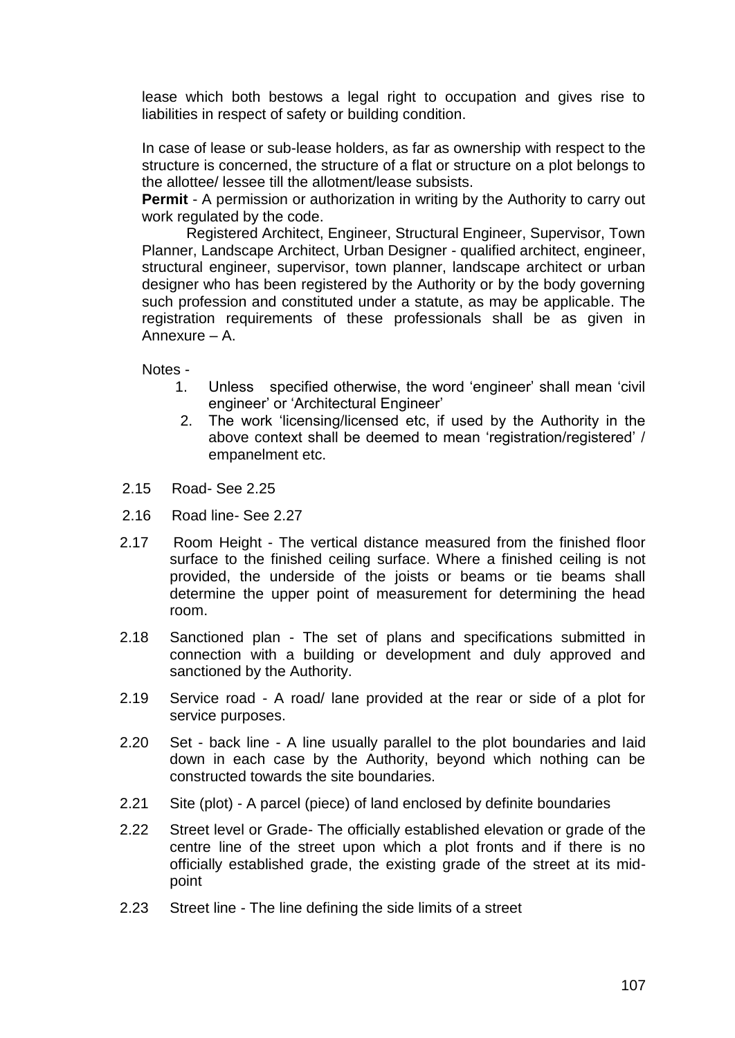lease which both bestows a legal right to occupation and gives rise to liabilities in respect of safety or building condition.

In case of lease or sub-lease holders, as far as ownership with respect to the structure is concerned, the structure of a flat or structure on a plot belongs to the allottee/ lessee till the allotment/lease subsists.

**Permit** - A permission or authorization in writing by the Authority to carry out work regulated by the code.

Registered Architect, Engineer, Structural Engineer, Supervisor, Town Planner, Landscape Architect, Urban Designer - qualified architect, engineer, structural engineer, supervisor, town planner, landscape architect or urban designer who has been registered by the Authority or by the body governing such profession and constituted under a statute, as may be applicable. The registration requirements of these professionals shall be as given in Annexure – A.

Notes -

1. Unless specified otherwise, the word 'engineer' shall mean 'civil engineer' or 'Architectural Engineer'
2. The work 'licensing/licensed etc, if used by the Authority in the above context shall be deemed to mean 'registration/registered' / empanelment etc.

2.15 Road- See 2.25

2.16 Road line- See 2.27

2.17 Room Height - The vertical distance measured from the finished floor surface to the finished ceiling surface. Where a finished ceiling is not provided, the underside of the joists or beams or tie beams shall determine the upper point of measurement for determining the head room.

2.18 Sanctioned plan - The set of plans and specifications submitted in connection with a building or development and duly approved and sanctioned by the Authority.

2.19 Service road - A road/ lane provided at the rear or side of a plot for service purposes.

2.20 Set - back line - A line usually parallel to the plot boundaries and laid down in each case by the Authority, beyond which nothing can be constructed towards the site boundaries.

2.21 Site (plot) - A parcel (piece) of land enclosed by definite boundaries

2.22 Street level or Grade- The officially established elevation or grade of the centre line of the street upon which a plot fronts and if there is no officially established grade, the existing grade of the street at its mid-point

2.23 Street line - The line defining the side limits of a street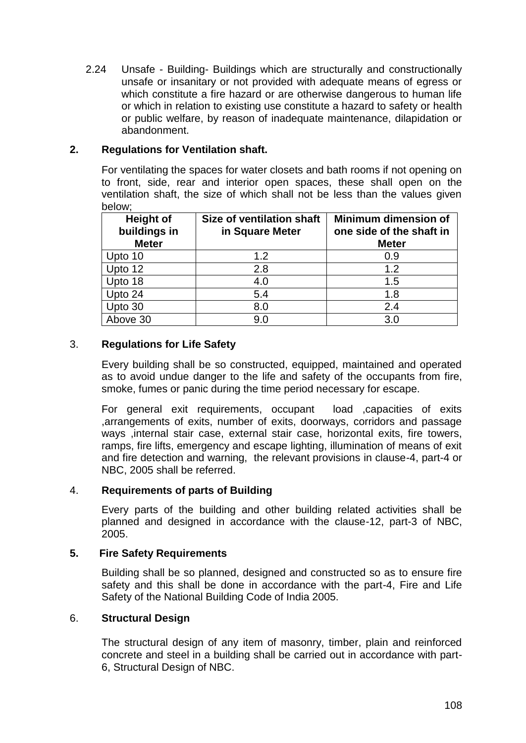2.24 Unsafe - Building- Buildings which are structurally and constructionally unsafe or insanitary or not provided with adequate means of egress or which constitute a fire hazard or are otherwise dangerous to human life or which in relation to existing use constitute a hazard to safety or health or public welfare, by reason of inadequate maintenance, dilapidation or abandonment.

## 2. Regulations for Ventilation shaft.

For ventilating the spaces for water closets and bath rooms if not opening on to front, side, rear and interior open spaces, these shall open on the ventilation shaft, the size of which shall not be less than the values given below;

| Height of buildings in Meter | Size of ventilation shaft in Square Meter | Minimum dimension of one side of the shaft in Meter |
|---|---|---|
| Upto 10 | 1.2 | 0.9 |
| Upto 12 | 2.8 | 1.2 |
| Upto 18 | 4.0 | 1.5 |
| Upto 24 | 5.4 | 1.8 |
| Upto 30 | 8.0 | 2.4 |
| Above 30 | 9.0 | 3.0 |

## 3. Regulations for Life Safety

Every building shall be so constructed, equipped, maintained and operated as to avoid undue danger to the life and safety of the occupants from fire, smoke, fumes or panic during the time period necessary for escape.

For general exit requirements, occupant load ,capacities of exits ,arrangements of exits, number of exits, doorways, corridors and passage ways ,internal stair case, external stair case, horizontal exits, fire towers, ramps, fire lifts, emergency and escape lighting, illumination of means of exit and fire detection and warning, the relevant provisions in clause-4, part-4 or NBC, 2005 shall be referred.

## 4. Requirements of parts of Building

Every parts of the building and other building related activities shall be planned and designed in accordance with the clause-12, part-3 of NBC, 2005.

## 5. Fire Safety Requirements

Building shall be so planned, designed and constructed so as to ensure fire safety and this shall be done in accordance with the part-4, Fire and Life Safety of the National Building Code of India 2005.

## 6. Structural Design

The structural design of any item of masonry, timber, plain and reinforced concrete and steel in a building shall be carried out in accordance with part-6, Structural Design of NBC.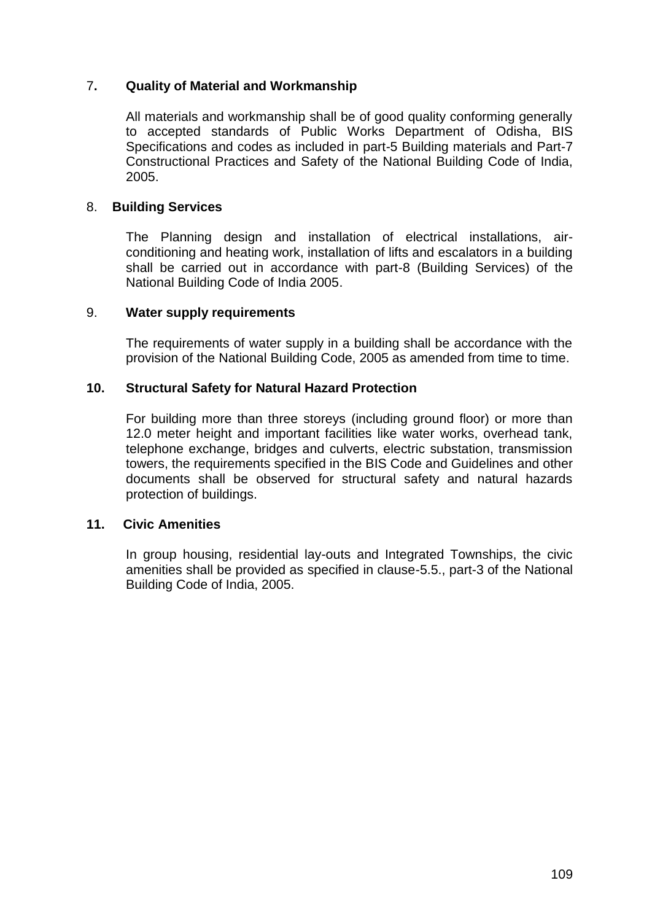## 7. Quality of Material and Workmanship

All materials and workmanship shall be of good quality conforming generally to accepted standards of Public Works Department of Odisha, BIS Specifications and codes as included in part-5 Building materials and Part-7 Constructional Practices and Safety of the National Building Code of India, 2005.

## 8. Building Services

The Planning design and installation of electrical installations, air-conditioning and heating work, installation of lifts and escalators in a building shall be carried out in accordance with part-8 (Building Services) of the National Building Code of India 2005.

## 9. Water supply requirements

The requirements of water supply in a building shall be accordance with the provision of the National Building Code, 2005 as amended from time to time.

## 10. Structural Safety for Natural Hazard Protection

For building more than three storeys (including ground floor) or more than 12.0 meter height and important facilities like water works, overhead tank, telephone exchange, bridges and culverts, electric substation, transmission towers, the requirements specified in the BIS Code and Guidelines and other documents shall be observed for structural safety and natural hazards protection of buildings.

## 11. Civic Amenities

In group housing, residential lay-outs and Integrated Townships, the civic amenities shall be provided as specified in clause-5.5., part-3 of the National Building Code of India, 2005.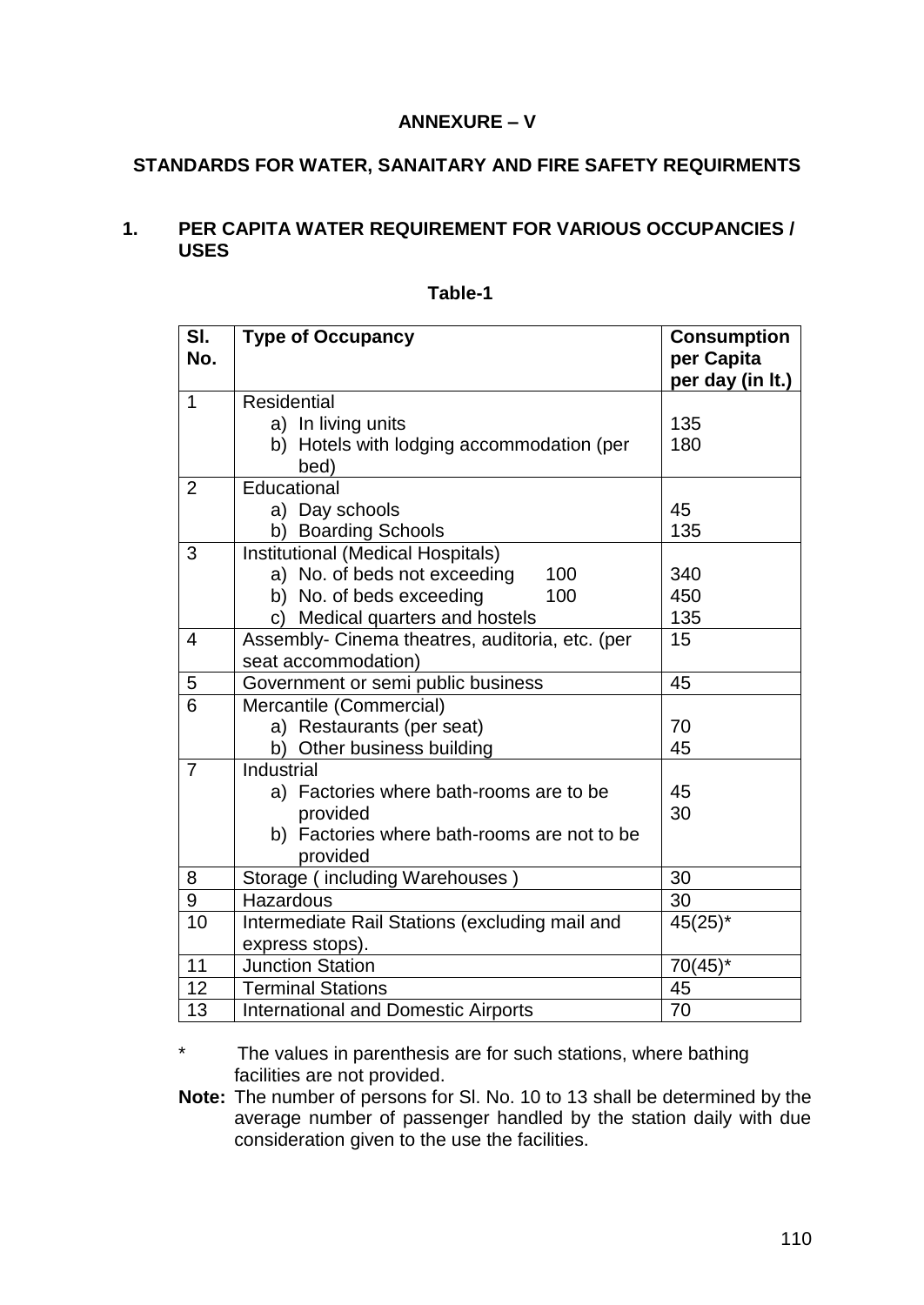# ANNEXURE – V

## STANDARDS FOR WATER, SANAITARY AND FIRE SAFETY REQUIRMENTS

### 1. PER CAPITA WATER REQUIREMENT FOR VARIOUS OCCUPANCIES / USES

**Table-1**

| Sl. No. | Type of Occupancy | Consumption per Capita per day (in lt.) |
|---|---|---|
| 1 | Residential<br>a) In living units<br>b) Hotels with lodging accommodation (per bed) | <br>135<br>180 |
| 2 | Educational<br>a) Day schools<br>b) Boarding Schools | <br>45<br>135 |
| 3 | Institutional (Medical Hospitals)<br>a) No. of beds not exceeding 100<br>b) No. of beds exceeding 100<br>c) Medical quarters and hostels | <br>340<br>450<br>135 |
| 4 | Assembly- Cinema theatres, auditoria, etc. (per seat accommodation) | 15 |
| 5 | Government or semi public business | 45 |
| 6 | Mercantile (Commercial)<br>a) Restaurants (per seat)<br>b) Other business building | <br>70<br>45 |
| 7 | Industrial<br>a) Factories where bath-rooms are to be provided<br>b) Factories where bath-rooms are not to be provided | <br>45<br>30 |
| 8 | Storage ( including Warehouses ) | 30 |
| 9 | Hazardous | 30 |
| 10 | Intermediate Rail Stations (excluding mail and express stops). | 45(25)* |
| 11 | Junction Station | 70(45)* |
| 12 | Terminal Stations | 45 |
| 13 | International and Domestic Airports | 70 |

\* The values in parenthesis are for such stations, where bathing facilities are not provided.

**Note:** The number of persons for Sl. No. 10 to 13 shall be determined by the average number of passenger handled by the station daily with due consideration given to the use the facilities.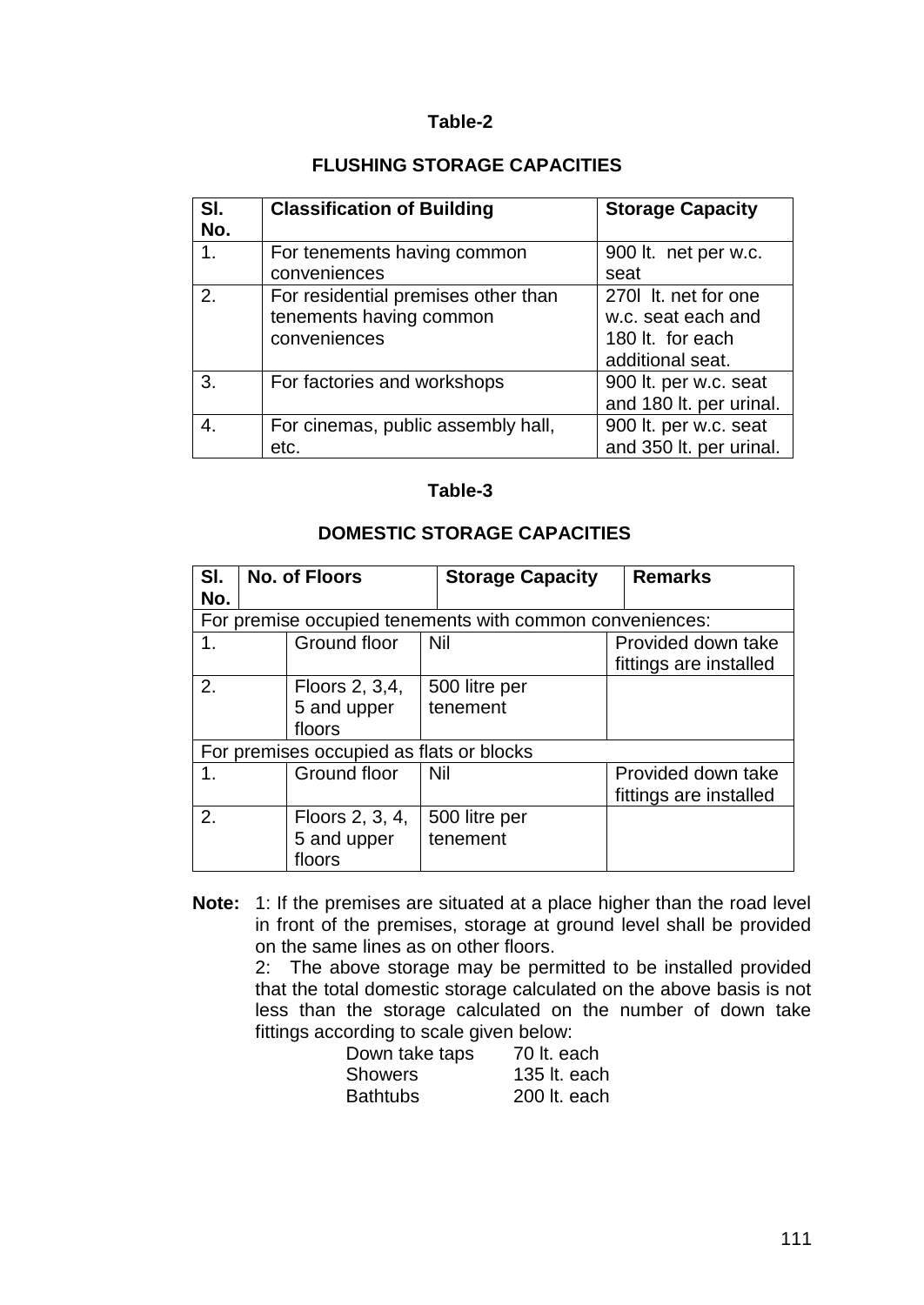**Table-2**

**FLUSHING STORAGE CAPACITIES**

| Sl. No. | Classification of Building | Storage Capacity |
|---|---|---|
| 1. | For tenements having common conveniences | 900 lt. net per w.c. seat |
| 2. | For residential premises other than tenements having common conveniences | 270l lt. net for one w.c. seat each and 180 lt. for each additional seat. |
| 3. | For factories and workshops | 900 lt. per w.c. seat and 180 lt. per urinal. |
| 4. | For cinemas, public assembly hall, etc. | 900 lt. per w.c. seat and 350 lt. per urinal. |

**Table-3**

**DOMESTIC STORAGE CAPACITIES**

| Sl. No. | No. of Floors | Storage Capacity | Remarks |
|---|---|---|---|
| For premise occupied tenements with common conveniences: | | | |
| 1. | Ground floor | Nil | Provided down take fittings are installed |
| 2. | Floors 2, 3,4, 5 and upper floors | 500 litre per tenement | |
| For premises occupied as flats or blocks | | | |
| 1. | Ground floor | Nil | Provided down take fittings are installed |
| 2. | Floors 2, 3, 4, 5 and upper floors | 500 litre per tenement | |

**Note:** 1: If the premises are situated at a place higher than the road level in front of the premises, storage at ground level shall be provided on the same lines as on other floors.

2: The above storage may be permitted to be installed provided that the total domestic storage calculated on the above basis is not less than the storage calculated on the number of down take fittings according to scale given below:

| | |
|---|---|
| Down take taps | 70 lt. each |
| Showers | 135 lt. each |
| Bathtubs | 200 lt. each |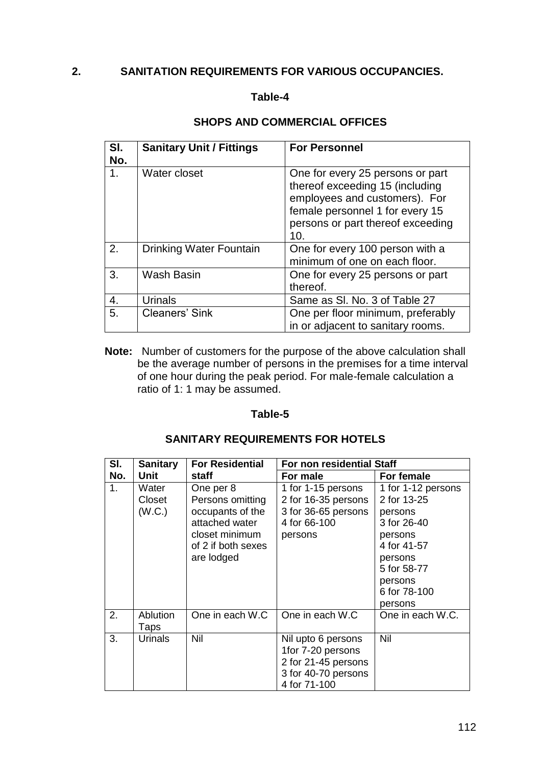## 2. SANITATION REQUIREMENTS FOR VARIOUS OCCUPANCIES.

**Table-4**

**SHOPS AND COMMERCIAL OFFICES**

| Sl. No. | Sanitary Unit / Fittings | For Personnel |
|---|---|---|
| 1. | Water closet | One for every 25 persons or part thereof exceeding 15 (including employees and customers). For female personnel 1 for every 15 persons or part thereof exceeding 10. |
| 2. | Drinking Water Fountain | One for every 100 person with a minimum of one on each floor. |
| 3. | Wash Basin | One for every 25 persons or part thereof. |
| 4. | Urinals | Same as Sl. No. 3 of Table 27 |
| 5. | Cleaners' Sink | One per floor minimum, preferably in or adjacent to sanitary rooms. |

**Note:** Number of customers for the purpose of the above calculation shall be the average number of persons in the premises for a time interval of one hour during the peak period. For male-female calculation a ratio of 1: 1 may be assumed.

**Table-5**

**SANITARY REQUIREMENTS FOR HOTELS**

| Sl. No. | Sanitary Unit | For Residential staff | For non residential Staff | |
|---|---|---|---|---|
| | | | For male | For female |
| 1. | Water Closet (W.C.) | One per 8 Persons omitting occupants of the attached water closet minimum of 2 if both sexes are lodged | 1 for 1-15 persons<br>2 for 16-35 persons<br>3 for 36-65 persons<br>4 for 66-100 persons | 1 for 1-12 persons<br>2 for 13-25 persons<br>3 for 26-40 persons<br>4 for 41-57 persons<br>5 for 58-77 persons<br>6 for 78-100 persons |
| 2. | Ablution Taps | One in each W.C | One in each W.C | One in each W.C. |
| 3. | Urinals | Nil | Nil upto 6 persons<br>1for 7-20 persons<br>2 for 21-45 persons<br>3 for 40-70 persons<br>4 for 71-100 | Nil |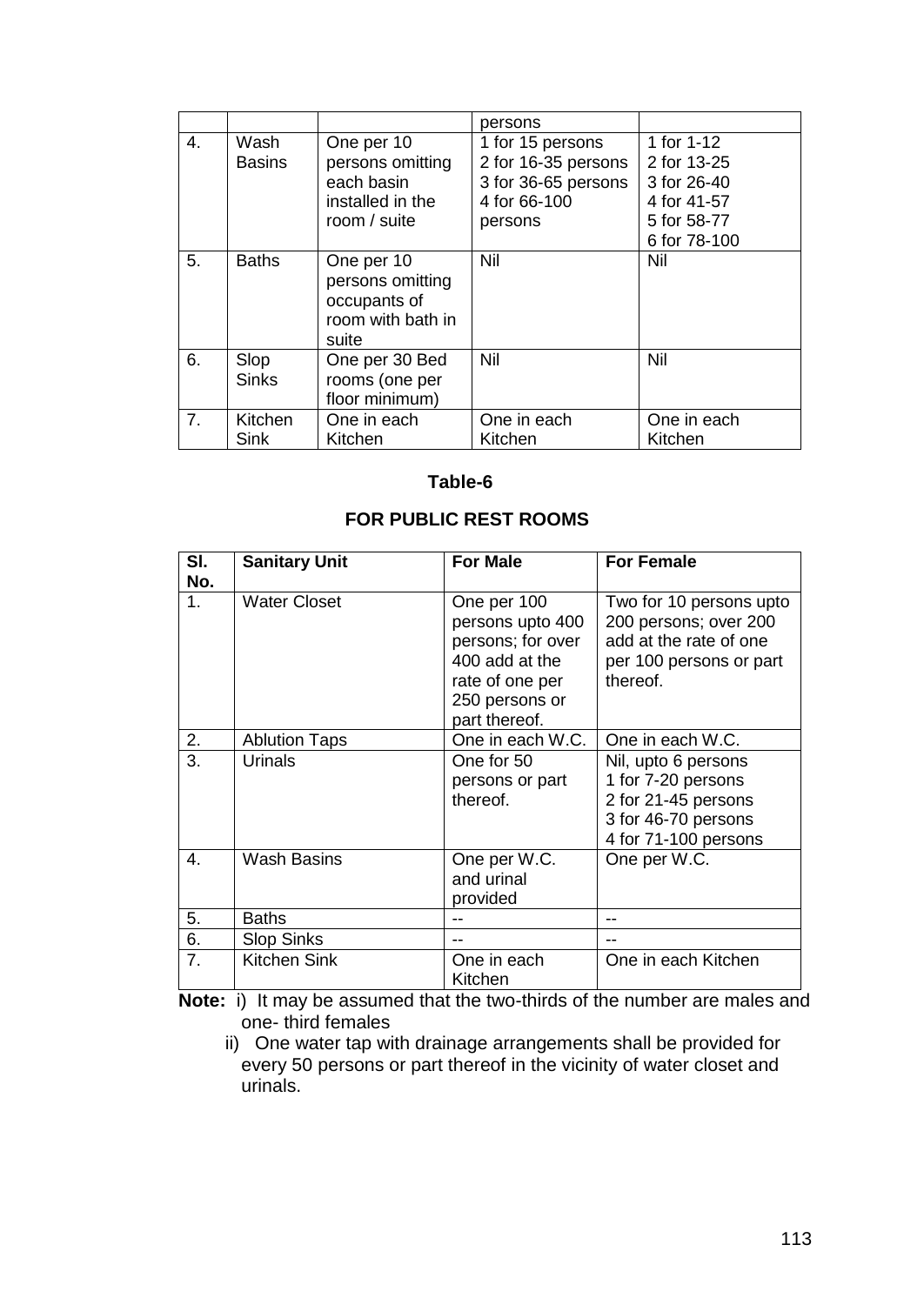| | | | persons | |
|---|---|---|---|---|
| 4. | Wash Basins | One per 10 persons omitting each basin installed in the room / suite | 1 for 15 persons<br>2 for 16-35 persons<br>3 for 36-65 persons<br>4 for 66-100 persons | 1 for 1-12<br>2 for 13-25<br>3 for 26-40<br>4 for 41-57<br>5 for 58-77<br>6 for 78-100 |
| 5. | Baths | One per 10 persons omitting occupants of room with bath in suite | Nil | Nil |
| 6. | Slop Sinks | One per 30 Bed rooms (one per floor minimum) | Nil | Nil |
| 7. | Kitchen Sink | One in each Kitchen | One in each Kitchen | One in each Kitchen |

**Table-6**

**FOR PUBLIC REST ROOMS**

| Sl. No. | Sanitary Unit | For Male | For Female |
|---|---|---|---|
| 1. | Water Closet | One per 100 persons upto 400 persons; for over 400 add at the rate of one per 250 persons or part thereof. | Two for 10 persons upto 200 persons; over 200 add at the rate of one per 100 persons or part thereof. |
| 2. | Ablution Taps | One in each W.C. | One in each W.C. |
| 3. | Urinals | One for 50 persons or part thereof. | Nil, upto 6 persons<br>1 for 7-20 persons<br>2 for 21-45 persons<br>3 for 46-70 persons<br>4 for 71-100 persons |
| 4. | Wash Basins | One per W.C. and urinal provided | One per W.C. |
| 5. | Baths | -- | -- |
| 6. | Slop Sinks | -- | -- |
| 7. | Kitchen Sink | One in each Kitchen | One in each Kitchen |

**Note:** i) It may be assumed that the two-thirds of the number are males and one- third females

ii) One water tap with drainage arrangements shall be provided for every 50 persons or part thereof in the vicinity of water closet and urinals.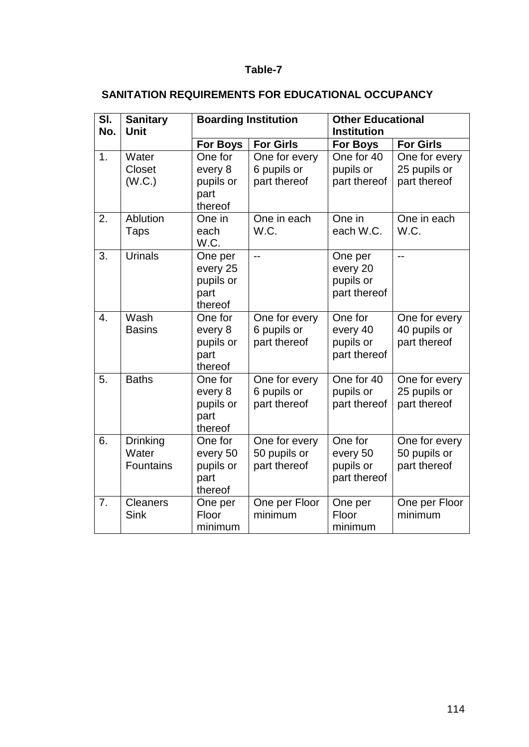**Table-7**

**SANITATION REQUIREMENTS FOR EDUCATIONAL OCCUPANCY**

| Sl. No. | Sanitary Unit | Boarding Institution | | Other Educational Institution | |
|---|---|---|---|---|---|
| | | **For Boys** | **For Girls** | **For Boys** | **For Girls** |
| 1. | Water Closet (W.C.) | One for every 8 pupils or part thereof | One for every 6 pupils or part thereof | One for 40 pupils or part thereof | One for every 25 pupils or part thereof |
| 2. | Ablution Taps | One in each W.C. | One in each W.C. | One in each W.C. | One in each W.C. |
| 3. | Urinals | One per every 25 pupils or part thereof | -- | One per every 20 pupils or part thereof | -- |
| 4. | Wash Basins | One for every 8 pupils or part thereof | One for every 6 pupils or part thereof | One for every 40 pupils or part thereof | One for every 40 pupils or part thereof |
| 5. | Baths | One for every 8 pupils or part thereof | One for every 6 pupils or part thereof | One for 40 pupils or part thereof | One for every 25 pupils or part thereof |
| 6. | Drinking Water Fountains | One for every 50 pupils or part thereof | One for every 50 pupils or part thereof | One for every 50 pupils or part thereof | One for every 50 pupils or part thereof |
| 7. | Cleaners Sink | One per Floor minimum | One per Floor minimum | One per Floor minimum | One per Floor minimum |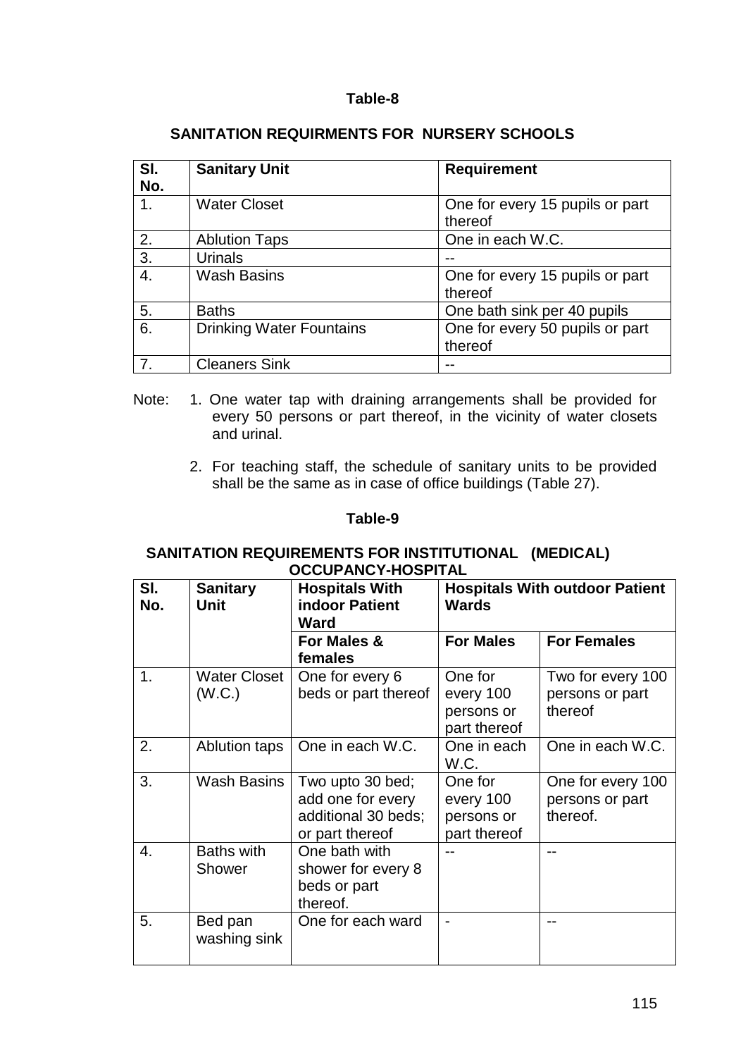**Table-8**

**SANITATION REQUIRMENTS FOR NURSERY SCHOOLS**

| Sl. No. | Sanitary Unit | Requirement |
|---|---|---|
| 1. | Water Closet | One for every 15 pupils or part thereof |
| 2. | Ablution Taps | One in each W.C. |
| 3. | Urinals | -- |
| 4. | Wash Basins | One for every 15 pupils or part thereof |
| 5. | Baths | One bath sink per 40 pupils |
| 6. | Drinking Water Fountains | One for every 50 pupils or part thereof |
| 7. | Cleaners Sink | -- |

Note: 1. One water tap with draining arrangements shall be provided for every 50 persons or part thereof, in the vicinity of water closets and urinal.

2. For teaching staff, the schedule of sanitary units to be provided shall be the same as in case of office buildings (Table 27).

**Table-9**

**SANITATION REQUIREMENTS FOR INSTITUTIONAL (MEDICAL) OCCUPANCY-HOSPITAL**

| Sl. No. | Sanitary Unit | Hospitals With indoor Patient Ward | Hospitals With outdoor Patient Wards | |
|---|---|---|---|---|
| | | For Males & females | For Males | For Females |
| 1. | Water Closet (W.C.) | One for every 6 beds or part thereof | One for every 100 persons or part thereof | Two for every 100 persons or part thereof |
| 2. | Ablution taps | One in each W.C. | One in each W.C. | One in each W.C. |
| 3. | Wash Basins | Two upto 30 bed; add one for every additional 30 beds; or part thereof | One for every 100 persons or part thereof | One for every 100 persons or part thereof. |
| 4. | Baths with Shower | One bath with shower for every 8 beds or part thereof. | -- | -- |
| 5. | Bed pan washing sink | One for each ward | - | -- |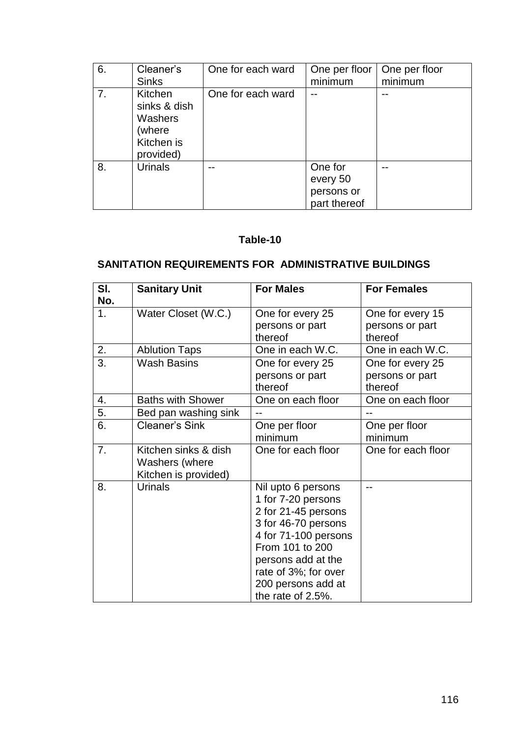| 6. | Cleaner's Sinks | One for each ward | One per floor minimum | One per floor minimum |
|---|---|---|---|---|
| 7. | Kitchen sinks & dish Washers (where Kitchen is provided) | One for each ward | -- | -- |
| 8. | Urinals | -- | One for every 50 persons or part thereof | -- |

**Table-10**

**SANITATION REQUIREMENTS FOR ADMINISTRATIVE BUILDINGS**

| Sl. No. | Sanitary Unit | For Males | For Females |
|---|---|---|---|
| 1. | Water Closet (W.C.) | One for every 25 persons or part thereof | One for every 15 persons or part thereof |
| 2. | Ablution Taps | One in each W.C. | One in each W.C. |
| 3. | Wash Basins | One for every 25 persons or part thereof | One for every 25 persons or part thereof |
| 4. | Baths with Shower | One on each floor | One on each floor |
| 5. | Bed pan washing sink | -- | -- |
| 6. | Cleaner's Sink | One per floor minimum | One per floor minimum |
| 7. | Kitchen sinks & dish Washers (where Kitchen is provided) | One for each floor | One for each floor |
| 8. | Urinals | Nil upto 6 persons<br>1 for 7-20 persons<br>2 for 21-45 persons<br>3 for 46-70 persons<br>4 for 71-100 persons<br>From 101 to 200 persons add at the rate of 3%; for over 200 persons add at the rate of 2.5%. | -- |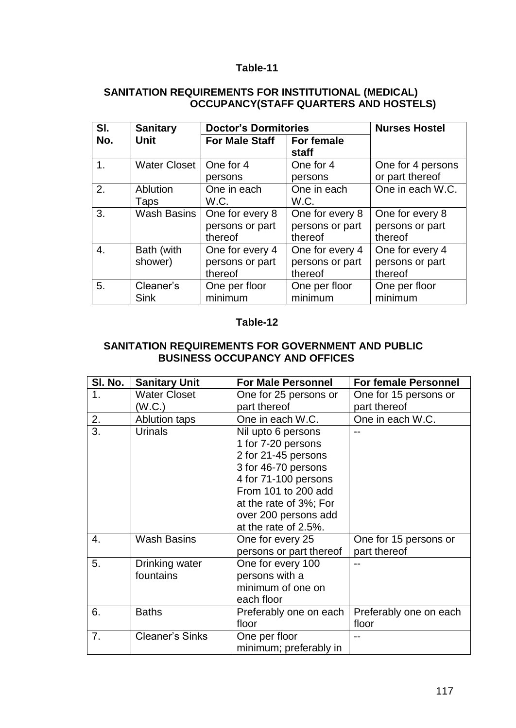**Table-11**

**SANITATION REQUIREMENTS FOR INSTITUTIONAL (MEDICAL) OCCUPANCY(STAFF QUARTERS AND HOSTELS)**

| Sl. No. | Sanitary Unit | Doctor's Dormitories | | Nurses Hostel |
|---|---|---|---|---|
| | | For Male Staff | For female staff | |
| 1. | Water Closet | One for 4 persons | One for 4 persons | One for 4 persons or part thereof |
| 2. | Ablution Taps | One in each W.C. | One in each W.C. | One in each W.C. |
| 3. | Wash Basins | One for every 8 persons or part thereof | One for every 8 persons or part thereof | One for every 8 persons or part thereof |
| 4. | Bath (with shower) | One for every 4 persons or part thereof | One for every 4 persons or part thereof | One for every 4 persons or part thereof |
| 5. | Cleaner's Sink | One per floor minimum | One per floor minimum | One per floor minimum |

**Table-12**

**SANITATION REQUIREMENTS FOR GOVERNMENT AND PUBLIC BUSINESS OCCUPANCY AND OFFICES**

| Sl. No. | Sanitary Unit | For Male Personnel | For female Personnel |
|---|---|---|---|
| 1. | Water Closet (W.C.) | One for 25 persons or part thereof | One for 15 persons or part thereof |
| 2. | Ablution taps | One in each W.C. | One in each W.C. |
| 3. | Urinals | Nil upto 6 persons<br>1 for 7-20 persons<br>2 for 21-45 persons<br>3 for 46-70 persons<br>4 for 71-100 persons<br>From 101 to 200 add at the rate of 3%; For over 200 persons add at the rate of 2.5%. | -- |
| 4. | Wash Basins | One for every 25 persons or part thereof | One for 15 persons or part thereof |
| 5. | Drinking water fountains | One for every 100 persons with a minimum of one on each floor | -- |
| 6. | Baths | Preferably one on each floor | Preferably one on each floor |
| 7. | Cleaner's Sinks | One per floor minimum; preferably in | -- |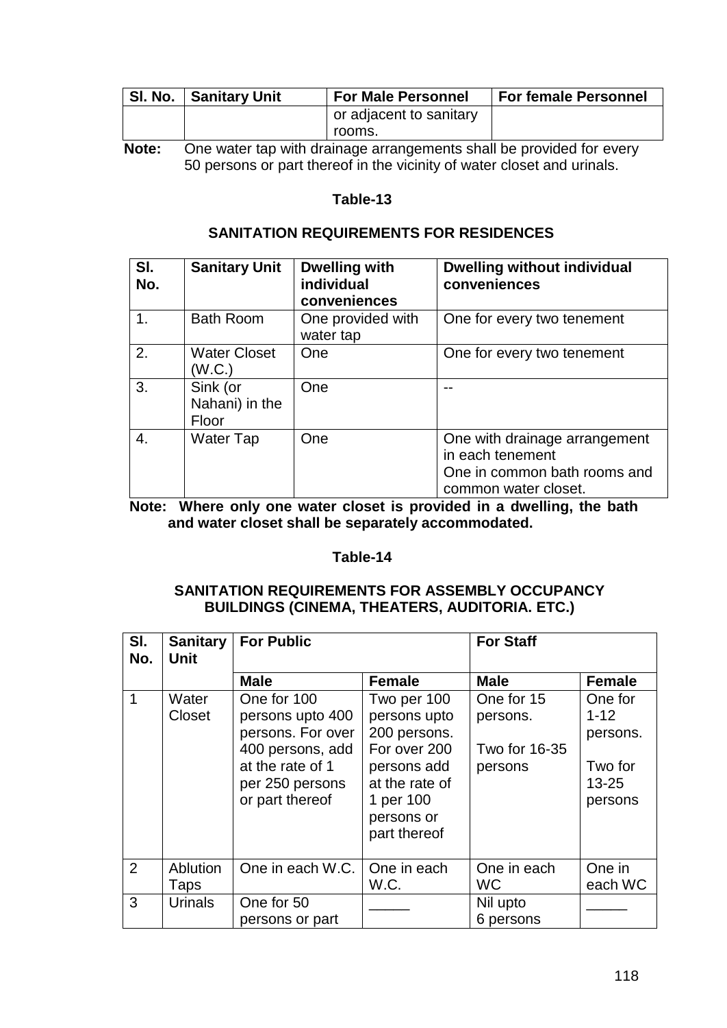| Sl. No. | Sanitary Unit | For Male Personnel | For female Personnel |
|---|---|---|---|
| | | or adjacent to sanitary rooms. | |

**Note:** One water tap with drainage arrangements shall be provided for every 50 persons or part thereof in the vicinity of water closet and urinals.

### Table-13

### SANITATION REQUIREMENTS FOR RESIDENCES

| Sl. No. | Sanitary Unit | Dwelling with individual conveniences | Dwelling without individual conveniences |
|---|---|---|---|
| 1. | Bath Room | One provided with water tap | One for every two tenement |
| 2. | Water Closet (W.C.) | One | One for every two tenement |
| 3. | Sink (or Nahani) in the Floor | One | -- |
| 4. | Water Tap | One | One with drainage arrangement in each tenement<br>One in common bath rooms and common water closet. |

**Note: Where only one water closet is provided in a dwelling, the bath and water closet shall be separately accommodated.**

### Table-14

### SANITATION REQUIREMENTS FOR ASSEMBLY OCCUPANCY BUILDINGS (CINEMA, THEATERS, AUDITORIA. ETC.)

| Sl. No. | Sanitary Unit | For Public | | For Staff | |
|---|---|---|---|---|---|
| | | **Male** | **Female** | **Male** | **Female** |
| 1 | Water Closet | One for 100 persons upto 400 persons. For over 400 persons, add at the rate of 1 per 250 persons or part thereof | Two per 100 persons upto 200 persons. For over 200 persons add at the rate of 1 per 100 persons or part thereof | One for 15 persons.<br>Two for 16-35 persons | One for 1-12 persons.<br>Two for 13-25 persons |
| 2 | Ablution Taps | One in each W.C. | One in each W.C. | One in each WC | One in each WC |
| 3 | Urinals | One for 50 persons or part | _____ | Nil upto 6 persons | _____ |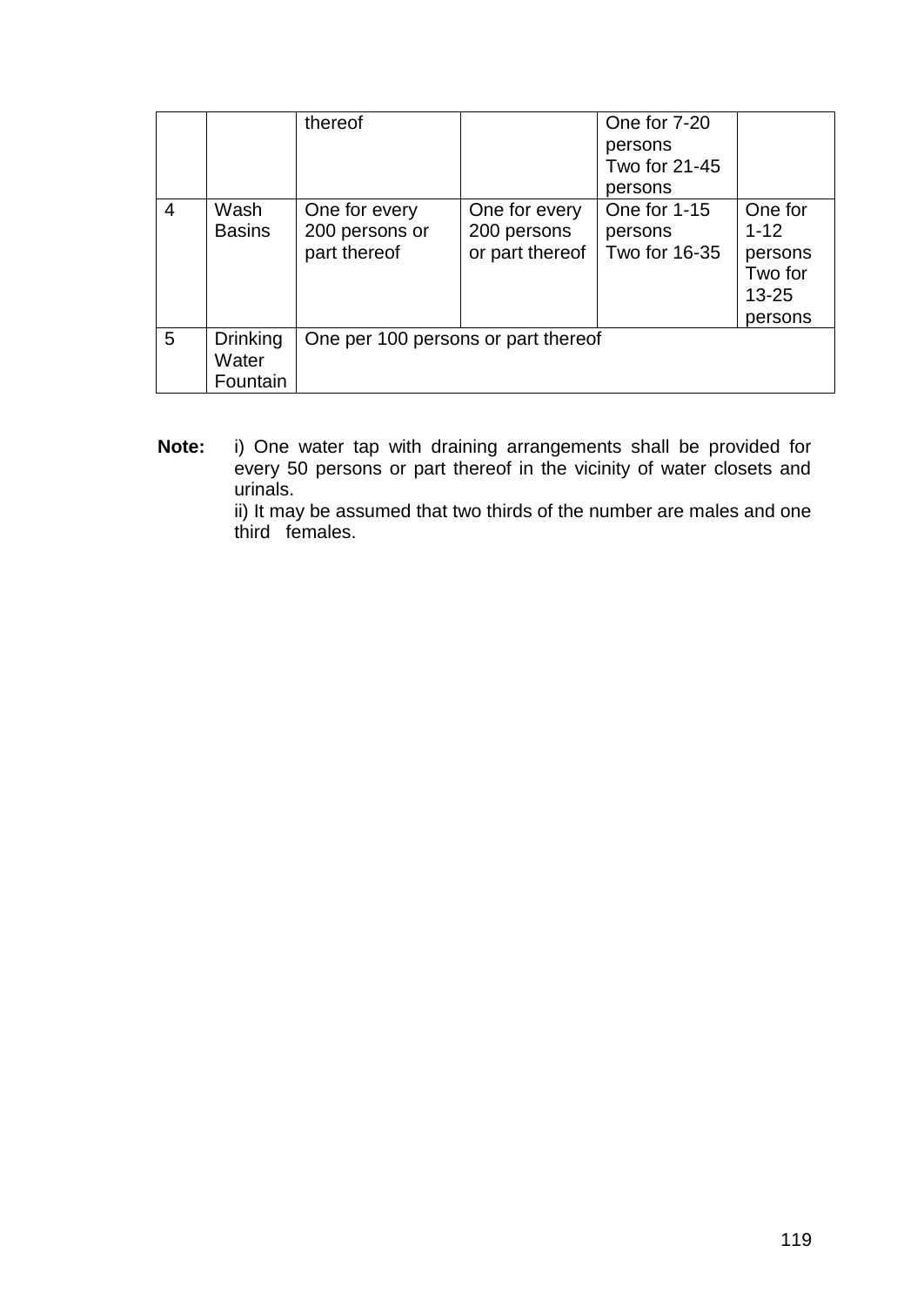| | | | | | |
|---|---|---|---|---|---|
| | | thereof | | One for 7-20 persons Two for 21-45 persons | |
| 4 | Wash Basins | One for every 200 persons or part thereof | One for every 200 persons or part thereof | One for 1-15 persons Two for 16-35 | One for 1-12 persons Two for 13-25 persons |
| 5 | Drinking Water Fountain | One per 100 persons or part thereof | | | |

**Note:** i) One water tap with draining arrangements shall be provided for every 50 persons or part thereof in the vicinity of water closets and urinals.

ii) It may be assumed that two thirds of the number are males and one third females.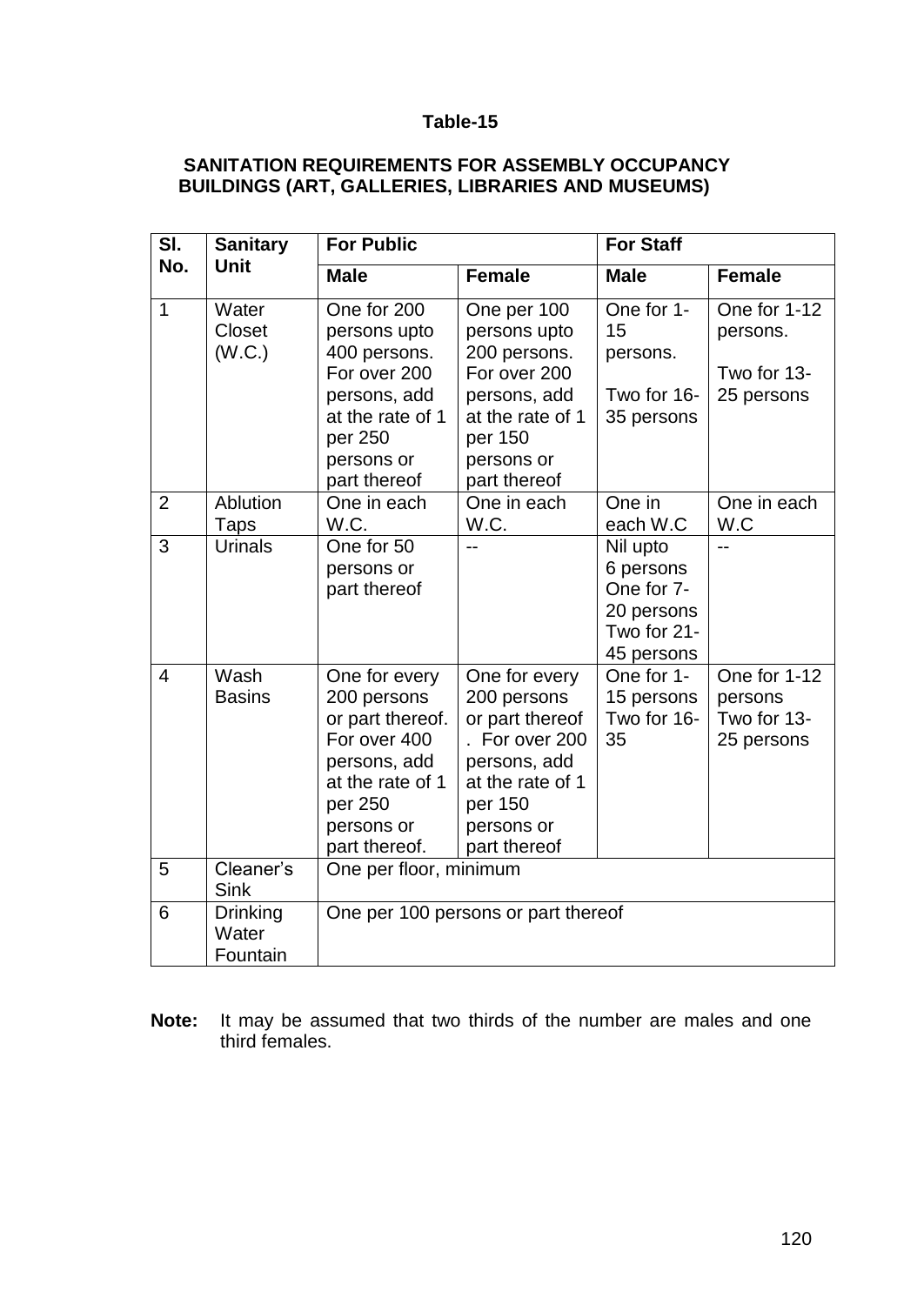**Table-15**

**SANITATION REQUIREMENTS FOR ASSEMBLY OCCUPANCY BUILDINGS (ART, GALLERIES, LIBRARIES AND MUSEUMS)**

| Sl. No. | Sanitary Unit | For Public | | For Staff | |
|---|---|---|---|---|---|
| | | **Male** | **Female** | **Male** | **Female** |
| 1 | Water Closet (W.C.) | One for 200 persons upto 400 persons. For over 200 persons, add at the rate of 1 per 250 persons or part thereof | One per 100 persons upto 200 persons. For over 200 persons, add at the rate of 1 per 150 persons or part thereof | One for 1-15 persons. Two for 16-35 persons | One for 1-12 persons. Two for 13-25 persons |
| 2 | Ablution Taps | One in each W.C. | One in each W.C. | One in each W.C | One in each W.C |
| 3 | Urinals | One for 50 persons or part thereof | -- | Nil upto 6 persons One for 7-20 persons Two for 21-45 persons | -- |
| 4 | Wash Basins | One for every 200 persons or part thereof. For over 400 persons, add at the rate of 1 per 250 persons or part thereof. | One for every 200 persons or part thereof . For over 200 persons, add at the rate of 1 per 150 persons or part thereof | One for 1-15 persons Two for 16-35 | One for 1-12 persons Two for 13-25 persons |
| 5 | Cleaner's Sink | One per floor, minimum | | | |
| 6 | Drinking Water Fountain | One per 100 persons or part thereof | | | |

**Note:** It may be assumed that two thirds of the number are males and one third females.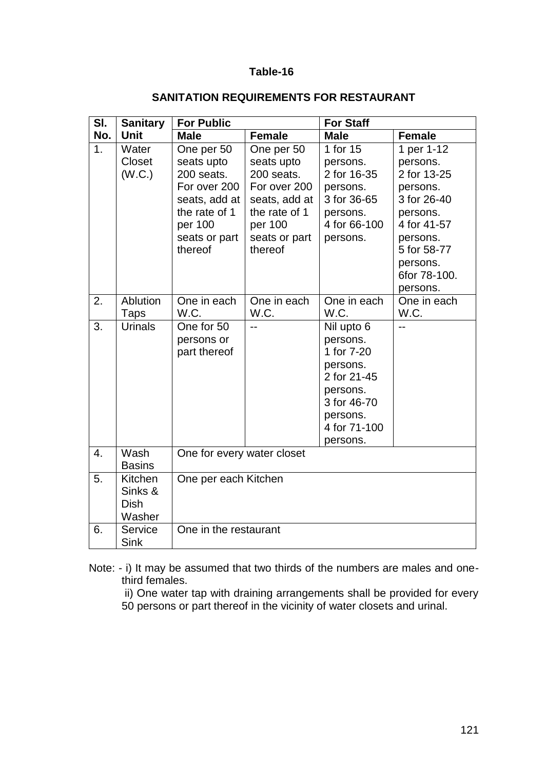**Table-16**

**SANITATION REQUIREMENTS FOR RESTAURANT**

| Sl. No. | Sanitary Unit | For Public | | For Staff | |
|---|---|---|---|---|---|
| | | **Male** | **Female** | **Male** | **Female** |
| 1. | Water Closet (W.C.) | One per 50 seats upto 200 seats. For over 200 seats, add at the rate of 1 per 100 seats or part thereof | One per 50 seats upto 200 seats. For over 200 seats, add at the rate of 1 per 100 seats or part thereof | 1 for 15 persons. 2 for 16-35 persons. 3 for 36-65 persons. 4 for 66-100 persons. | 1 per 1-12 persons. 2 for 13-25 persons. 3 for 26-40 persons. 4 for 41-57 persons. 5 for 58-77 persons. 6for 78-100. persons. |
| 2. | Ablution Taps | One in each W.C. | One in each W.C. | One in each W.C. | One in each W.C. |
| 3. | Urinals | One for 50 persons or part thereof | -- | Nil upto 6 persons. 1 for 7-20 persons. 2 for 21-45 persons. 3 for 46-70 persons. 4 for 71-100 persons. | -- |
| 4. | Wash Basins | One for every water closet | | | |
| 5. | Kitchen Sinks & Dish Washer | One per each Kitchen | | | |
| 6. | Service Sink | One in the restaurant | | | |

Note: - i) It may be assumed that two thirds of the numbers are males and one-third females.

ii) One water tap with draining arrangements shall be provided for every 50 persons or part thereof in the vicinity of water closets and urinal.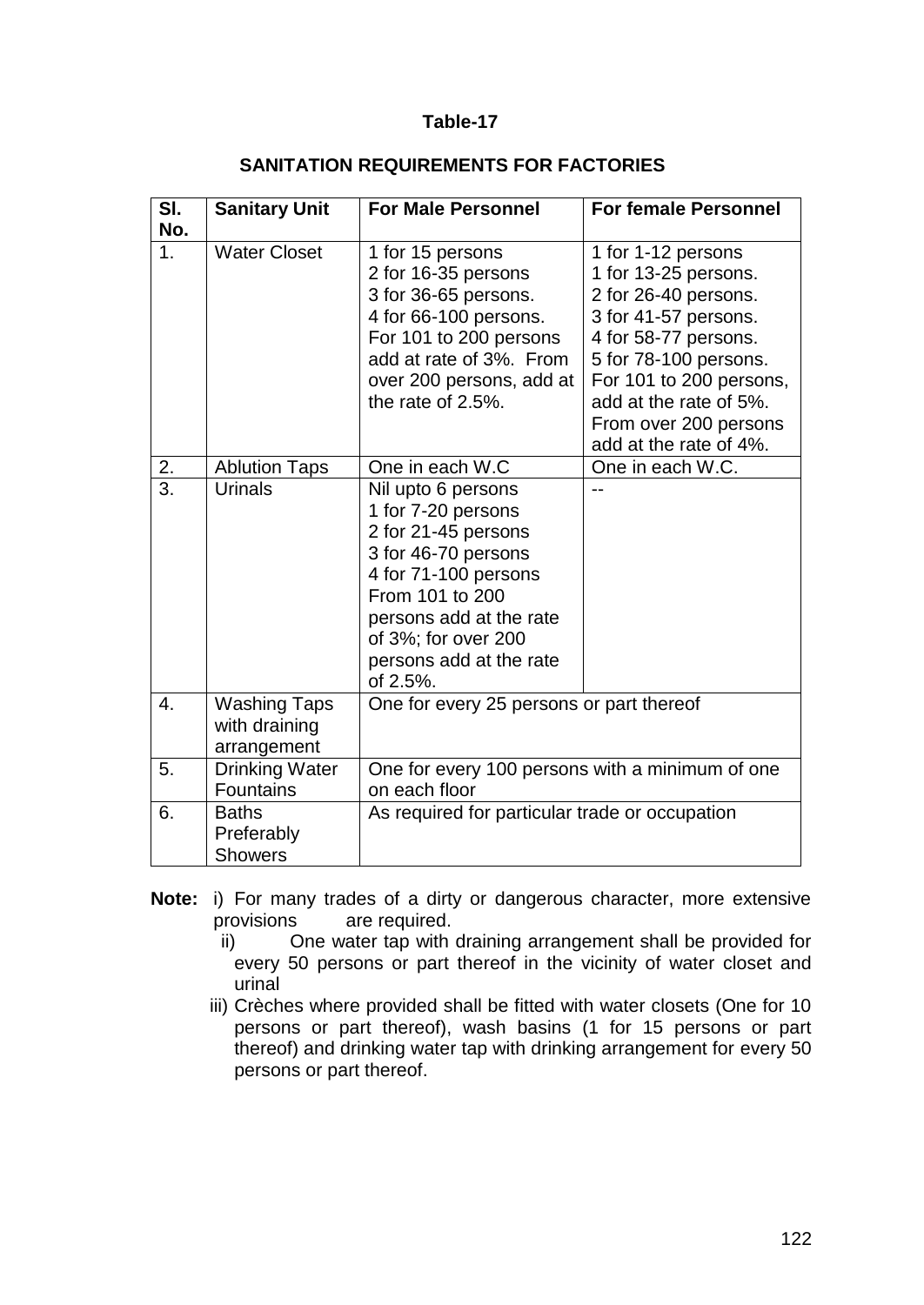**Table-17**

**SANITATION REQUIREMENTS FOR FACTORIES**

| Sl. No. | Sanitary Unit | For Male Personnel | For female Personnel |
|---|---|---|---|
| 1. | Water Closet | 1 for 15 persons<br>2 for 16-35 persons<br>3 for 36-65 persons.<br>4 for 66-100 persons.<br>For 101 to 200 persons add at rate of 3%. From over 200 persons, add at the rate of 2.5%. | 1 for 1-12 persons<br>1 for 13-25 persons.<br>2 for 26-40 persons.<br>3 for 41-57 persons.<br>4 for 58-77 persons.<br>5 for 78-100 persons.<br>For 101 to 200 persons, add at the rate of 5%.<br>From over 200 persons add at the rate of 4%. |
| 2. | Ablution Taps | One in each W.C | One in each W.C. |
| 3. | Urinals | Nil upto 6 persons<br>1 for 7-20 persons<br>2 for 21-45 persons<br>3 for 46-70 persons<br>4 for 71-100 persons<br>From 101 to 200 persons add at the rate of 3%; for over 200 persons add at the rate of 2.5%. | -- |
| 4. | Washing Taps with draining arrangement | One for every 25 persons or part thereof | |
| 5. | Drinking Water Fountains | One for every 100 persons with a minimum of one on each floor | |
| 6. | Baths Preferably Showers | As required for particular trade or occupation | |

**Note:** i) For many trades of a dirty or dangerous character, more extensive provisions are required.

ii) One water tap with draining arrangement shall be provided for every 50 persons or part thereof in the vicinity of water closet and urinal

iii) Crèches where provided shall be fitted with water closets (One for 10 persons or part thereof), wash basins (1 for 15 persons or part thereof) and drinking water tap with drinking arrangement for every 50 persons or part thereof.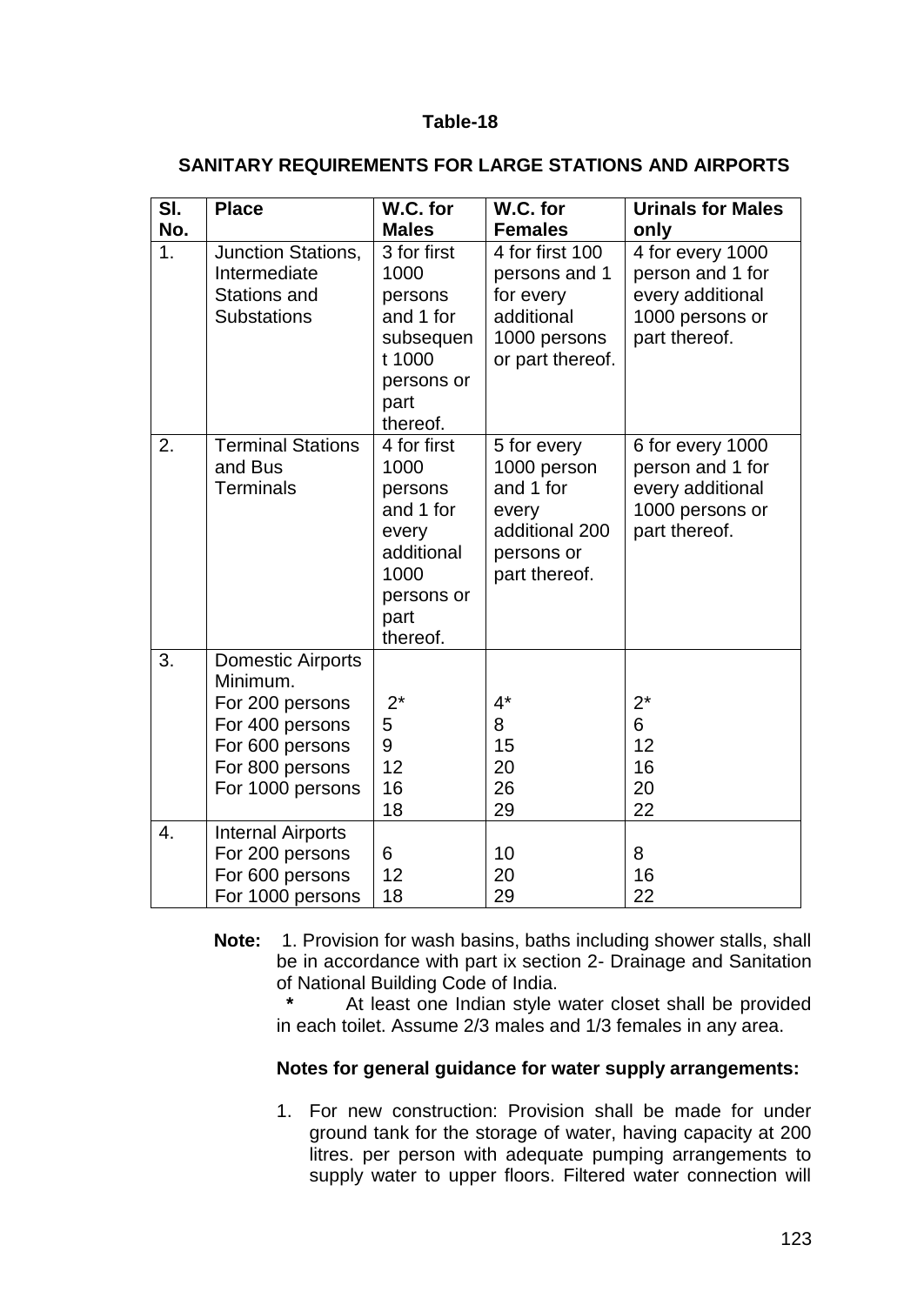**Table-18**

**SANITARY REQUIREMENTS FOR LARGE STATIONS AND AIRPORTS**

| Sl. No. | Place | W.C. for Males | W.C. for Females | Urinals for Males only |
|---|---|---|---|---|
| 1. | Junction Stations, Intermediate Stations and Substations | 3 for first 1000 persons and 1 for subsequent 1000 persons or part thereof. | 4 for first 100 persons and 1 for every additional 1000 persons or part thereof. | 4 for every 1000 person and 1 for every additional 1000 persons or part thereof. |
| 2. | Terminal Stations and Bus Terminals | 4 for first 1000 persons and 1 for every additional 1000 persons or part thereof. | 5 for every 1000 person and 1 for every additional 200 persons or part thereof. | 6 for every 1000 person and 1 for every additional 1000 persons or part thereof. |
| 3. | Domestic Airports Minimum. | | | |
| | For 200 persons | 2* | 4* | 2* |
| | For 400 persons | 5 | 8 | 6 |
| | For 600 persons | 9 | 15 | 12 |
| | For 800 persons | 12 | 20 | 16 |
| | For 1000 persons | 16 | 26 | 20 |
| | | 18 | 29 | 22 |
| 4. | Internal Airports | | | |
| | For 200 persons | 6 | 10 | 8 |
| | For 600 persons | 12 | 20 | 16 |
| | For 1000 persons | 18 | 29 | 22 |

**Note:** 1. Provision for wash basins, baths including shower stalls, shall be in accordance with part ix section 2- Drainage and Sanitation of National Building Code of India.

\* At least one Indian style water closet shall be provided in each toilet. Assume 2/3 males and 1/3 females in any area.

**Notes for general guidance for water supply arrangements:**

1. For new construction: Provision shall be made for under ground tank for the storage of water, having capacity at 200 litres. per person with adequate pumping arrangements to supply water to upper floors. Filtered water connection will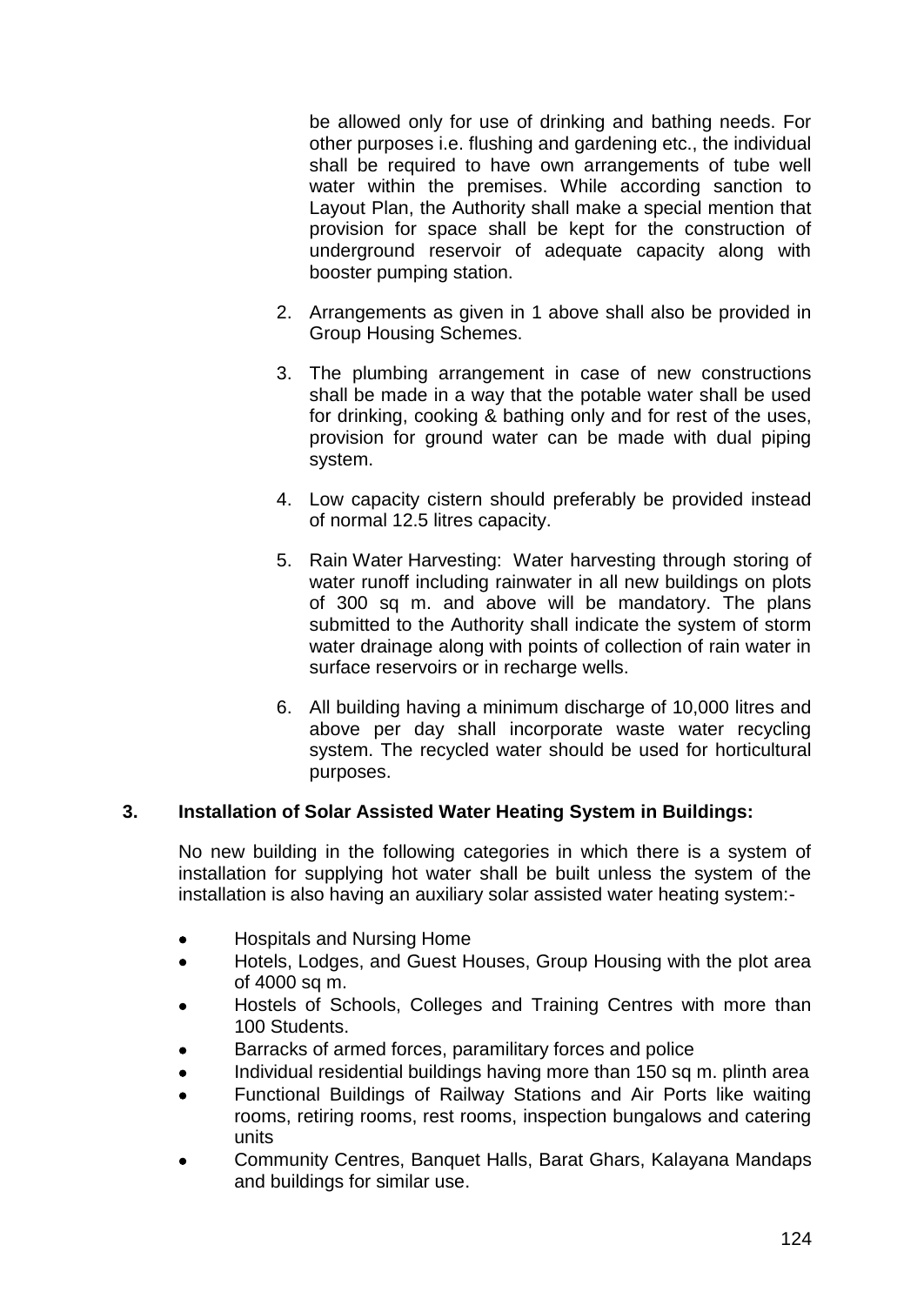be allowed only for use of drinking and bathing needs. For other purposes i.e. flushing and gardening etc., the individual shall be required to have own arrangements of tube well water within the premises. While according sanction to Layout Plan, the Authority shall make a special mention that provision for space shall be kept for the construction of underground reservoir of adequate capacity along with booster pumping station.

2. Arrangements as given in 1 above shall also be provided in Group Housing Schemes.

3. The plumbing arrangement in case of new constructions shall be made in a way that the potable water shall be used for drinking, cooking & bathing only and for rest of the uses, provision for ground water can be made with dual piping system.

4. Low capacity cistern should preferably be provided instead of normal 12.5 litres capacity.

5. Rain Water Harvesting: Water harvesting through storing of water runoff including rainwater in all new buildings on plots of 300 sq m. and above will be mandatory. The plans submitted to the Authority shall indicate the system of storm water drainage along with points of collection of rain water in surface reservoirs or in recharge wells.

6. All building having a minimum discharge of 10,000 litres and above per day shall incorporate waste water recycling system. The recycled water should be used for horticultural purposes.

## 3. Installation of Solar Assisted Water Heating System in Buildings:

No new building in the following categories in which there is a system of installation for supplying hot water shall be built unless the system of the installation is also having an auxiliary solar assisted water heating system:-

- Hospitals and Nursing Home
- Hotels, Lodges, and Guest Houses, Group Housing with the plot area of 4000 sq m.
- Hostels of Schools, Colleges and Training Centres with more than 100 Students.
- Barracks of armed forces, paramilitary forces and police
- Individual residential buildings having more than 150 sq m. plinth area
- Functional Buildings of Railway Stations and Air Ports like waiting rooms, retiring rooms, rest rooms, inspection bungalows and catering units
- Community Centres, Banquet Halls, Barat Ghars, Kalayana Mandaps and buildings for similar use.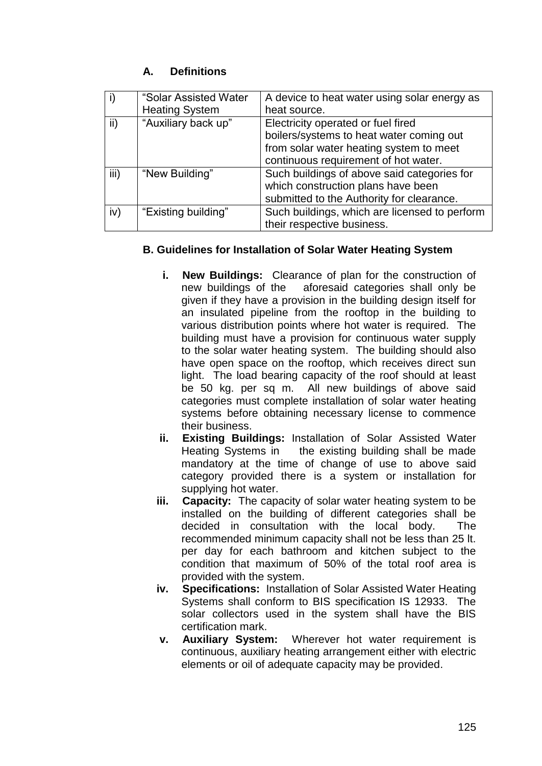### A. Definitions

| | | |
|---|---|---|
| i) | "Solar Assisted Water Heating System | A device to heat water using solar energy as heat source. |
| ii) | "Auxiliary back up" | Electricity operated or fuel fired boilers/systems to heat water coming out from solar water heating system to meet continuous requirement of hot water. |
| iii) | "New Building" | Such buildings of above said categories for which construction plans have been submitted to the Authority for clearance. |
| iv) | "Existing building" | Such buildings, which are licensed to perform their respective business. |

### B. Guidelines for Installation of Solar Water Heating System

i. **New Buildings:** Clearance of plan for the construction of new buildings of the aforesaid categories shall only be given if they have a provision in the building design itself for an insulated pipeline from the rooftop in the building to various distribution points where hot water is required. The building must have a provision for continuous water supply to the solar water heating system. The building should also have open space on the rooftop, which receives direct sun light. The load bearing capacity of the roof should at least be 50 kg. per sq m. All new buildings of above said categories must complete installation of solar water heating systems before obtaining necessary license to commence their business.

ii. **Existing Buildings:** Installation of Solar Assisted Water Heating Systems in the existing building shall be made mandatory at the time of change of use to above said category provided there is a system or installation for supplying hot water.

iii. **Capacity:** The capacity of solar water heating system to be installed on the building of different categories shall be decided in consultation with the local body. The recommended minimum capacity shall not be less than 25 lt. per day for each bathroom and kitchen subject to the condition that maximum of 50% of the total roof area is provided with the system.

iv. **Specifications:** Installation of Solar Assisted Water Heating Systems shall conform to BIS specification IS 12933. The solar collectors used in the system shall have the BIS certification mark.

v. **Auxiliary System:** Wherever hot water requirement is continuous, auxiliary heating arrangement either with electric elements or oil of adequate capacity may be provided.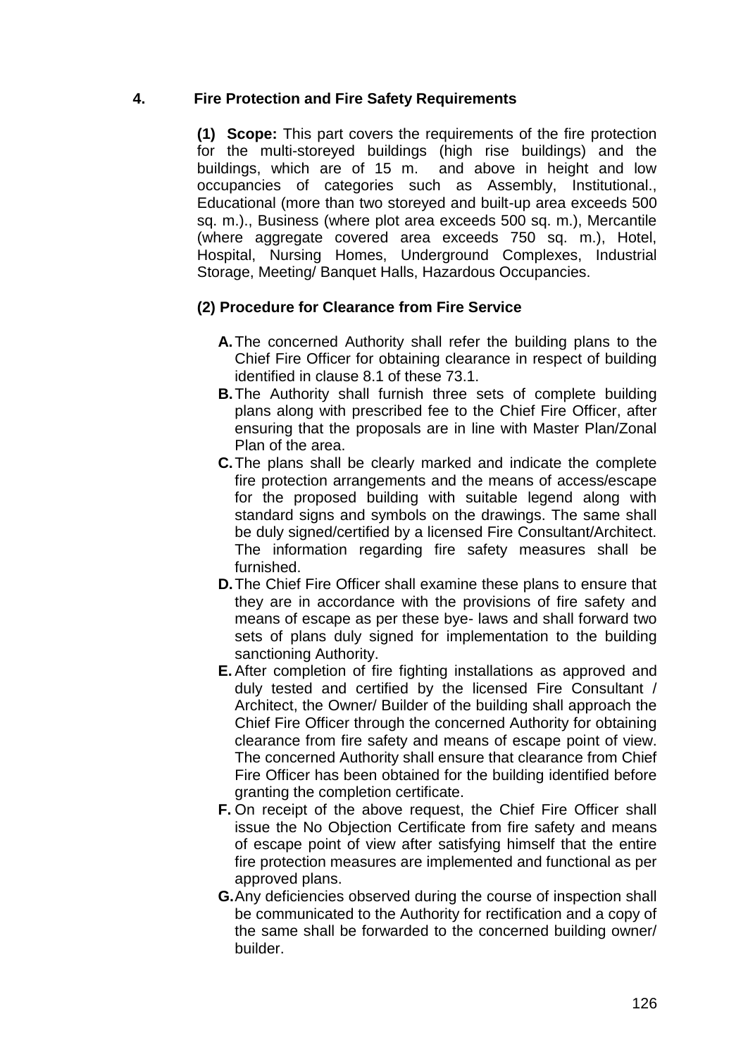## 4. Fire Protection and Fire Safety Requirements

**(1) Scope:** This part covers the requirements of the fire protection for the multi-storeyed buildings (high rise buildings) and the buildings, which are of 15 m. and above in height and low occupancies of categories such as Assembly, Institutional., Educational (more than two storeyed and built-up area exceeds 500 sq. m.)., Business (where plot area exceeds 500 sq. m.), Mercantile (where aggregate covered area exceeds 750 sq. m.), Hotel, Hospital, Nursing Homes, Underground Complexes, Industrial Storage, Meeting/ Banquet Halls, Hazardous Occupancies.

**(2) Procedure for Clearance from Fire Service**

- **A.** The concerned Authority shall refer the building plans to the Chief Fire Officer for obtaining clearance in respect of building identified in clause 8.1 of these 73.1.
- **B.** The Authority shall furnish three sets of complete building plans along with prescribed fee to the Chief Fire Officer, after ensuring that the proposals are in line with Master Plan/Zonal Plan of the area.
- **C.** The plans shall be clearly marked and indicate the complete fire protection arrangements and the means of access/escape for the proposed building with suitable legend along with standard signs and symbols on the drawings. The same shall be duly signed/certified by a licensed Fire Consultant/Architect. The information regarding fire safety measures shall be furnished.
- **D.** The Chief Fire Officer shall examine these plans to ensure that they are in accordance with the provisions of fire safety and means of escape as per these bye- laws and shall forward two sets of plans duly signed for implementation to the building sanctioning Authority.
- **E.** After completion of fire fighting installations as approved and duly tested and certified by the licensed Fire Consultant / Architect, the Owner/ Builder of the building shall approach the Chief Fire Officer through the concerned Authority for obtaining clearance from fire safety and means of escape point of view. The concerned Authority shall ensure that clearance from Chief Fire Officer has been obtained for the building identified before granting the completion certificate.
- **F.** On receipt of the above request, the Chief Fire Officer shall issue the No Objection Certificate from fire safety and means of escape point of view after satisfying himself that the entire fire protection measures are implemented and functional as per approved plans.
- **G.** Any deficiencies observed during the course of inspection shall be communicated to the Authority for rectification and a copy of the same shall be forwarded to the concerned building owner/ builder.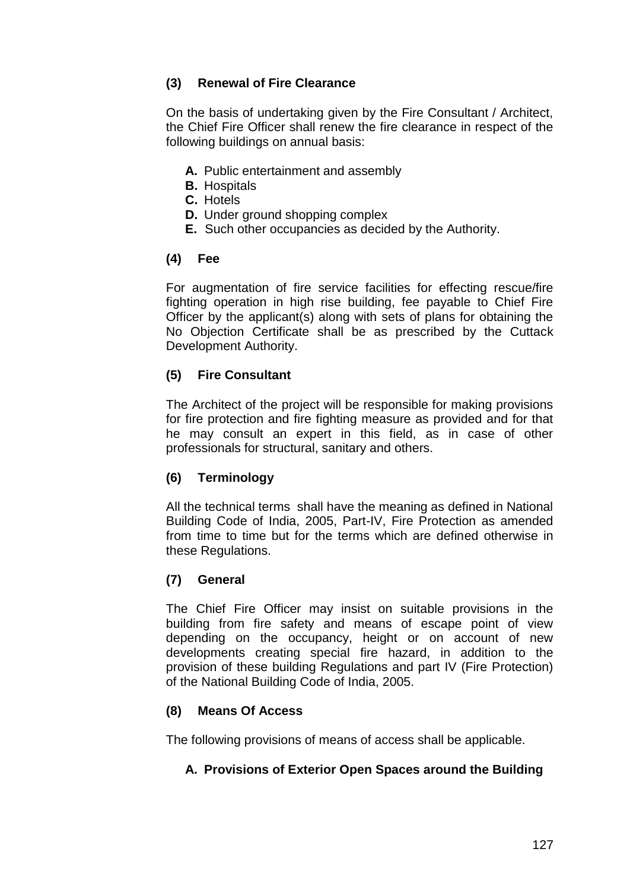### (3) Renewal of Fire Clearance

On the basis of undertaking given by the Fire Consultant / Architect, the Chief Fire Officer shall renew the fire clearance in respect of the following buildings on annual basis:

- **A.** Public entertainment and assembly
- **B.** Hospitals
- **C.** Hotels
- **D.** Under ground shopping complex
- **E.** Such other occupancies as decided by the Authority.

### (4) Fee

For augmentation of fire service facilities for effecting rescue/fire fighting operation in high rise building, fee payable to Chief Fire Officer by the applicant(s) along with sets of plans for obtaining the No Objection Certificate shall be as prescribed by the Cuttack Development Authority.

### (5) Fire Consultant

The Architect of the project will be responsible for making provisions for fire protection and fire fighting measure as provided and for that he may consult an expert in this field, as in case of other professionals for structural, sanitary and others.

### (6) Terminology

All the technical terms shall have the meaning as defined in National Building Code of India, 2005, Part-IV, Fire Protection as amended from time to time but for the terms which are defined otherwise in these Regulations.

### (7) General

The Chief Fire Officer may insist on suitable provisions in the building from fire safety and means of escape point of view depending on the occupancy, height or on account of new developments creating special fire hazard, in addition to the provision of these building Regulations and part IV (Fire Protection) of the National Building Code of India, 2005.

### (8) Means Of Access

The following provisions of means of access shall be applicable.

#### A. Provisions of Exterior Open Spaces around the Building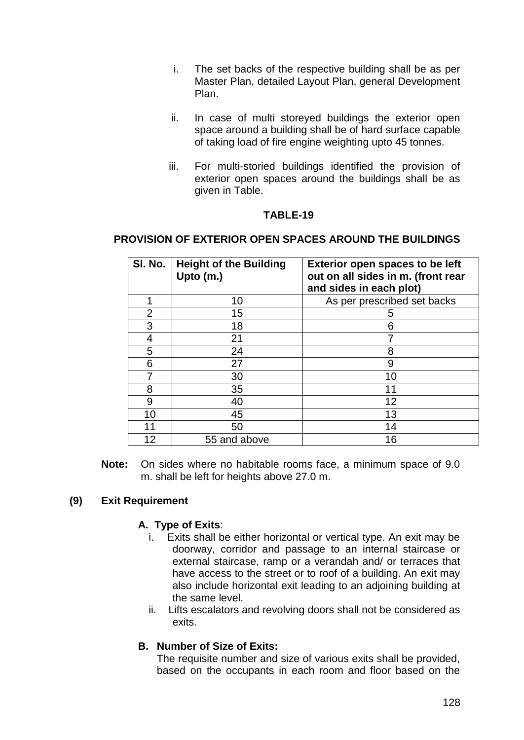i. The set backs of the respective building shall be as per Master Plan, detailed Layout Plan, general Development Plan.

ii. In case of multi storeyed buildings the exterior open space around a building shall be of hard surface capable of taking load of fire engine weighting upto 45 tonnes.

iii. For multi-storied buildings identified the provision of exterior open spaces around the buildings shall be as given in Table.

**TABLE-19**

**PROVISION OF EXTERIOR OPEN SPACES AROUND THE BUILDINGS**

| Sl. No. | Height of the Building Upto (m.) | Exterior open spaces to be left out on all sides in m. (front rear and sides in each plot) |
|---|---|---|
| 1 | 10 | As per prescribed set backs |
| 2 | 15 | 5 |
| 3 | 18 | 6 |
| 4 | 21 | 7 |
| 5 | 24 | 8 |
| 6 | 27 | 9 |
| 7 | 30 | 10 |
| 8 | 35 | 11 |
| 9 | 40 | 12 |
| 10 | 45 | 13 |
| 11 | 50 | 14 |
| 12 | 55 and above | 16 |

**Note:** On sides where no habitable rooms face, a minimum space of 9.0 m. shall be left for heights above 27.0 m.

**(9) Exit Requirement**

**A. Type of Exits**:

i. Exits shall be either horizontal or vertical type. An exit may be doorway, corridor and passage to an internal staircase or external staircase, ramp or a verandah and/ or terraces that have access to the street or to roof of a building. An exit may also include horizontal exit leading to an adjoining building at the same level.

ii. Lifts escalators and revolving doors shall not be considered as exits.

**B. Number of Size of Exits:**

The requisite number and size of various exits shall be provided, based on the occupants in each room and floor based on the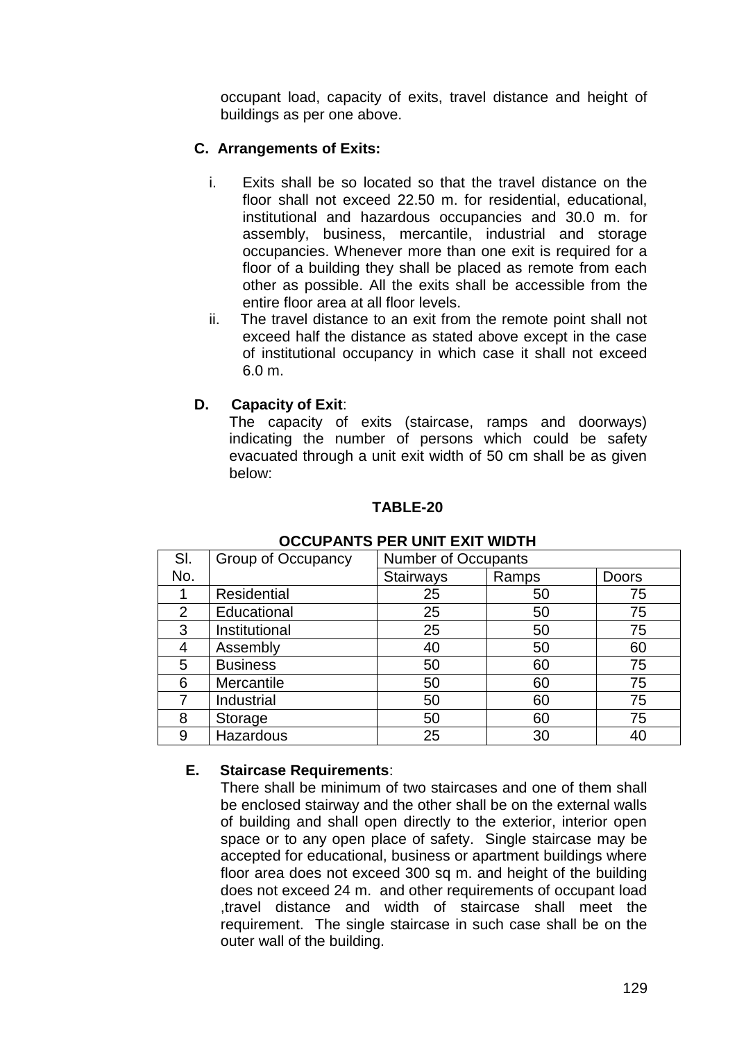occupant load, capacity of exits, travel distance and height of buildings as per one above.

### C. Arrangements of Exits:

i. Exits shall be so located so that the travel distance on the floor shall not exceed 22.50 m. for residential, educational, institutional and hazardous occupancies and 30.0 m. for assembly, business, mercantile, industrial and storage occupancies. Whenever more than one exit is required for a floor of a building they shall be placed as remote from each other as possible. All the exits shall be accessible from the entire floor area at all floor levels.

ii. The travel distance to an exit from the remote point shall not exceed half the distance as stated above except in the case of institutional occupancy in which case it shall not exceed 6.0 m.

### D. Capacity of Exit:

The capacity of exits (staircase, ramps and doorways) indicating the number of persons which could be safety evacuated through a unit exit width of 50 cm shall be as given below:

**TABLE-20**

**OCCUPANTS PER UNIT EXIT WIDTH**

| Sl. No. | Group of Occupancy | Number of Occupants | | |
|---|---|---|---|---|
| | | Stairways | Ramps | Doors |
| 1 | Residential | 25 | 50 | 75 |
| 2 | Educational | 25 | 50 | 75 |
| 3 | Institutional | 25 | 50 | 75 |
| 4 | Assembly | 40 | 50 | 60 |
| 5 | Business | 50 | 60 | 75 |
| 6 | Mercantile | 50 | 60 | 75 |
| 7 | Industrial | 50 | 60 | 75 |
| 8 | Storage | 50 | 60 | 75 |
| 9 | Hazardous | 25 | 30 | 40 |

### E. Staircase Requirements:

There shall be minimum of two staircases and one of them shall be enclosed stairway and the other shall be on the external walls of building and shall open directly to the exterior, interior open space or to any open place of safety. Single staircase may be accepted for educational, business or apartment buildings where floor area does not exceed 300 sq m. and height of the building does not exceed 24 m. and other requirements of occupant load ,travel distance and width of staircase shall meet the requirement. The single staircase in such case shall be on the outer wall of the building.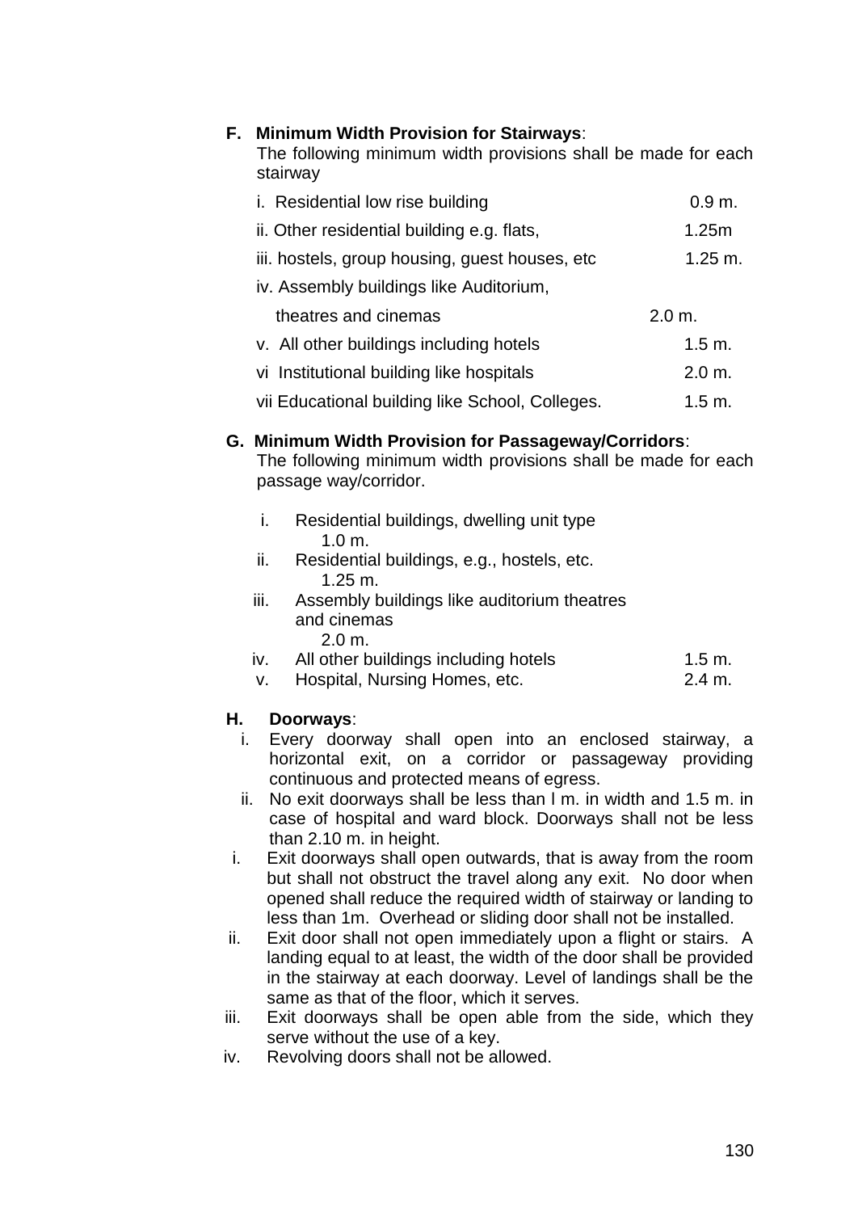**F. Minimum Width Provision for Stairways**:

The following minimum width provisions shall be made for each stairway

| | |
|---|---|
| i. Residential low rise building | 0.9 m. |
| ii. Other residential building e.g. flats, | 1.25m |
| iii. hostels, group housing, guest houses, etc | 1.25 m. |
| iv. Assembly buildings like Auditorium, theatres and cinemas | 2.0 m. |
| v. All other buildings including hotels | 1.5 m. |
| vi Institutional building like hospitals | 2.0 m. |
| vii Educational building like School, Colleges. | 1.5 m. |

**G. Minimum Width Provision for Passageway/Corridors**:

The following minimum width provisions shall be made for each passage way/corridor.

i. Residential buildings, dwelling unit type 1.0 m.
ii. Residential buildings, e.g., hostels, etc. 1.25 m.
iii. Assembly buildings like auditorium theatres and cinemas 2.0 m.
iv. All other buildings including hotels 1.5 m.
v. Hospital, Nursing Homes, etc. 2.4 m.

**H. Doorways**:

i. Every doorway shall open into an enclosed stairway, a horizontal exit, on a corridor or passageway providing continuous and protected means of egress.
ii. No exit doorways shall be less than l m. in width and 1.5 m. in case of hospital and ward block. Doorways shall not be less than 2.10 m. in height.

i. Exit doorways shall open outwards, that is away from the room but shall not obstruct the travel along any exit. No door when opened shall reduce the required width of stairway or landing to less than 1m. Overhead or sliding door shall not be installed.
ii. Exit door shall not open immediately upon a flight or stairs. A landing equal to at least, the width of the door shall be provided in the stairway at each doorway. Level of landings shall be the same as that of the floor, which it serves.
iii. Exit doorways shall be open able from the side, which they serve without the use of a key.
iv. Revolving doors shall not be allowed.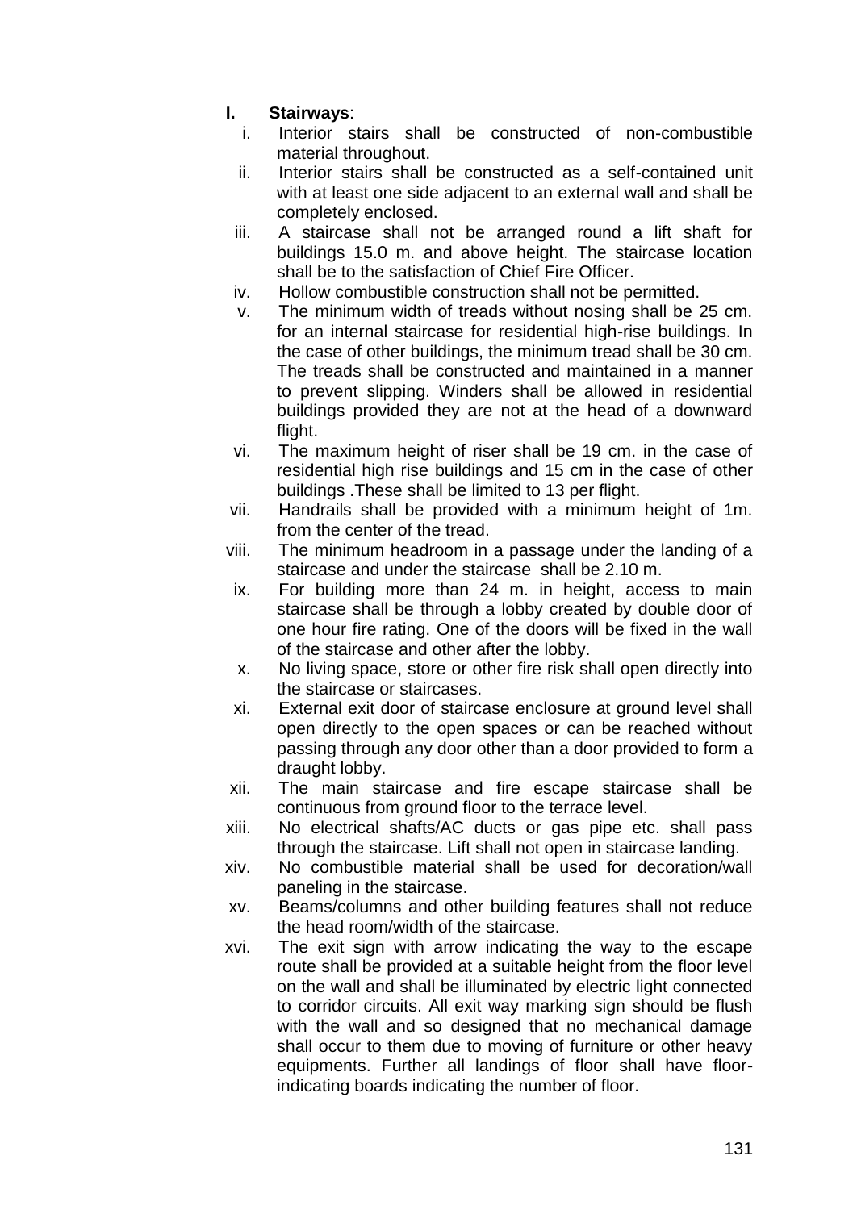**I. Stairways**:

i. Interior stairs shall be constructed of non-combustible material throughout.

ii. Interior stairs shall be constructed as a self-contained unit with at least one side adjacent to an external wall and shall be completely enclosed.

iii. A staircase shall not be arranged round a lift shaft for buildings 15.0 m. and above height. The staircase location shall be to the satisfaction of Chief Fire Officer.

iv. Hollow combustible construction shall not be permitted.

v. The minimum width of treads without nosing shall be 25 cm. for an internal staircase for residential high-rise buildings. In the case of other buildings, the minimum tread shall be 30 cm. The treads shall be constructed and maintained in a manner to prevent slipping. Winders shall be allowed in residential buildings provided they are not at the head of a downward flight.

vi. The maximum height of riser shall be 19 cm. in the case of residential high rise buildings and 15 cm in the case of other buildings .These shall be limited to 13 per flight.

vii. Handrails shall be provided with a minimum height of 1m. from the center of the tread.

viii. The minimum headroom in a passage under the landing of a staircase and under the staircase shall be 2.10 m.

ix. For building more than 24 m. in height, access to main staircase shall be through a lobby created by double door of one hour fire rating. One of the doors will be fixed in the wall of the staircase and other after the lobby.

x. No living space, store or other fire risk shall open directly into the staircase or staircases.

xi. External exit door of staircase enclosure at ground level shall open directly to the open spaces or can be reached without passing through any door other than a door provided to form a draught lobby.

xii. The main staircase and fire escape staircase shall be continuous from ground floor to the terrace level.

xiii. No electrical shafts/AC ducts or gas pipe etc. shall pass through the staircase. Lift shall not open in staircase landing.

xiv. No combustible material shall be used for decoration/wall paneling in the staircase.

xv. Beams/columns and other building features shall not reduce the head room/width of the staircase.

xvi. The exit sign with arrow indicating the way to the escape route shall be provided at a suitable height from the floor level on the wall and shall be illuminated by electric light connected to corridor circuits. All exit way marking sign should be flush with the wall and so designed that no mechanical damage shall occur to them due to moving of furniture or other heavy equipments. Further all landings of floor shall have floor-indicating boards indicating the number of floor.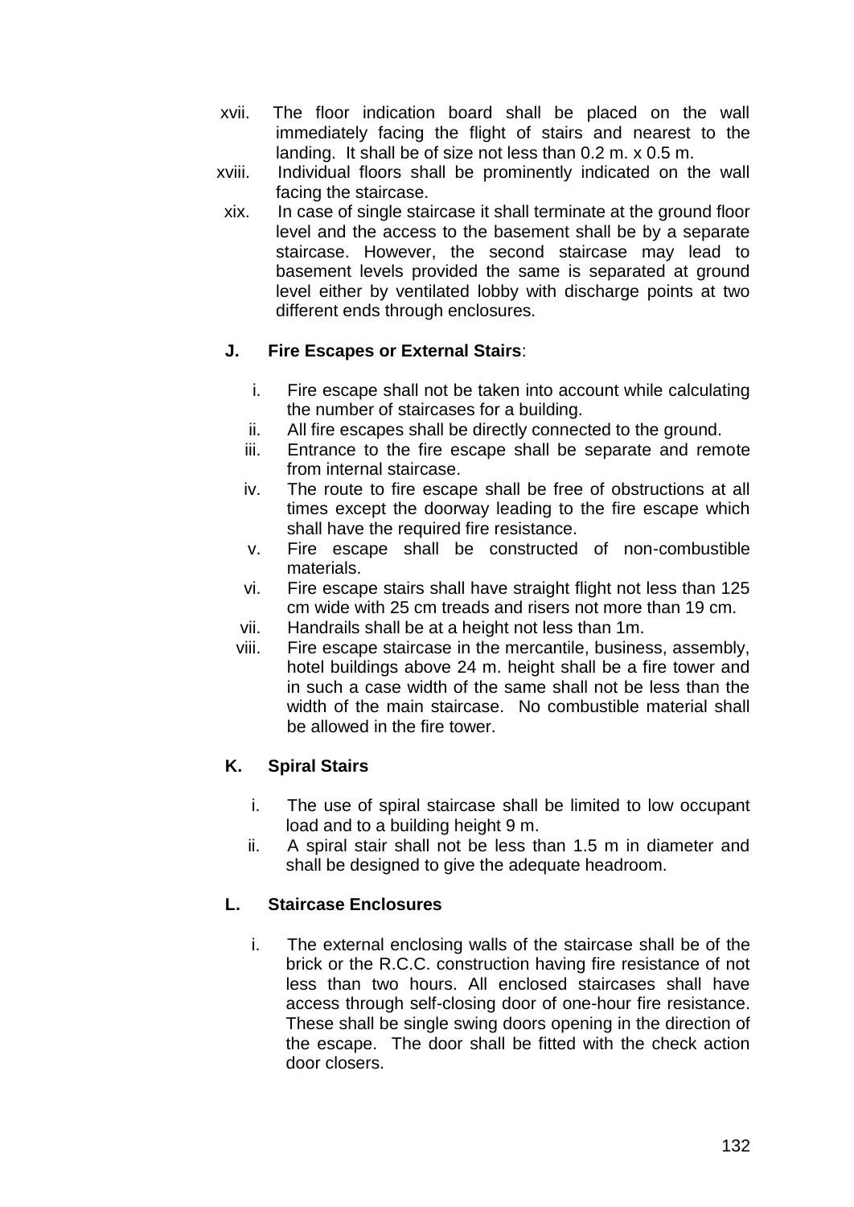xvii. The floor indication board shall be placed on the wall immediately facing the flight of stairs and nearest to the landing. It shall be of size not less than 0.2 m. x 0.5 m.

xviii. Individual floors shall be prominently indicated on the wall facing the staircase.

xix. In case of single staircase it shall terminate at the ground floor level and the access to the basement shall be by a separate staircase. However, the second staircase may lead to basement levels provided the same is separated at ground level either by ventilated lobby with discharge points at two different ends through enclosures.

**J. Fire Escapes or External Stairs**:

i. Fire escape shall not be taken into account while calculating the number of staircases for a building.

ii. All fire escapes shall be directly connected to the ground.

iii. Entrance to the fire escape shall be separate and remote from internal staircase.

iv. The route to fire escape shall be free of obstructions at all times except the doorway leading to the fire escape which shall have the required fire resistance.

v. Fire escape shall be constructed of non-combustible materials.

vi. Fire escape stairs shall have straight flight not less than 125 cm wide with 25 cm treads and risers not more than 19 cm.

vii. Handrails shall be at a height not less than 1m.

viii. Fire escape staircase in the mercantile, business, assembly, hotel buildings above 24 m. height shall be a fire tower and in such a case width of the same shall not be less than the width of the main staircase. No combustible material shall be allowed in the fire tower.

**K. Spiral Stairs**

i. The use of spiral staircase shall be limited to low occupant load and to a building height 9 m.

ii. A spiral stair shall not be less than 1.5 m in diameter and shall be designed to give the adequate headroom.

**L. Staircase Enclosures**

i. The external enclosing walls of the staircase shall be of the brick or the R.C.C. construction having fire resistance of not less than two hours. All enclosed staircases shall have access through self-closing door of one-hour fire resistance. These shall be single swing doors opening in the direction of the escape. The door shall be fitted with the check action door closers.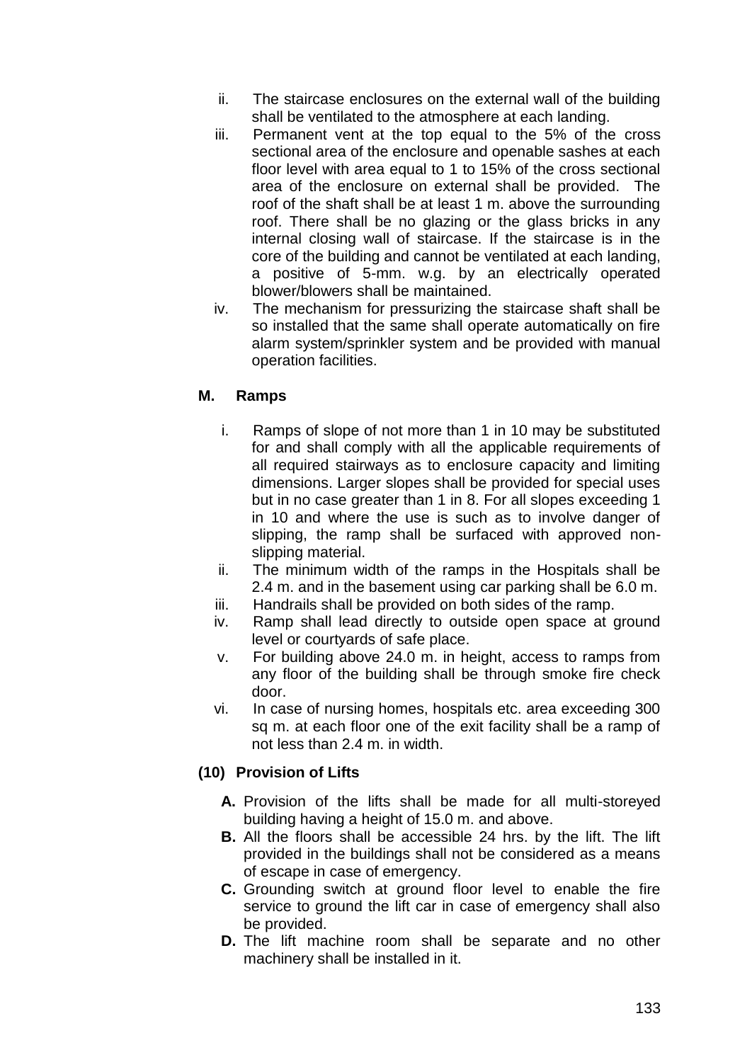ii. The staircase enclosures on the external wall of the building shall be ventilated to the atmosphere at each landing.

iii. Permanent vent at the top equal to the 5% of the cross sectional area of the enclosure and openable sashes at each floor level with area equal to 1 to 15% of the cross sectional area of the enclosure on external shall be provided. The roof of the shaft shall be at least 1 m. above the surrounding roof. There shall be no glazing or the glass bricks in any internal closing wall of staircase. If the staircase is in the core of the building and cannot be ventilated at each landing, a positive of 5-mm. w.g. by an electrically operated blower/blowers shall be maintained.

iv. The mechanism for pressurizing the staircase shaft shall be so installed that the same shall operate automatically on fire alarm system/sprinkler system and be provided with manual operation facilities.

**M. Ramps**

i. Ramps of slope of not more than 1 in 10 may be substituted for and shall comply with all the applicable requirements of all required stairways as to enclosure capacity and limiting dimensions. Larger slopes shall be provided for special uses but in no case greater than 1 in 8. For all slopes exceeding 1 in 10 and where the use is such as to involve danger of slipping, the ramp shall be surfaced with approved non-slipping material.

ii. The minimum width of the ramps in the Hospitals shall be 2.4 m. and in the basement using car parking shall be 6.0 m.

iii. Handrails shall be provided on both sides of the ramp.

iv. Ramp shall lead directly to outside open space at ground level or courtyards of safe place.

v. For building above 24.0 m. in height, access to ramps from any floor of the building shall be through smoke fire check door.

vi. In case of nursing homes, hospitals etc. area exceeding 300 sq m. at each floor one of the exit facility shall be a ramp of not less than 2.4 m. in width.

**(10) Provision of Lifts**

**A.** Provision of the lifts shall be made for all multi-storeyed building having a height of 15.0 m. and above.

**B.** All the floors shall be accessible 24 hrs. by the lift. The lift provided in the buildings shall not be considered as a means of escape in case of emergency.

**C.** Grounding switch at ground floor level to enable the fire service to ground the lift car in case of emergency shall also be provided.

**D.** The lift machine room shall be separate and no other machinery shall be installed in it.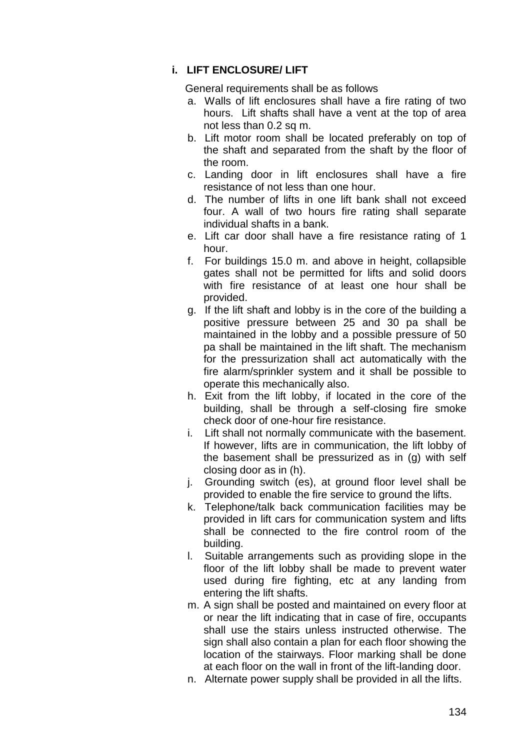### i. LIFT ENCLOSURE/ LIFT

General requirements shall be as follows

a. Walls of lift enclosures shall have a fire rating of two hours. Lift shafts shall have a vent at the top of area not less than 0.2 sq m.
b. Lift motor room shall be located preferably on top of the shaft and separated from the shaft by the floor of the room.
c. Landing door in lift enclosures shall have a fire resistance of not less than one hour.
d. The number of lifts in one lift bank shall not exceed four. A wall of two hours fire rating shall separate individual shafts in a bank.
e. Lift car door shall have a fire resistance rating of 1 hour.
f. For buildings 15.0 m. and above in height, collapsible gates shall not be permitted for lifts and solid doors with fire resistance of at least one hour shall be provided.
g. If the lift shaft and lobby is in the core of the building a positive pressure between 25 and 30 pa shall be maintained in the lobby and a possible pressure of 50 pa shall be maintained in the lift shaft. The mechanism for the pressurization shall act automatically with the fire alarm/sprinkler system and it shall be possible to operate this mechanically also.
h. Exit from the lift lobby, if located in the core of the building, shall be through a self-closing fire smoke check door of one-hour fire resistance.
i. Lift shall not normally communicate with the basement. If however, lifts are in communication, the lift lobby of the basement shall be pressurized as in (g) with self closing door as in (h).
j. Grounding switch (es), at ground floor level shall be provided to enable the fire service to ground the lifts.
k. Telephone/talk back communication facilities may be provided in lift cars for communication system and lifts shall be connected to the fire control room of the building.
l. Suitable arrangements such as providing slope in the floor of the lift lobby shall be made to prevent water used during fire fighting, etc at any landing from entering the lift shafts.
m. A sign shall be posted and maintained on every floor at or near the lift indicating that in case of fire, occupants shall use the stairs unless instructed otherwise. The sign shall also contain a plan for each floor showing the location of the stairways. Floor marking shall be done at each floor on the wall in front of the lift-landing door.
n. Alternate power supply shall be provided in all the lifts.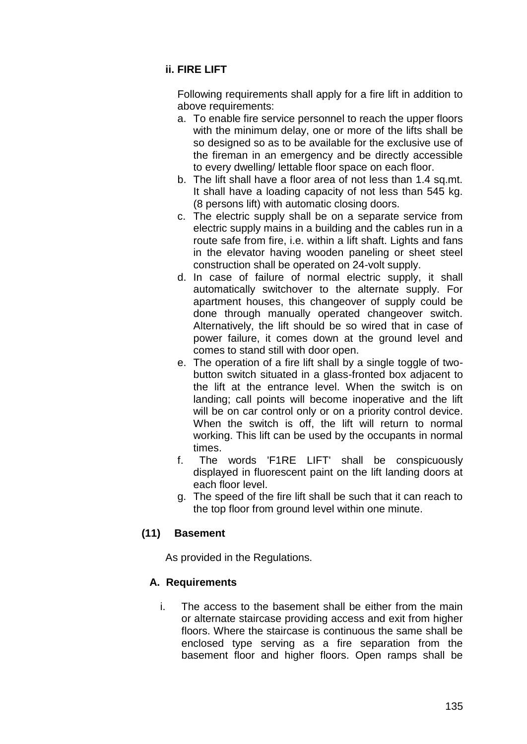**ii. FIRE LIFT**

Following requirements shall apply for a fire lift in addition to above requirements:

a. To enable fire service personnel to reach the upper floors with the minimum delay, one or more of the lifts shall be so designed so as to be available for the exclusive use of the fireman in an emergency and be directly accessible to every dwelling/ lettable floor space on each floor.
b. The lift shall have a floor area of not less than 1.4 sq.mt. It shall have a loading capacity of not less than 545 kg. (8 persons lift) with automatic closing doors.
c. The electric supply shall be on a separate service from electric supply mains in a building and the cables run in a route safe from fire, i.e. within a lift shaft. Lights and fans in the elevator having wooden paneling or sheet steel construction shall be operated on 24-volt supply.
d. In case of failure of normal electric supply, it shall automatically switchover to the alternate supply. For apartment houses, this changeover of supply could be done through manually operated changeover switch. Alternatively, the lift should be so wired that in case of power failure, it comes down at the ground level and comes to stand still with door open.
e. The operation of a fire lift shall by a single toggle of two-button switch situated in a glass-fronted box adjacent to the lift at the entrance level. When the switch is on landing; call points will become inoperative and the lift will be on car control only or on a priority control device. When the switch is off, the lift will return to normal working. This lift can be used by the occupants in normal times.
f. The words 'F1RE LIFT' shall be conspicuously displayed in fluorescent paint on the lift landing doors at each floor level.
g. The speed of the fire lift shall be such that it can reach to the top floor from ground level within one minute.

**(11) Basement**

As provided in the Regulations.

**A. Requirements**

i. The access to the basement shall be either from the main or alternate staircase providing access and exit from higher floors. Where the staircase is continuous the same shall be enclosed type serving as a fire separation from the basement floor and higher floors. Open ramps shall be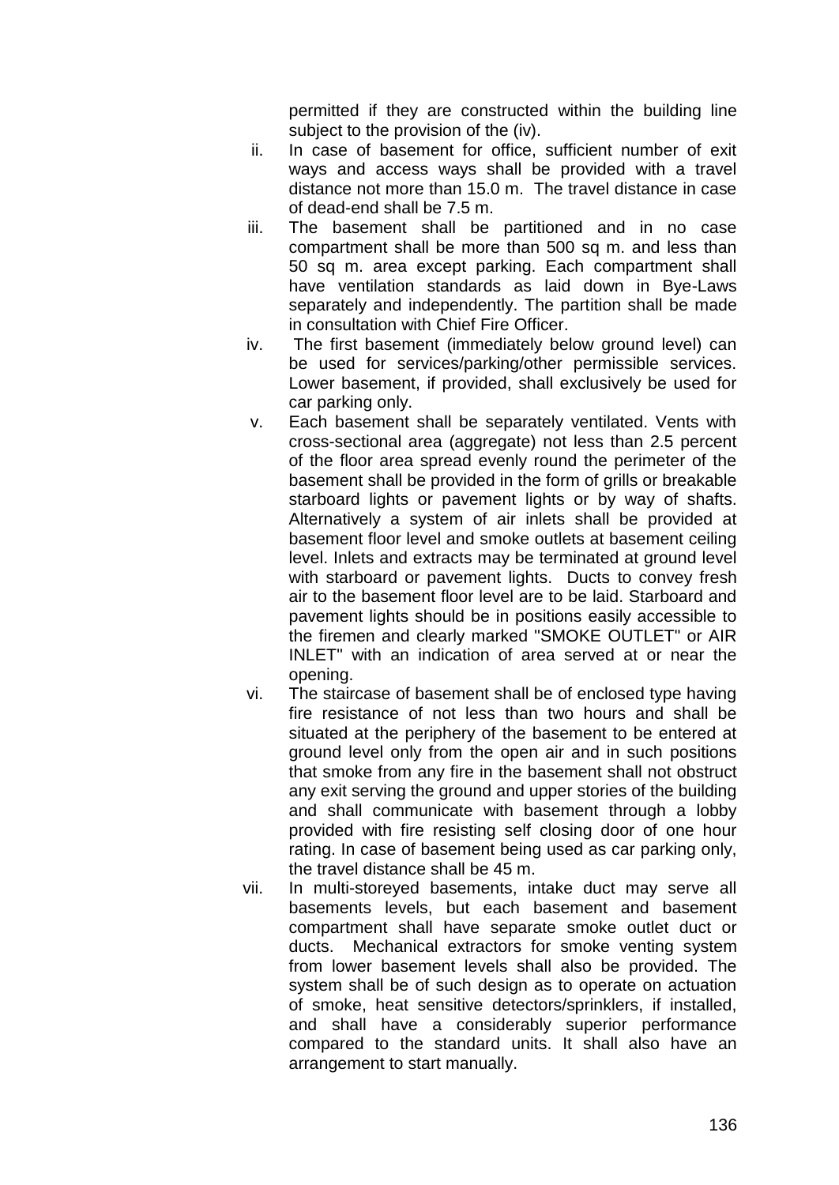permitted if they are constructed within the building line subject to the provision of the (iv).

ii. In case of basement for office, sufficient number of exit ways and access ways shall be provided with a travel distance not more than 15.0 m. The travel distance in case of dead-end shall be 7.5 m.

iii. The basement shall be partitioned and in no case compartment shall be more than 500 sq m. and less than 50 sq m. area except parking. Each compartment shall have ventilation standards as laid down in Bye-Laws separately and independently. The partition shall be made in consultation with Chief Fire Officer.

iv. The first basement (immediately below ground level) can be used for services/parking/other permissible services. Lower basement, if provided, shall exclusively be used for car parking only.

v. Each basement shall be separately ventilated. Vents with cross-sectional area (aggregate) not less than 2.5 percent of the floor area spread evenly round the perimeter of the basement shall be provided in the form of grills or breakable starboard lights or pavement lights or by way of shafts. Alternatively a system of air inlets shall be provided at basement floor level and smoke outlets at basement ceiling level. Inlets and extracts may be terminated at ground level with starboard or pavement lights. Ducts to convey fresh air to the basement floor level are to be laid. Starboard and pavement lights should be in positions easily accessible to the firemen and clearly marked "SMOKE OUTLET" or AIR INLET" with an indication of area served at or near the opening.

vi. The staircase of basement shall be of enclosed type having fire resistance of not less than two hours and shall be situated at the periphery of the basement to be entered at ground level only from the open air and in such positions that smoke from any fire in the basement shall not obstruct any exit serving the ground and upper stories of the building and shall communicate with basement through a lobby provided with fire resisting self closing door of one hour rating. In case of basement being used as car parking only, the travel distance shall be 45 m.

vii. In multi-storeyed basements, intake duct may serve all basements levels, but each basement and basement compartment shall have separate smoke outlet duct or ducts. Mechanical extractors for smoke venting system from lower basement levels shall also be provided. The system shall be of such design as to operate on actuation of smoke, heat sensitive detectors/sprinklers, if installed, and shall have a considerably superior performance compared to the standard units. It shall also have an arrangement to start manually.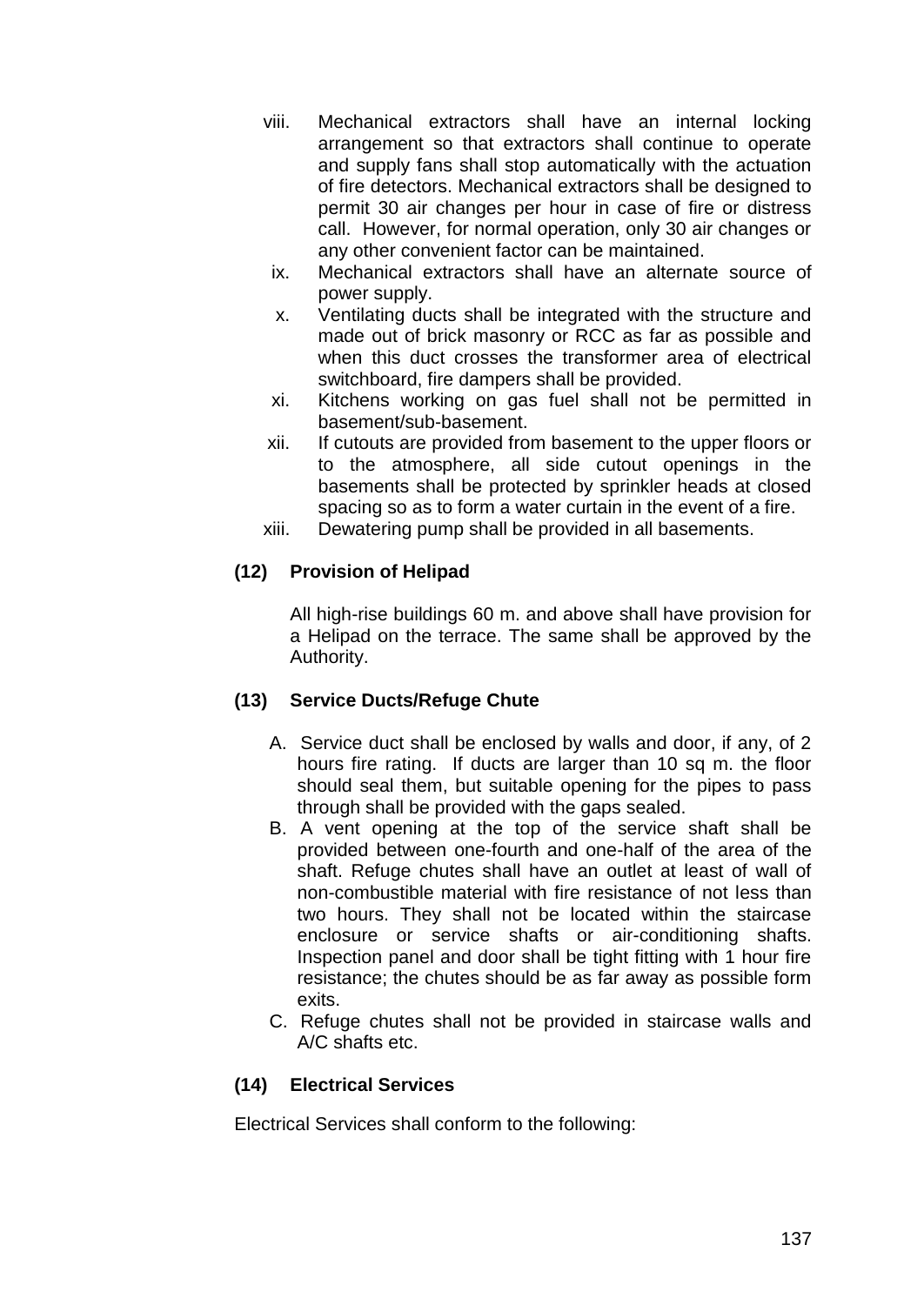viii. Mechanical extractors shall have an internal locking arrangement so that extractors shall continue to operate and supply fans shall stop automatically with the actuation of fire detectors. Mechanical extractors shall be designed to permit 30 air changes per hour in case of fire or distress call. However, for normal operation, only 30 air changes or any other convenient factor can be maintained.

ix. Mechanical extractors shall have an alternate source of power supply.

x. Ventilating ducts shall be integrated with the structure and made out of brick masonry or RCC as far as possible and when this duct crosses the transformer area of electrical switchboard, fire dampers shall be provided.

xi. Kitchens working on gas fuel shall not be permitted in basement/sub-basement.

xii. If cutouts are provided from basement to the upper floors or to the atmosphere, all side cutout openings in the basements shall be protected by sprinkler heads at closed spacing so as to form a water curtain in the event of a fire.

xiii. Dewatering pump shall be provided in all basements.

**(12) Provision of Helipad**

All high-rise buildings 60 m. and above shall have provision for a Helipad on the terrace. The same shall be approved by the Authority.

**(13) Service Ducts/Refuge Chute**

A. Service duct shall be enclosed by walls and door, if any, of 2 hours fire rating. If ducts are larger than 10 sq m. the floor should seal them, but suitable opening for the pipes to pass through shall be provided with the gaps sealed.

B. A vent opening at the top of the service shaft shall be provided between one-fourth and one-half of the area of the shaft. Refuge chutes shall have an outlet at least of wall of non-combustible material with fire resistance of not less than two hours. They shall not be located within the staircase enclosure or service shafts or air-conditioning shafts. Inspection panel and door shall be tight fitting with 1 hour fire resistance; the chutes should be as far away as possible form exits.

C. Refuge chutes shall not be provided in staircase walls and A/C shafts etc.

**(14) Electrical Services**

Electrical Services shall conform to the following: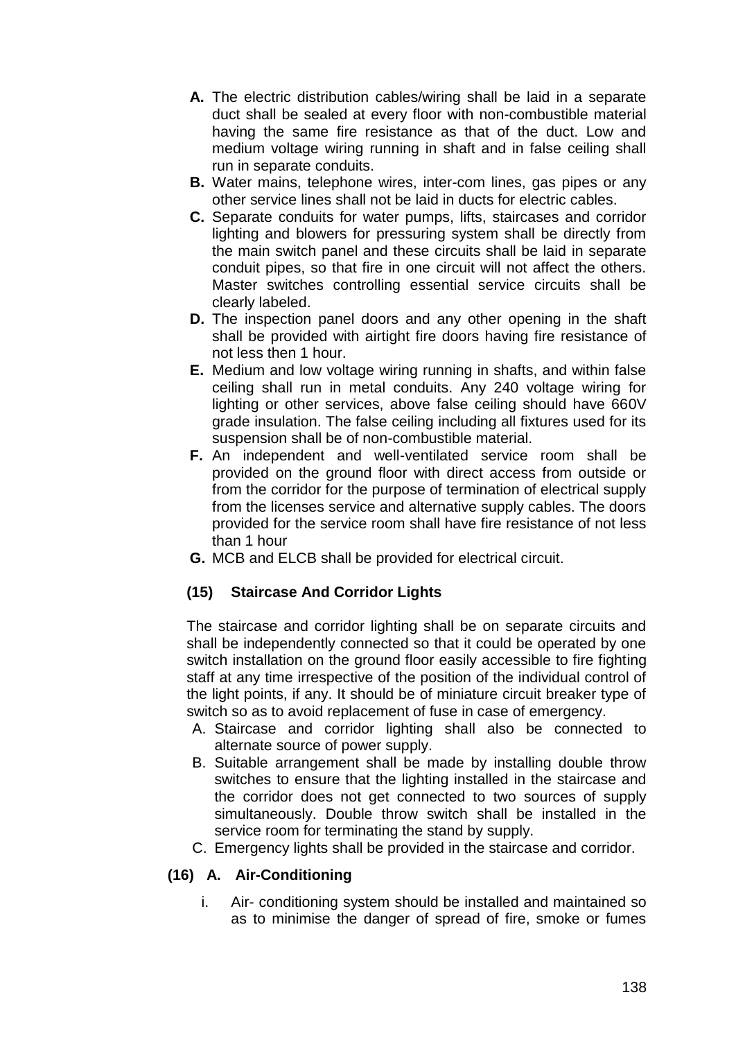A. The electric distribution cables/wiring shall be laid in a separate duct shall be sealed at every floor with non-combustible material having the same fire resistance as that of the duct. Low and medium voltage wiring running in shaft and in false ceiling shall run in separate conduits.

B. Water mains, telephone wires, inter-com lines, gas pipes or any other service lines shall not be laid in ducts for electric cables.

C. Separate conduits for water pumps, lifts, staircases and corridor lighting and blowers for pressuring system shall be directly from the main switch panel and these circuits shall be laid in separate conduit pipes, so that fire in one circuit will not affect the others. Master switches controlling essential service circuits shall be clearly labeled.

D. The inspection panel doors and any other opening in the shaft shall be provided with airtight fire doors having fire resistance of not less then 1 hour.

E. Medium and low voltage wiring running in shafts, and within false ceiling shall run in metal conduits. Any 240 voltage wiring for lighting or other services, above false ceiling should have 660V grade insulation. The false ceiling including all fixtures used for its suspension shall be of non-combustible material.

F. An independent and well-ventilated service room shall be provided on the ground floor with direct access from outside or from the corridor for the purpose of termination of electrical supply from the licenses service and alternative supply cables. The doors provided for the service room shall have fire resistance of not less than 1 hour

G. MCB and ELCB shall be provided for electrical circuit.

### (15) Staircase And Corridor Lights

The staircase and corridor lighting shall be on separate circuits and shall be independently connected so that it could be operated by one switch installation on the ground floor easily accessible to fire fighting staff at any time irrespective of the position of the individual control of the light points, if any. It should be of miniature circuit breaker type of switch so as to avoid replacement of fuse in case of emergency.

A. Staircase and corridor lighting shall also be connected to alternate source of power supply.

B. Suitable arrangement shall be made by installing double throw switches to ensure that the lighting installed in the staircase and the corridor does not get connected to two sources of supply simultaneously. Double throw switch shall be installed in the service room for terminating the stand by supply.

C. Emergency lights shall be provided in the staircase and corridor.

### (16) A. Air-Conditioning

i. Air- conditioning system should be installed and maintained so as to minimise the danger of spread of fire, smoke or fumes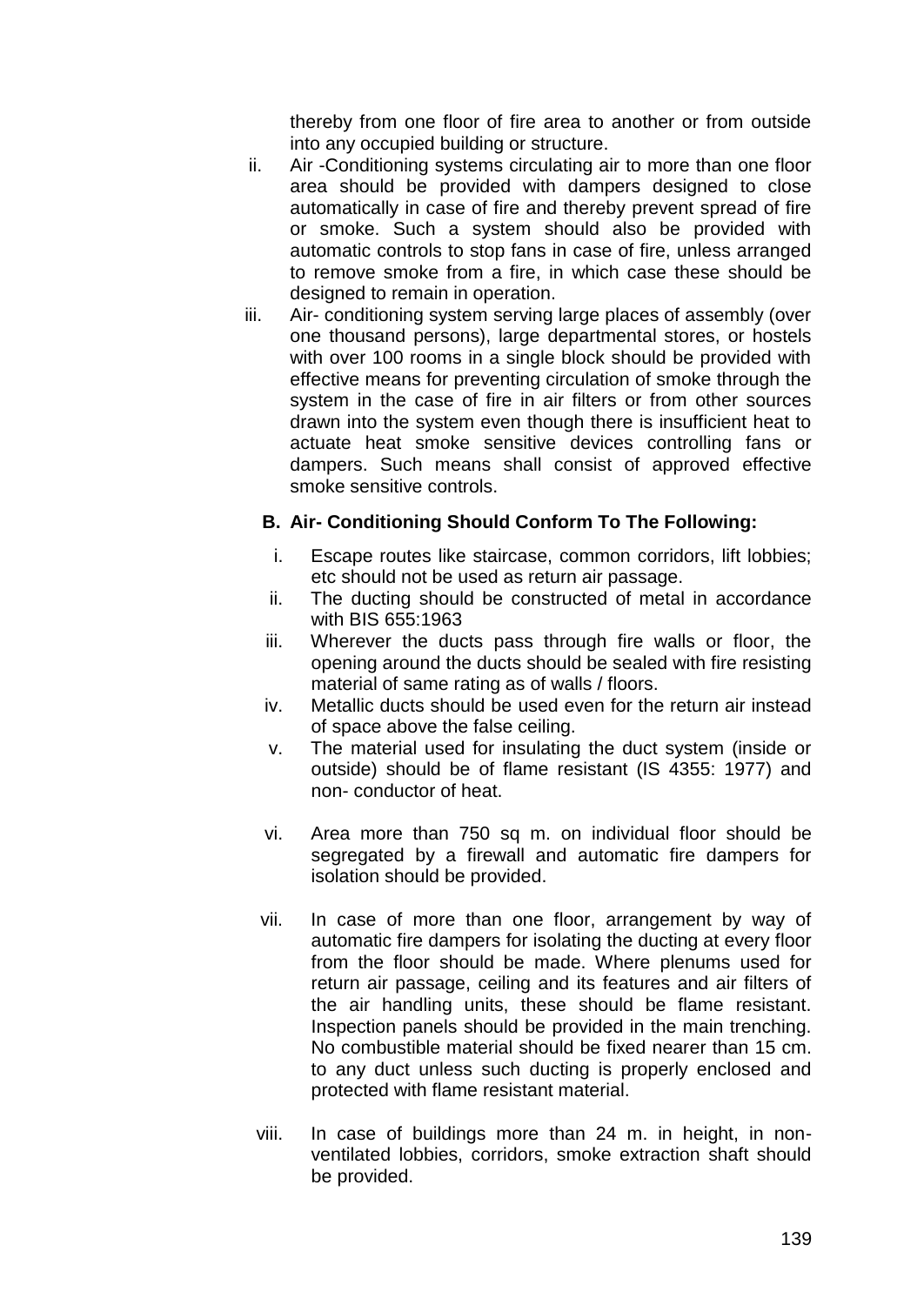thereby from one floor of fire area to another or from outside into any occupied building or structure.

ii. Air -Conditioning systems circulating air to more than one floor area should be provided with dampers designed to close automatically in case of fire and thereby prevent spread of fire or smoke. Such a system should also be provided with automatic controls to stop fans in case of fire, unless arranged to remove smoke from a fire, in which case these should be designed to remain in operation.

iii. Air- conditioning system serving large places of assembly (over one thousand persons), large departmental stores, or hostels with over 100 rooms in a single block should be provided with effective means for preventing circulation of smoke through the system in the case of fire in air filters or from other sources drawn into the system even though there is insufficient heat to actuate heat smoke sensitive devices controlling fans or dampers. Such means shall consist of approved effective smoke sensitive controls.

**B. Air- Conditioning Should Conform To The Following:**

i. Escape routes like staircase, common corridors, lift lobbies; etc should not be used as return air passage.

ii. The ducting should be constructed of metal in accordance with BIS 655:1963

iii. Wherever the ducts pass through fire walls or floor, the opening around the ducts should be sealed with fire resisting material of same rating as of walls / floors.

iv. Metallic ducts should be used even for the return air instead of space above the false ceiling.

v. The material used for insulating the duct system (inside or outside) should be of flame resistant (IS 4355: 1977) and non- conductor of heat.

vi. Area more than 750 sq m. on individual floor should be segregated by a firewall and automatic fire dampers for isolation should be provided.

vii. In case of more than one floor, arrangement by way of automatic fire dampers for isolating the ducting at every floor from the floor should be made. Where plenums used for return air passage, ceiling and its features and air filters of the air handling units, these should be flame resistant. Inspection panels should be provided in the main trenching. No combustible material should be fixed nearer than 15 cm. to any duct unless such ducting is properly enclosed and protected with flame resistant material.

viii. In case of buildings more than 24 m. in height, in non-ventilated lobbies, corridors, smoke extraction shaft should be provided.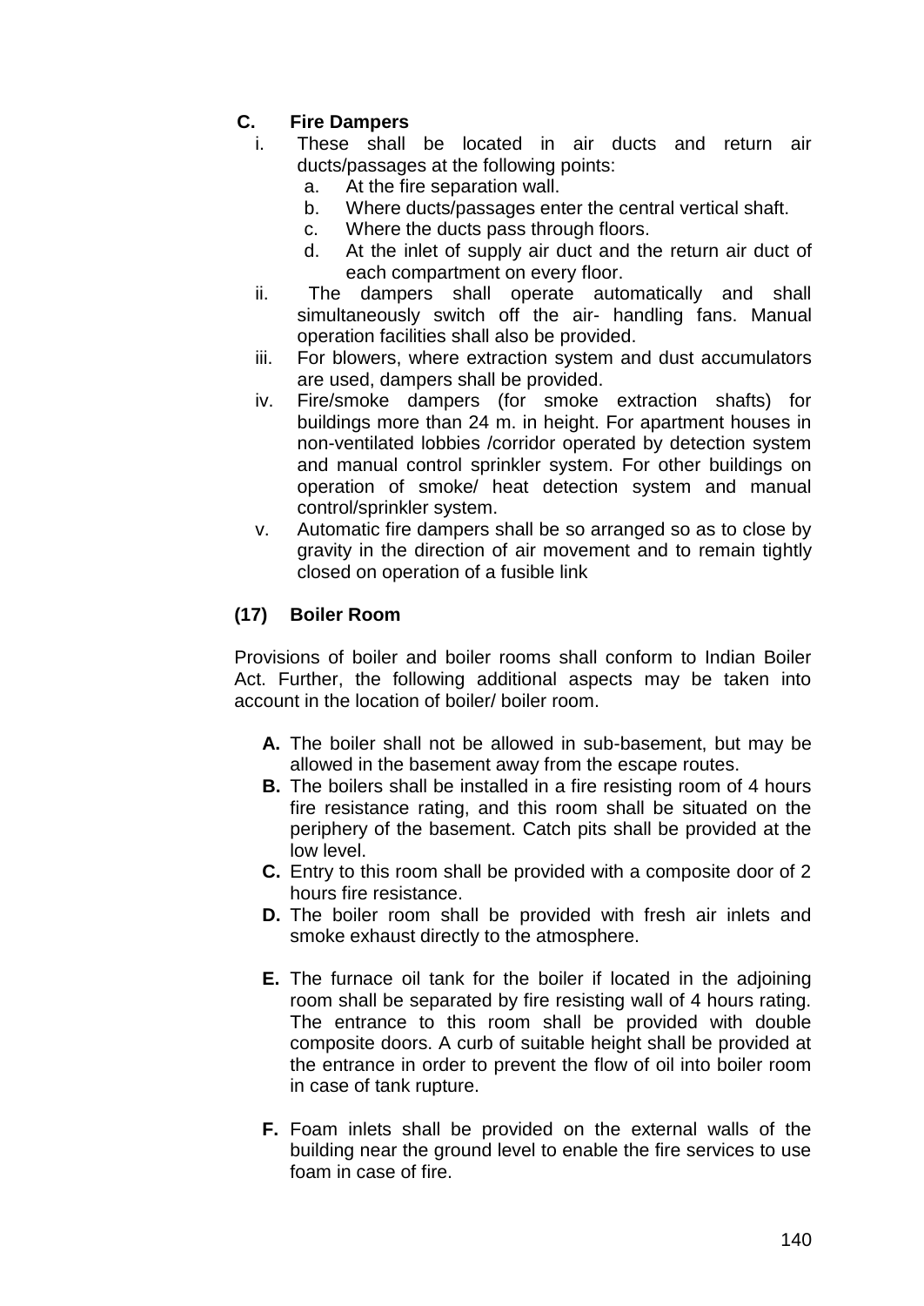**C. Fire Dampers**

i. These shall be located in air ducts and return air ducts/passages at the following points:

   a. At the fire separation wall.
   b. Where ducts/passages enter the central vertical shaft.
   c. Where the ducts pass through floors.
   d. At the inlet of supply air duct and the return air duct of each compartment on every floor.

ii. The dampers shall operate automatically and shall simultaneously switch off the air- handling fans. Manual operation facilities shall also be provided.

iii. For blowers, where extraction system and dust accumulators are used, dampers shall be provided.

iv. Fire/smoke dampers (for smoke extraction shafts) for buildings more than 24 m. in height. For apartment houses in non-ventilated lobbies /corridor operated by detection system and manual control sprinkler system. For other buildings on operation of smoke/ heat detection system and manual control/sprinkler system.

v. Automatic fire dampers shall be so arranged so as to close by gravity in the direction of air movement and to remain tightly closed on operation of a fusible link

**(17) Boiler Room**

Provisions of boiler and boiler rooms shall conform to Indian Boiler Act. Further, the following additional aspects may be taken into account in the location of boiler/ boiler room.

**A.** The boiler shall not be allowed in sub-basement, but may be allowed in the basement away from the escape routes.

**B.** The boilers shall be installed in a fire resisting room of 4 hours fire resistance rating, and this room shall be situated on the periphery of the basement. Catch pits shall be provided at the low level.

**C.** Entry to this room shall be provided with a composite door of 2 hours fire resistance.

**D.** The boiler room shall be provided with fresh air inlets and smoke exhaust directly to the atmosphere.

**E.** The furnace oil tank for the boiler if located in the adjoining room shall be separated by fire resisting wall of 4 hours rating. The entrance to this room shall be provided with double composite doors. A curb of suitable height shall be provided at the entrance in order to prevent the flow of oil into boiler room in case of tank rupture.

**F.** Foam inlets shall be provided on the external walls of the building near the ground level to enable the fire services to use foam in case of fire.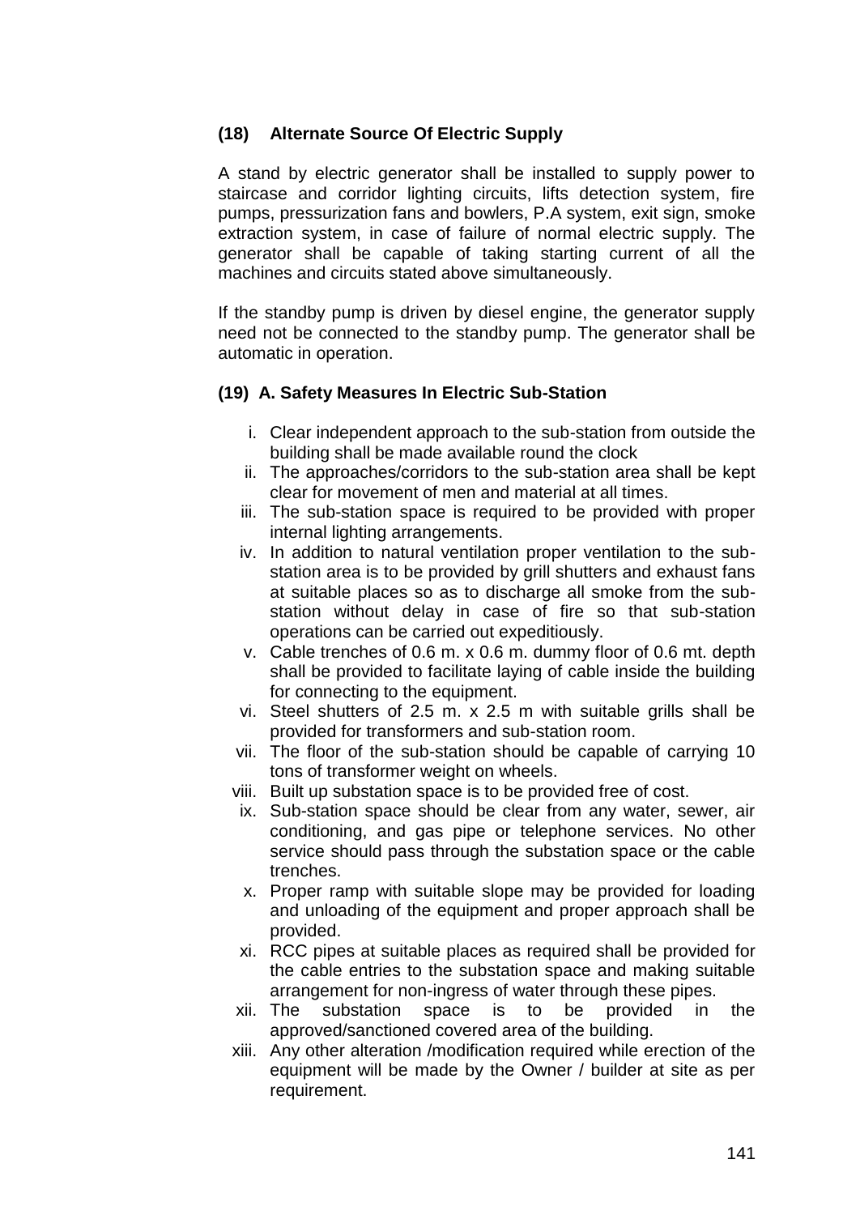### (18) Alternate Source Of Electric Supply

A stand by electric generator shall be installed to supply power to staircase and corridor lighting circuits, lifts detection system, fire pumps, pressurization fans and bowlers, P.A system, exit sign, smoke extraction system, in case of failure of normal electric supply. The generator shall be capable of taking starting current of all the machines and circuits stated above simultaneously.

If the standby pump is driven by diesel engine, the generator supply need not be connected to the standby pump. The generator shall be automatic in operation.

### (19) A. Safety Measures In Electric Sub-Station

i. Clear independent approach to the sub-station from outside the building shall be made available round the clock
ii. The approaches/corridors to the sub-station area shall be kept clear for movement of men and material at all times.
iii. The sub-station space is required to be provided with proper internal lighting arrangements.
iv. In addition to natural ventilation proper ventilation to the sub-station area is to be provided by grill shutters and exhaust fans at suitable places so as to discharge all smoke from the sub-station without delay in case of fire so that sub-station operations can be carried out expeditiously.
v. Cable trenches of 0.6 m. x 0.6 m. dummy floor of 0.6 mt. depth shall be provided to facilitate laying of cable inside the building for connecting to the equipment.
vi. Steel shutters of 2.5 m. x 2.5 m with suitable grills shall be provided for transformers and sub-station room.
vii. The floor of the sub-station should be capable of carrying 10 tons of transformer weight on wheels.
viii. Built up substation space is to be provided free of cost.
ix. Sub-station space should be clear from any water, sewer, air conditioning, and gas pipe or telephone services. No other service should pass through the substation space or the cable trenches.
x. Proper ramp with suitable slope may be provided for loading and unloading of the equipment and proper approach shall be provided.
xi. RCC pipes at suitable places as required shall be provided for the cable entries to the substation space and making suitable arrangement for non-ingress of water through these pipes.
xii. The substation space is to be provided in the approved/sanctioned covered area of the building.
xiii. Any other alteration /modification required while erection of the equipment will be made by the Owner / builder at site as per requirement.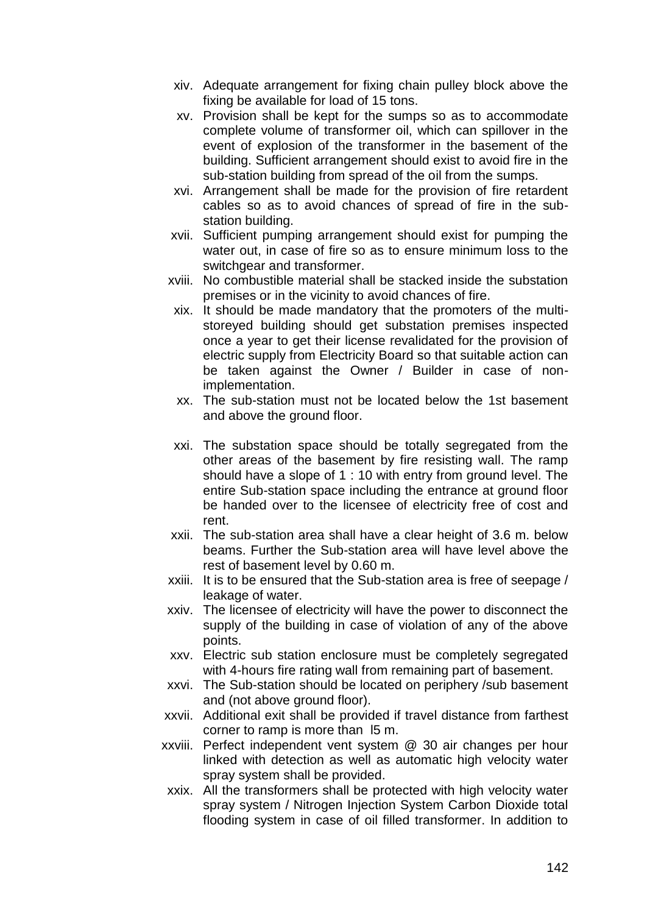xiv. Adequate arrangement for fixing chain pulley block above the fixing be available for load of 15 tons.

xv. Provision shall be kept for the sumps so as to accommodate complete volume of transformer oil, which can spillover in the event of explosion of the transformer in the basement of the building. Sufficient arrangement should exist to avoid fire in the sub-station building from spread of the oil from the sumps.

xvi. Arrangement shall be made for the provision of fire retardent cables so as to avoid chances of spread of fire in the sub-station building.

xvii. Sufficient pumping arrangement should exist for pumping the water out, in case of fire so as to ensure minimum loss to the switchgear and transformer.

xviii. No combustible material shall be stacked inside the substation premises or in the vicinity to avoid chances of fire.

xix. It should be made mandatory that the promoters of the multi-storeyed building should get substation premises inspected once a year to get their license revalidated for the provision of electric supply from Electricity Board so that suitable action can be taken against the Owner / Builder in case of non-implementation.

xx. The sub-station must not be located below the 1st basement and above the ground floor.

xxi. The substation space should be totally segregated from the other areas of the basement by fire resisting wall. The ramp should have a slope of 1 : 10 with entry from ground level. The entire Sub-station space including the entrance at ground floor be handed over to the licensee of electricity free of cost and rent.

xxii. The sub-station area shall have a clear height of 3.6 m. below beams. Further the Sub-station area will have level above the rest of basement level by 0.60 m.

xxiii. It is to be ensured that the Sub-station area is free of seepage / leakage of water.

xxiv. The licensee of electricity will have the power to disconnect the supply of the building in case of violation of any of the above points.

xxv. Electric sub station enclosure must be completely segregated with 4-hours fire rating wall from remaining part of basement.

xxvi. The Sub-station should be located on periphery /sub basement and (not above ground floor).

xxvii. Additional exit shall be provided if travel distance from farthest corner to ramp is more than l5 m.

xxviii. Perfect independent vent system @ 30 air changes per hour linked with detection as well as automatic high velocity water spray system shall be provided.

xxix. All the transformers shall be protected with high velocity water spray system / Nitrogen Injection System Carbon Dioxide total flooding system in case of oil filled transformer. In addition to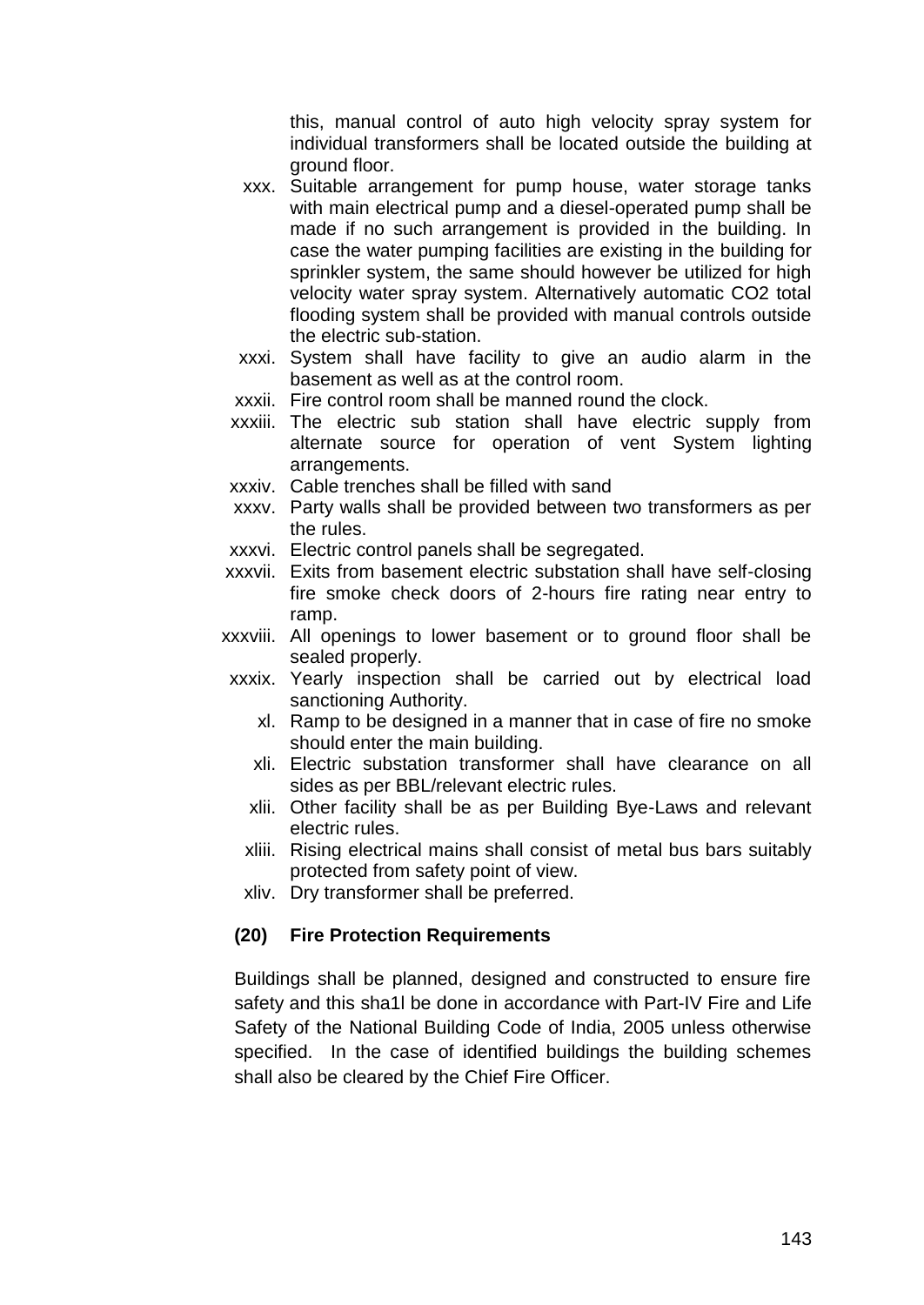this, manual control of auto high velocity spray system for individual transformers shall be located outside the building at ground floor.

xxx. Suitable arrangement for pump house, water storage tanks with main electrical pump and a diesel-operated pump shall be made if no such arrangement is provided in the building. In case the water pumping facilities are existing in the building for sprinkler system, the same should however be utilized for high velocity water spray system. Alternatively automatic $CO_2$ total flooding system shall be provided with manual controls outside the electric sub-station.

xxxi. System shall have facility to give an audio alarm in the basement as well as at the control room.

xxxii. Fire control room shall be manned round the clock.

xxxiii. The electric sub station shall have electric supply from alternate source for operation of vent System lighting arrangements.

xxxiv. Cable trenches shall be filled with sand

xxxv. Party walls shall be provided between two transformers as per the rules.

xxxvi. Electric control panels shall be segregated.

xxxvii. Exits from basement electric substation shall have self-closing fire smoke check doors of 2-hours fire rating near entry to ramp.

xxxviii. All openings to lower basement or to ground floor shall be sealed properly.

xxxix. Yearly inspection shall be carried out by electrical load sanctioning Authority.

xl. Ramp to be designed in a manner that in case of fire no smoke should enter the main building.

xli. Electric substation transformer shall have clearance on all sides as per BBL/relevant electric rules.

xlii. Other facility shall be as per Building Bye-Laws and relevant electric rules.

xliii. Rising electrical mains shall consist of metal bus bars suitably protected from safety point of view.

xliv. Dry transformer shall be preferred.

**(20) Fire Protection Requirements**

Buildings shall be planned, designed and constructed to ensure fire safety and this sha1l be done in accordance with Part-IV Fire and Life Safety of the National Building Code of India, 2005 unless otherwise specified. In the case of identified buildings the building schemes shall also be cleared by the Chief Fire Officer.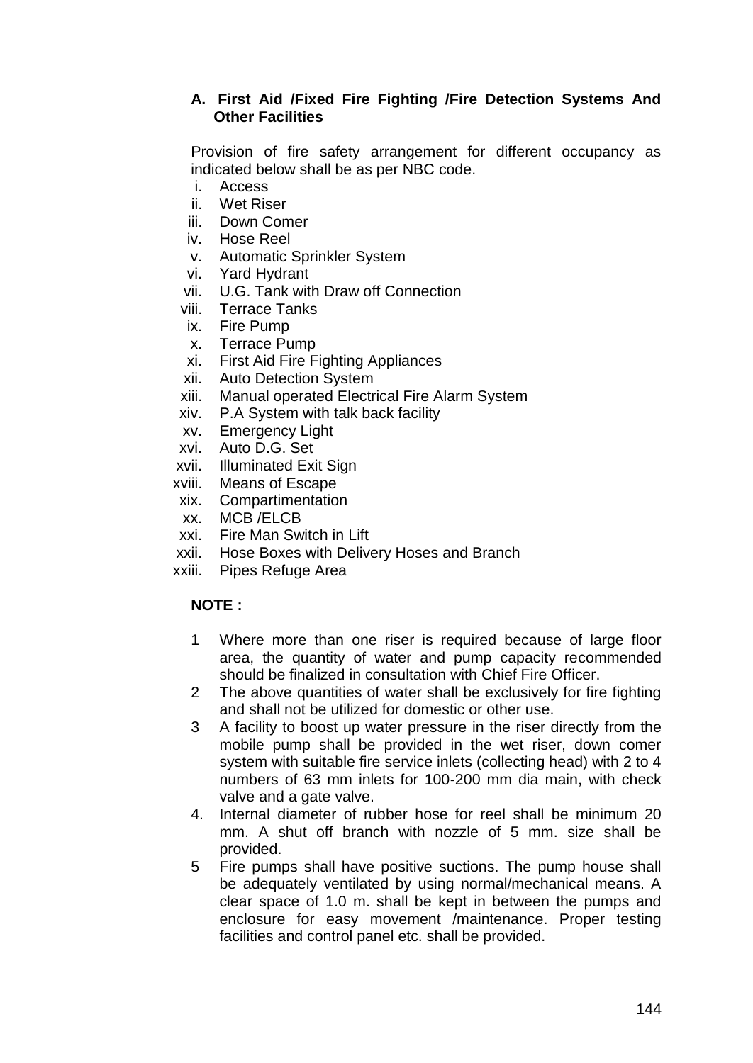### A. First Aid /Fixed Fire Fighting /Fire Detection Systems And Other Facilities

Provision of fire safety arrangement for different occupancy as indicated below shall be as per NBC code.

i. Access
ii. Wet Riser
iii. Down Comer
iv. Hose Reel
v. Automatic Sprinkler System
vi. Yard Hydrant
vii. U.G. Tank with Draw off Connection
viii. Terrace Tanks
ix. Fire Pump
x. Terrace Pump
xi. First Aid Fire Fighting Appliances
xii. Auto Detection System
xiii. Manual operated Electrical Fire Alarm System
xiv. P.A System with talk back facility
xv. Emergency Light
xvi. Auto D.G. Set
xvii. Illuminated Exit Sign
xviii. Means of Escape
xix. Compartimentation
xx. MCB /ELCB
xxi. Fire Man Switch in Lift
xxii. Hose Boxes with Delivery Hoses and Branch
xxiii. Pipes Refuge Area

**NOTE :**

1 Where more than one riser is required because of large floor area, the quantity of water and pump capacity recommended should be finalized in consultation with Chief Fire Officer.

2 The above quantities of water shall be exclusively for fire fighting and shall not be utilized for domestic or other use.

3 A facility to boost up water pressure in the riser directly from the mobile pump shall be provided in the wet riser, down comer system with suitable fire service inlets (collecting head) with 2 to 4 numbers of 63 mm inlets for 100-200 mm dia main, with check valve and a gate valve.

4. Internal diameter of rubber hose for reel shall be minimum 20 mm. A shut off branch with nozzle of 5 mm. size shall be provided.

5 Fire pumps shall have positive suctions. The pump house shall be adequately ventilated by using normal/mechanical means. A clear space of 1.0 m. shall be kept in between the pumps and enclosure for easy movement /maintenance. Proper testing facilities and control panel etc. shall be provided.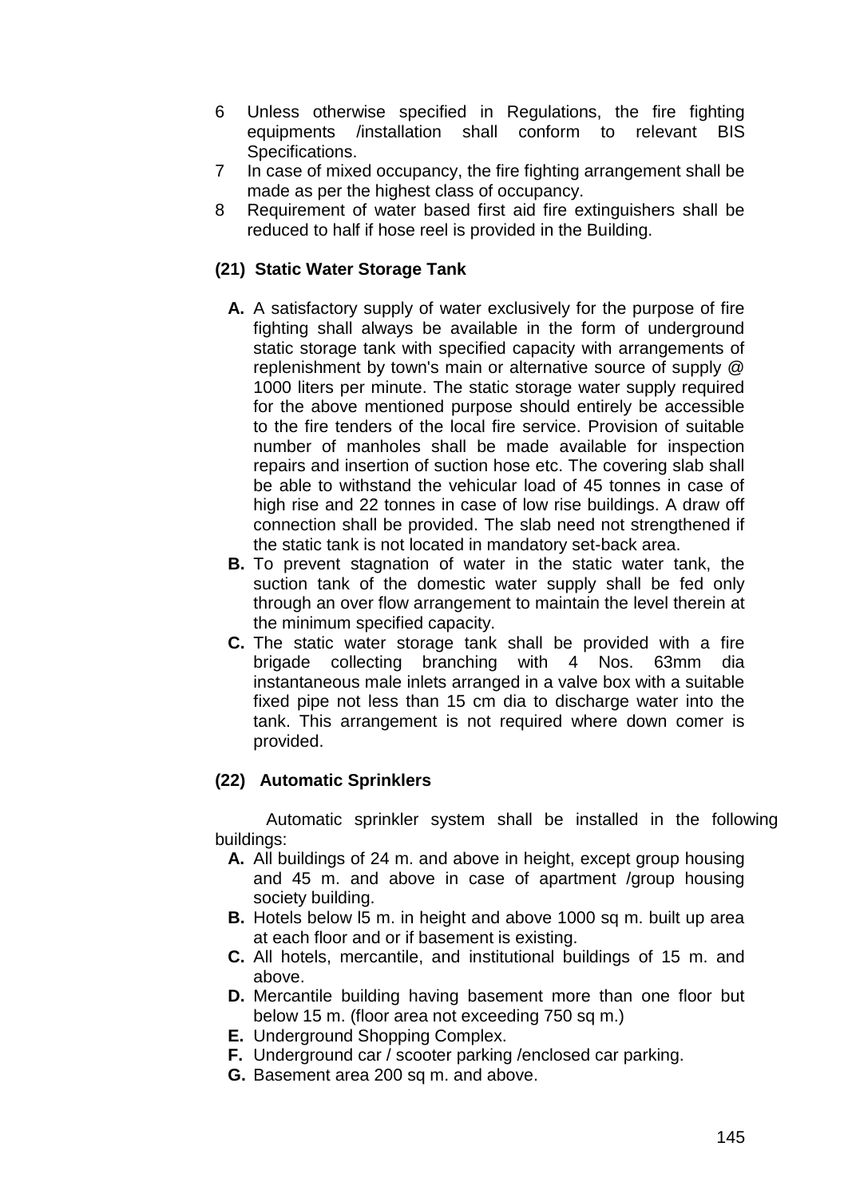6 Unless otherwise specified in Regulations, the fire fighting equipments /installation shall conform to relevant BIS Specifications.
7 In case of mixed occupancy, the fire fighting arrangement shall be made as per the highest class of occupancy.
8 Requirement of water based first aid fire extinguishers shall be reduced to half if hose reel is provided in the Building.

**(21) Static Water Storage Tank**

**A.** A satisfactory supply of water exclusively for the purpose of fire fighting shall always be available in the form of underground static storage tank with specified capacity with arrangements of replenishment by town's main or alternative source of supply @ 1000 liters per minute. The static storage water supply required for the above mentioned purpose should entirely be accessible to the fire tenders of the local fire service. Provision of suitable number of manholes shall be made available for inspection repairs and insertion of suction hose etc. The covering slab shall be able to withstand the vehicular load of 45 tonnes in case of high rise and 22 tonnes in case of low rise buildings. A draw off connection shall be provided. The slab need not strengthened if the static tank is not located in mandatory set-back area.

**B.** To prevent stagnation of water in the static water tank, the suction tank of the domestic water supply shall be fed only through an over flow arrangement to maintain the level therein at the minimum specified capacity.

**C.** The static water storage tank shall be provided with a fire brigade collecting branching with 4 Nos. 63mm dia instantaneous male inlets arranged in a valve box with a suitable fixed pipe not less than 15 cm dia to discharge water into the tank. This arrangement is not required where down comer is provided.

**(22) Automatic Sprinklers**

Automatic sprinkler system shall be installed in the following buildings:

**A.** All buildings of 24 m. and above in height, except group housing and 45 m. and above in case of apartment /group housing society building.

**B.** Hotels below l5 m. in height and above 1000 sq m. built up area at each floor and or if basement is existing.

**C.** All hotels, mercantile, and institutional buildings of 15 m. and above.

**D.** Mercantile building having basement more than one floor but below 15 m. (floor area not exceeding 750 sq m.)

**E.** Underground Shopping Complex.

**F.** Underground car / scooter parking /enclosed car parking.

**G.** Basement area 200 sq m. and above.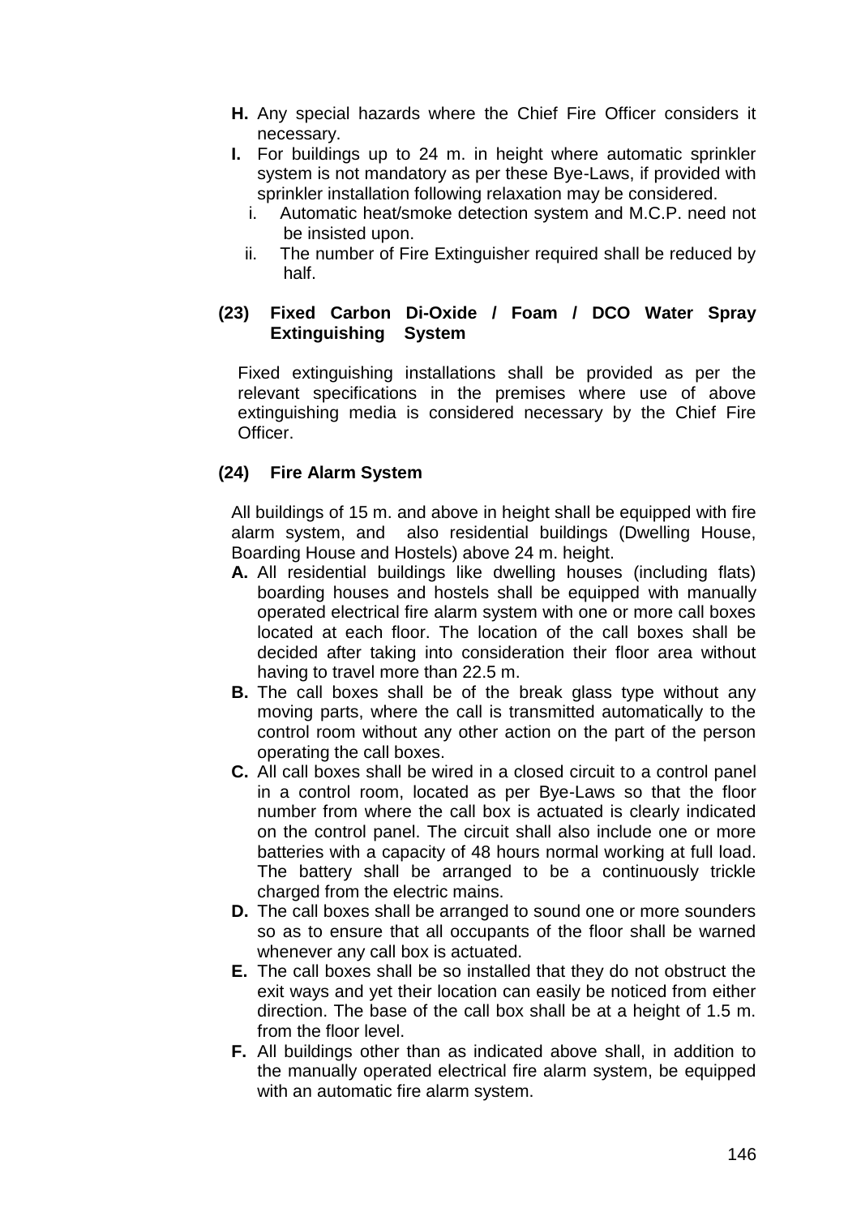**H.** Any special hazards where the Chief Fire Officer considers it necessary.

**I.** For buildings up to 24 m. in height where automatic sprinkler system is not mandatory as per these Bye-Laws, if provided with sprinkler installation following relaxation may be considered.

   i. Automatic heat/smoke detection system and M.C.P. need not be insisted upon.

   ii. The number of Fire Extinguisher required shall be reduced by half.

### (23) Fixed Carbon Di-Oxide / Foam / DCO Water Spray Extinguishing System

Fixed extinguishing installations shall be provided as per the relevant specifications in the premises where use of above extinguishing media is considered necessary by the Chief Fire Officer.

### (24) Fire Alarm System

All buildings of 15 m. and above in height shall be equipped with fire alarm system, and also residential buildings (Dwelling House, Boarding House and Hostels) above 24 m. height.

**A.** All residential buildings like dwelling houses (including flats) boarding houses and hostels shall be equipped with manually operated electrical fire alarm system with one or more call boxes located at each floor. The location of the call boxes shall be decided after taking into consideration their floor area without having to travel more than 22.5 m.

**B.** The call boxes shall be of the break glass type without any moving parts, where the call is transmitted automatically to the control room without any other action on the part of the person operating the call boxes.

**C.** All call boxes shall be wired in a closed circuit to a control panel in a control room, located as per Bye-Laws so that the floor number from where the call box is actuated is clearly indicated on the control panel. The circuit shall also include one or more batteries with a capacity of 48 hours normal working at full load. The battery shall be arranged to be a continuously trickle charged from the electric mains.

**D.** The call boxes shall be arranged to sound one or more sounders so as to ensure that all occupants of the floor shall be warned whenever any call box is actuated.

**E.** The call boxes shall be so installed that they do not obstruct the exit ways and yet their location can easily be noticed from either direction. The base of the call box shall be at a height of 1.5 m. from the floor level.

**F.** All buildings other than as indicated above shall, in addition to the manually operated electrical fire alarm system, be equipped with an automatic fire alarm system.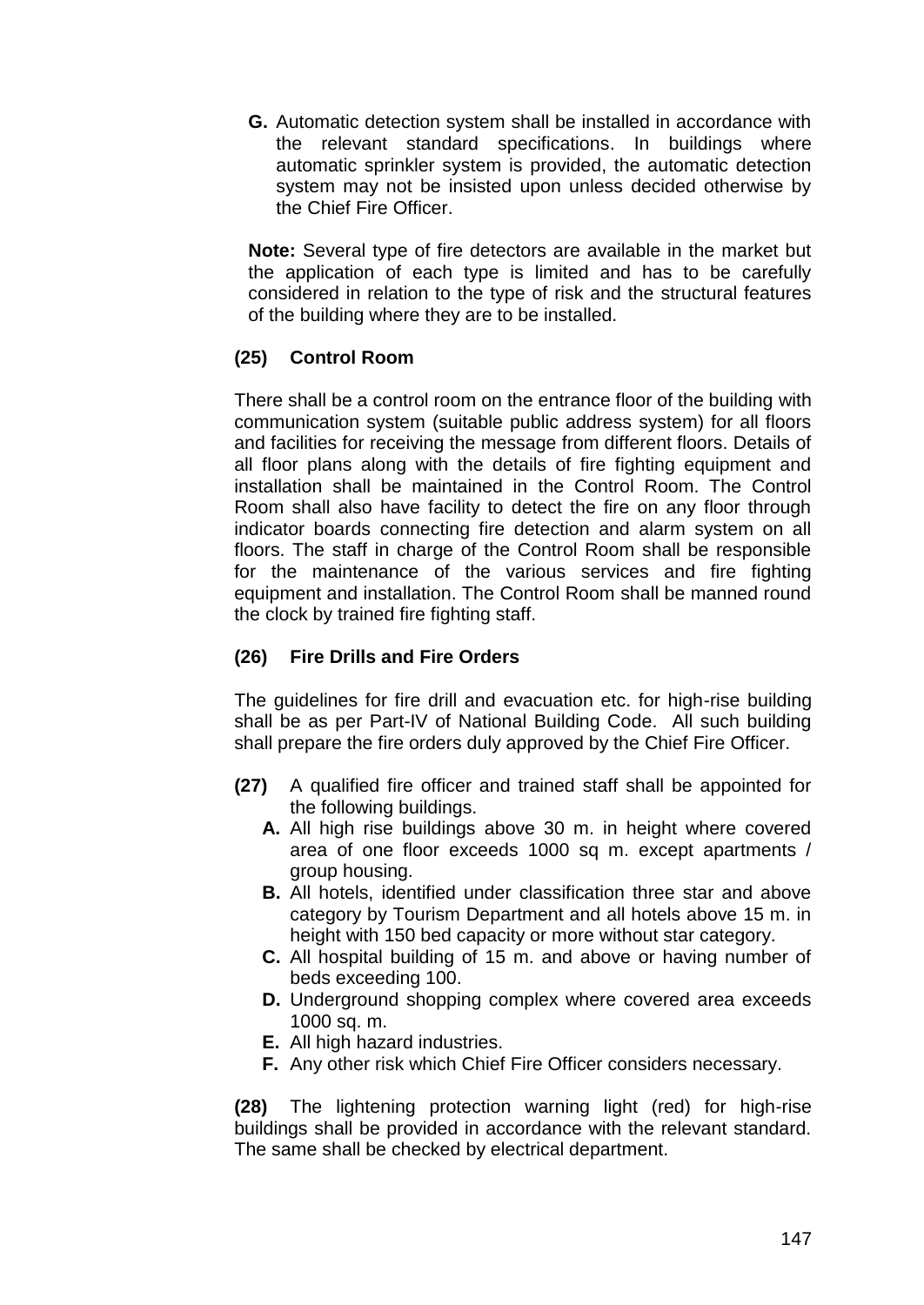**G.** Automatic detection system shall be installed in accordance with the relevant standard specifications. In buildings where automatic sprinkler system is provided, the automatic detection system may not be insisted upon unless decided otherwise by the Chief Fire Officer.

**Note:** Several type of fire detectors are available in the market but the application of each type is limited and has to be carefully considered in relation to the type of risk and the structural features of the building where they are to be installed.

### (25) Control Room

There shall be a control room on the entrance floor of the building with communication system (suitable public address system) for all floors and facilities for receiving the message from different floors. Details of all floor plans along with the details of fire fighting equipment and installation shall be maintained in the Control Room. The Control Room shall also have facility to detect the fire on any floor through indicator boards connecting fire detection and alarm system on all floors. The staff in charge of the Control Room shall be responsible for the maintenance of the various services and fire fighting equipment and installation. The Control Room shall be manned round the clock by trained fire fighting staff.

### (26) Fire Drills and Fire Orders

The guidelines for fire drill and evacuation etc. for high-rise building shall be as per Part-IV of National Building Code. All such building shall prepare the fire orders duly approved by the Chief Fire Officer.

**(27)** A qualified fire officer and trained staff shall be appointed for the following buildings.

- **A.** All high rise buildings above 30 m. in height where covered area of one floor exceeds 1000 sq m. except apartments / group housing.
- **B.** All hotels, identified under classification three star and above category by Tourism Department and all hotels above 15 m. in height with 150 bed capacity or more without star category.
- **C.** All hospital building of 15 m. and above or having number of beds exceeding 100.
- **D.** Underground shopping complex where covered area exceeds 1000 sq. m.
- **E.** All high hazard industries.
- **F.** Any other risk which Chief Fire Officer considers necessary.

**(28)** The lightening protection warning light (red) for high-rise buildings shall be provided in accordance with the relevant standard. The same shall be checked by electrical department.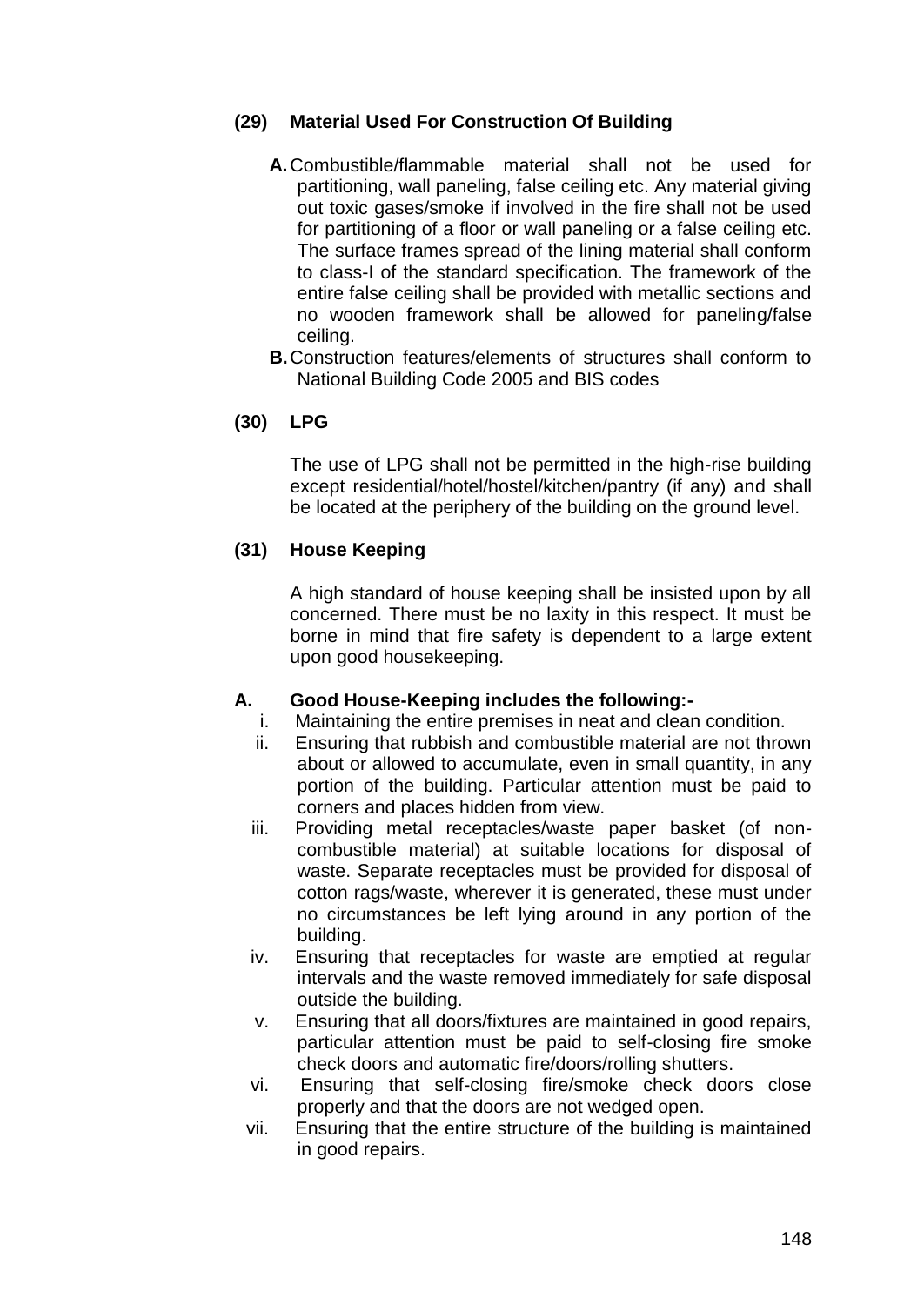### (29) Material Used For Construction Of Building

**A.** Combustible/flammable material shall not be used for partitioning, wall paneling, false ceiling etc. Any material giving out toxic gases/smoke if involved in the fire shall not be used for partitioning of a floor or wall paneling or a false ceiling etc. The surface frames spread of the lining material shall conform to class-I of the standard specification. The framework of the entire false ceiling shall be provided with metallic sections and no wooden framework shall be allowed for paneling/false ceiling.

**B.** Construction features/elements of structures shall conform to National Building Code 2005 and BIS codes

### (30) LPG

The use of LPG shall not be permitted in the high-rise building except residential/hotel/hostel/kitchen/pantry (if any) and shall be located at the periphery of the building on the ground level.

### (31) House Keeping

A high standard of house keeping shall be insisted upon by all concerned. There must be no laxity in this respect. It must be borne in mind that fire safety is dependent to a large extent upon good housekeeping.

**A. Good House-Keeping includes the following:-**

i. Maintaining the entire premises in neat and clean condition.

ii. Ensuring that rubbish and combustible material are not thrown about or allowed to accumulate, even in small quantity, in any portion of the building. Particular attention must be paid to corners and places hidden from view.

iii. Providing metal receptacles/waste paper basket (of non-combustible material) at suitable locations for disposal of waste. Separate receptacles must be provided for disposal of cotton rags/waste, wherever it is generated, these must under no circumstances be left lying around in any portion of the building.

iv. Ensuring that receptacles for waste are emptied at regular intervals and the waste removed immediately for safe disposal outside the building.

v. Ensuring that all doors/fixtures are maintained in good repairs, particular attention must be paid to self-closing fire smoke check doors and automatic fire/doors/rolling shutters.

vi. Ensuring that self-closing fire/smoke check doors close properly and that the doors are not wedged open.

vii. Ensuring that the entire structure of the building is maintained in good repairs.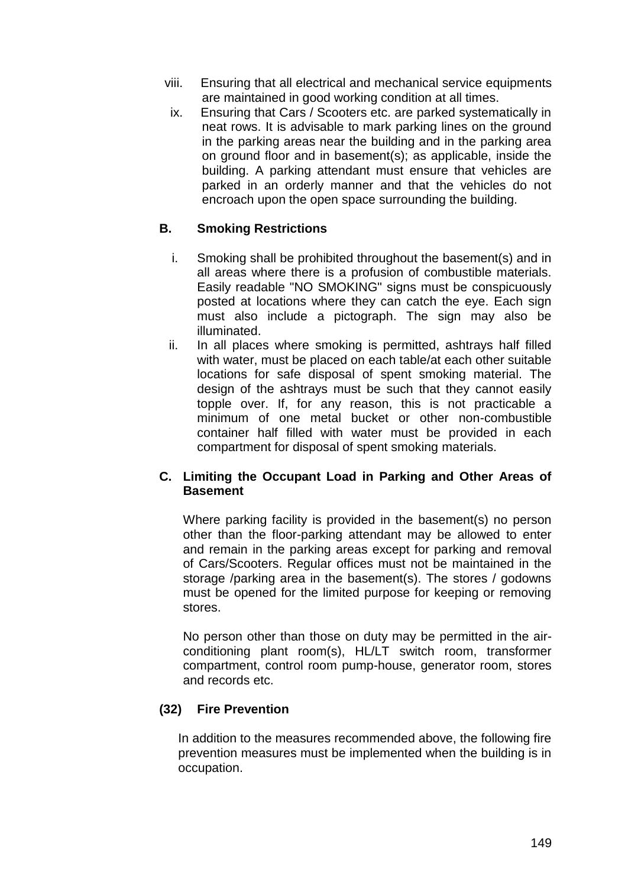viii. Ensuring that all electrical and mechanical service equipments are maintained in good working condition at all times.

ix. Ensuring that Cars / Scooters etc. are parked systematically in neat rows. It is advisable to mark parking lines on the ground in the parking areas near the building and in the parking area on ground floor and in basement(s); as applicable, inside the building. A parking attendant must ensure that vehicles are parked in an orderly manner and that the vehicles do not encroach upon the open space surrounding the building.

**B. Smoking Restrictions**

i. Smoking shall be prohibited throughout the basement(s) and in all areas where there is a profusion of combustible materials. Easily readable "NO SMOKING" signs must be conspicuously posted at locations where they can catch the eye. Each sign must also include a pictograph. The sign may also be illuminated.

ii. In all places where smoking is permitted, ashtrays half filled with water, must be placed on each table/at each other suitable locations for safe disposal of spent smoking material. The design of the ashtrays must be such that they cannot easily topple over. If, for any reason, this is not practicable a minimum of one metal bucket or other non-combustible container half filled with water must be provided in each compartment for disposal of spent smoking materials.

**C. Limiting the Occupant Load in Parking and Other Areas of Basement**

Where parking facility is provided in the basement(s) no person other than the floor-parking attendant may be allowed to enter and remain in the parking areas except for parking and removal of Cars/Scooters. Regular offices must not be maintained in the storage /parking area in the basement(s). The stores / godowns must be opened for the limited purpose for keeping or removing stores.

No person other than those on duty may be permitted in the air-conditioning plant room(s), HL/LT switch room, transformer compartment, control room pump-house, generator room, stores and records etc.

**(32) Fire Prevention**

In addition to the measures recommended above, the following fire prevention measures must be implemented when the building is in occupation.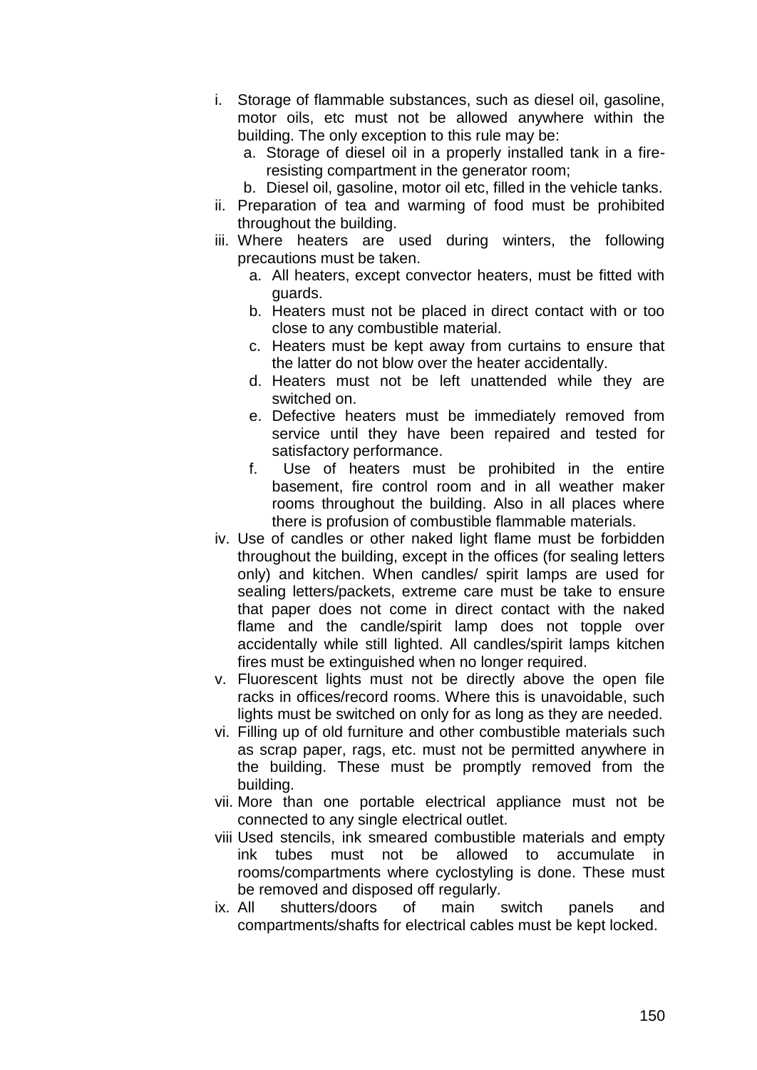i. Storage of flammable substances, such as diesel oil, gasoline, motor oils, etc must not be allowed anywhere within the building. The only exception to this rule may be:
   a. Storage of diesel oil in a properly installed tank in a fire-resisting compartment in the generator room;
   b. Diesel oil, gasoline, motor oil etc, filled in the vehicle tanks.
ii. Preparation of tea and warming of food must be prohibited throughout the building.
iii. Where heaters are used during winters, the following precautions must be taken.
   a. All heaters, except convector heaters, must be fitted with guards.
   b. Heaters must not be placed in direct contact with or too close to any combustible material.
   c. Heaters must be kept away from curtains to ensure that the latter do not blow over the heater accidentally.
   d. Heaters must not be left unattended while they are switched on.
   e. Defective heaters must be immediately removed from service until they have been repaired and tested for satisfactory performance.
   f. Use of heaters must be prohibited in the entire basement, fire control room and in all weather maker rooms throughout the building. Also in all places where there is profusion of combustible flammable materials.
iv. Use of candles or other naked light flame must be forbidden throughout the building, except in the offices (for sealing letters only) and kitchen. When candles/ spirit lamps are used for sealing letters/packets, extreme care must be take to ensure that paper does not come in direct contact with the naked flame and the candle/spirit lamp does not topple over accidentally while still lighted. All candles/spirit lamps kitchen fires must be extinguished when no longer required.
v. Fluorescent lights must not be directly above the open file racks in offices/record rooms. Where this is unavoidable, such lights must be switched on only for as long as they are needed.
vi. Filling up of old furniture and other combustible materials such as scrap paper, rags, etc. must not be permitted anywhere in the building. These must be promptly removed from the building.
vii. More than one portable electrical appliance must not be connected to any single electrical outlet.
viii Used stencils, ink smeared combustible materials and empty ink tubes must not be allowed to accumulate in rooms/compartments where cyclostyling is done. These must be removed and disposed off regularly.
ix. All shutters/doors of main switch panels and compartments/shafts for electrical cables must be kept locked.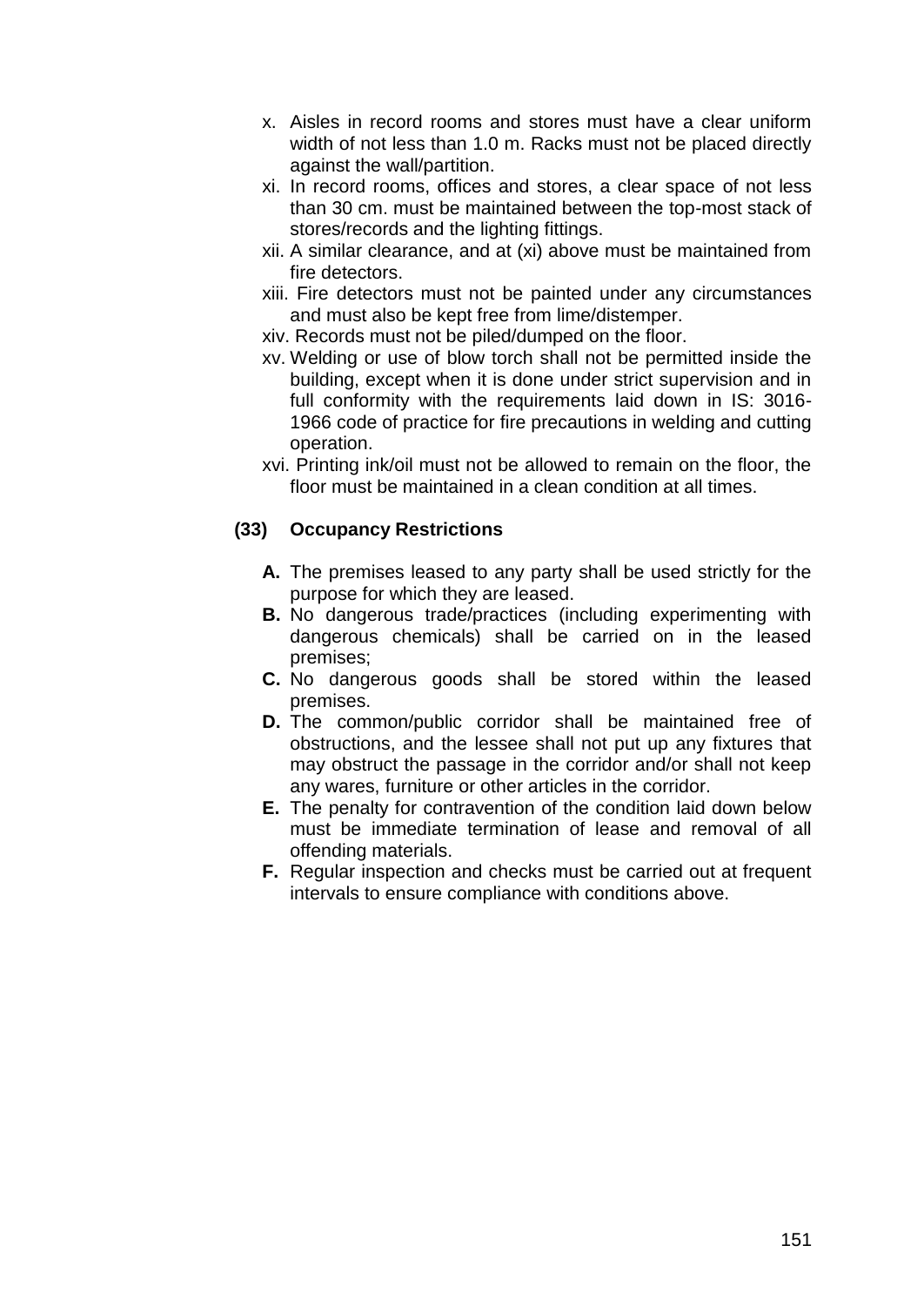x. Aisles in record rooms and stores must have a clear uniform width of not less than 1.0 m. Racks must not be placed directly against the wall/partition.

xi. In record rooms, offices and stores, a clear space of not less than 30 cm. must be maintained between the top-most stack of stores/records and the lighting fittings.

xii. A similar clearance, and at (xi) above must be maintained from fire detectors.

xiii. Fire detectors must not be painted under any circumstances and must also be kept free from lime/distemper.

xiv. Records must not be piled/dumped on the floor.

xv. Welding or use of blow torch shall not be permitted inside the building, except when it is done under strict supervision and in full conformity with the requirements laid down in IS: 3016-1966 code of practice for fire precautions in welding and cutting operation.

xvi. Printing ink/oil must not be allowed to remain on the floor, the floor must be maintained in a clean condition at all times.

**(33) Occupancy Restrictions**

**A.** The premises leased to any party shall be used strictly for the purpose for which they are leased.

**B.** No dangerous trade/practices (including experimenting with dangerous chemicals) shall be carried on in the leased premises;

**C.** No dangerous goods shall be stored within the leased premises.

**D.** The common/public corridor shall be maintained free of obstructions, and the lessee shall not put up any fixtures that may obstruct the passage in the corridor and/or shall not keep any wares, furniture or other articles in the corridor.

**E.** The penalty for contravention of the condition laid down below must be immediate termination of lease and removal of all offending materials.

**F.** Regular inspection and checks must be carried out at frequent intervals to ensure compliance with conditions above.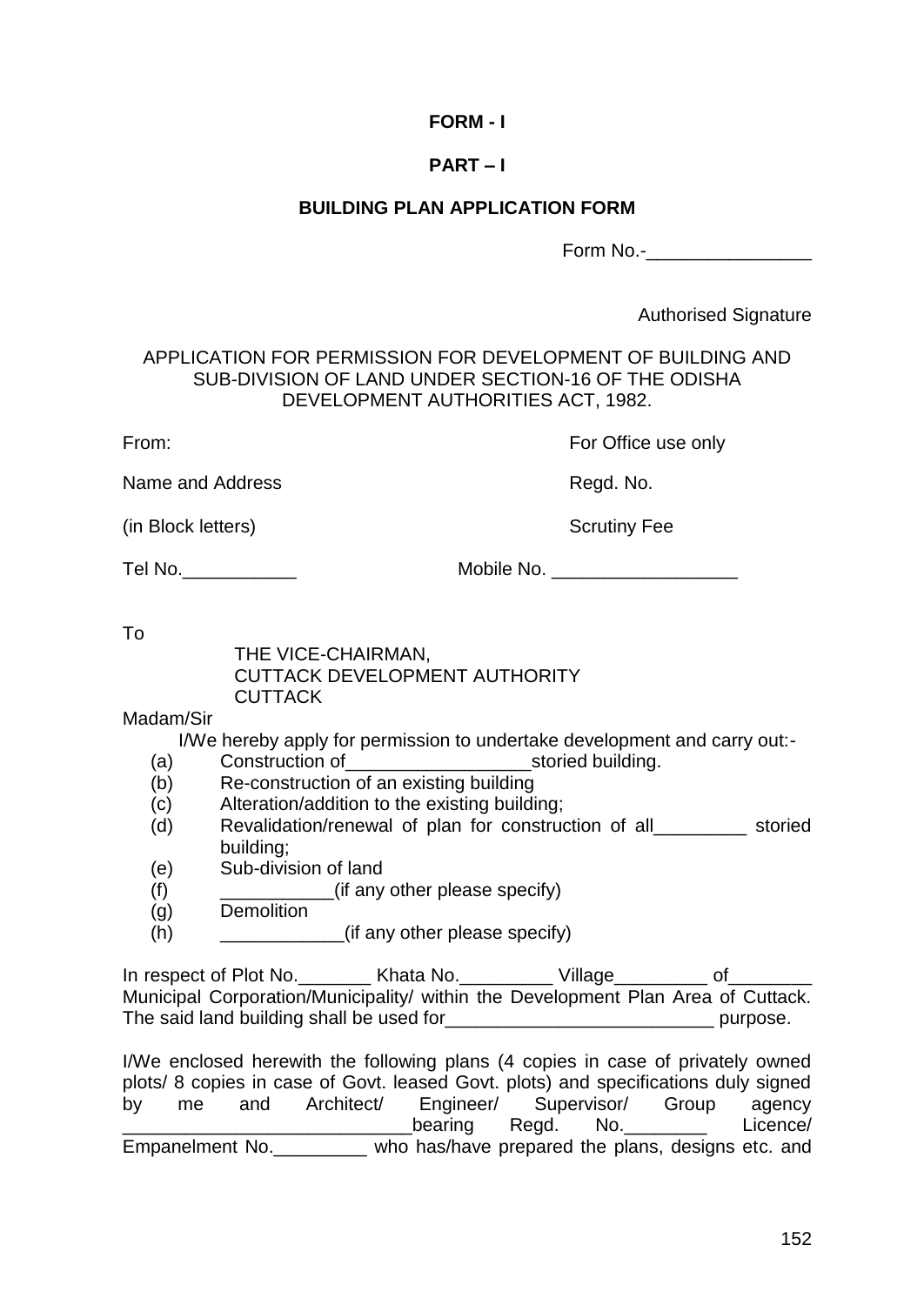**FORM - I**

**PART – I**

**BUILDING PLAN APPLICATION FORM**

Form No.-________________

Authorised Signature

APPLICATION FOR PERMISSION FOR DEVELOPMENT OF BUILDING AND SUB-DIVISION OF LAND UNDER SECTION-16 OF THE ODISHA DEVELOPMENT AUTHORITIES ACT, 1982.

From:

Name and Address

(in Block letters)

Tel No.___________

For Office use only

Regd. No.

Scrutiny Fee

Mobile No. __________________

To

THE VICE-CHAIRMAN,
CUTTACK DEVELOPMENT AUTHORITY
CUTTACK

Madam/Sir

I/We hereby apply for permission to undertake development and carry out:-

- (a) Construction of__________________storied building.
- (b) Re-construction of an existing building
- (c) Alteration/addition to the existing building;
- (d) Revalidation/renewal of plan for construction of all_________ storied building;
- (e) Sub-division of land
- (f) ___________(if any other please specify)
- (g) Demolition
- (h) ____________(if any other please specify)

In respect of Plot No._______ Khata No._________ Village_________ of________ Municipal Corporation/Municipality/ within the Development Plan Area of Cuttack. The said land building shall be used for__________________________ purpose.

I/We enclosed herewith the following plans (4 copies in case of privately owned plots/ 8 copies in case of Govt. leased Govt. plots) and specifications duly signed by me and Architect/ Engineer/ Supervisor/ Group agency ___________________________bearing Regd. No.________ Licence/ Empanelment No._________ who has/have prepared the plans, designs etc. and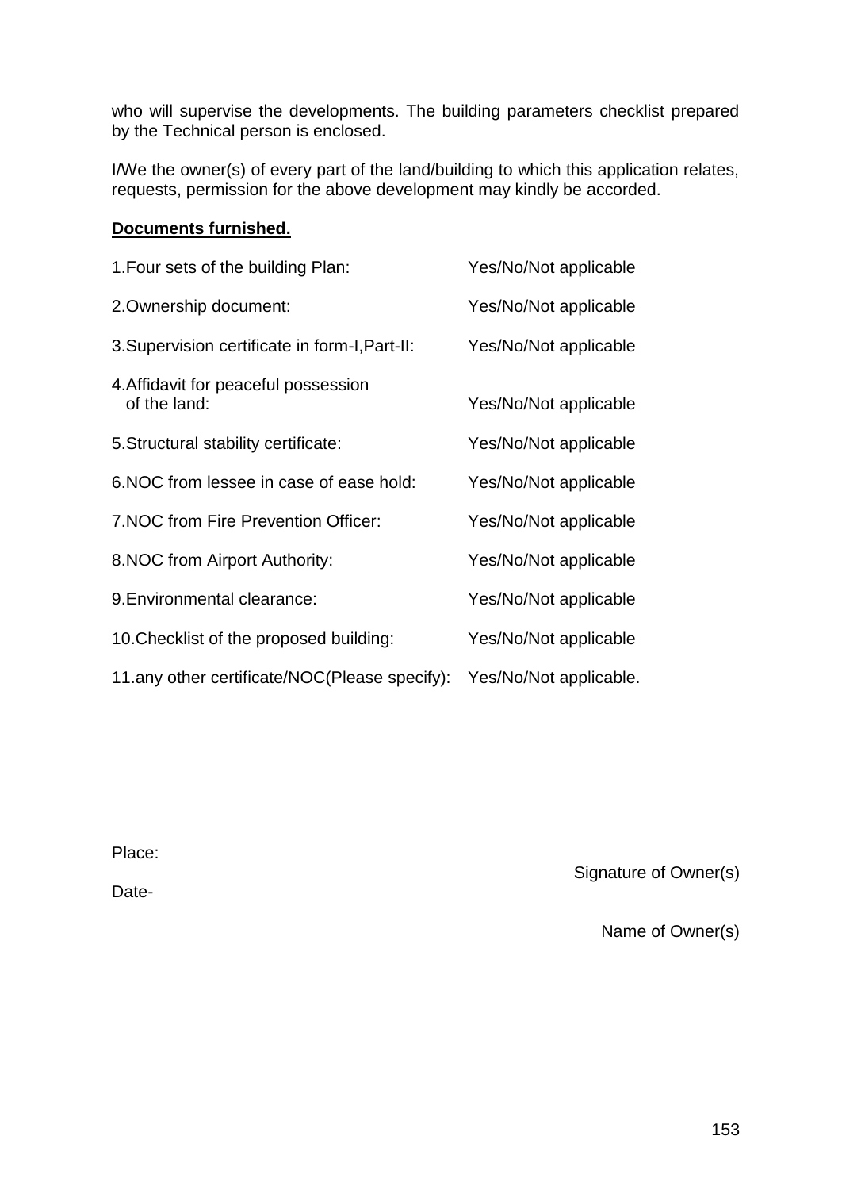who will supervise the developments. The building parameters checklist prepared by the Technical person is enclosed.

I/We the owner(s) of every part of the land/building to which this application relates, requests, permission for the above development may kindly be accorded.

**Documents furnished.**

| | |
|---|---|
| 1.Four sets of the building Plan: | Yes/No/Not applicable |
| 2.Ownership document: | Yes/No/Not applicable |
| 3.Supervision certificate in form-I,Part-II: | Yes/No/Not applicable |
| 4.Affidavit for peaceful possession of the land: | Yes/No/Not applicable |
| 5.Structural stability certificate: | Yes/No/Not applicable |
| 6.NOC from lessee in case of ease hold: | Yes/No/Not applicable |
| 7.NOC from Fire Prevention Officer: | Yes/No/Not applicable |
| 8.NOC from Airport Authority: | Yes/No/Not applicable |
| 9.Environmental clearance: | Yes/No/Not applicable |
| 10.Checklist of the proposed building: | Yes/No/Not applicable |
| 11.any other certificate/NOC(Please specify): | Yes/No/Not applicable. |

Place:

Signature of Owner(s)

Date-

Name of Owner(s)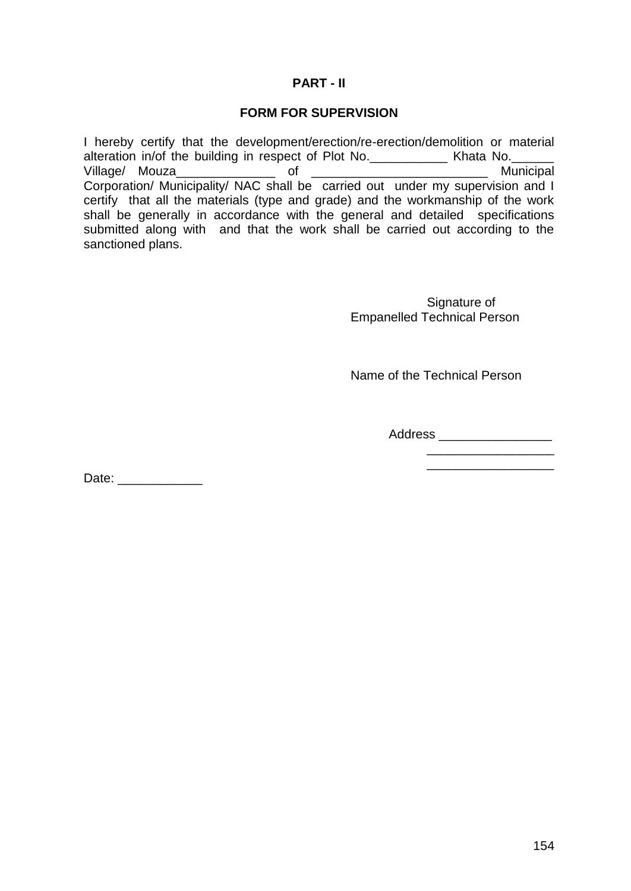**PART - II**

**FORM FOR SUPERVISION**

I hereby certify that the development/erection/re-erection/demolition or material alteration in/of the building in respect of Plot No.___________ Khata No.______ Village/ Mouza______________ of _________________________ Municipal Corporation/ Municipality/ NAC shall be carried out under my supervision and I certify that all the materials (type and grade) and the workmanship of the work shall be generally in accordance with the general and detailed specifications submitted along with and that the work shall be carried out according to the sanctioned plans.

Signature of
Empanelled Technical Person

Name of the Technical Person

Address ________________
__________________
__________________

Date: ____________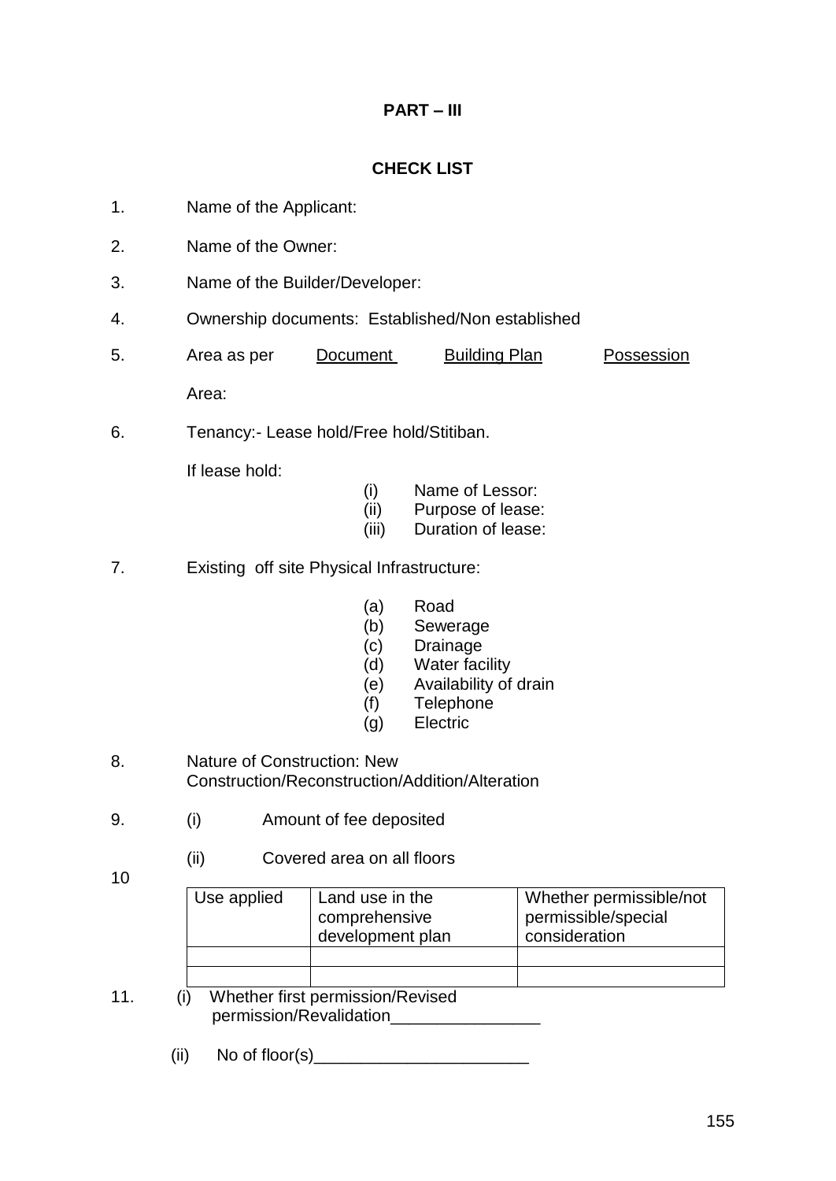# PART – III

## CHECK LIST

1. Name of the Applicant:

2. Name of the Owner:

3. Name of the Builder/Developer:

4. Ownership documents: Established/Non established

5. Area as per <u>Document</u> <u>Building Plan</u> <u>Possession</u>

   Area:

6. Tenancy:- Lease hold/Free hold/Stitiban.

   If lease hold:

   (i) Name of Lessor:
   (ii) Purpose of lease:
   (iii) Duration of lease:

7. Existing off site Physical Infrastructure:

   (a) Road
   (b) Sewerage
   (c) Drainage
   (d) Water facility
   (e) Availability of drain
   (f) Telephone
   (g) Electric

8. Nature of Construction: New Construction/Reconstruction/Addition/Alteration

9. (i) Amount of fee deposited

   (ii) Covered area on all floors

10

| Use applied | Land use in the comprehensive development plan | Whether permissible/not permissible/special consideration |
|---|---|---|
| | | |
| | | |

11. (i) Whether first permission/Revised permission/Revalidation________________

    (ii) No of floor(s)_______________________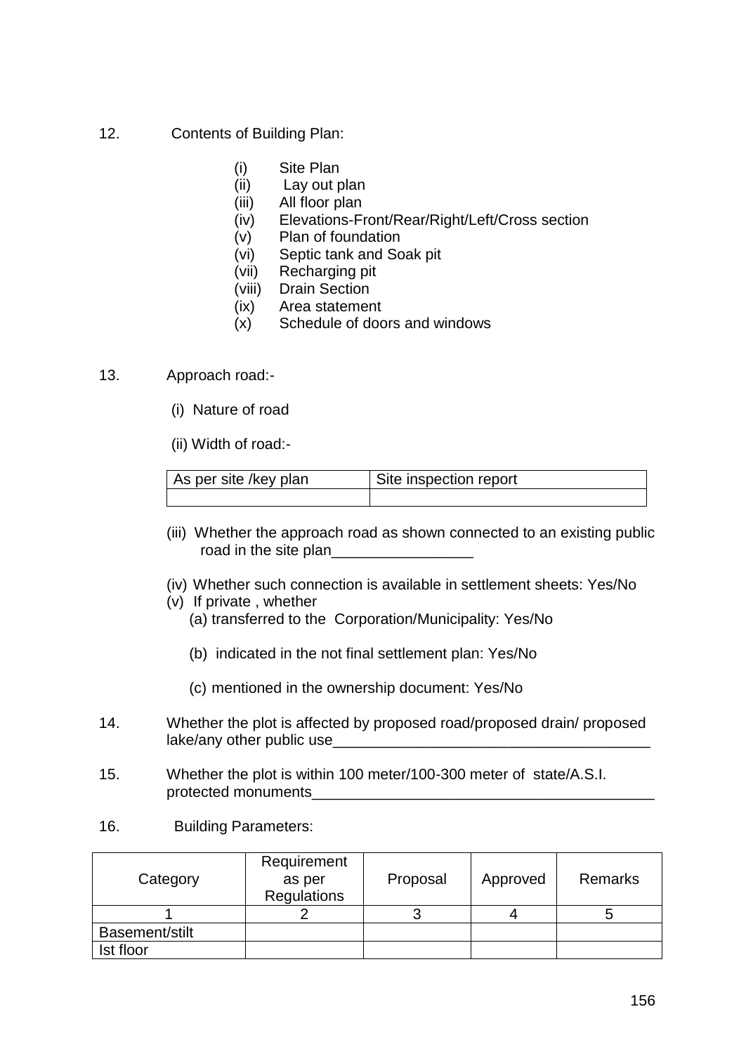12. Contents of Building Plan:

    (i) Site Plan
    (ii) Lay out plan
    (iii) All floor plan
    (iv) Elevations-Front/Rear/Right/Left/Cross section
    (v) Plan of foundation
    (vi) Septic tank and Soak pit
    (vii) Recharging pit
    (viii) Drain Section
    (ix) Area statement
    (x) Schedule of doors and windows

13. Approach road:-

    (i) Nature of road

    (ii) Width of road:-

| As per site /key plan | Site inspection report |
|---|---|
| | |

    (iii) Whether the approach road as shown connected to an existing public road in the site plan_________________

    (iv) Whether such connection is available in settlement sheets: Yes/No
    (v) If private , whether
        (a) transferred to the Corporation/Municipality: Yes/No

        (b) indicated in the not final settlement plan: Yes/No

        (c) mentioned in the ownership document: Yes/No

14. Whether the plot is affected by proposed road/proposed drain/ proposed lake/any other public use_______________________________________

15. Whether the plot is within 100 meter/100-300 meter of state/A.S.I. protected monuments_________________________________________

16. Building Parameters:

| Category | Requirement as per Regulations | Proposal | Approved | Remarks |
|---|---|---|---|---|
| 1 | 2 | 3 | 4 | 5 |
| Basement/stilt | | | | |
| Ist floor | | | | |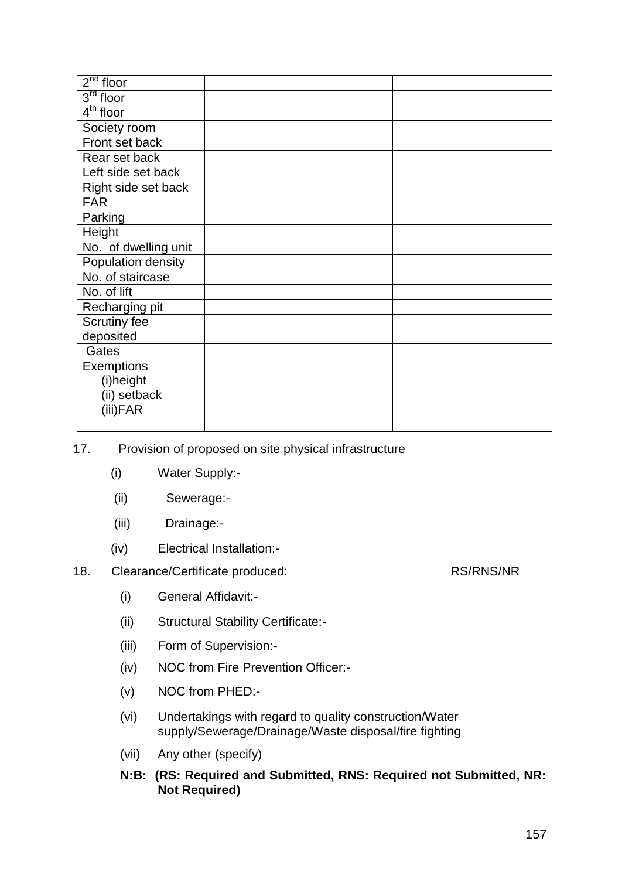| 2nd floor | | | | |
|---|---|---|---|---|
| 3rd floor | | | | |
| 4th floor | | | | |
| Society room | | | | |
| Front set back | | | | |
| Rear set back | | | | |
| Left side set back | | | | |
| Right side set back | | | | |
| FAR | | | | |
| Parking | | | | |
| Height | | | | |
| No. of dwelling unit | | | | |
| Population density | | | | |
| No. of staircase | | | | |
| No. of lift | | | | |
| Recharging pit | | | | |
| Scrutiny fee deposited | | | | |
| Gates | | | | |
| Exemptions (i)height (ii) setback (iii)FAR | | | | |
| | | | | |

17. Provision of proposed on site physical infrastructure

    (i) Water Supply:-

    (ii) Sewerage:-

    (iii) Drainage:-

    (iv) Electrical Installation:-

18. Clearance/Certificate produced: RS/RNS/NR

    (i) General Affidavit:-

    (ii) Structural Stability Certificate:-

    (iii) Form of Supervision:-

    (iv) NOC from Fire Prevention Officer:-

    (v) NOC from PHED:-

    (vi) Undertakings with regard to quality construction/Water supply/Sewerage/Drainage/Waste disposal/fire fighting

    (vii) Any other (specify)

    **N:B: (RS: Required and Submitted, RNS: Required not Submitted, NR: Not Required)**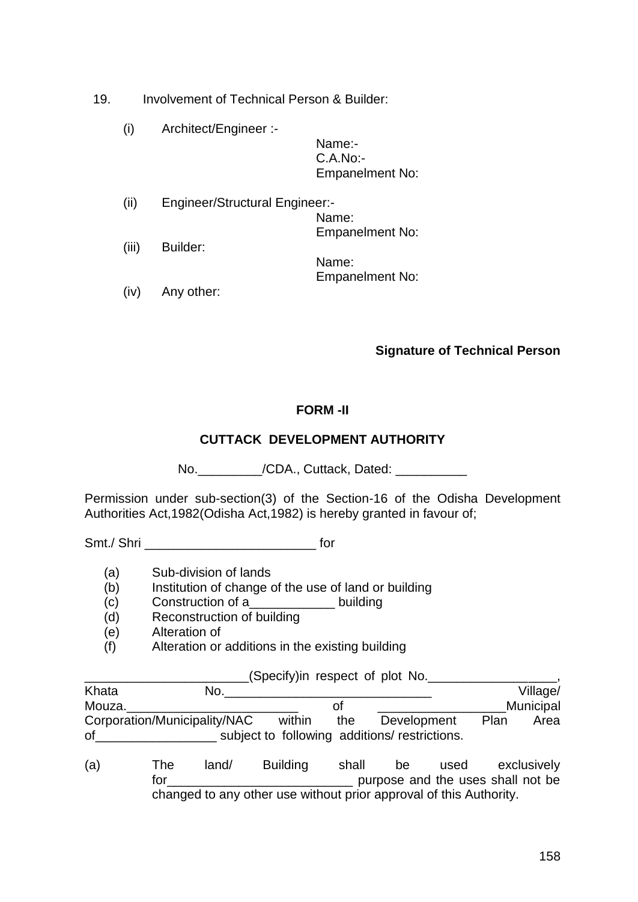19. Involvement of Technical Person & Builder:

(i) Architect/Engineer :-

Name:-
C.A.No:-
Empanelment No:

(ii) Engineer/Structural Engineer:-

Name:
Empanelment No:

(iii) Builder:

Name:
Empanelment No:

(iv) Any other:

**Signature of Technical Person**

## FORM -II

## CUTTACK DEVELOPMENT AUTHORITY

No._________/CDA., Cuttack, Dated: __________

Permission under sub-section(3) of the Section-16 of the Odisha Development Authorities Act,1982(Odisha Act,1982) is hereby granted in favour of;

Smt./ Shri ________________________ for

(a) Sub-division of lands
(b) Institution of change of the use of land or building
(c) Construction of a____________ building
(d) Reconstruction of building
(e) Alteration of
(f) Alteration or additions in the existing building

_______________________(Specify)in respect of plot No.__________________, Khata No.____________________________ Village/ Mouza.________________________ of __________________Municipal Corporation/Municipality/NAC within the Development Plan Area of_________________ subject to following additions/ restrictions.

(a) The land/ Building shall be used exclusively for__________________________ purpose and the uses shall not be changed to any other use without prior approval of this Authority.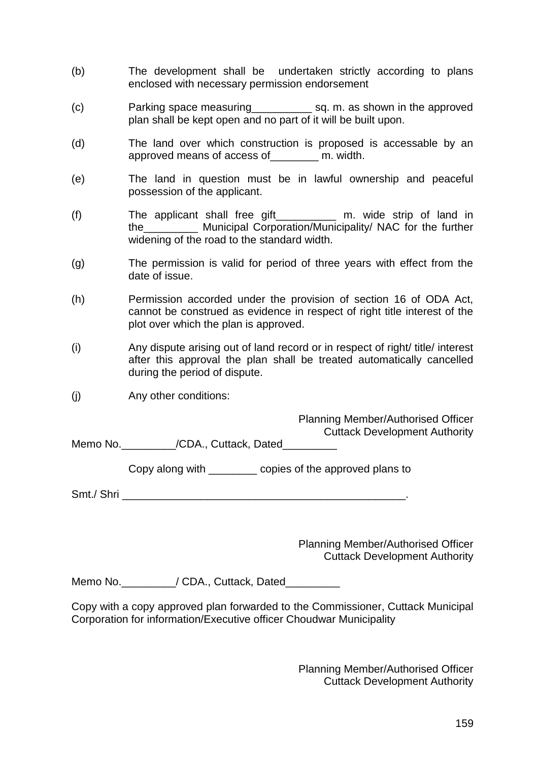(b) The development shall be undertaken strictly according to plans enclosed with necessary permission endorsement

(c) Parking space measuring__________ sq. m. as shown in the approved plan shall be kept open and no part of it will be built upon.

(d) The land over which construction is proposed is accessable by an approved means of access of________ m. width.

(e) The land in question must be in lawful ownership and peaceful possession of the applicant.

(f) The applicant shall free gift__________ m. wide strip of land in the_________ Municipal Corporation/Municipality/ NAC for the further widening of the road to the standard width.

(g) The permission is valid for period of three years with effect from the date of issue.

(h) Permission accorded under the provision of section 16 of ODA Act, cannot be construed as evidence in respect of right title interest of the plot over which the plan is approved.

(i) Any dispute arising out of land record or in respect of right/ title/ interest after this approval the plan shall be treated automatically cancelled during the period of dispute.

(j) Any other conditions:

Planning Member/Authorised Officer
Cuttack Development Authority

Memo No._________/CDA., Cuttack, Dated_________

Copy along with ________ copies of the approved plans to

Smt./ Shri ________________________________________________.

Planning Member/Authorised Officer
Cuttack Development Authority

Memo No._________/ CDA., Cuttack, Dated_________

Copy with a copy approved plan forwarded to the Commissioner, Cuttack Municipal Corporation for information/Executive officer Choudwar Municipality

Planning Member/Authorised Officer
Cuttack Development Authority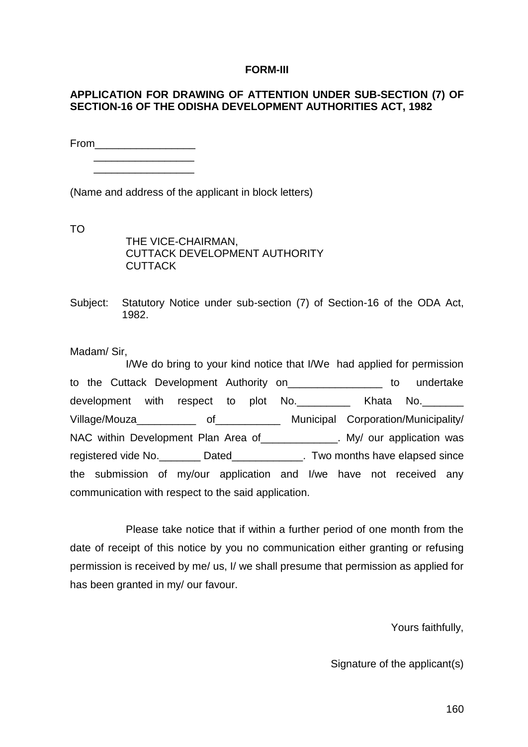**FORM-III**

**APPLICATION FOR DRAWING OF ATTENTION UNDER SUB-SECTION (7) OF SECTION-16 OF THE ODISHA DEVELOPMENT AUTHORITIES ACT, 1982**

From_________________
_________________
_________________

(Name and address of the applicant in block letters)

TO

THE VICE-CHAIRMAN,
CUTTACK DEVELOPMENT AUTHORITY
CUTTACK

Subject: Statutory Notice under sub-section (7) of Section-16 of the ODA Act, 1982.

Madam/ Sir,

I/We do bring to your kind notice that I/We had applied for permission to the Cuttack Development Authority on________________ to undertake development with respect to plot No._________ Khata No._______ Village/Mouza__________ of___________ Municipal Corporation/Municipality/ NAC within Development Plan Area of_____________. My/ our application was registered vide No._______ Dated____________. Two months have elapsed since the submission of my/our application and I/we have not received any communication with respect to the said application.

Please take notice that if within a further period of one month from the date of receipt of this notice by you no communication either granting or refusing permission is received by me/ us, I/ we shall presume that permission as applied for has been granted in my/ our favour.

Yours faithfully,

Signature of the applicant(s)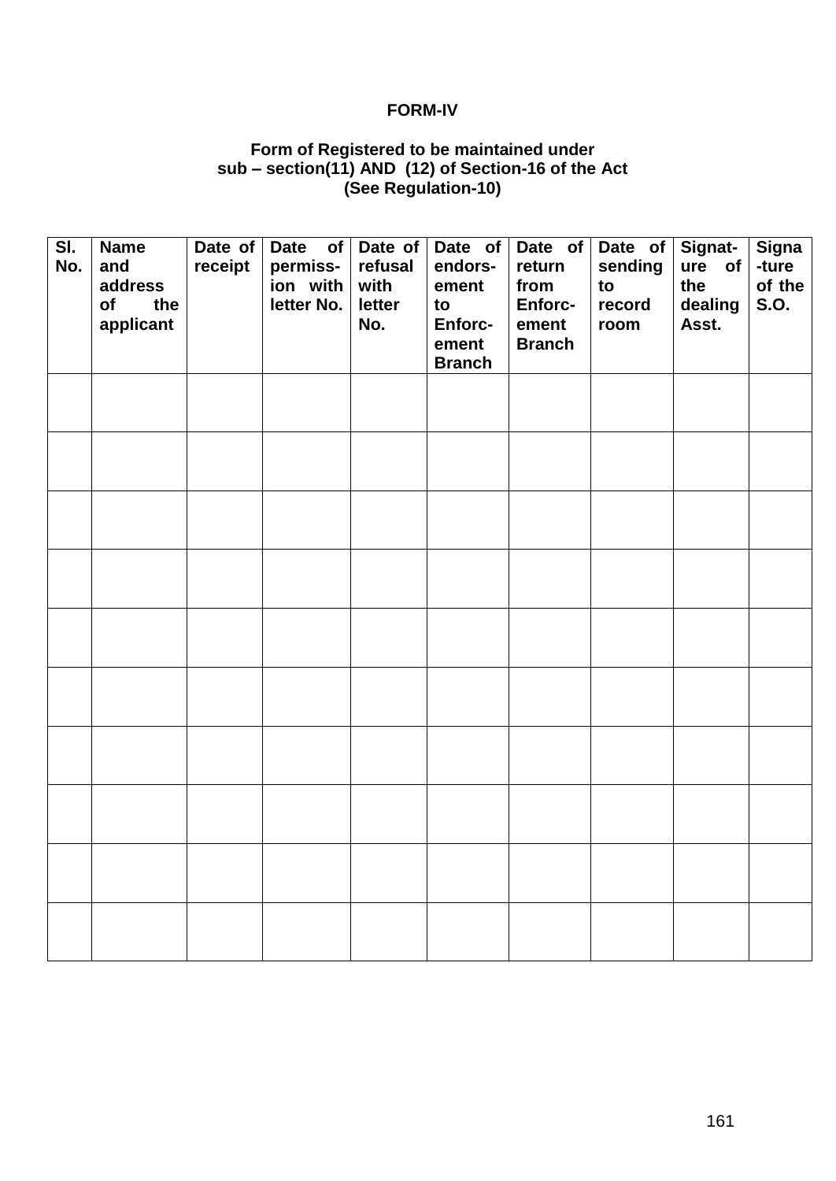**FORM-IV**

**Form of Registered to be maintained under sub – section(11) AND (12) of Section-16 of the Act (See Regulation-10)**

| Sl. No. | Name and address of the applicant | Date of receipt | Date of permiss-ion with letter No. | Date of refusal with letter No. | Date of endors-ement to Enforc-ement Branch | Date of return from Enforc-ement Branch | Date of sending to record room | Signat-ure of the dealing Asst. | Signa-ture of the S.O. |
|---|---|---|---|---|---|---|---|---|---|
| | | | | | | | | | |
| | | | | | | | | | |
| | | | | | | | | | |
| | | | | | | | | | |
| | | | | | | | | | |
| | | | | | | | | | |
| | | | | | | | | | |
| | | | | | | | | | |
| | | | | | | | | | |
| | | | | | | | | | |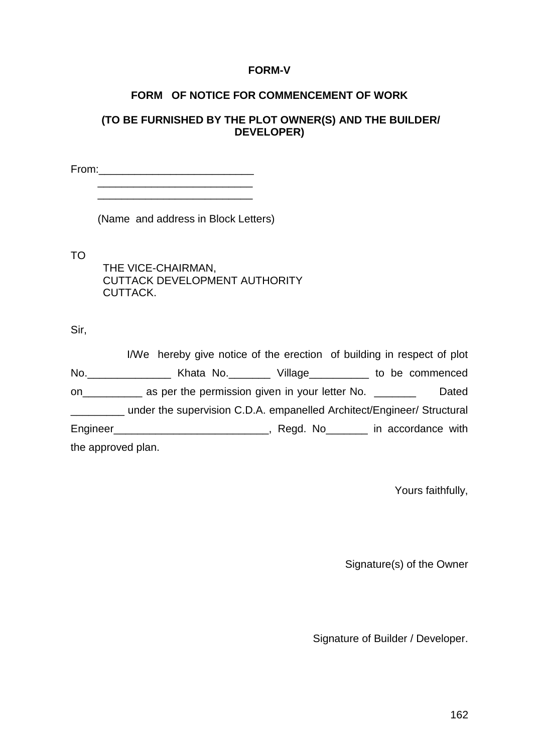**FORM-V**

**FORM OF NOTICE FOR COMMENCEMENT OF WORK**

**(TO BE FURNISHED BY THE PLOT OWNER(S) AND THE BUILDER/ DEVELOPER)**

From:__________________________
__________________________
__________________________

(Name and address in Block Letters)

TO
THE VICE-CHAIRMAN,
CUTTACK DEVELOPMENT AUTHORITY
CUTTACK.

Sir,

I/We hereby give notice of the erection of building in respect of plot No.______________ Khata No._______ Village__________ to be commenced on__________ as per the permission given in your letter No. _______ Dated _________ under the supervision C.D.A. empanelled Architect/Engineer/ Structural Engineer__________________________, Regd. No_______ in accordance with the approved plan.

Yours faithfully,

Signature(s) of the Owner

Signature of Builder / Developer.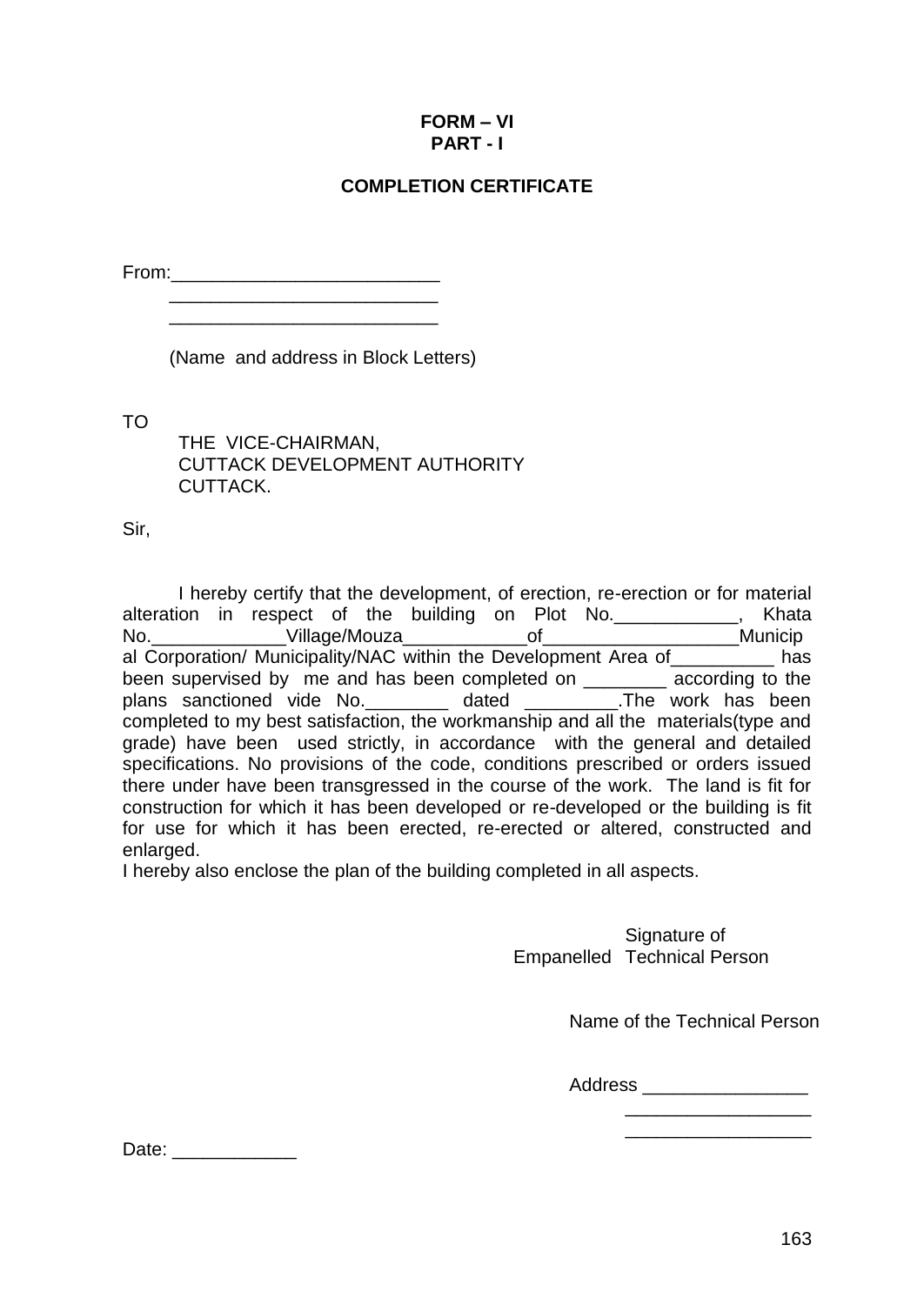**FORM – VI**
**PART - I**

**COMPLETION CERTIFICATE**

From:_________________________
_________________________
_________________________

(Name and address in Block Letters)

TO

THE VICE-CHAIRMAN,
CUTTACK DEVELOPMENT AUTHORITY
CUTTACK.

Sir,

I hereby certify that the development, of erection, re-erection or for material alteration in respect of the building on Plot No.____________, Khata No._____________Village/Mouza____________of___________________Municipal Corporation/ Municipality/NAC within the Development Area of__________ has been supervised by me and has been completed on ________ according to the plans sanctioned vide No.________ dated _________.The work has been completed to my best satisfaction, the workmanship and all the materials(type and grade) have been used strictly, in accordance with the general and detailed specifications. No provisions of the code, conditions prescribed or orders issued there under have been transgressed in the course of the work. The land is fit for construction for which it has been developed or re-developed or the building is fit for use for which it has been erected, re-erected or altered, constructed and enlarged.

I hereby also enclose the plan of the building completed in all aspects.

Signature of
Empanelled Technical Person

Name of the Technical Person

Address ________________
__________________
__________________

Date: ____________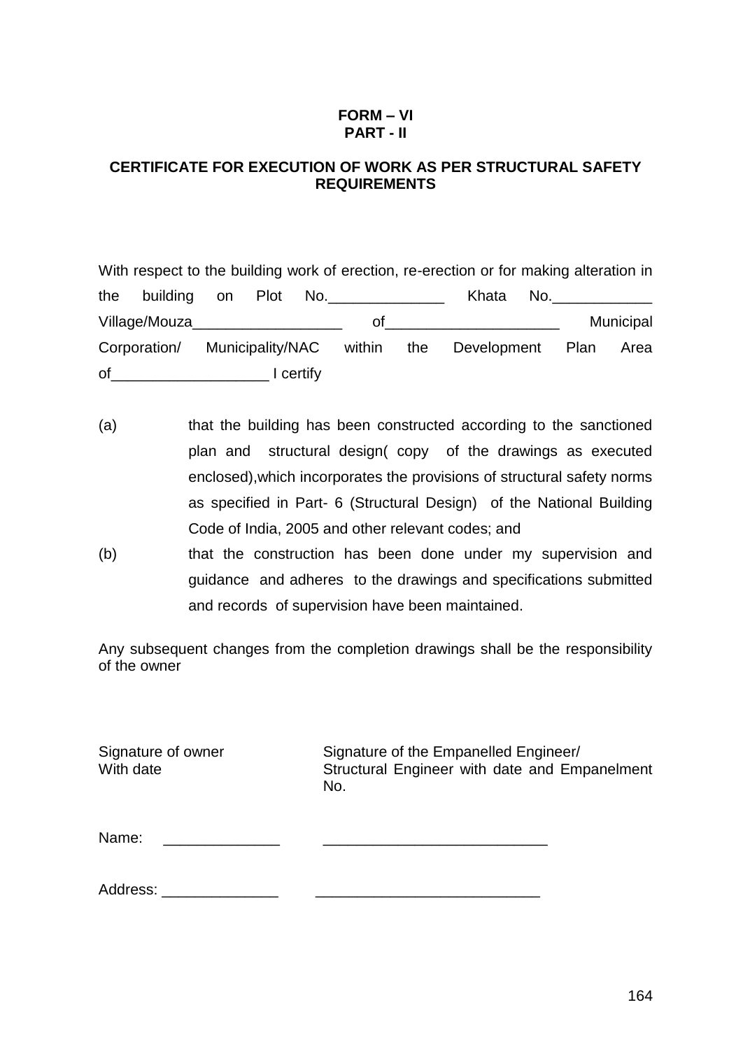**FORM – VI**
**PART - II**

**CERTIFICATE FOR EXECUTION OF WORK AS PER STRUCTURAL SAFETY REQUIREMENTS**

With respect to the building work of erection, re-erection or for making alteration in the building on Plot No.______________ Khata No.____________ Village/Mouza__________________ of_____________________ Municipal Corporation/ Municipality/NAC within the Development Plan Area of___________________ I certify

(a) that the building has been constructed according to the sanctioned plan and structural design( copy of the drawings as executed enclosed),which incorporates the provisions of structural safety norms as specified in Part- 6 (Structural Design) of the National Building Code of India, 2005 and other relevant codes; and

(b) that the construction has been done under my supervision and guidance and adheres to the drawings and specifications submitted and records of supervision have been maintained.

Any subsequent changes from the completion drawings shall be the responsibility of the owner

| Signature of owner With date | Signature of the Empanelled Engineer/ Structural Engineer with date and Empanelment No. |
|---|---|
| Name: ______________ | ___________________________ |
| Address: ______________ | ___________________________ |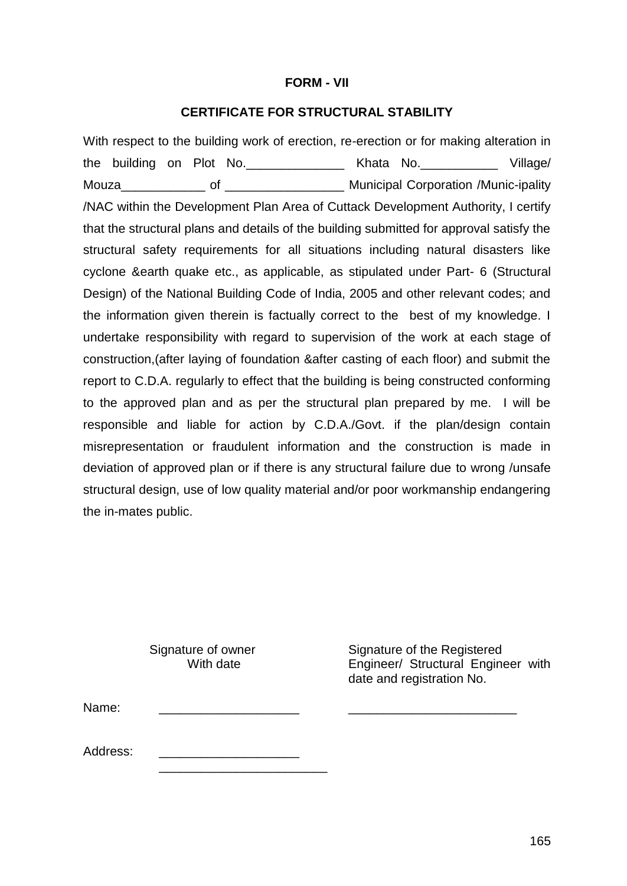**FORM - VII**

**CERTIFICATE FOR STRUCTURAL STABILITY**

With respect to the building work of erection, re-erection or for making alteration in the building on Plot No.______________ Khata No.___________ Village/ Mouza____________ of _________________ Municipal Corporation /Munic-ipality /NAC within the Development Plan Area of Cuttack Development Authority, I certify that the structural plans and details of the building submitted for approval satisfy the structural safety requirements for all situations including natural disasters like cyclone &earth quake etc., as applicable, as stipulated under Part- 6 (Structural Design) of the National Building Code of India, 2005 and other relevant codes; and the information given therein is factually correct to the best of my knowledge. I undertake responsibility with regard to supervision of the work at each stage of construction,(after laying of foundation &after casting of each floor) and submit the report to C.D.A. regularly to effect that the building is being constructed conforming to the approved plan and as per the structural plan prepared by me. I will be responsible and liable for action by C.D.A./Govt. if the plan/design contain misrepresentation or fraudulent information and the construction is made in deviation of approved plan or if there is any structural failure due to wrong /unsafe structural design, use of low quality material and/or poor workmanship endangering the in-mates public.

| | Signature of owner With date | Signature of the Registered Engineer/ Structural Engineer with date and registration No. |
|---|---|---|
| Name: | ____________________ | ________________________ |
| Address: | ____________________ ________________________ | |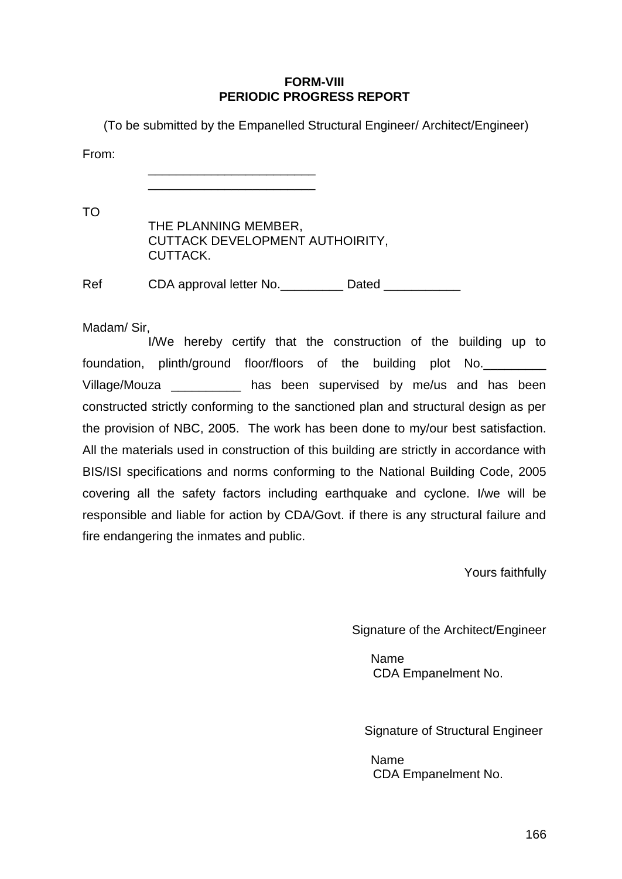**FORM-VIII**
**PERIODIC PROGRESS REPORT**

(To be submitted by the Empanelled Structural Engineer/ Architect/Engineer)

From:

________________________
________________________

TO

THE PLANNING MEMBER,
CUTTACK DEVELOPMENT AUTHOIRITY,
CUTTACK.

Ref CDA approval letter No._________ Dated ___________

Madam/ Sir,

I/We hereby certify that the construction of the building up to foundation, plinth/ground floor/floors of the building plot No._________ Village/Mouza __________ has been supervised by me/us and has been constructed strictly conforming to the sanctioned plan and structural design as per the provision of NBC, 2005. The work has been done to my/our best satisfaction. All the materials used in construction of this building are strictly in accordance with BIS/ISI specifications and norms conforming to the National Building Code, 2005 covering all the safety factors including earthquake and cyclone. I/we will be responsible and liable for action by CDA/Govt. if there is any structural failure and fire endangering the inmates and public.

Yours faithfully

Signature of the Architect/Engineer

Name
CDA Empanelment No.

Signature of Structural Engineer

Name
CDA Empanelment No.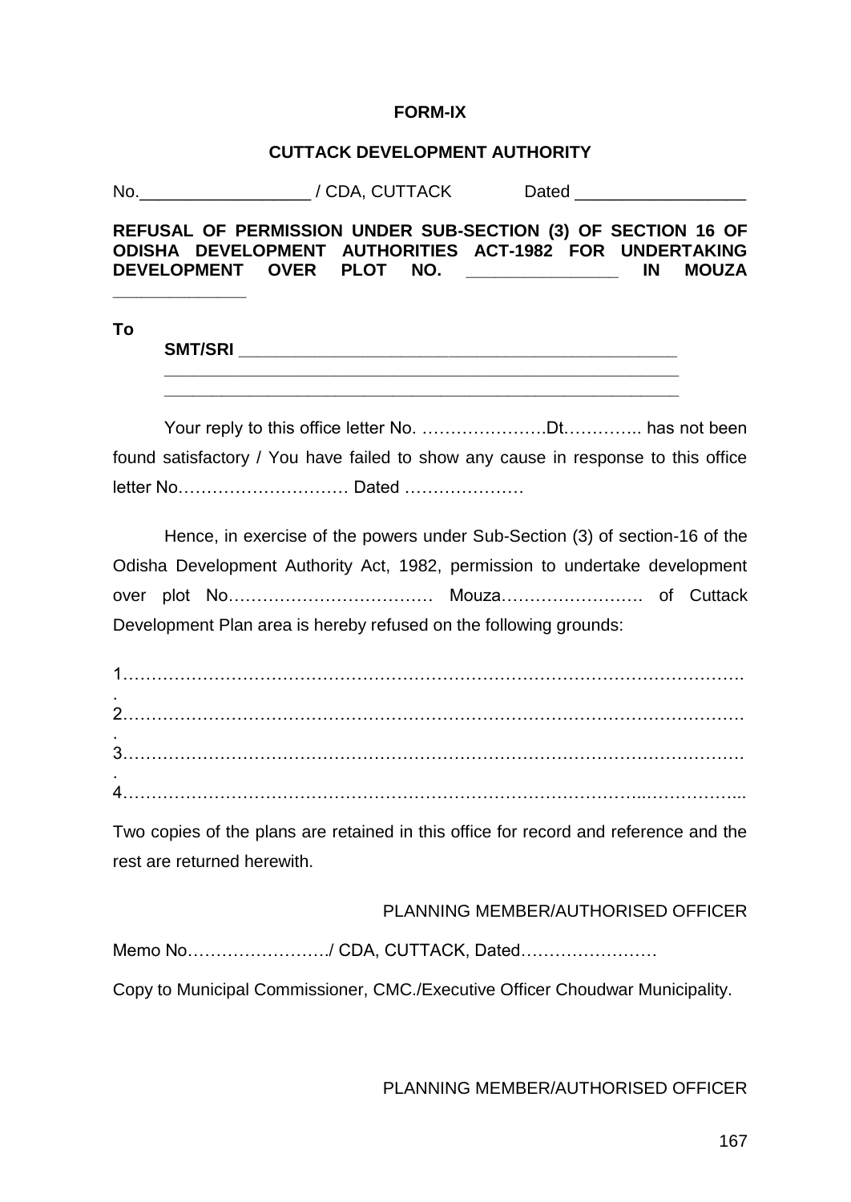**FORM-IX**

**CUTTACK DEVELOPMENT AUTHORITY**

No.__________________ / CDA, CUTTACK Dated __________________

**REFUSAL OF PERMISSION UNDER SUB-SECTION (3) OF SECTION 16 OF ODISHA DEVELOPMENT AUTHORITIES ACT-1982 FOR UNDERTAKING DEVELOPMENT OVER PLOT NO. ________________ IN MOUZA ______________**

**To**

**SMT/SRI** ________________________________________________
________________________________________________________
________________________________________________________

Your reply to this office letter No. ………………….Dt………….. has not been found satisfactory / You have failed to show any cause in response to this office letter No………………………… Dated …………………

Hence, in exercise of the powers under Sub-Section (3) of section-16 of the Odisha Development Authority Act, 1982, permission to undertake development over plot No……………………………… Mouza……………………. of Cuttack Development Plan area is hereby refused on the following grounds:

1………………………………………………………………………………………….
2………………………………………………………………………………………….
3………………………………………………………………………………………….
4………………………………………………………………………………..……………...

Two copies of the plans are retained in this office for record and reference and the rest are returned herewith.

PLANNING MEMBER/AUTHORISED OFFICER

Memo No……………………./ CDA, CUTTACK, Dated……………………

Copy to Municipal Commissioner, CMC./Executive Officer Choudwar Municipality.

PLANNING MEMBER/AUTHORISED OFFICER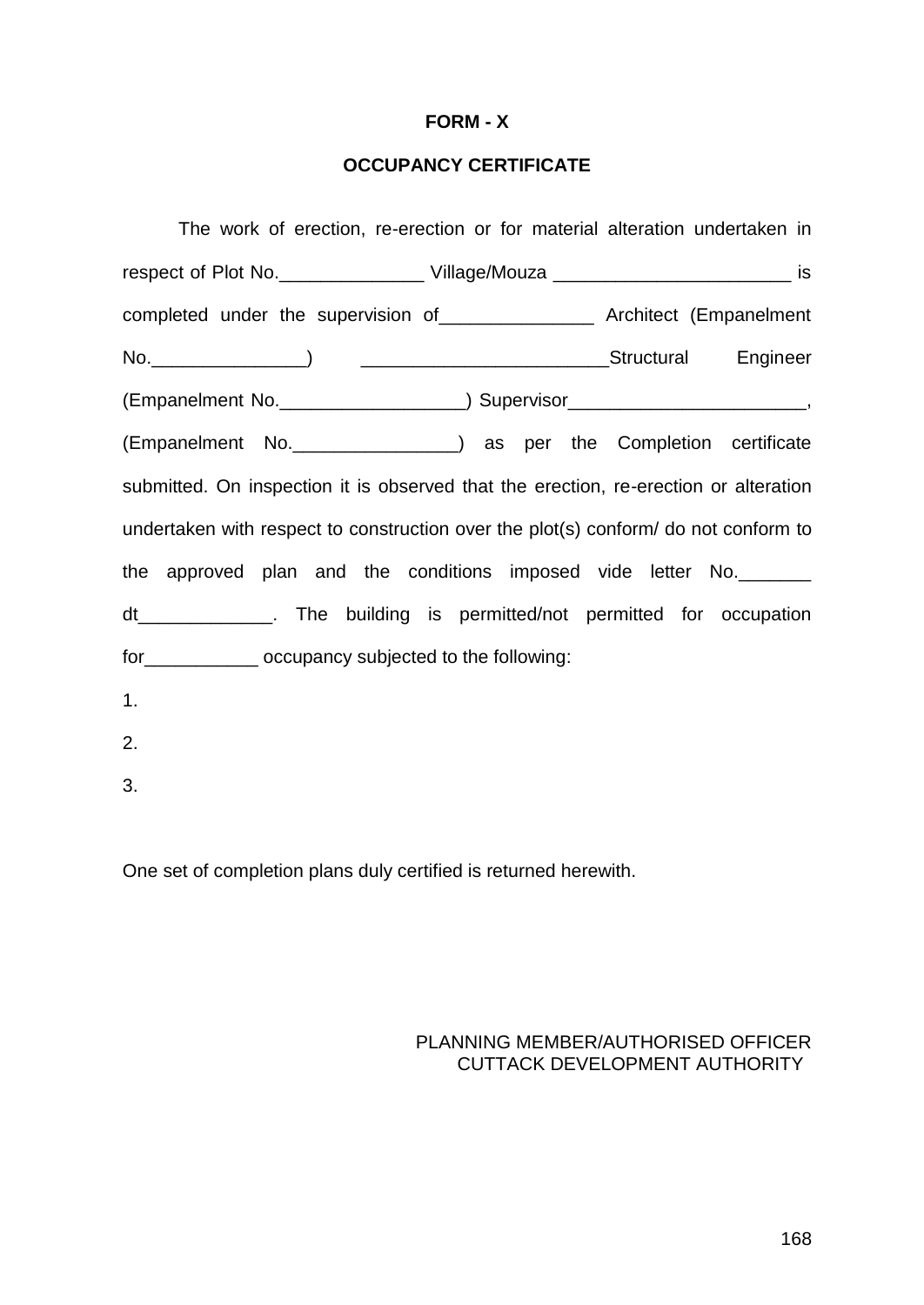**FORM - X**

**OCCUPANCY CERTIFICATE**

The work of erection, re-erection or for material alteration undertaken in respect of Plot No.______________ Village/Mouza _______________________ is completed under the supervision of_______________ Architect (Empanelment No._______________) ________________________Structural Engineer (Empanelment No.__________________) Supervisor_______________________, (Empanelment No.________________) as per the Completion certificate submitted. On inspection it is observed that the erection, re-erection or alteration undertaken with respect to construction over the plot(s) conform/ do not conform to the approved plan and the conditions imposed vide letter No._______ dt_____________. The building is permitted/not permitted for occupation for___________ occupancy subjected to the following:

1.

2.

3.

One set of completion plans duly certified is returned herewith.

PLANNING MEMBER/AUTHORISED OFFICER
CUTTACK DEVELOPMENT AUTHORITY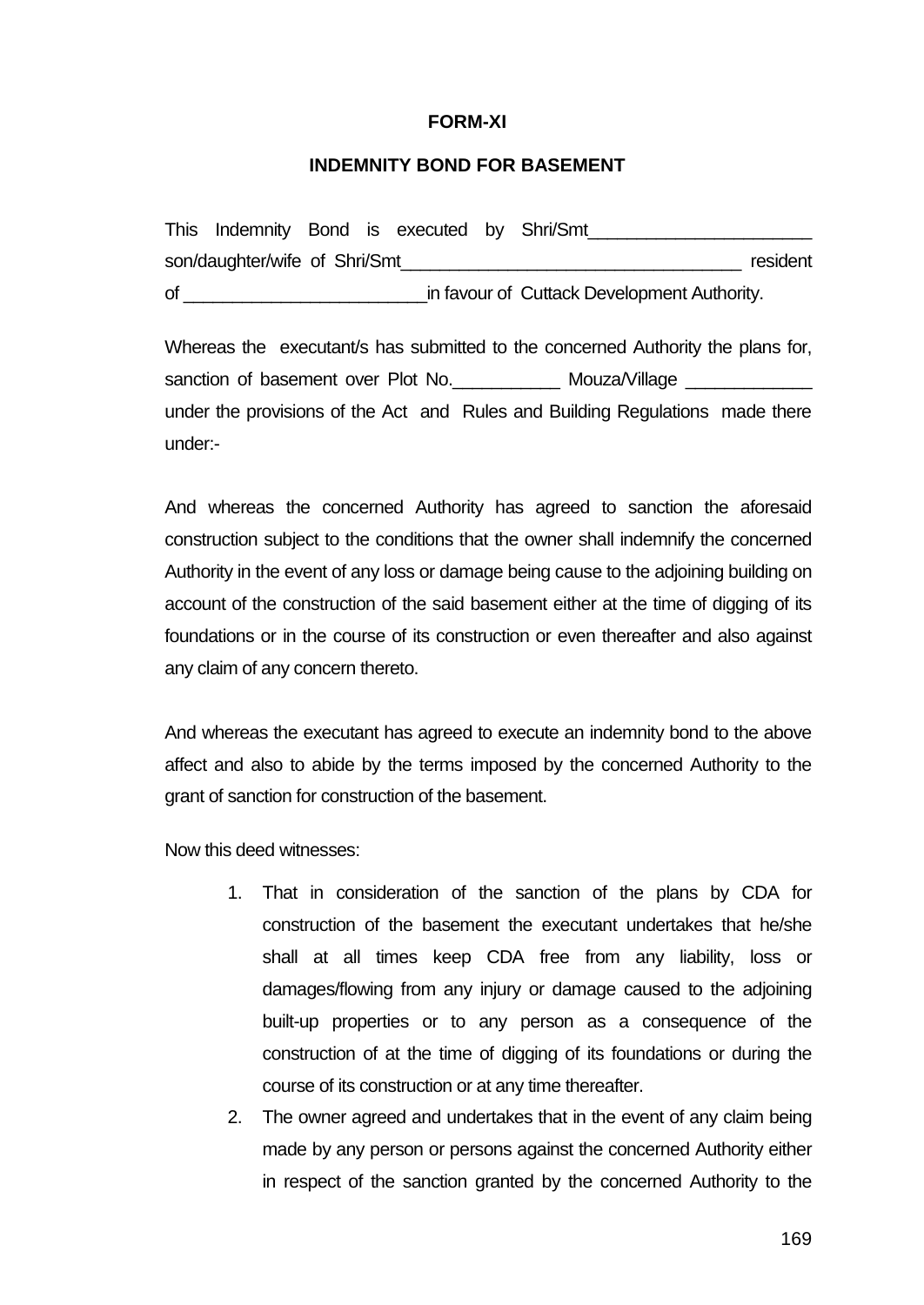**FORM-XI**

**INDEMNITY BOND FOR BASEMENT**

This Indemnity Bond is executed by Shri/Smt______________________ son/daughter/wife of Shri/Smt__________________________________ resident of ________________________in favour of Cuttack Development Authority.

Whereas the executant/s has submitted to the concerned Authority the plans for, sanction of basement over Plot No.___________ Mouza/Village _____________ under the provisions of the Act and Rules and Building Regulations made there under:-

And whereas the concerned Authority has agreed to sanction the aforesaid construction subject to the conditions that the owner shall indemnify the concerned Authority in the event of any loss or damage being cause to the adjoining building on account of the construction of the said basement either at the time of digging of its foundations or in the course of its construction or even thereafter and also against any claim of any concern thereto.

And whereas the executant has agreed to execute an indemnity bond to the above affect and also to abide by the terms imposed by the concerned Authority to the grant of sanction for construction of the basement.

Now this deed witnesses:

1. That in consideration of the sanction of the plans by CDA for construction of the basement the executant undertakes that he/she shall at all times keep CDA free from any liability, loss or damages/flowing from any injury or damage caused to the adjoining built-up properties or to any person as a consequence of the construction of at the time of digging of its foundations or during the course of its construction or at any time thereafter.
2. The owner agreed and undertakes that in the event of any claim being made by any person or persons against the concerned Authority either in respect of the sanction granted by the concerned Authority to the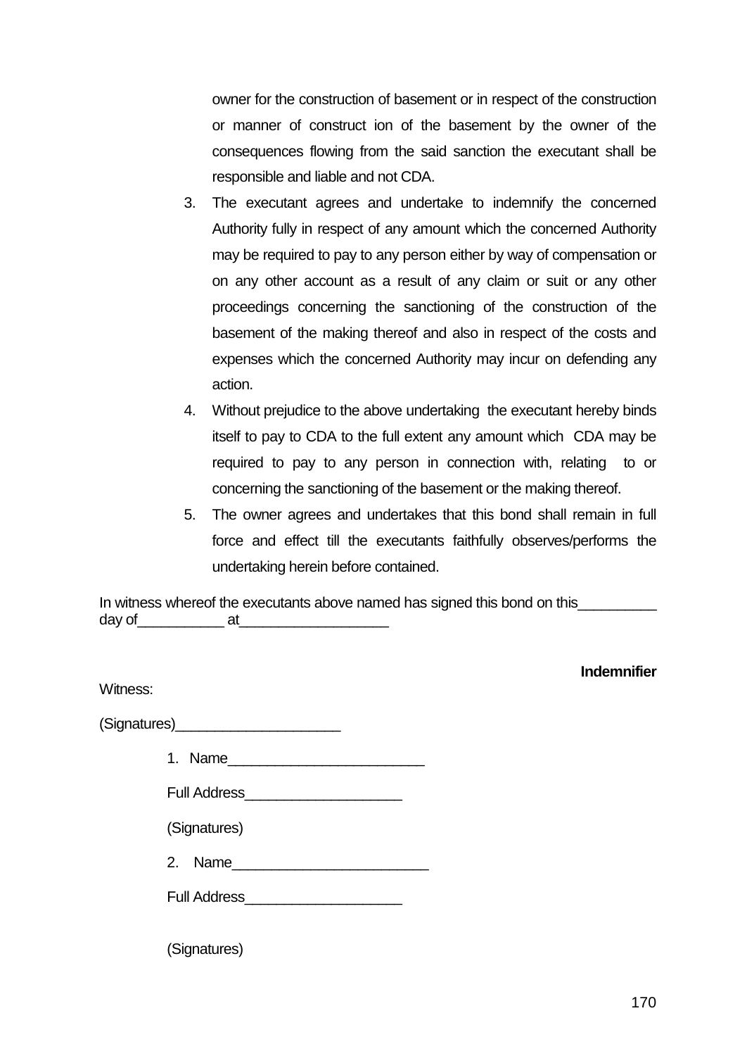owner for the construction of basement or in respect of the construction or manner of construct ion of the basement by the owner of the consequences flowing from the said sanction the executant shall be responsible and liable and not CDA.

3. The executant agrees and undertake to indemnify the concerned Authority fully in respect of any amount which the concerned Authority may be required to pay to any person either by way of compensation or on any other account as a result of any claim or suit or any other proceedings concerning the sanctioning of the construction of the basement of the making thereof and also in respect of the costs and expenses which the concerned Authority may incur on defending any action.
4. Without prejudice to the above undertaking the executant hereby binds itself to pay to CDA to the full extent any amount which CDA may be required to pay to any person in connection with, relating to or concerning the sanctioning of the basement or the making thereof.
5. The owner agrees and undertakes that this bond shall remain in full force and effect till the executants faithfully observes/performs the undertaking herein before contained.

In witness whereof the executants above named has signed this bond on this__________ day of___________ at___________________

**Indemnifier**

Witness:

(Signatures)_____________________

1. Name_________________________

Full Address____________________

(Signatures)

2. Name_________________________

Full Address____________________

(Signatures)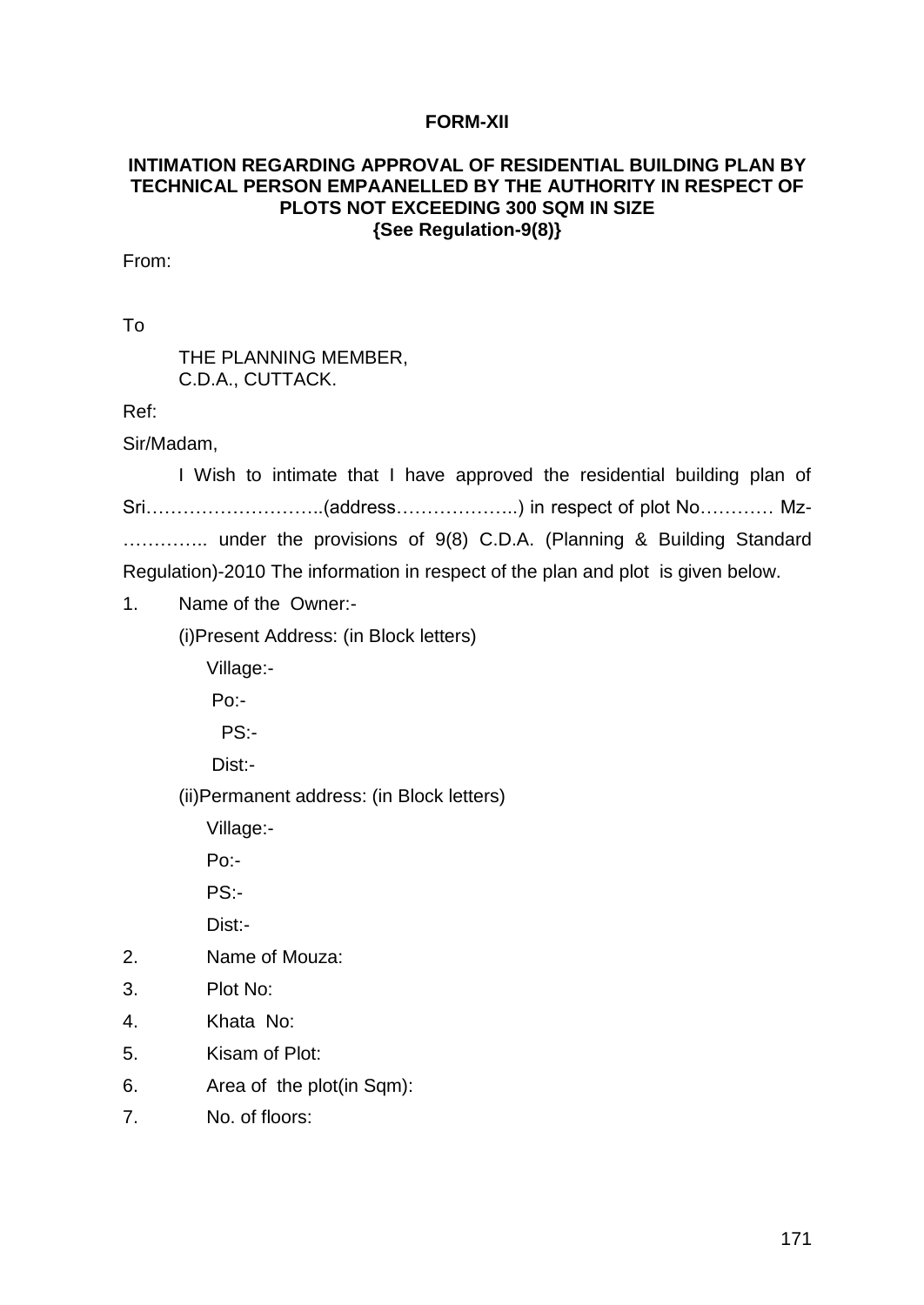**FORM-XII**

**INTIMATION REGARDING APPROVAL OF RESIDENTIAL BUILDING PLAN BY TECHNICAL PERSON EMPAANELLED BY THE AUTHORITY IN RESPECT OF PLOTS NOT EXCEEDING 300 SQM IN SIZE**
**{See Regulation-9(8)}**

From:

To

THE PLANNING MEMBER,
C.D.A., CUTTACK.

Ref:

Sir/Madam,

I Wish to intimate that I have approved the residential building plan of Sri………………………..(address………………..) in respect of plot No………… Mz-………….. under the provisions of 9(8) C.D.A. (Planning & Building Standard Regulation)-2010 The information in respect of the plan and plot is given below.

1. Name of the Owner:-

   (i)Present Address: (in Block letters)

   Village:-

   Po:-

   PS:-

   Dist:-

   (ii)Permanent address: (in Block letters)

   Village:-

   Po:-

   PS:-

   Dist:-

2. Name of Mouza:
3. Plot No:
4. Khata No:
5. Kisam of Plot:
6. Area of the plot(in Sqm):
7. No. of floors: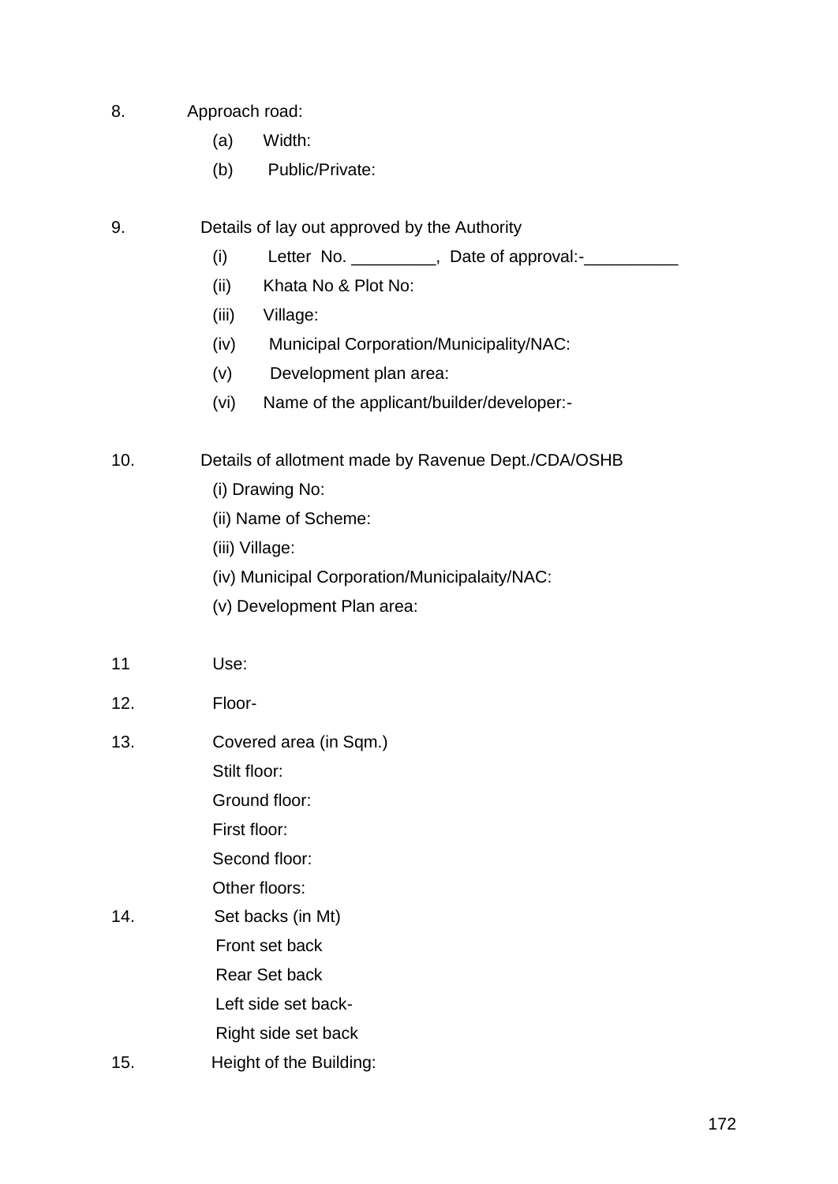8. Approach road:

   (a) Width:

   (b) Public/Private:

9. Details of lay out approved by the Authority

   (i) Letter No. _________, Date of approval:-__________

   (ii) Khata No & Plot No:

   (iii) Village:

   (iv) Municipal Corporation/Municipality/NAC:

   (v) Development plan area:

   (vi) Name of the applicant/builder/developer:-

10. Details of allotment made by Ravenue Dept./CDA/OSHB

   (i) Drawing No:

   (ii) Name of Scheme:

   (iii) Village:

   (iv) Municipal Corporation/Municipalaity/NAC:

   (v) Development Plan area:

11 Use:

12. Floor-

13. Covered area (in Sqm.)

   Stilt floor:

   Ground floor:

   First floor:

   Second floor:

   Other floors:

14. Set backs (in Mt)

   Front set back

   Rear Set back

   Left side set back-

   Right side set back

15. Height of the Building: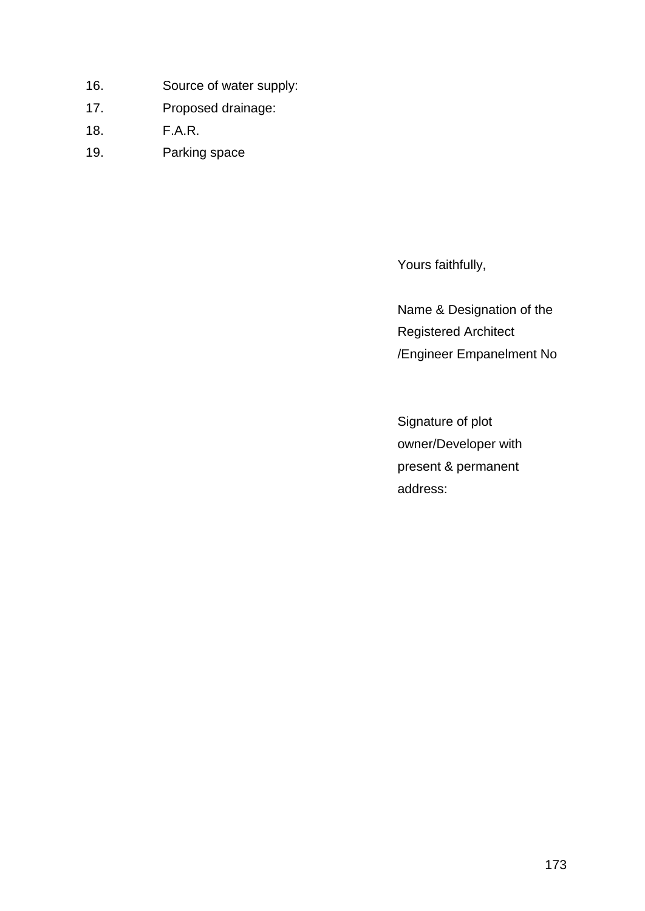16. Source of water supply:
17. Proposed drainage:
18. F.A.R.
19. Parking space

Yours faithfully,

Name & Designation of the Registered Architect /Engineer Empanelment No

Signature of plot owner/Developer with present & permanent address: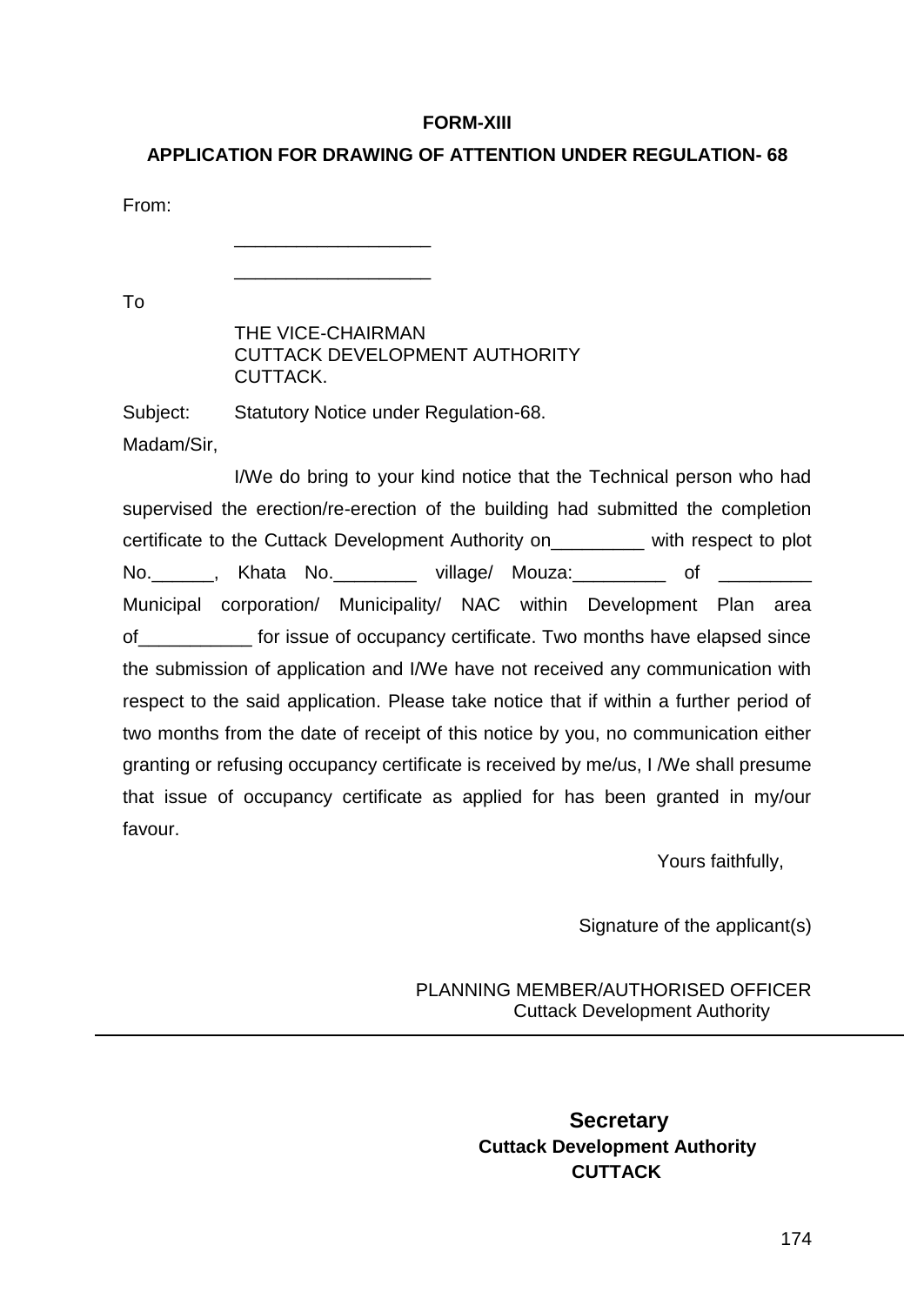**FORM-XIII**

**APPLICATION FOR DRAWING OF ATTENTION UNDER REGULATION- 68**

From:

___________________

___________________

To

THE VICE-CHAIRMAN
CUTTACK DEVELOPMENT AUTHORITY
CUTTACK.

Subject: Statutory Notice under Regulation-68.

Madam/Sir,

I/We do bring to your kind notice that the Technical person who had supervised the erection/re-erection of the building had submitted the completion certificate to the Cuttack Development Authority on_________ with respect to plot No.______, Khata No.________ village/ Mouza:_________ of _________ Municipal corporation/ Municipality/ NAC within Development Plan area of___________ for issue of occupancy certificate. Two months have elapsed since the submission of application and I/We have not received any communication with respect to the said application. Please take notice that if within a further period of two months from the date of receipt of this notice by you, no communication either granting or refusing occupancy certificate is received by me/us, I /We shall presume that issue of occupancy certificate as applied for has been granted in my/our favour.

Yours faithfully,

Signature of the applicant(s)

PLANNING MEMBER/AUTHORISED OFFICER
Cuttack Development Authority

---

**Secretary**
**Cuttack Development Authority**
**CUTTACK**